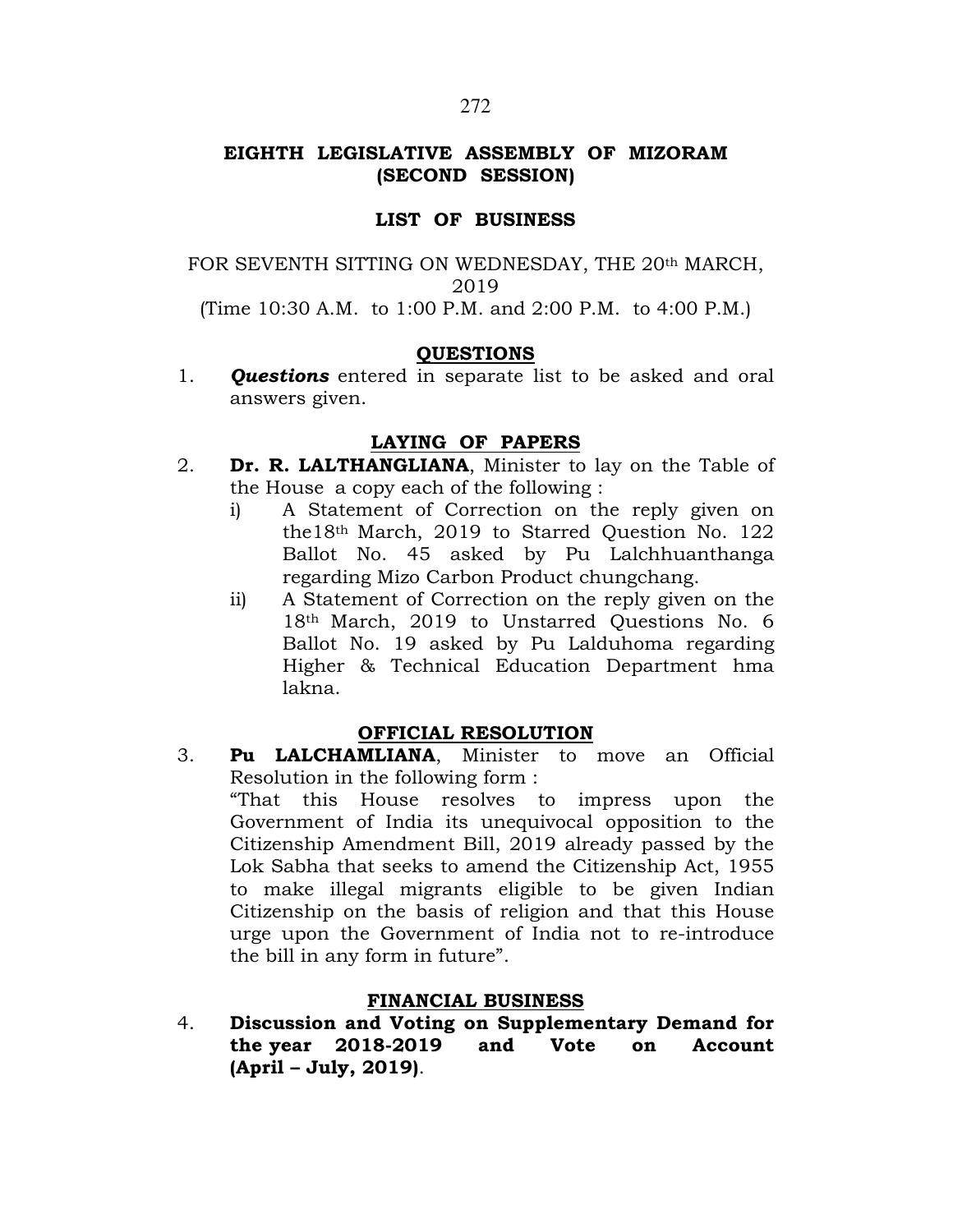# EIGHTH LEGISLATIVE ASSEMBLY OF MIZORAM (SECOND SESSION)

## LIST OF BUSINESS

FOR SEVENTH SITTING ON WEDNESDAY, THE 20th MARCH, 2019

(Time 10:30 A.M. to 1:00 P.M. and 2:00 P.M. to 4:00 P.M.)

### QUESTIONS

1. ***Questions*** entered in separate list to be asked and oral answers given.

### LAYING OF PAPERS

2. **Dr. R. LALTHANGLIANA**, Minister to lay on the Table of the House a copy each of the following :
   i) A Statement of Correction on the reply given on the18th March, 2019 to Starred Question No. 122 Ballot No. 45 asked by Pu Lalchhuanthanga regarding Mizo Carbon Product chungchang.
   ii) A Statement of Correction on the reply given on the 18th March, 2019 to Unstarred Questions No. 6 Ballot No. 19 asked by Pu Lalduhoma regarding Higher & Technical Education Department hma lakna.

### OFFICIAL RESOLUTION

3. **Pu LALCHAMLIANA**, Minister to move an Official Resolution in the following form :
   "That this House resolves to impress upon the Government of India its unequivocal opposition to the Citizenship Amendment Bill, 2019 already passed by the Lok Sabha that seeks to amend the Citizenship Act, 1955 to make illegal migrants eligible to be given Indian Citizenship on the basis of religion and that this House urge upon the Government of India not to re-introduce the bill in any form in future".

### FINANCIAL BUSINESS

4. **Discussion and Voting on Supplementary Demand for the year 2018-2019 and Vote on Account (April – July, 2019)**.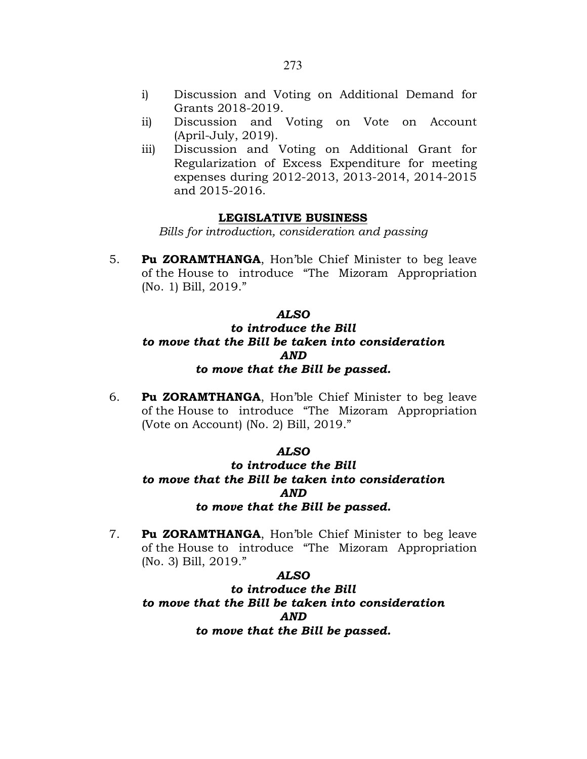i) Discussion and Voting on Additional Demand for Grants 2018-2019.

ii) Discussion and Voting on Vote on Account (April-July, 2019).

iii) Discussion and Voting on Additional Grant for Regularization of Excess Expenditure for meeting expenses during 2012-2013, 2013-2014, 2014-2015 and 2015-2016.

## LEGISLATIVE BUSINESS

*Bills for introduction, consideration and passing*

5. **Pu ZORAMTHANGA**, Hon'ble Chief Minister to beg leave of the House to introduce "The Mizoram Appropriation (No. 1) Bill, 2019."

***ALSO***
***to introduce the Bill***
***to move that the Bill be taken into consideration***
***AND***
***to move that the Bill be passed.***

6. **Pu ZORAMTHANGA**, Hon'ble Chief Minister to beg leave of the House to introduce "The Mizoram Appropriation (Vote on Account) (No. 2) Bill, 2019."

***ALSO***
***to introduce the Bill***
***to move that the Bill be taken into consideration***
***AND***
***to move that the Bill be passed.***

7. **Pu ZORAMTHANGA**, Hon'ble Chief Minister to beg leave of the House to introduce "The Mizoram Appropriation (No. 3) Bill, 2019."

***ALSO***
***to introduce the Bill***
***to move that the Bill be taken into consideration***
***AND***
***to move that the Bill be passed.***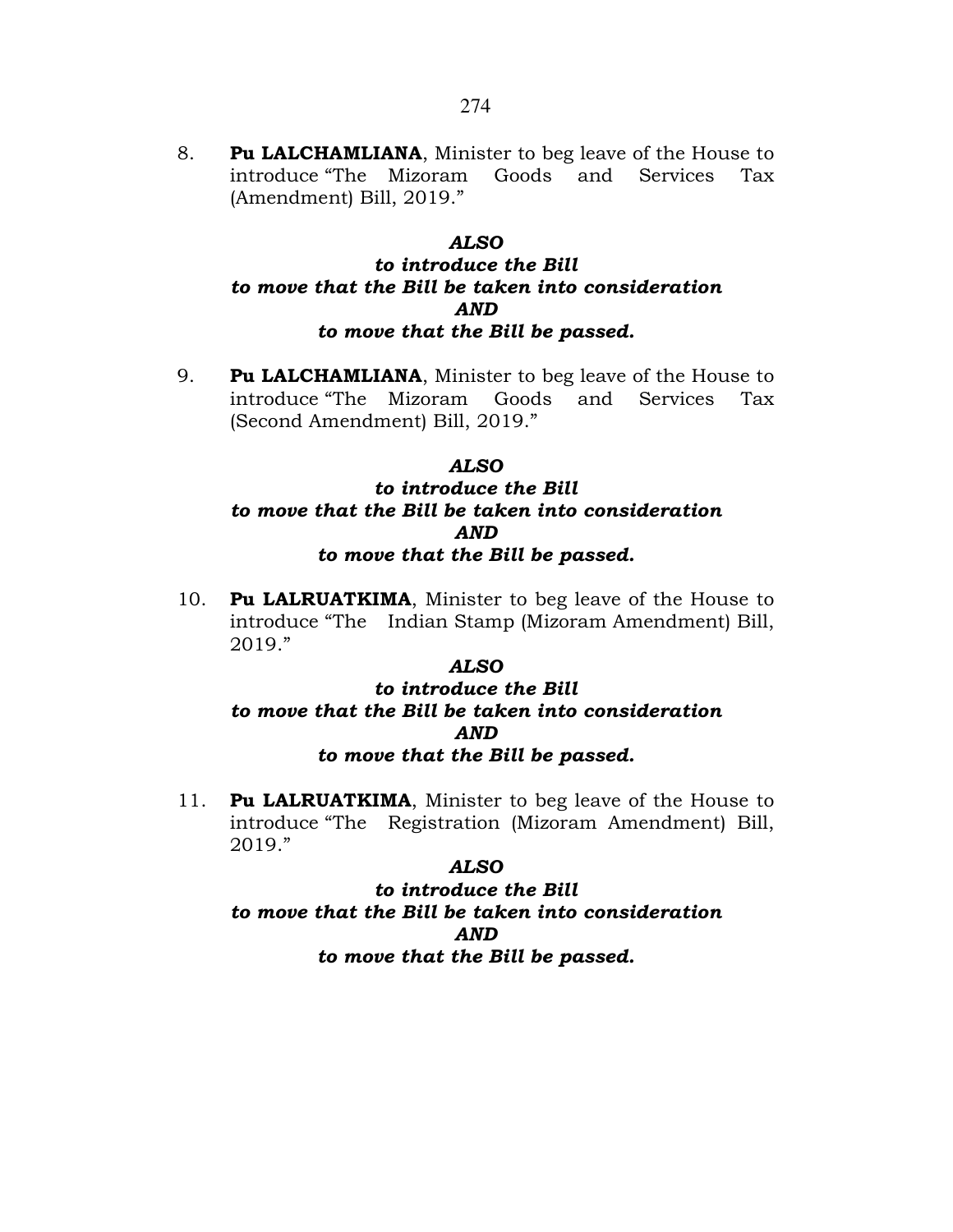8. **Pu LALCHAMLIANA**, Minister to beg leave of the House to introduce "The Mizoram Goods and Services Tax (Amendment) Bill, 2019."

***ALSO***
***to introduce the Bill***
***to move that the Bill be taken into consideration***
***AND***
***to move that the Bill be passed.***

9. **Pu LALCHAMLIANA**, Minister to beg leave of the House to introduce "The Mizoram Goods and Services Tax (Second Amendment) Bill, 2019."

***ALSO***
***to introduce the Bill***
***to move that the Bill be taken into consideration***
***AND***
***to move that the Bill be passed.***

10. **Pu LALRUATKIMA**, Minister to beg leave of the House to introduce "The Indian Stamp (Mizoram Amendment) Bill, 2019."

***ALSO***
***to introduce the Bill***
***to move that the Bill be taken into consideration***
***AND***
***to move that the Bill be passed.***

11. **Pu LALRUATKIMA**, Minister to beg leave of the House to introduce "The Registration (Mizoram Amendment) Bill, 2019."

***ALSO***
***to introduce the Bill***
***to move that the Bill be taken into consideration***
***AND***
***to move that the Bill be passed.***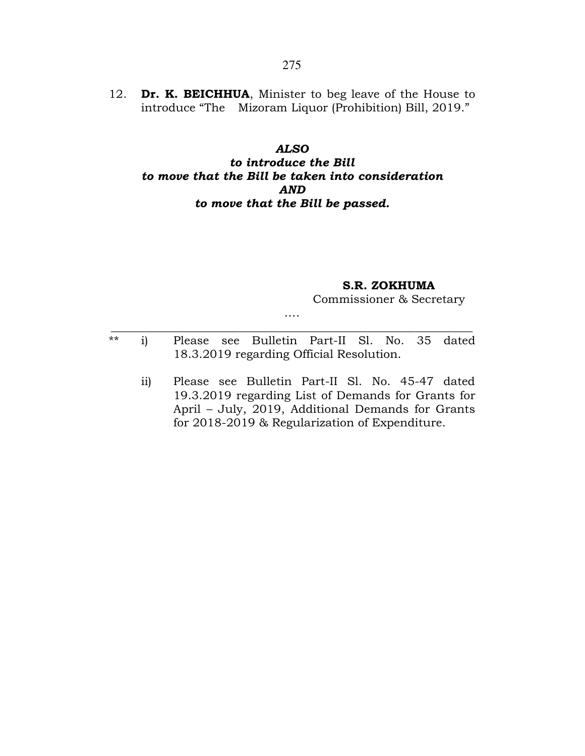12. **Dr. K. BEICHHUA**, Minister to beg leave of the House to introduce "The Mizoram Liquor (Prohibition) Bill, 2019."

***ALSO***
***to introduce the Bill***
***to move that the Bill be taken into consideration***
***AND***
***to move that the Bill be passed.***

**S.R. ZOKHUMA**
Commissioner & Secretary

….

---

** i) Please see Bulletin Part-II Sl. No. 35 dated 18.3.2019 regarding Official Resolution.

ii) Please see Bulletin Part-II Sl. No. 45-47 dated 19.3.2019 regarding List of Demands for Grants for April – July, 2019, Additional Demands for Grants for 2018-2019 & Regularization of Expenditure.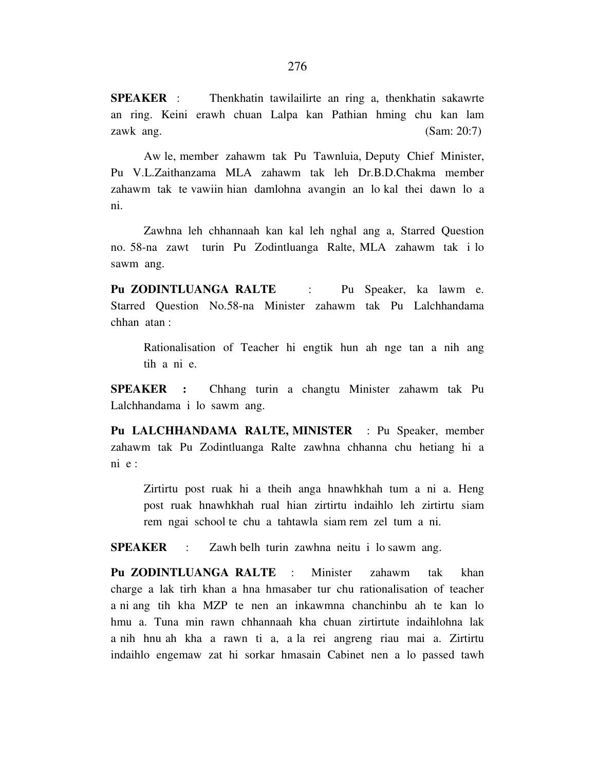**SPEAKER** : Thenkhatin tawilailirte an ring a, thenkhatin sakawrte an ring. Keini erawh chuan Lalpa kan Pathian hming chu kan lam zawk ang. (Sam: 20:7)

Aw le, member zahawm tak Pu Tawnluia, Deputy Chief Minister, Pu V.L.Zaithanzama MLA zahawm tak leh Dr.B.D.Chakma member zahawm tak te vawiin hian damlohna avangin an lo kal thei dawn lo a ni.

Zawhna leh chhannaah kan kal leh nghal ang a, Starred Question no. 58-na zawt turin Pu Zodintluanga Ralte, MLA zahawm tak i lo sawm ang.

**Pu ZODINTLUANGA RALTE** : Pu Speaker, ka lawm e. Starred Question No.58-na Minister zahawm tak Pu Lalchhandama chhan atan :

> Rationalisation of Teacher hi engtik hun ah nge tan a nih ang tih a ni e.

**SPEAKER :** Chhang turin a changtu Minister zahawm tak Pu Lalchhandama i lo sawm ang.

**Pu LALCHHANDAMA RALTE, MINISTER** : Pu Speaker, member zahawm tak Pu Zodintluanga Ralte zawhna chhanna chu hetiang hi a ni e :

> Zirtirtu post ruak hi a theih anga hnawhkhah tum a ni a. Heng post ruak hnawhkhah rual hian zirtirtu indaihlo leh zirtirtu siam rem ngai school te chu a tahtawla siam rem zel tum a ni.

**SPEAKER** : Zawh belh turin zawhna neitu i lo sawm ang.

**Pu ZODINTLUANGA RALTE** : Minister zahawm tak khan charge a lak tirh khan a hna hmasaber tur chu rationalisation of teacher a ni ang tih kha MZP te nen an inkawmna chanchinbu ah te kan lo hmu a. Tuna min rawn chhannaah kha chuan zirtirtute indaihlohna lak a nih hnu ah kha a rawn ti a, a la rei angreng riau mai a. Zirtirtu indaihlo engemaw zat hi sorkar hmasain Cabinet nen a lo passed tawh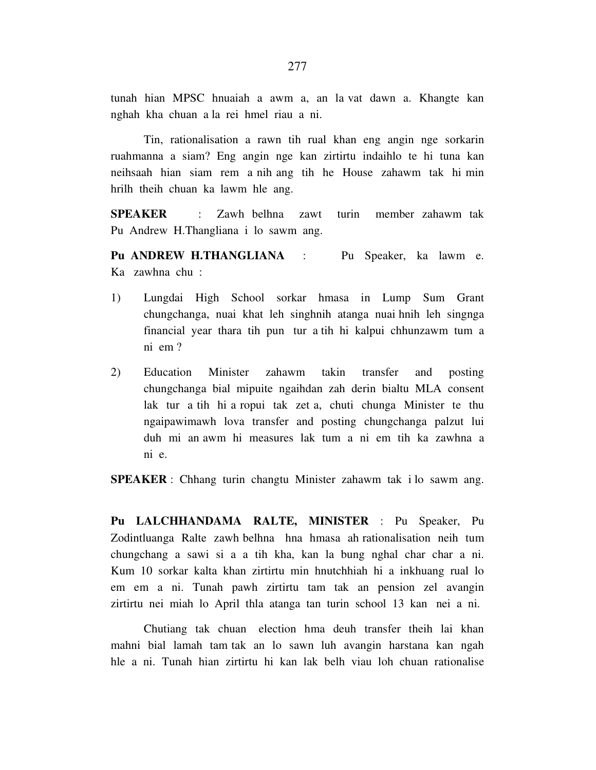tunah hian MPSC hnuaiah a awm a, an la vat dawn a. Khangte kan nghah kha chuan a la rei hmel riau a ni.

Tin, rationalisation a rawn tih rual khan eng angin nge sorkarin ruahmanna a siam? Eng angin nge kan zirtirtu indaihlo te hi tuna kan neihsaah hian siam rem a nih ang tih he House zahawm tak hi min hrilh theih chuan ka lawm hle ang.

**SPEAKER** : Zawh belhna zawt turin member zahawm tak Pu Andrew H.Thangliana i lo sawm ang.

**Pu ANDREW H.THANGLIANA** : Pu Speaker, ka lawm e. Ka zawhna chu :

1) Lungdai High School sorkar hmasa in Lump Sum Grant chungchanga, nuai khat leh singhnih atanga nuai hnih leh singnga financial year thara tih pun tur a tih hi kalpui chhunzawm tum a ni em ?

2) Education Minister zahawm takin transfer and posting chungchanga bial mipuite ngaihdan zah derin bialtu MLA consent lak tur a tih hi a ropui tak zet a, chuti chunga Minister te thu ngaipawimawh lova transfer and posting chungchanga palzut lui duh mi an awm hi measures lak tum a ni em tih ka zawhna a ni e.

**SPEAKER** : Chhang turin changtu Minister zahawm tak i lo sawm ang.

**Pu LALCHHANDAMA RALTE, MINISTER** : Pu Speaker, Pu Zodintluanga Ralte zawh belhna hna hmasa ah rationalisation neih tum chungchang a sawi si a a tih kha, kan la bung nghal char char a ni. Kum 10 sorkar kalta khan zirtirtu min hnutchhiah hi a inkhuang rual lo em em a ni. Tunah pawh zirtirtu tam tak an pension zel avangin zirtirtu nei miah lo April thla atanga tan turin school 13 kan nei a ni.

Chutiang tak chuan election hma deuh transfer theih lai khan mahni bial lamah tam tak an lo sawn luh avangin harstana kan ngah hle a ni. Tunah hian zirtirtu hi kan lak belh viau loh chuan rationalise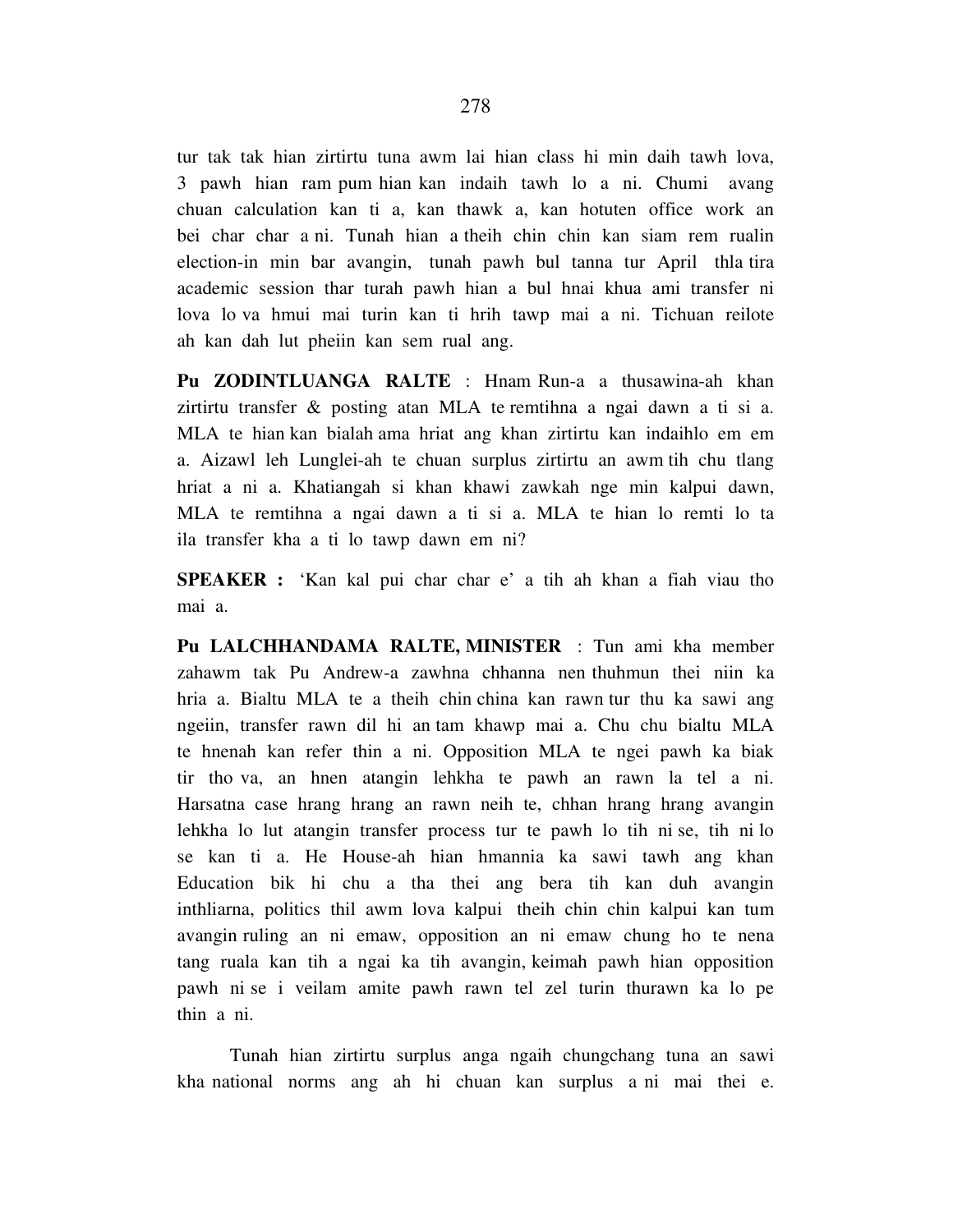tur tak tak hian zirtirtu tuna awm lai hian class hi min daih tawh lova, 3 pawh hian ram pum hian kan indaih tawh lo a ni. Chumi avang chuan calculation kan ti a, kan thawk a, kan hotuten office work an bei char char a ni. Tunah hian a theih chin chin kan siam rem rualin election-in min bar avangin, tunah pawh bul tanna tur April thla tira academic session thar turah pawh hian a bul hnai khua ami transfer ni lova lo va hmui mai turin kan ti hrih tawp mai a ni. Tichuan reilote ah kan dah lut pheiin kan sem rual ang.

**Pu ZODINTLUANGA RALTE** : Hnam Run-a a thusawina-ah khan zirtirtu transfer & posting atan MLA te remtihna a ngai dawn a ti si a. MLA te hian kan bialah ama hriat ang khan zirtirtu kan indaihlo em em a. Aizawl leh Lunglei-ah te chuan surplus zirtirtu an awm tih chu tlang hriat a ni a. Khatiangah si khan khawi zawkah nge min kalpui dawn, MLA te remtihna a ngai dawn a ti si a. MLA te hian lo remti lo ta ila transfer kha a ti lo tawp dawn em ni?

**SPEAKER :** 'Kan kal pui char char e' a tih ah khan a fiah viau tho mai a.

**Pu LALCHHANDAMA RALTE, MINISTER** : Tun ami kha member zahawm tak Pu Andrew-a zawhna chhanna nen thuhmun thei niin ka hria a. Bialtu MLA te a theih chin china kan rawn tur thu ka sawi ang ngeiin, transfer rawn dil hi an tam khawp mai a. Chu chu bialtu MLA te hnenah kan refer thin a ni. Opposition MLA te ngei pawh ka biak tir tho va, an hnen atangin lehkha te pawh an rawn la tel a ni. Harsatna case hrang hrang an rawn neih te, chhan hrang hrang avangin lehkha lo lut atangin transfer process tur te pawh lo tih ni se, tih ni lo se kan ti a. He House-ah hian hmannia ka sawi tawh ang khan Education bik hi chu a tha thei ang bera tih kan duh avangin inthliarna, politics thil awm lova kalpui theih chin chin kalpui kan tum avangin ruling an ni emaw, opposition an ni emaw chung ho te nena tang ruala kan tih a ngai ka tih avangin, keimah pawh hian opposition pawh ni se i veilam amite pawh rawn tel zel turin thurawn ka lo pe thin a ni.

Tunah hian zirtirtu surplus anga ngaih chungchang tuna an sawi kha national norms ang ah hi chuan kan surplus a ni mai thei e.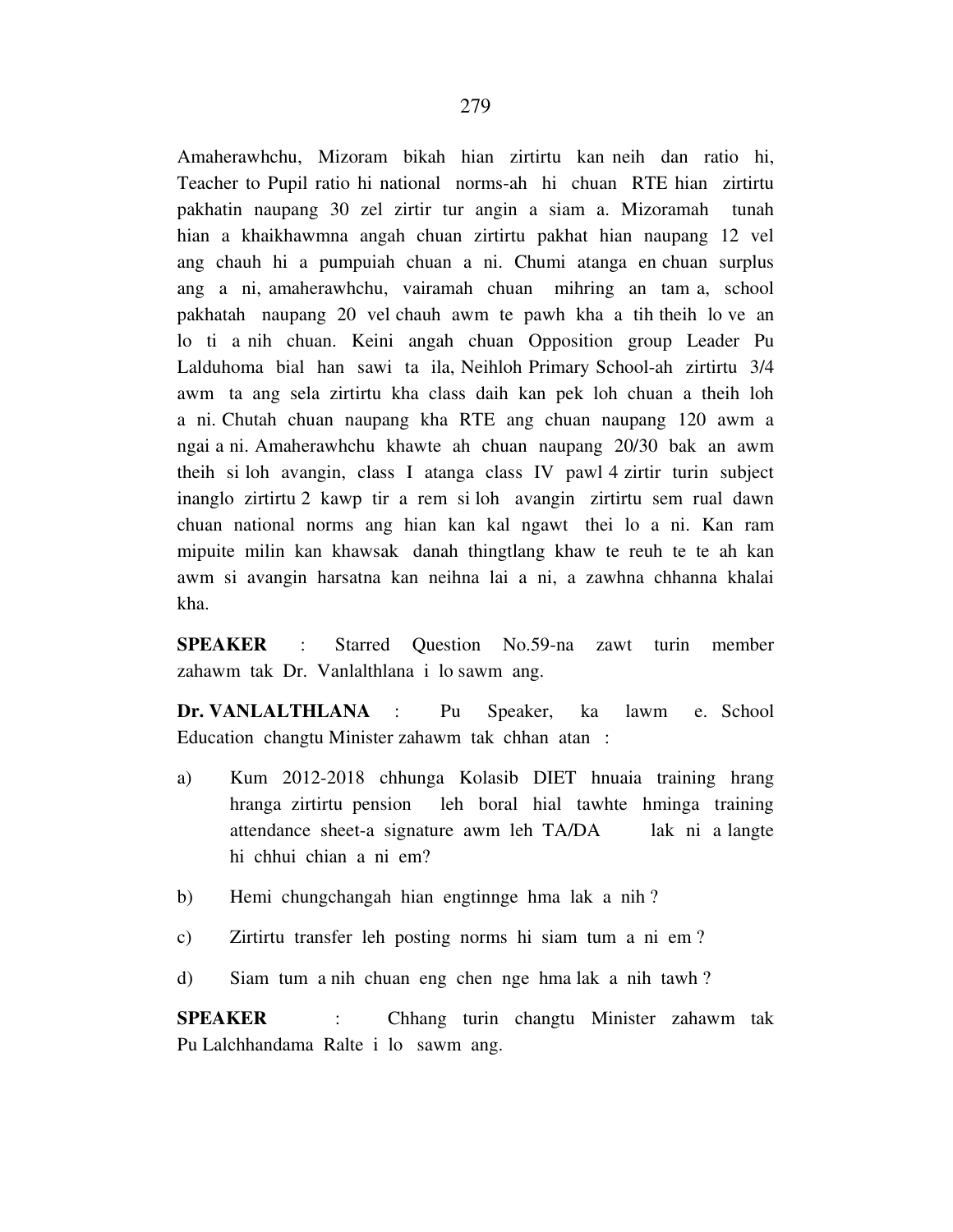Amaherawhchu, Mizoram bikah hian zirtirtu kan neih dan ratio hi, Teacher to Pupil ratio hi national norms-ah hi chuan RTE hian zirtirtu pakhatin naupang 30 zel zirtir tur angin a siam a. Mizoramah tunah hian a khaikhawmna angah chuan zirtirtu pakhat hian naupang 12 vel ang chauh hi a pumpuiah chuan a ni. Chumi atanga en chuan surplus ang a ni, amaherawhchu, vairamah chuan mihring an tam a, school pakhatah naupang 20 vel chauh awm te pawh kha a tih theih lo ve an lo ti a nih chuan. Keini angah chuan Opposition group Leader Pu Lalduhoma bial han sawi ta ila, Neihloh Primary School-ah zirtirtu 3/4 awm ta ang sela zirtirtu kha class daih kan pek loh chuan a theih loh a ni. Chutah chuan naupang kha RTE ang chuan naupang 120 awm a ngai a ni. Amaherawhchu khawte ah chuan naupang 20/30 bak an awm theih si loh avangin, class I atanga class IV pawl 4 zirtir turin subject inanglo zirtirtu 2 kawp tir a rem si loh avangin zirtirtu sem rual dawn chuan national norms ang hian kan kal ngawt thei lo a ni. Kan ram mipuite milin kan khawsak danah thingtlang khaw te reuh te te ah kan awm si avangin harsatna kan neihna lai a ni, a zawhna chhanna khalai kha.

**SPEAKER** : Starred Question No.59-na zawt turin member zahawm tak Dr. Vanlalthlana i lo sawm ang.

**Dr. VANLALTHLANA** : Pu Speaker, ka lawm e. School Education changtu Minister zahawm tak chhan atan :

a) Kum 2012-2018 chhunga Kolasib DIET hnuaia training hrang hranga zirtirtu pension leh boral hial tawhte hminga training attendance sheet-a signature awm leh TA/DA lak ni a langte hi chhui chian a ni em?

b) Hemi chungchangah hian engtinnge hma lak a nih ?

c) Zirtirtu transfer leh posting norms hi siam tum a ni em ?

d) Siam tum a nih chuan eng chen nge hma lak a nih tawh ?

**SPEAKER** : Chhang turin changtu Minister zahawm tak Pu Lalchhandama Ralte i lo sawm ang.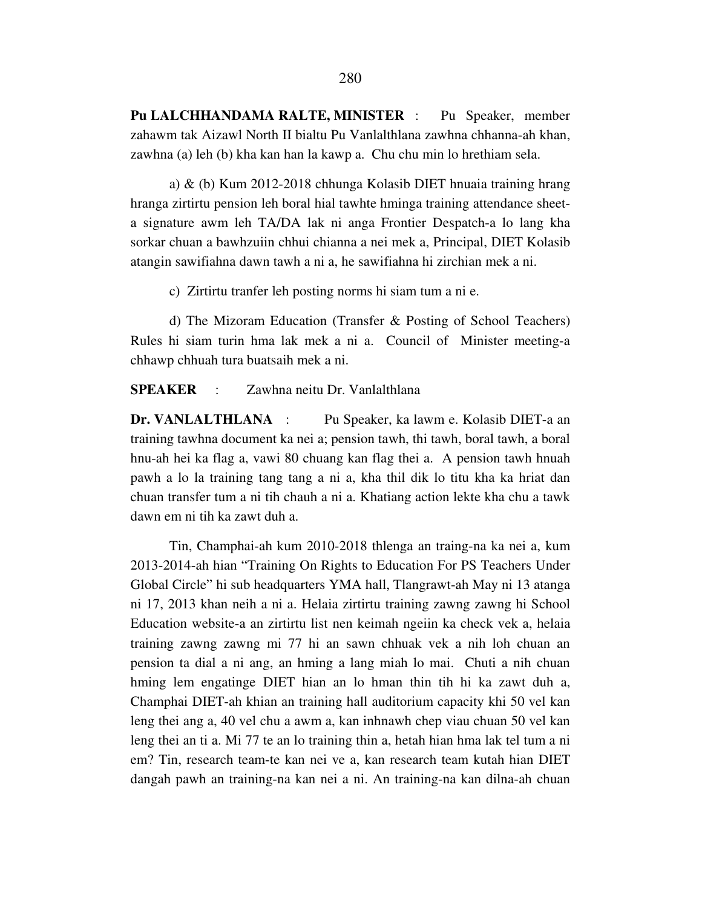**Pu LALCHHANDAMA RALTE, MINISTER** : Pu Speaker, member zahawm tak Aizawl North II bialtu Pu Vanlalthlana zawhna chhanna-ah khan, zawhna (a) leh (b) kha kan han la kawp a. Chu chu min lo hrethiam sela.

a) & (b) Kum 2012-2018 chhunga Kolasib DIET hnuaia training hrang hranga zirtirtu pension leh boral hial tawhte hminga training attendance sheet-a signature awm leh TA/DA lak ni anga Frontier Despatch-a lo lang kha sorkar chuan a bawhzuiin chhui chianna a nei mek a, Principal, DIET Kolasib atangin sawifiahna dawn tawh a ni a, he sawifiahna hi zirchian mek a ni.

c) Zirtirtu tranfer leh posting norms hi siam tum a ni e.

d) The Mizoram Education (Transfer & Posting of School Teachers) Rules hi siam turin hma lak mek a ni a. Council of Minister meeting-a chhawp chhuah tura buatsaih mek a ni.

**SPEAKER** : Zawhna neitu Dr. Vanlalthlana

**Dr. VANLALTHLANA** : Pu Speaker, ka lawm e. Kolasib DIET-a an training tawhna document ka nei a; pension tawh, thi tawh, boral tawh, a boral hnu-ah hei ka flag a, vawi 80 chuang kan flag thei a. A pension tawh hnuah pawh a lo la training tang tang a ni a, kha thil dik lo titu kha ka hriat dan chuan transfer tum a ni tih chauh a ni a. Khatiang action lekte kha chu a tawk dawn em ni tih ka zawt duh a.

Tin, Champhai-ah kum 2010-2018 thlenga an traing-na ka nei a, kum 2013-2014-ah hian "Training On Rights to Education For PS Teachers Under Global Circle" hi sub headquarters YMA hall, Tlangrawt-ah May ni 13 atanga ni 17, 2013 khan neih a ni a. Helaia zirtirtu training zawng zawng hi School Education website-a an zirtirtu list nen keimah ngeiin ka check vek a, helaia training zawng zawng mi 77 hi an sawn chhuak vek a nih loh chuan an pension ta dial a ni ang, an hming a lang miah lo mai. Chuti a nih chuan hming lem engatinge DIET hian an lo hman thin tih hi ka zawt duh a, Champhai DIET-ah khian an training hall auditorium capacity khi 50 vel kan leng thei ang a, 40 vel chu a awm a, kan inhnawh chep viau chuan 50 vel kan leng thei an ti a. Mi 77 te an lo training thin a, hetah hian hma lak tel tum a ni em? Tin, research team-te kan nei ve a, kan research team kutah hian DIET dangah pawh an training-na kan nei a ni. An training-na kan dilna-ah chuan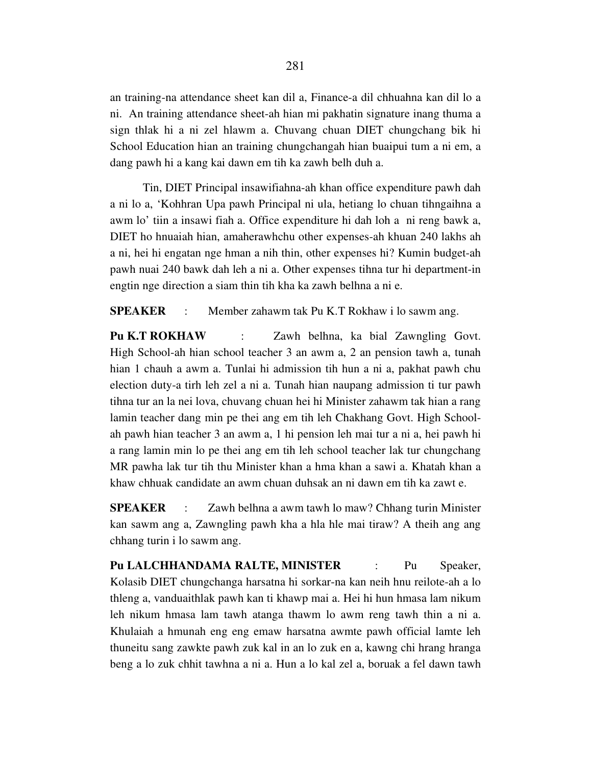an training-na attendance sheet kan dil a, Finance-a dil chhuahna kan dil lo a ni. An training attendance sheet-ah hian mi pakhatin signature inang thuma a sign thlak hi a ni zel hlawm a. Chuvang chuan DIET chungchang bik hi School Education hian an training chungchangah hian buaipui tum a ni em, a dang pawh hi a kang kai dawn em tih ka zawh belh duh a.

Tin, DIET Principal insawifiahna-ah khan office expenditure pawh dah a ni lo a, 'Kohhran Upa pawh Principal ni ula, hetiang lo chuan tihngaihna a awm lo' tiin a insawi fiah a. Office expenditure hi dah loh a ni reng bawk a, DIET ho hnuaiah hian, amaherawhchu other expenses-ah khuan 240 lakhs ah a ni, hei hi engatan nge hman a nih thin, other expenses hi? Kumin budget-ah pawh nuai 240 bawk dah leh a ni a. Other expenses tihna tur hi department-in engtin nge direction a siam thin tih kha ka zawh belhna a ni e.

**SPEAKER** : Member zahawm tak Pu K.T Rokhaw i lo sawm ang.

**Pu K.T ROKHAW** : Zawh belhna, ka bial Zawngling Govt. High School-ah hian school teacher 3 an awm a, 2 an pension tawh a, tunah hian 1 chauh a awm a. Tunlai hi admission tih hun a ni a, pakhat pawh chu election duty-a tirh leh zel a ni a. Tunah hian naupang admission ti tur pawh tihna tur an la nei lova, chuvang chuan hei hi Minister zahawm tak hian a rang lamin teacher dang min pe thei ang em tih leh Chakhang Govt. High School-ah pawh hian teacher 3 an awm a, 1 hi pension leh mai tur a ni a, hei pawh hi a rang lamin min lo pe thei ang em tih leh school teacher lak tur chungchang MR pawha lak tur tih thu Minister khan a hma khan a sawi a. Khatah khan a khaw chhuak candidate an awm chuan duhsak an ni dawn em tih ka zawt e.

**SPEAKER** : Zawh belhna a awm tawh lo maw? Chhang turin Minister kan sawm ang a, Zawngling pawh kha a hla hle mai tiraw? A theih ang ang chhang turin i lo sawm ang.

**Pu LALCHHANDAMA RALTE, MINISTER** : Pu Speaker, Kolasib DIET chungchanga harsatna hi sorkar-na kan neih hnu reilote-ah a lo thleng a, vanduaithlak pawh kan ti khawp mai a. Hei hi hun hmasa lam nikum leh nikum hmasa lam tawh atanga thawm lo awm reng tawh thin a ni a. Khulaiah a hmunah eng eng emaw harsatna awmte pawh official lamte leh thuneitu sang zawkte pawh zuk kal in an lo zuk en a, kawng chi hrang hranga beng a lo zuk chhit tawhna a ni a. Hun a lo kal zel a, boruak a fel dawn tawh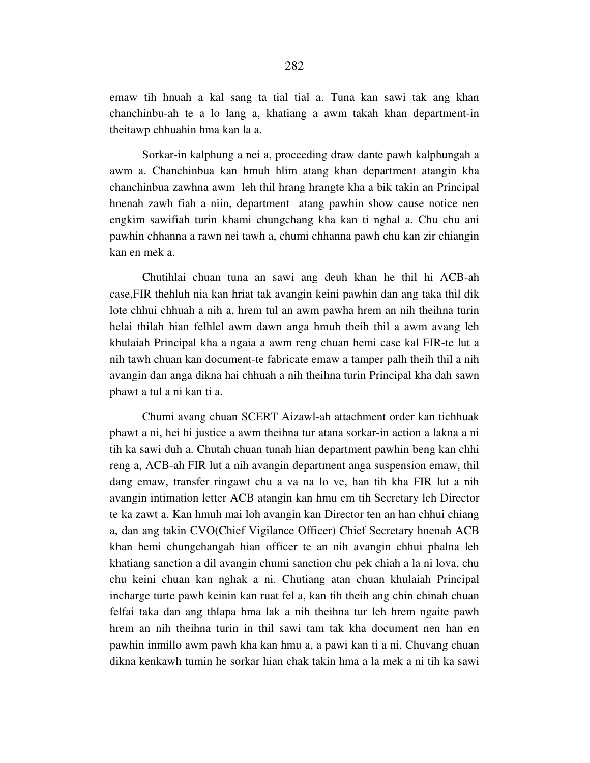emaw tih hnuah a kal sang ta tial tial a. Tuna kan sawi tak ang khan chanchinbu-ah te a lo lang a, khatiang a awm takah khan department-in theitawp chhuahin hma kan la a.

Sorkar-in kalphung a nei a, proceeding draw dante pawh kalphungah a awm a. Chanchinbua kan hmuh hlim atang khan department atangin kha chanchinbua zawhna awm leh thil hrang hrangte kha a bik takin an Principal hnenah zawh fiah a niin, department atang pawhin show cause notice nen engkim sawifiah turin khami chungchang kha kan ti nghal a. Chu chu ani pawhin chhanna a rawn nei tawh a, chumi chhanna pawh chu kan zir chiangin kan en mek a.

Chutihlai chuan tuna an sawi ang deuh khan he thil hi ACB-ah case,FIR thehluh nia kan hriat tak avangin keini pawhin dan ang taka thil dik lote chhui chhuah a nih a, hrem tul an awm pawha hrem an nih theihna turin helai thilah hian felhlel awm dawn anga hmuh theih thil a awm avang leh khulaiah Principal kha a ngaia a awm reng chuan hemi case kal FIR-te lut a nih tawh chuan kan document-te fabricate emaw a tamper palh theih thil a nih avangin dan anga dikna hai chhuah a nih theihna turin Principal kha dah sawn phawt a tul a ni kan ti a.

Chumi avang chuan SCERT Aizawl-ah attachment order kan tichhuak phawt a ni, hei hi justice a awm theihna tur atana sorkar-in action a lakna a ni tih ka sawi duh a. Chutah chuan tunah hian department pawhin beng kan chhi reng a, ACB-ah FIR lut a nih avangin department anga suspension emaw, thil dang emaw, transfer ringawt chu a va na lo ve, han tih kha FIR lut a nih avangin intimation letter ACB atangin kan hmu em tih Secretary leh Director te ka zawt a. Kan hmuh mai loh avangin kan Director ten an han chhui chiang a, dan ang takin CVO(Chief Vigilance Officer) Chief Secretary hnenah ACB khan hemi chungchangah hian officer te an nih avangin chhui phalna leh khatiang sanction a dil avangin chumi sanction chu pek chiah a la ni lova, chu chu keini chuan kan nghak a ni. Chutiang atan chuan khulaiah Principal incharge turte pawh keinin kan ruat fel a, kan tih theih ang chin chinah chuan felfai taka dan ang thlapa hma lak a nih theihna tur leh hrem ngaite pawh hrem an nih theihna turin in thil sawi tam tak kha document nen han en pawhin inmillo awm pawh kha kan hmu a, a pawi kan ti a ni. Chuvang chuan dikna kenkawh tumin he sorkar hian chak takin hma a la mek a ni tih ka sawi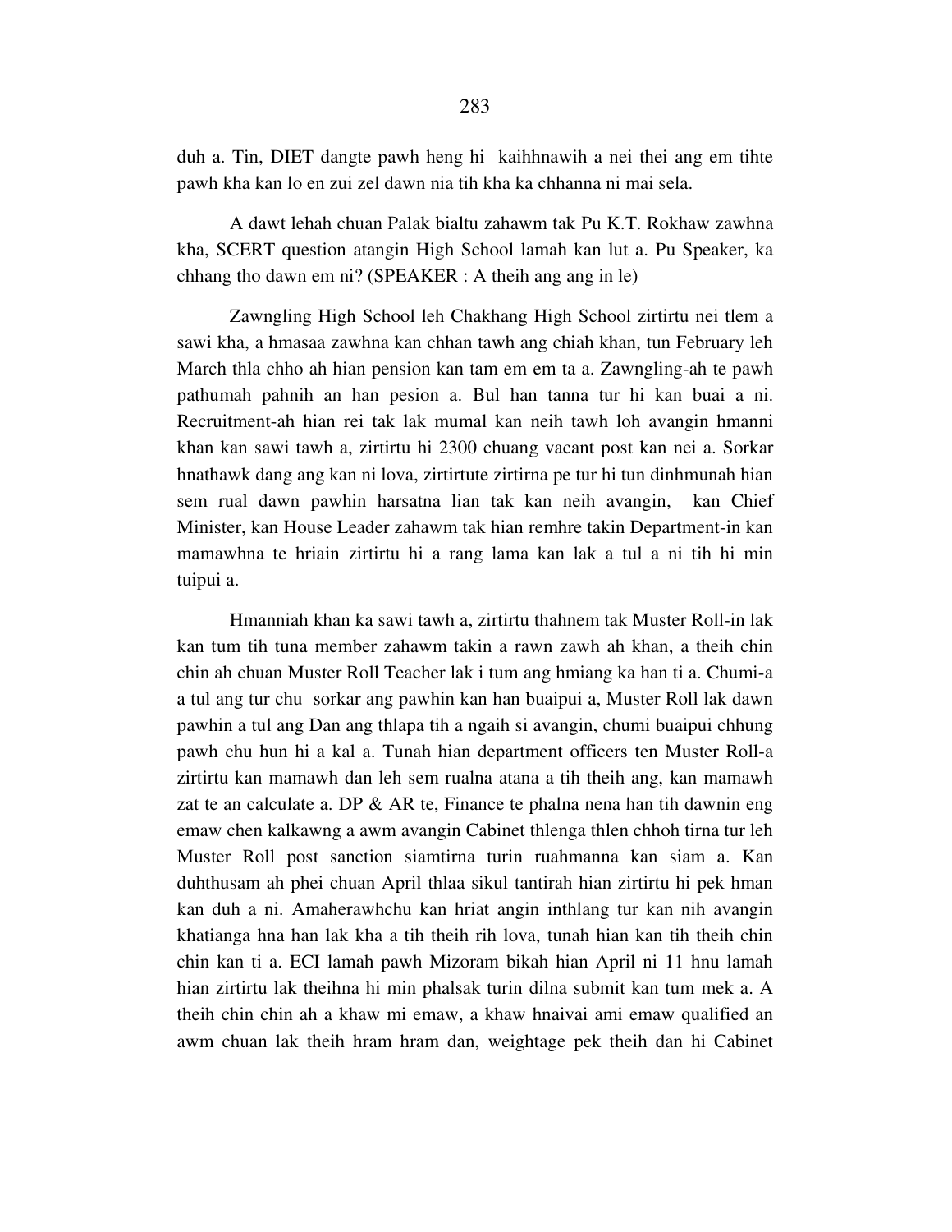duh a. Tin, DIET dangte pawh heng hi kaihhnawih a nei thei ang em tihte pawh kha kan lo en zui zel dawn nia tih kha ka chhanna ni mai sela.

A dawt lehah chuan Palak bialtu zahawm tak Pu K.T. Rokhaw zawhna kha, SCERT question atangin High School lamah kan lut a. Pu Speaker, ka chhang tho dawn em ni? (SPEAKER : A theih ang ang in le)

Zawngling High School leh Chakhang High School zirtirtu nei tlem a sawi kha, a hmasaa zawhna kan chhan tawh ang chiah khan, tun February leh March thla chho ah hian pension kan tam em em ta a. Zawngling-ah te pawh pathumah pahnih an han pesion a. Bul han tanna tur hi kan buai a ni. Recruitment-ah hian rei tak lak mumal kan neih tawh loh avangin hmanni khan kan sawi tawh a, zirtirtu hi 2300 chuang vacant post kan nei a. Sorkar hnathawk dang ang kan ni lova, zirtirtute zirtirna pe tur hi tun dinhmunah hian sem rual dawn pawhin harsatna lian tak kan neih avangin, kan Chief Minister, kan House Leader zahawm tak hian remhre takin Department-in kan mamawhna te hriain zirtirtu hi a rang lama kan lak a tul a ni tih hi min tuipui a.

Hmanniah khan ka sawi tawh a, zirtirtu thahnem tak Muster Roll-in lak kan tum tih tuna member zahawm takin a rawn zawh ah khan, a theih chin chin ah chuan Muster Roll Teacher lak i tum ang hmiang ka han ti a. Chumi-a a tul ang tur chu sorkar ang pawhin kan han buaipui a, Muster Roll lak dawn pawhin a tul ang Dan ang thlapa tih a ngaih si avangin, chumi buaipui chhung pawh chu hun hi a kal a. Tunah hian department officers ten Muster Roll-a zirtirtu kan mamawh dan leh sem rualna atana a tih theih ang, kan mamawh zat te an calculate a. DP & AR te, Finance te phalna nena han tih dawnin eng emaw chen kalkawng a awm avangin Cabinet thlenga thlen chhoh tirna tur leh Muster Roll post sanction siamtirna turin ruahmanna kan siam a. Kan duhthusam ah phei chuan April thlaa sikul tantirah hian zirtirtu hi pek hman kan duh a ni. Amaherawhchu kan hriat angin inthlang tur kan nih avangin khatianga hna han lak kha a tih theih rih lova, tunah hian kan tih theih chin chin kan ti a. ECI lamah pawh Mizoram bikah hian April ni 11 hnu lamah hian zirtirtu lak theihna hi min phalsak turin dilna submit kan tum mek a. A theih chin chin ah a khaw mi emaw, a khaw hnaivai ami emaw qualified an awm chuan lak theih hram hram dan, weightage pek theih dan hi Cabinet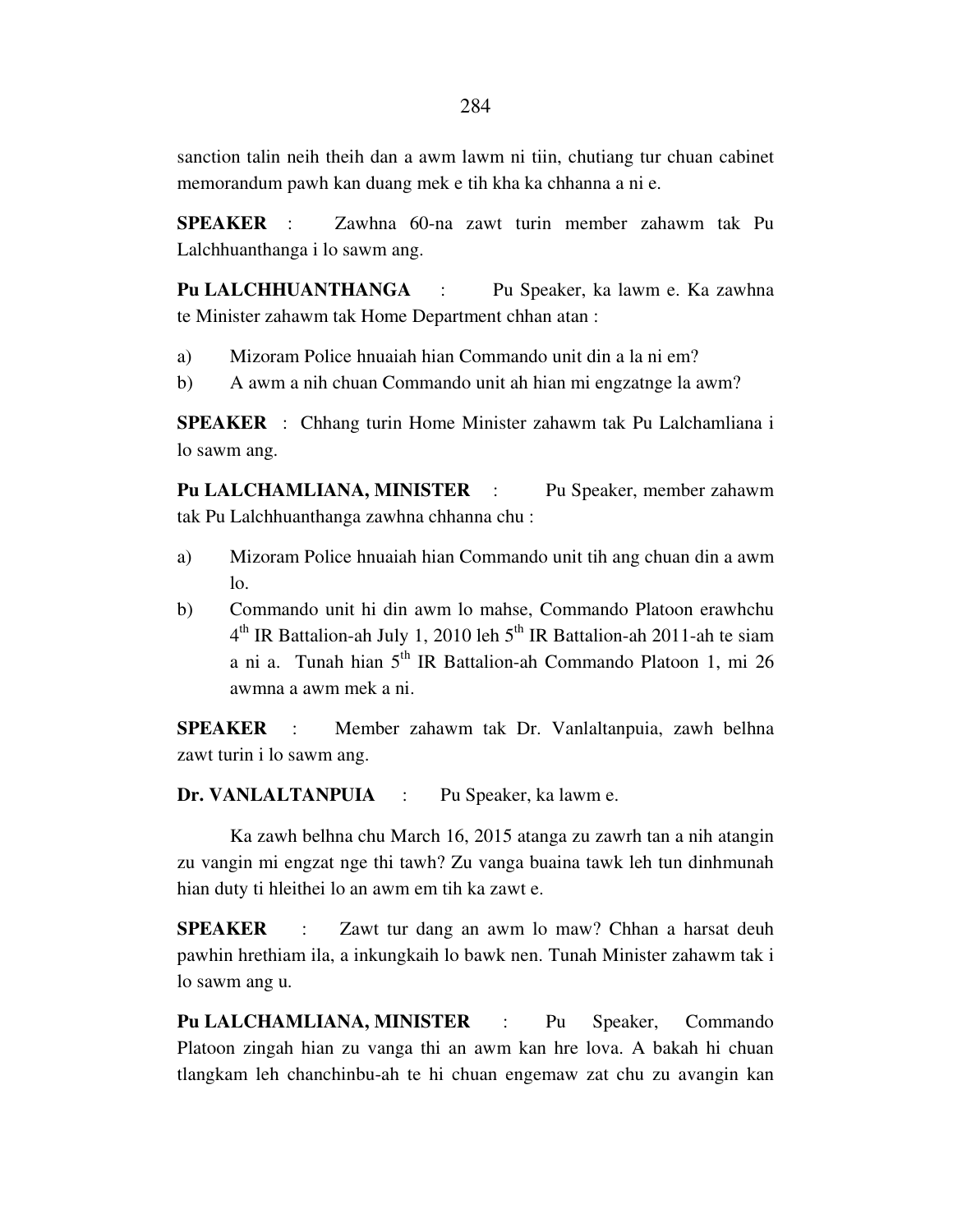sanction talin neih theih dan a awm lawm ni tiin, chutiang tur chuan cabinet memorandum pawh kan duang mek e tih kha ka chhanna a ni e.

**SPEAKER** : Zawhna 60-na zawt turin member zahawm tak Pu Lalchhuanthanga i lo sawm ang.

**Pu LALCHHUANTHANGA** : Pu Speaker, ka lawm e. Ka zawhna te Minister zahawm tak Home Department chhan atan :

a) Mizoram Police hnuaiah hian Commando unit din a la ni em?

b) A awm a nih chuan Commando unit ah hian mi engzatnge la awm?

**SPEAKER** : Chhang turin Home Minister zahawm tak Pu Lalchamliana i lo sawm ang.

**Pu LALCHAMLIANA, MINISTER** : Pu Speaker, member zahawm tak Pu Lalchhuanthanga zawhna chhanna chu :

a) Mizoram Police hnuaiah hian Commando unit tih ang chuan din a awm lo.

b) Commando unit hi din awm lo mahse, Commando Platoon erawhchu 4th IR Battalion-ah July 1, 2010 leh 5th IR Battalion-ah 2011-ah te siam a ni a. Tunah hian 5th IR Battalion-ah Commando Platoon 1, mi 26 awmna a awm mek a ni.

**SPEAKER** : Member zahawm tak Dr. Vanlaltanpuia, zawh belhna zawt turin i lo sawm ang.

**Dr. VANLALTANPUIA** : Pu Speaker, ka lawm e.

Ka zawh belhna chu March 16, 2015 atanga zu zawrh tan a nih atangin zu vangin mi engzat nge thi tawh? Zu vanga buaina tawk leh tun dinhmunah hian duty ti hleithei lo an awm em tih ka zawt e.

**SPEAKER** : Zawt tur dang an awm lo maw? Chhan a harsat deuh pawhin hrethiam ila, a inkungkaih lo bawk nen. Tunah Minister zahawm tak i lo sawm ang u.

**Pu LALCHAMLIANA, MINISTER** : Pu Speaker, Commando Platoon zingah hian zu vanga thi an awm kan hre lova. A bakah hi chuan tlangkam leh chanchinbu-ah te hi chuan engemaw zat chu zu avangin kan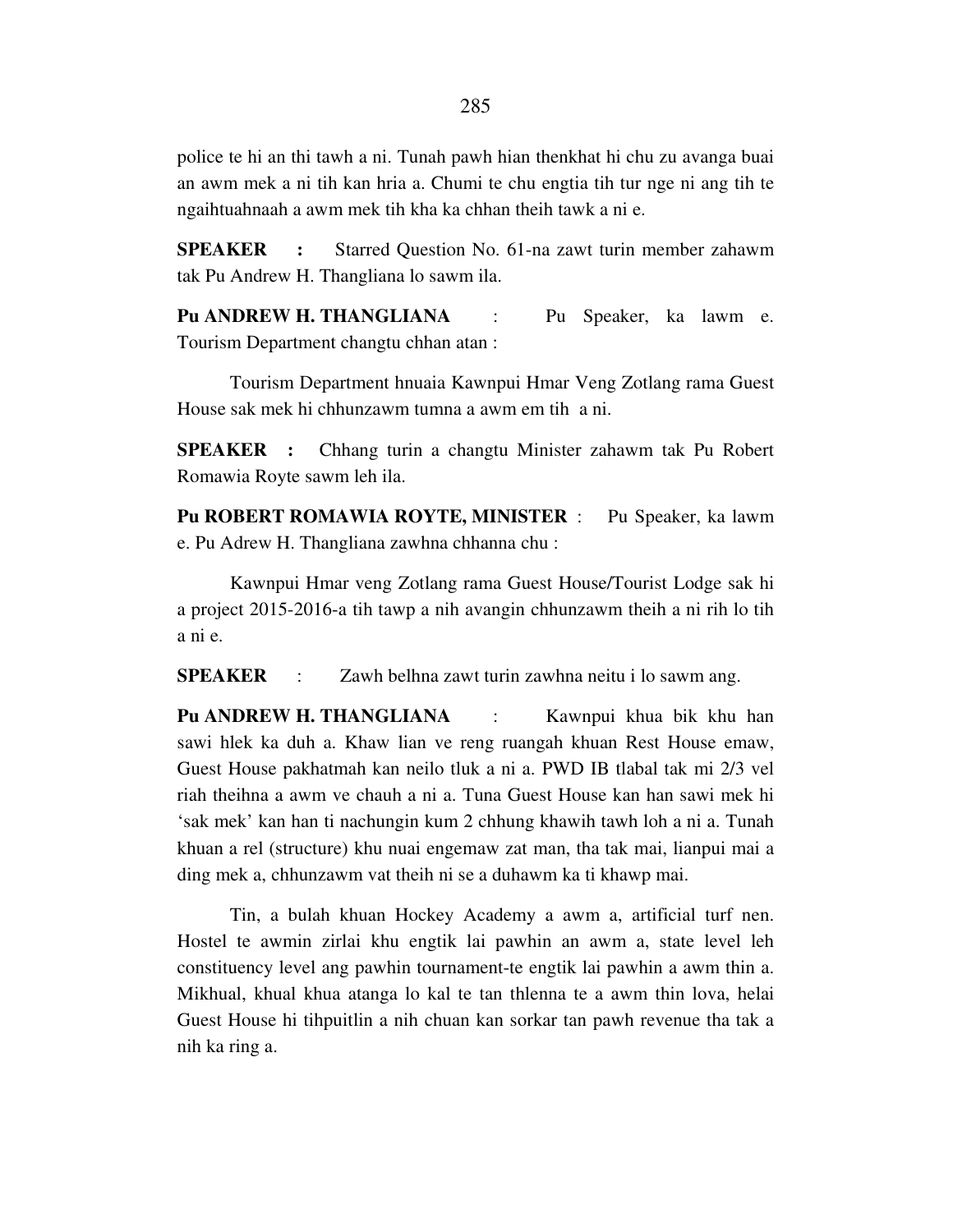police te hi an thi tawh a ni. Tunah pawh hian thenkhat hi chu zu avanga buai an awm mek a ni tih kan hria a. Chumi te chu engtia tih tur nge ni ang tih te ngaihtuahnaah a awm mek tih kha ka chhan theih tawk a ni e.

**SPEAKER :** Starred Question No. 61-na zawt turin member zahawm tak Pu Andrew H. Thangliana lo sawm ila.

**Pu ANDREW H. THANGLIANA :** Pu Speaker, ka lawm e. Tourism Department changtu chhan atan :

Tourism Department hnuaia Kawnpui Hmar Veng Zotlang rama Guest House sak mek hi chhunzawm tumna a awm em tih a ni.

**SPEAKER :** Chhang turin a changtu Minister zahawm tak Pu Robert Romawia Royte sawm leh ila.

**Pu ROBERT ROMAWIA ROYTE, MINISTER :** Pu Speaker, ka lawm e. Pu Adrew H. Thangliana zawhna chhanna chu :

Kawnpui Hmar veng Zotlang rama Guest House/Tourist Lodge sak hi a project 2015-2016-a tih tawp a nih avangin chhunzawm theih a ni rih lo tih a ni e.

**SPEAKER :** Zawh belhna zawt turin zawhna neitu i lo sawm ang.

**Pu ANDREW H. THANGLIANA :** Kawnpui khua bik khu han sawi hlek ka duh a. Khaw lian ve reng ruangah khuan Rest House emaw, Guest House pakhatmah kan neilo tluk a ni a. PWD IB tlabal tak mi 2/3 vel riah theihna a awm ve chauh a ni a. Tuna Guest House kan han sawi mek hi 'sak mek' kan han ti nachungin kum 2 chhung khawih tawh loh a ni a. Tunah khuan a rel (structure) khu nuai engemaw zat man, tha tak mai, lianpui mai a ding mek a, chhunzawm vat theih ni se a duhawm ka ti khawp mai.

Tin, a bulah khuan Hockey Academy a awm a, artificial turf nen. Hostel te awmin zirlai khu engtik lai pawhin an awm a, state level leh constituency level ang pawhin tournament-te engtik lai pawhin a awm thin a. Mikhual, khual khua atanga lo kal te tan thlenna te a awm thin lova, helai Guest House hi tihpuitlin a nih chuan kan sorkar tan pawh revenue tha tak a nih ka ring a.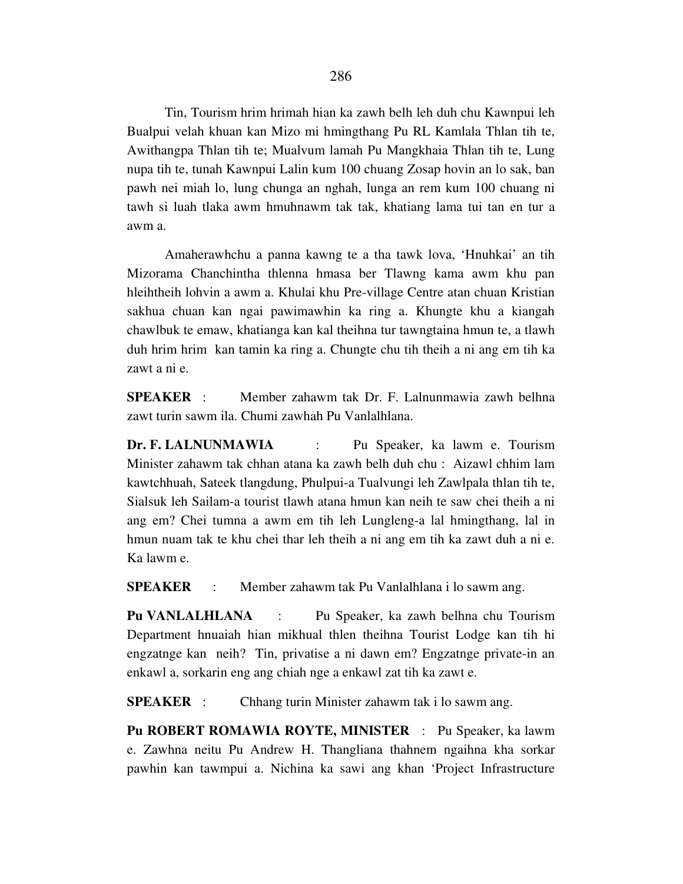Tin, Tourism hrim hrimah hian ka zawh belh leh duh chu Kawnpui leh Bualpui velah khuan kan Mizo mi hmingthang Pu RL Kamlala Thlan tih te, Awithangpa Thlan tih te; Mualvum lamah Pu Mangkhaia Thlan tih te, Lung nupa tih te, tunah Kawnpui Lalin kum 100 chuang Zosap hovin an lo sak, ban pawh nei miah lo, lung chunga an nghah, lunga an rem kum 100 chuang ni tawh si luah tlaka awm hmuhnawm tak tak, khatiang lama tui tan en tur a awm a.

Amaherawhchu a panna kawng te a tha tawk lova, 'Hnuhkai' an tih Mizorama Chanchintha thlenna hmasa ber Tlawng kama awm khu pan hleihtheih lohvin a awm a. Khulai khu Pre-village Centre atan chuan Kristian sakhua chuan kan ngai pawimawhin ka ring a. Khungte khu a kiangah chawlbuk te emaw, khatianga kan kal theihna tur tawngtaina hmun te, a tlawh duh hrim hrim kan tamin ka ring a. Chungte chu tih theih a ni ang em tih ka zawt a ni e.

**SPEAKER** : Member zahawm tak Dr. F. Lalnunmawia zawh belhna zawt turin sawm ila. Chumi zawhah Pu Vanlalhlana.

**Dr. F. LALNUNMAWIA** : Pu Speaker, ka lawm e. Tourism Minister zahawm tak chhan atana ka zawh belh duh chu : Aizawl chhim lam kawtchhuah, Sateek tlangdung, Phulpui-a Tualvungi leh Zawlpala thlan tih te, Sialsuk leh Sailam-a tourist tlawh atana hmun kan neih te saw chei theih a ni ang em? Chei tumna a awm em tih leh Lungleng-a lal hmingthang, lal in hmun nuam tak te khu chei thar leh theih a ni ang em tih ka zawt duh a ni e. Ka lawm e.

**SPEAKER** : Member zahawm tak Pu Vanlalhlana i lo sawm ang.

**Pu VANLALHLANA** : Pu Speaker, ka zawh belhna chu Tourism Department hnuaiah hian mikhual thlen theihna Tourist Lodge kan tih hi engzatnge kan neih? Tin, privatise a ni dawn em? Engzatnge private-in an enkawl a, sorkarin eng ang chiah nge a enkawl zat tih ka zawt e.

**SPEAKER** : Chhang turin Minister zahawm tak i lo sawm ang.

**Pu ROBERT ROMAWIA ROYTE, MINISTER** : Pu Speaker, ka lawm e. Zawhna neitu Pu Andrew H. Thangliana thahnem ngaihna kha sorkar pawhin kan tawmpui a. Nichina ka sawi ang khan 'Project Infrastructure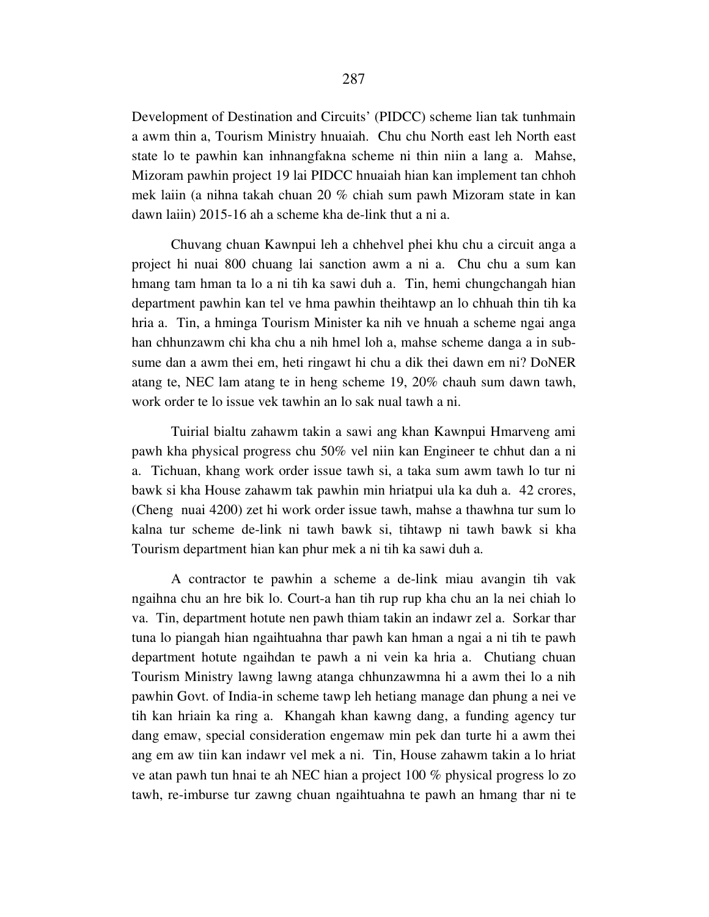Development of Destination and Circuits' (PIDCC) scheme lian tak tunhmain a awm thin a, Tourism Ministry hnuaiah. Chu chu North east leh North east state lo te pawhin kan inhnangfakna scheme ni thin niin a lang a. Mahse, Mizoram pawhin project 19 lai PIDCC hnuaiah hian kan implement tan chhoh mek laiin (a nihna takah chuan 20 % chiah sum pawh Mizoram state in kan dawn laiin) 2015-16 ah a scheme kha de-link thut a ni a.

Chuvang chuan Kawnpui leh a chhehvel phei khu chu a circuit anga a project hi nuai 800 chuang lai sanction awm a ni a. Chu chu a sum kan hmang tam hman ta lo a ni tih ka sawi duh a. Tin, hemi chungchangah hian department pawhin kan tel ve hma pawhin theihtawp an lo chhuah thin tih ka hria a. Tin, a hminga Tourism Minister ka nih ve hnuah a scheme ngai anga han chhunzawm chi kha chu a nih hmel loh a, mahse scheme danga a in sub-sume dan a awm thei em, heti ringawt hi chu a dik thei dawn em ni? DoNER atang te, NEC lam atang te in heng scheme 19, 20% chauh sum dawn tawh, work order te lo issue vek tawhin an lo sak nual tawh a ni.

Tuirial bialtu zahawm takin a sawi ang khan Kawnpui Hmarveng ami pawh kha physical progress chu 50% vel niin kan Engineer te chhut dan a ni a. Tichuan, khang work order issue tawh si, a taka sum awm tawh lo tur ni bawk si kha House zahawm tak pawhin min hriatpui ula ka duh a. 42 crores, (Cheng nuai 4200) zet hi work order issue tawh, mahse a thawhna tur sum lo kalna tur scheme de-link ni tawh bawk si, tihtawp ni tawh bawk si kha Tourism department hian kan phur mek a ni tih ka sawi duh a.

A contractor te pawhin a scheme a de-link miau avangin tih vak ngaihna chu an hre bik lo. Court-a han tih rup rup kha chu an la nei chiah lo va. Tin, department hotute nen pawh thiam takin an indawr zel a. Sorkar thar tuna lo piangah hian ngaihtuahna thar pawh kan hman a ngai a ni tih te pawh department hotute ngaihdan te pawh a ni vein ka hria a. Chutiang chuan Tourism Ministry lawng lawng atanga chhunzawmna hi a awm thei lo a nih pawhin Govt. of India-in scheme tawp leh hetiang manage dan phung a nei ve tih kan hriain ka ring a. Khangah khan kawng dang, a funding agency tur dang emaw, special consideration engemaw min pek dan turte hi a awm thei ang em aw tiin kan indawr vel mek a ni. Tin, House zahawm takin a lo hriat ve atan pawh tun hnai te ah NEC hian a project 100 % physical progress lo zo tawh, re-imburse tur zawng chuan ngaihtuahna te pawh an hmang thar ni te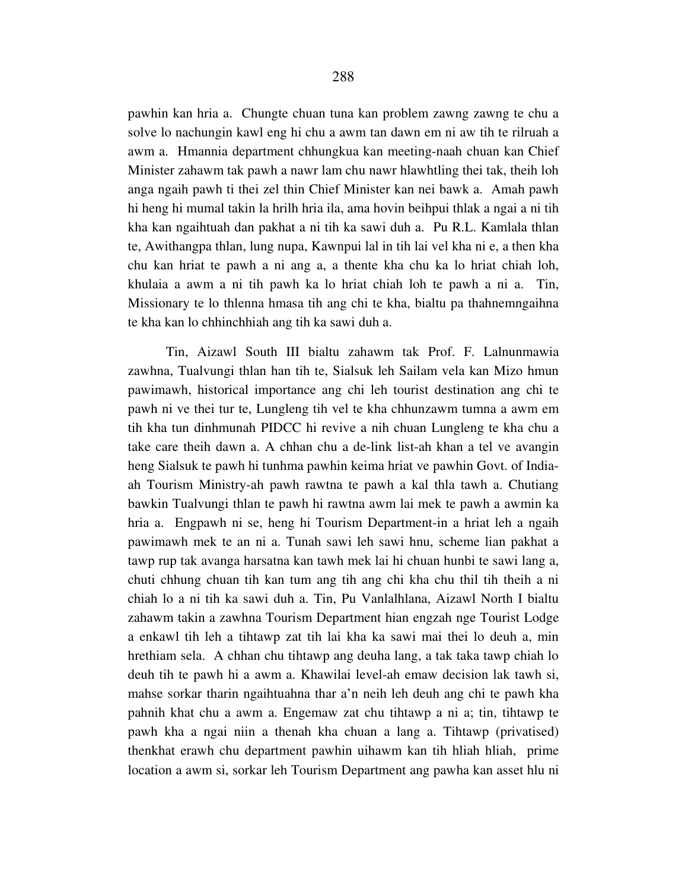pawhin kan hria a. Chungte chuan tuna kan problem zawng zawng te chu a solve lo nachungin kawl eng hi chu a awm tan dawn em ni aw tih te rilruah a awm a. Hmannia department chhungkua kan meeting-naah chuan kan Chief Minister zahawm tak pawh a nawr lam chu nawr hlawhtling thei tak, theih loh anga ngaih pawh ti thei zel thin Chief Minister kan nei bawk a. Amah pawh hi heng hi mumal takin la hrilh hria ila, ama hovin beihpui thlak a ngai a ni tih kha kan ngaihtuah dan pakhat a ni tih ka sawi duh a. Pu R.L. Kamlala thlan te, Awithangpa thlan, lung nupa, Kawnpui lal in tih lai vel kha ni e, a then kha chu kan hriat te pawh a ni ang a, a thente kha chu ka lo hriat chiah loh, khulaia a awm a ni tih pawh ka lo hriat chiah loh te pawh a ni a. Tin, Missionary te lo thlenna hmasa tih ang chi te kha, bialtu pa thahnemngaihna te kha kan lo chhinchhiah ang tih ka sawi duh a.

Tin, Aizawl South III bialtu zahawm tak Prof. F. Lalnunmawia zawhna, Tualvungi thlan han tih te, Sialsuk leh Sailam vela kan Mizo hmun pawimawh, historical importance ang chi leh tourist destination ang chi te pawh ni ve thei tur te, Lungleng tih vel te kha chhunzawm tumna a awm em tih kha tun dinhmunah PIDCC hi revive a nih chuan Lungleng te kha chu a take care theih dawn a. A chhan chu a de-link list-ah khan a tel ve avangin heng Sialsuk te pawh hi tunhma pawhin keima hriat ve pawhin Govt. of India-ah Tourism Ministry-ah pawh rawtna te pawh a kal thla tawh a. Chutiang bawkin Tualvungi thlan te pawh hi rawtna awm lai mek te pawh a awmin ka hria a. Engpawh ni se, heng hi Tourism Department-in a hriat leh a ngaih pawimawh mek te an ni a. Tunah sawi leh sawi hnu, scheme lian pakhat a tawp rup tak avanga harsatna kan tawh mek lai hi chuan hunbi te sawi lang a, chuti chhung chuan tih kan tum ang tih ang chi kha chu thil tih theih a ni chiah lo a ni tih ka sawi duh a. Tin, Pu Vanlalhlana, Aizawl North I bialtu zahawm takin a zawhna Tourism Department hian engzah nge Tourist Lodge a enkawl tih leh a tihtawp zat tih lai kha ka sawi mai thei lo deuh a, min hrethiam sela. A chhan chu tihtawp ang deuha lang, a tak taka tawp chiah lo deuh tih te pawh hi a awm a. Khawilai level-ah emaw decision lak tawh si, mahse sorkar tharin ngaihtuahna thar a'n neih leh deuh ang chi te pawh kha pahnih khat chu a awm a. Engemaw zat chu tihtawp a ni a; tin, tihtawp te pawh kha a ngai niin a thenah kha chuan a lang a. Tihtawp (privatised) thenkhat erawh chu department pawhin uihawm kan tih hliah hliah, prime location a awm si, sorkar leh Tourism Department ang pawha kan asset hlu ni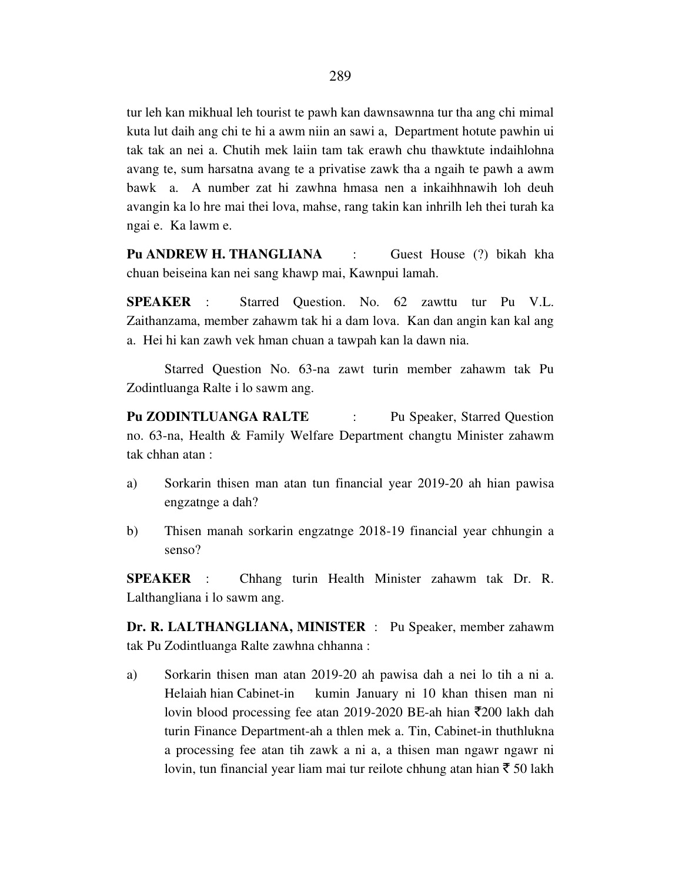tur leh kan mikhual leh tourist te pawh kan dawnsawnna tur tha ang chi mimal kuta lut daih ang chi te hi a awm niin an sawi a, Department hotute pawhin ui tak tak an nei a. Chutih mek laiin tam tak erawh chu thawktute indaihlohna avang te, sum harsatna avang te a privatise zawk tha a ngaih te pawh a awm bawk a. A number zat hi zawhna hmasa nen a inkaihhnawih loh deuh avangin ka lo hre mai thei lova, mahse, rang takin kan inhrilh leh thei turah ka ngai e. Ka lawm e.

**Pu ANDREW H. THANGLIANA** : Guest House (?) bikah kha chuan beiseina kan nei sang khawp mai, Kawnpui lamah.

**SPEAKER** : Starred Question. No. 62 zawttu tur Pu V.L. Zaithanzama, member zahawm tak hi a dam lova. Kan dan angin kan kal ang a. Hei hi kan zawh vek hman chuan a tawpah kan la dawn nia.

Starred Question No. 63-na zawt turin member zahawm tak Pu Zodintluanga Ralte i lo sawm ang.

**Pu ZODINTLUANGA RALTE** : Pu Speaker, Starred Question no. 63-na, Health & Family Welfare Department changtu Minister zahawm tak chhan atan :

a) Sorkarin thisen man atan tun financial year 2019-20 ah hian pawisa engzatnge a dah?

b) Thisen manah sorkarin engzatnge 2018-19 financial year chhungin a senso?

**SPEAKER** : Chhang turin Health Minister zahawm tak Dr. R. Lalthangliana i lo sawm ang.

**Dr. R. LALTHANGLIANA, MINISTER** : Pu Speaker, member zahawm tak Pu Zodintluanga Ralte zawhna chhanna :

a) Sorkarin thisen man atan 2019-20 ah pawisa dah a nei lo tih a ni a. Helaiah hian Cabinet-in kumin January ni 10 khan thisen man ni lovin blood processing fee atan 2019-2020 BE-ah hian ₹200 lakh dah turin Finance Department-ah a thlen mek a. Tin, Cabinet-in thuthlukna a processing fee atan tih zawk a ni a, a thisen man ngawr ngawr ni lovin, tun financial year liam mai tur reilote chhung atan hian ₹ 50 lakh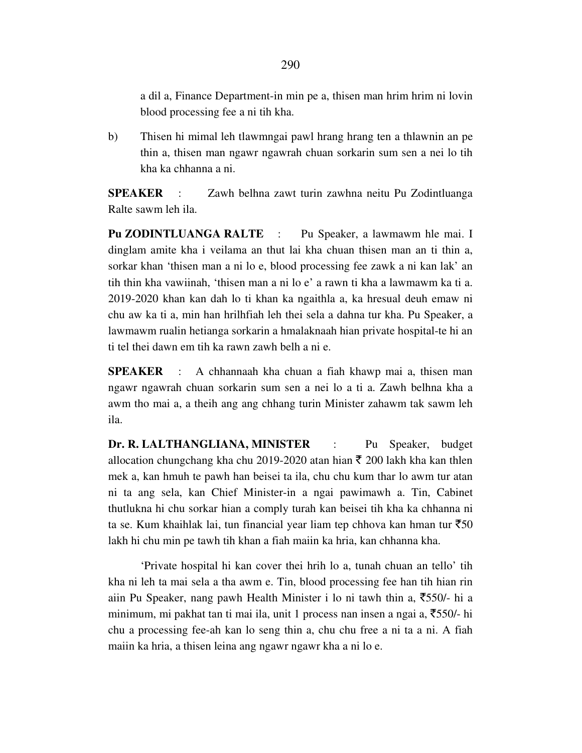a dil a, Finance Department-in min pe a, thisen man hrim hrim ni lovin blood processing fee a ni tih kha.

b) Thisen hi mimal leh tlawmngai pawl hrang hrang ten a thlawnin an pe thin a, thisen man ngawr ngawrah chuan sorkarin sum sen a nei lo tih kha ka chhanna a ni.

**SPEAKER** : Zawh belhna zawt turin zawhna neitu Pu Zodintluanga Ralte sawm leh ila.

**Pu ZODINTLUANGA RALTE** : Pu Speaker, a lawmawm hle mai. I dinglam amite kha i veilama an thut lai kha chuan thisen man an ti thin a, sorkar khan 'thisen man a ni lo e, blood processing fee zawk a ni kan lak' an tih thin kha vawiinah, 'thisen man a ni lo e' a rawn ti kha a lawmawm ka ti a. 2019-2020 khan kan dah lo ti khan ka ngaithla a, ka hresual deuh emaw ni chu aw ka ti a, min han hrilhfiah leh thei sela a dahna tur kha. Pu Speaker, a lawmawm rualin hetianga sorkarin a hmalaknaah hian private hospital-te hi an ti tel thei dawn em tih ka rawn zawh belh a ni e.

**SPEAKER** : A chhannaah kha chuan a fiah khawp mai a, thisen man ngawr ngawrah chuan sorkarin sum sen a nei lo a ti a. Zawh belhna kha a awm tho mai a, a theih ang ang chhang turin Minister zahawm tak sawm leh ila.

**Dr. R. LALTHANGLIANA, MINISTER** : Pu Speaker, budget allocation chungchang kha chu 2019-2020 atan hian ₹ 200 lakh kha kan thlen mek a, kan hmuh te pawh han beisei ta ila, chu chu kum thar lo awm tur atan ni ta ang sela, kan Chief Minister-in a ngai pawimawh a. Tin, Cabinet thutlukna hi chu sorkar hian a comply turah kan beisei tih kha ka chhanna ni ta se. Kum khaihlak lai, tun financial year liam tep chhova kan hman tur ₹50 lakh hi chu min pe tawh tih khan a fiah maiin ka hria, kan chhanna kha.

'Private hospital hi kan cover thei hrih lo a, tunah chuan an tello' tih kha ni leh ta mai sela a tha awm e. Tin, blood processing fee han tih hian rin aiin Pu Speaker, nang pawh Health Minister i lo ni tawh thin a, ₹550/- hi a minimum, mi pakhat tan ti mai ila, unit 1 process nan insen a ngai a, ₹550/- hi chu a processing fee-ah kan lo seng thin a, chu chu free a ni ta a ni. A fiah maiin ka hria, a thisen leina ang ngawr ngawr kha a ni lo e.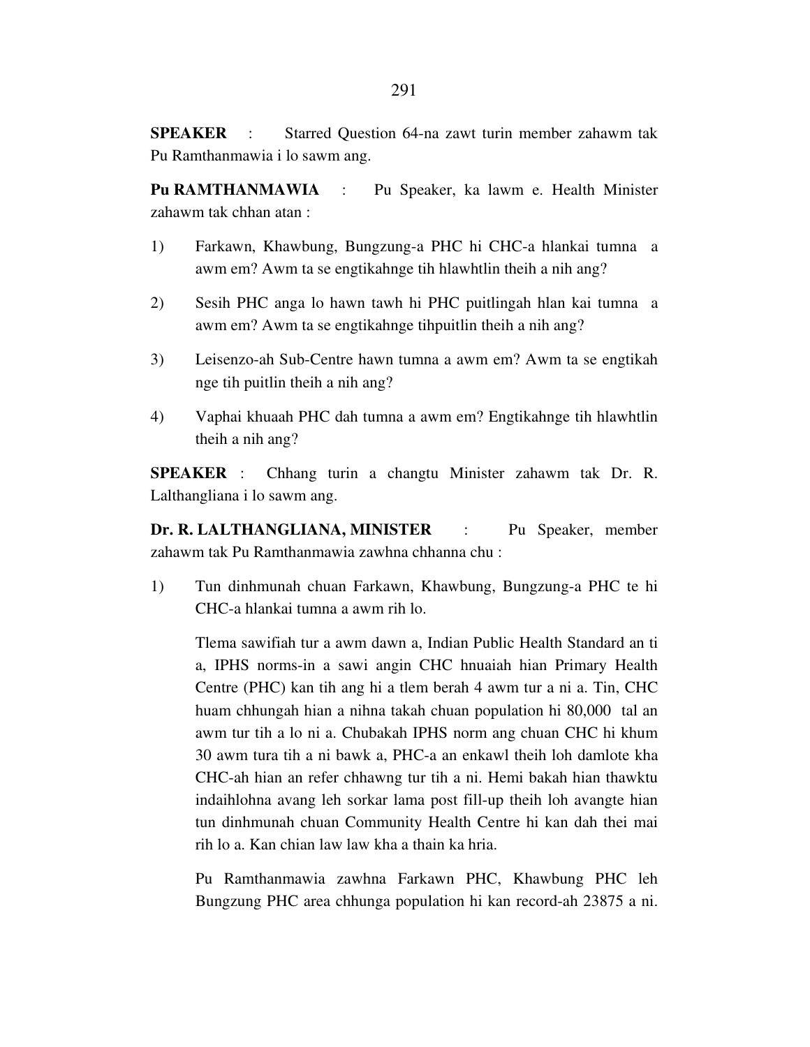**SPEAKER** : Starred Question 64-na zawt turin member zahawm tak Pu Ramthanmawia i lo sawm ang.

**Pu RAMTHANMAWIA** : Pu Speaker, ka lawm e. Health Minister zahawm tak chhan atan :

1) Farkawn, Khawbung, Bungzung-a PHC hi CHC-a hlankai tumna a awm em? Awm ta se engtikahnge tih hlawhtlin theih a nih ang?

2) Sesih PHC anga lo hawn tawh hi PHC puitlingah hlan kai tumna a awm em? Awm ta se engtikahnge tihpuitlin theih a nih ang?

3) Leisenzo-ah Sub-Centre hawn tumna a awm em? Awm ta se engtikah nge tih puitlin theih a nih ang?

4) Vaphai khuaah PHC dah tumna a awm em? Engtikahnge tih hlawhtlin theih a nih ang?

**SPEAKER** : Chhang turin a changtu Minister zahawm tak Dr. R. Lalthangliana i lo sawm ang.

**Dr. R. LALTHANGLIANA, MINISTER** : Pu Speaker, member zahawm tak Pu Ramthanmawia zawhna chhanna chu :

1) Tun dinhmunah chuan Farkawn, Khawbung, Bungzung-a PHC te hi CHC-a hlankai tumna a awm rih lo.

   Tlema sawifiah tur a awm dawn a, Indian Public Health Standard an ti a, IPHS norms-in a sawi angin CHC hnuaiah hian Primary Health Centre (PHC) kan tih ang hi a tlem berah 4 awm tur a ni a. Tin, CHC huam chhungah hian a nihna takah chuan population hi 80,000 tal an awm tur tih a lo ni a. Chubakah IPHS norm ang chuan CHC hi khum 30 awm tura tih a ni bawk a, PHC-a an enkawl theih loh damlote kha CHC-ah hian an refer chhawng tur tih a ni. Hemi bakah hian thawktu indaihlohna avang leh sorkar lama post fill-up theih loh avangte hian tun dinhmunah chuan Community Health Centre hi kan dah thei mai rih lo a. Kan chian law law kha a thain ka hria.

   Pu Ramthanmawia zawhna Farkawn PHC, Khawbung PHC leh Bungzung PHC area chhunga population hi kan record-ah 23875 a ni.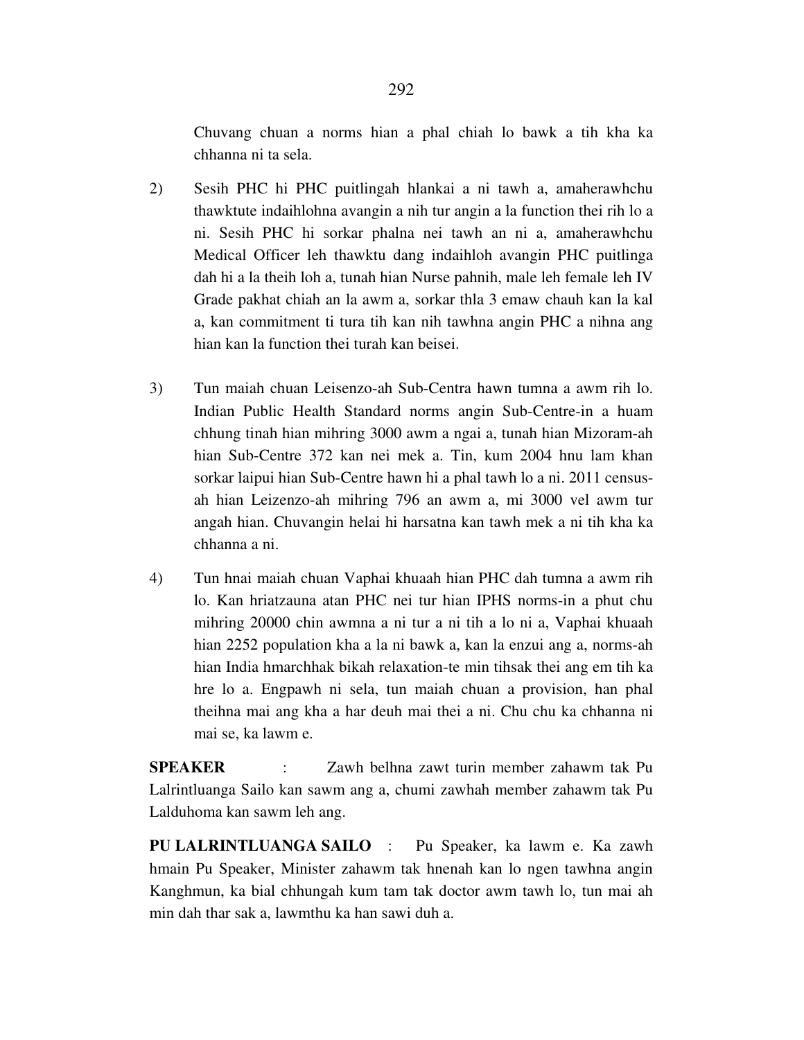Chuvang chuan a norms hian a phal chiah lo bawk a tih kha ka chhanna ni ta sela.

2) Sesih PHC hi PHC puitlingah hlankai a ni tawh a, amaherawhchu thawktute indaihlohna avangin a nih tur angin a la function thei rih lo a ni. Sesih PHC hi sorkar phalna nei tawh an ni a, amaherawhchu Medical Officer leh thawktu dang indaihloh avangin PHC puitlinga dah hi a la theih loh a, tunah hian Nurse pahnih, male leh female leh IV Grade pakhat chiah an la awm a, sorkar thla 3 emaw chauh kan la kal a, kan commitment ti tura tih kan nih tawhna angin PHC a nihna ang hian kan la function thei turah kan beisei.

3) Tun maiah chuan Leisenzo-ah Sub-Centra hawn tumna a awm rih lo. Indian Public Health Standard norms angin Sub-Centre-in a huam chhung tinah hian mihring 3000 awm a ngai a, tunah hian Mizoram-ah hian Sub-Centre 372 kan nei mek a. Tin, kum 2004 hnu lam khan sorkar laipui hian Sub-Centre hawn hi a phal tawh lo a ni. 2011 census-ah hian Leizenzo-ah mihring 796 an awm a, mi 3000 vel awm tur angah hian. Chuvangin helai hi harsatna kan tawh mek a ni tih kha ka chhanna a ni.

4) Tun hnai maiah chuan Vaphai khuaah hian PHC dah tumna a awm rih lo. Kan hriatzauna atan PHC nei tur hian IPHS norms-in a phut chu mihring 20000 chin awmna a ni tur a ni tih a lo ni a, Vaphai khuaah hian 2252 population kha a la ni bawk a, kan la enzui ang a, norms-ah hian India hmarchhak bikah relaxation-te min tihsak thei ang em tih ka hre lo a. Engpawh ni sela, tun maiah chuan a provision, han phal theihna mai ang kha a har deuh mai thei a ni. Chu chu ka chhanna ni mai se, ka lawm e.

**SPEAKER** : Zawh belhna zawt turin member zahawm tak Pu Lalrintluanga Sailo kan sawm ang a, chumi zawhah member zahawm tak Pu Lalduhoma kan sawm leh ang.

**PU LALRINTLUANGA SAILO** : Pu Speaker, ka lawm e. Ka zawh hmain Pu Speaker, Minister zahawm tak hnenah kan lo ngen tawhna angin Kanghmun, ka bial chhungah kum tam tak doctor awm tawh lo, tun mai ah min dah thar sak a, lawmthu ka han sawi duh a.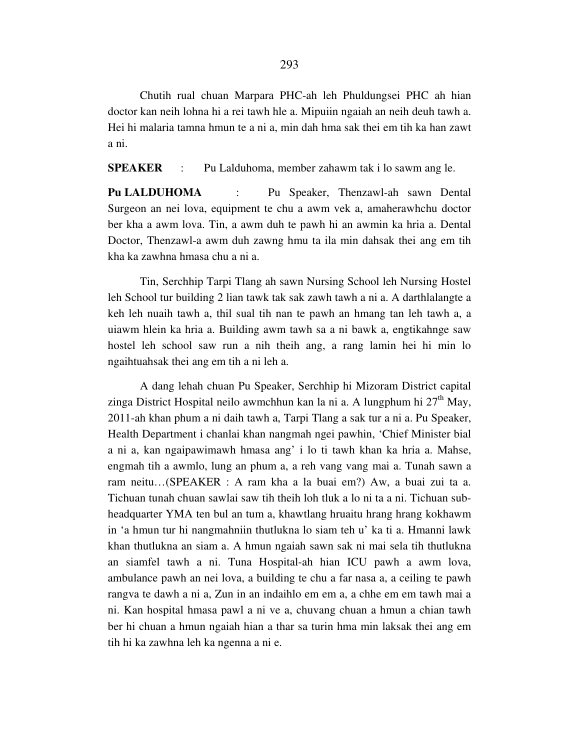Chutih rual chuan Marpara PHC-ah leh Phuldungsei PHC ah hian doctor kan neih lohna hi a rei tawh hle a. Mipuiin ngaiah an neih deuh tawh a. Hei hi malaria tamna hmun te a ni a, min dah hma sak thei em tih ka han zawt a ni.

**SPEAKER** : Pu Lalduhoma, member zahawm tak i lo sawm ang le.

**Pu LALDUHOMA** : Pu Speaker, Thenzawl-ah sawn Dental Surgeon an nei lova, equipment te chu a awm vek a, amaherawhchu doctor ber kha a awm lova. Tin, a awm duh te pawh hi an awmin ka hria a. Dental Doctor, Thenzawl-a awm duh zawng hmu ta ila min dahsak thei ang em tih kha ka zawhna hmasa chu a ni a.

Tin, Serchhip Tarpi Tlang ah sawn Nursing School leh Nursing Hostel leh School tur building 2 lian tawk tak sak zawh tawh a ni a. A darthlalangte a keh leh nuaih tawh a, thil sual tih nan te pawh an hmang tan leh tawh a, a uiawm hlein ka hria a. Building awm tawh sa a ni bawk a, engtikahnge saw hostel leh school saw run a nih theih ang, a rang lamin hei hi min lo ngaihtuahsak thei ang em tih a ni leh a.

A dang lehah chuan Pu Speaker, Serchhip hi Mizoram District capital zinga District Hospital neilo awmchhun kan la ni a. A lungphum hi 27th May, 2011-ah khan phum a ni daih tawh a, Tarpi Tlang a sak tur a ni a. Pu Speaker, Health Department i chanlai khan nangmah ngei pawhin, 'Chief Minister bial a ni a, kan ngaipawimawh hmasa ang' i lo ti tawh khan ka hria a. Mahse, engmah tih a awmlo, lung an phum a, a reh vang vang mai a. Tunah sawn a ram neitu…(SPEAKER : A ram kha a la buai em?) Aw, a buai zui ta a. Tichuan tunah chuan sawlai saw tih theih loh tluk a lo ni ta a ni. Tichuan sub-headquarter YMA ten bul an tum a, khawtlang hruaitu hrang hrang kokhawm in 'a hmun tur hi nangmahniin thutlukna lo siam teh u' ka ti a. Hmanni lawk khan thutlukna an siam a. A hmun ngaiah sawn sak ni mai sela tih thutlukna an siamfel tawh a ni. Tuna Hospital-ah hian ICU pawh a awm lova, ambulance pawh an nei lova, a building te chu a far nasa a, a ceiling te pawh rangva te dawh a ni a, Zun in an indaihlo em em a, a chhe em em tawh mai a ni. Kan hospital hmasa pawl a ni ve a, chuvang chuan a hmun a chian tawh ber hi chuan a hmun ngaiah hian a thar sa turin hma min laksak thei ang em tih hi ka zawhna leh ka ngenna a ni e.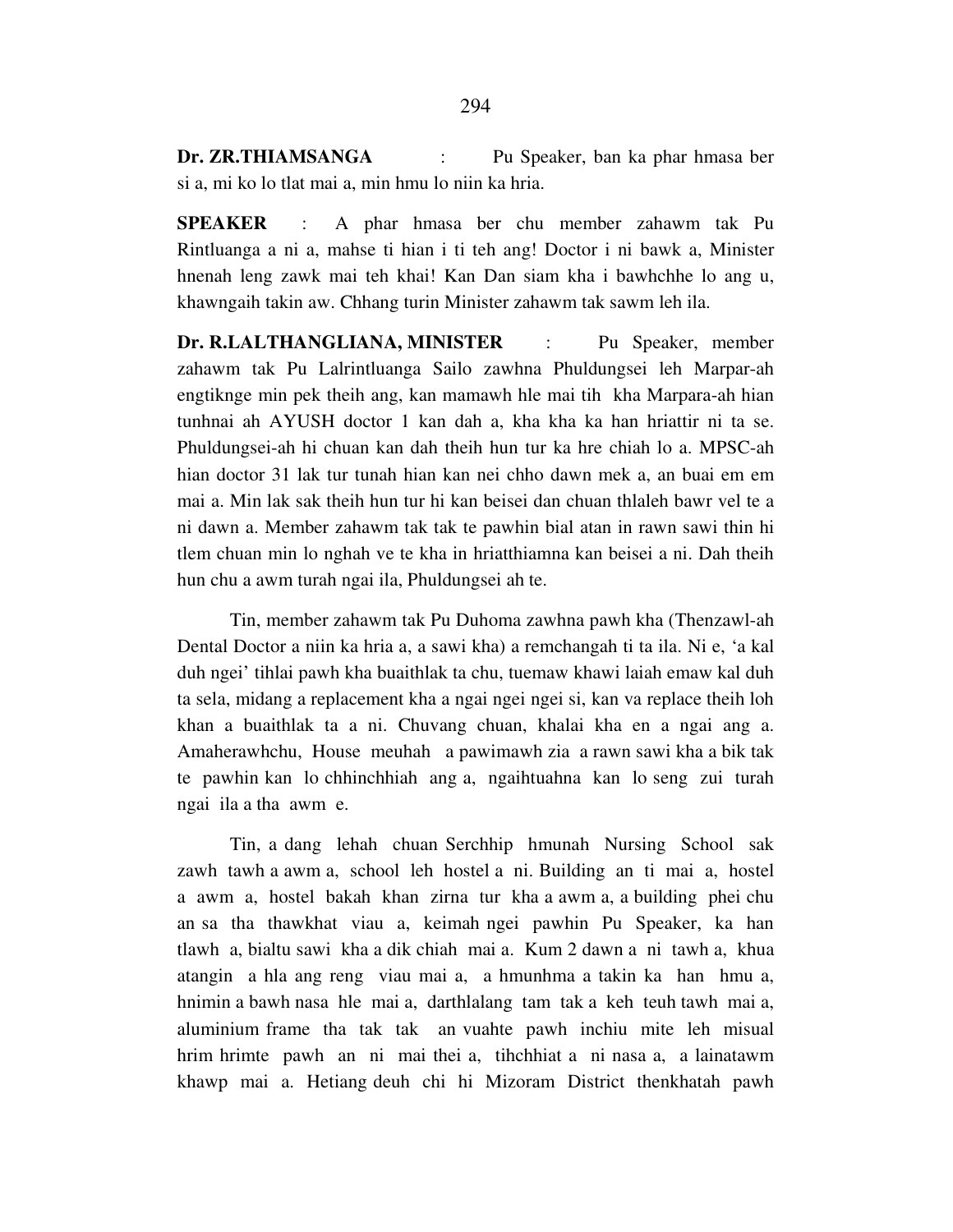**Dr. ZR.THIAMSANGA** : Pu Speaker, ban ka phar hmasa ber si a, mi ko lo tlat mai a, min hmu lo niin ka hria.

**SPEAKER** : A phar hmasa ber chu member zahawm tak Pu Rintluanga a ni a, mahse ti hian i ti teh ang! Doctor i ni bawk a, Minister hnenah leng zawk mai teh khai! Kan Dan siam kha i bawhchhe lo ang u, khawngaih takin aw. Chhang turin Minister zahawm tak sawm leh ila.

**Dr. R.LALTHANGLIANA, MINISTER** : Pu Speaker, member zahawm tak Pu Lalrintluanga Sailo zawhna Phuldungsei leh Marpar-ah engtiknge min pek theih ang, kan mamawh hle mai tih kha Marpara-ah hian tunhnai ah AYUSH doctor 1 kan dah a, kha kha ka han hriattir ni ta se. Phuldungsei-ah hi chuan kan dah theih hun tur ka hre chiah lo a. MPSC-ah hian doctor 31 lak tur tunah hian kan nei chho dawn mek a, an buai em em mai a. Min lak sak theih hun tur hi kan beisei dan chuan thlaleh bawr vel te a ni dawn a. Member zahawm tak tak te pawhin bial atan in rawn sawi thin hi tlem chuan min lo nghah ve te kha in hriatthiamna kan beisei a ni. Dah theih hun chu a awm turah ngai ila, Phuldungsei ah te.

Tin, member zahawm tak Pu Duhoma zawhna pawh kha (Thenzawl-ah Dental Doctor a niin ka hria a, a sawi kha) a remchangah ti ta ila. Ni e, 'a kal duh ngei' tihlai pawh kha buaithlak ta chu, tuemaw khawi laiah emaw kal duh ta sela, midang a replacement kha a ngai ngei ngei si, kan va replace theih loh khan a buaithlak ta a ni. Chuvang chuan, khalai kha en a ngai ang a. Amaherawhchu, House meuhah a pawimawh zia a rawn sawi kha a bik tak te pawhin kan lo chhinchhiah ang a, ngaihtuahna kan lo seng zui turah ngai ila a tha awm e.

Tin, a dang lehah chuan Serchhip hmunah Nursing School sak zawh tawh a awm a, school leh hostel a ni. Building an ti mai a, hostel a awm a, hostel bakah khan zirna tur kha a awm a, a building phei chu an sa tha thawkhat viau a, keimah ngei pawhin Pu Speaker, ka han tlawh a, bialtu sawi kha a dik chiah mai a. Kum 2 dawn a ni tawh a, khua atangin a hla ang reng viau mai a, a hmunhma a takin ka han hmu a, hnimin a bawh nasa hle mai a, darthlalang tam tak a keh teuh tawh mai a, aluminium frame tha tak tak an vuahte pawh inchiu mite leh misual hrim hrimte pawh an ni mai thei a, tihchhiat a ni nasa a, a lainatawm khawp mai a. Hetiang deuh chi hi Mizoram District thenkhatah pawh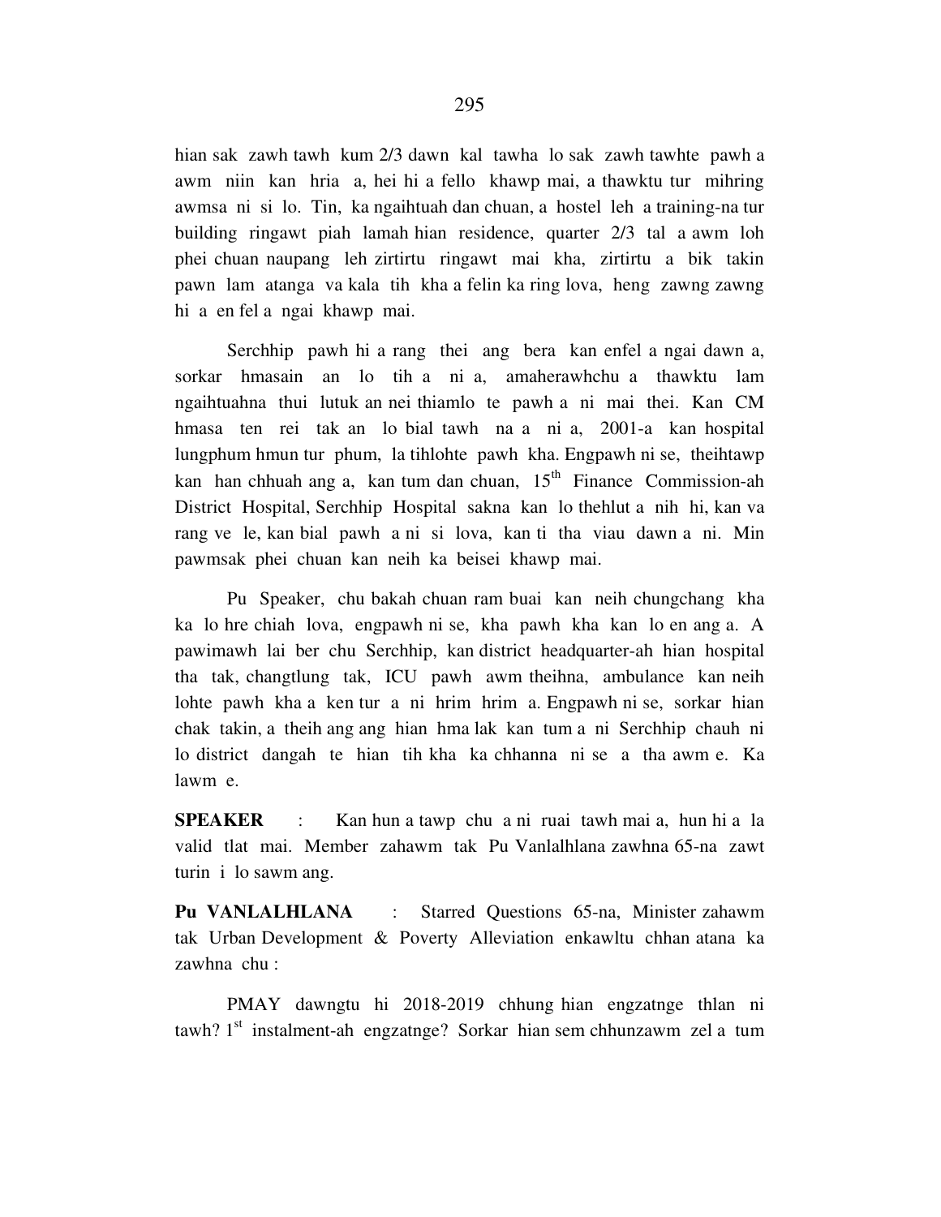hian sak zawh tawh kum 2/3 dawn kal tawha lo sak zawh tawhte pawh a awm niin kan hria a, hei hi a fello khawp mai, a thawktu tur mihring awmsa ni si lo. Tin, ka ngaihtuah dan chuan, a hostel leh a training-na tur building ringawt piah lamah hian residence, quarter 2/3 tal a awm loh phei chuan naupang leh zirtirtu ringawt mai kha, zirtirtu a bik takin pawn lam atanga va kala tih kha a felin ka ring lova, heng zawng zawng hi a en fel a ngai khawp mai.

Serchhip pawh hi a rang thei ang bera kan enfel a ngai dawn a, sorkar hmasain an lo tih a ni a, amaherawhchu a thawktu lam ngaihtuahna thui lutuk an nei thiamlo te pawh a ni mai thei. Kan CM hmasa ten rei tak an lo bial tawh na a ni a, 2001-a kan hospital lungphum hmun tur phum, la tihlohte pawh kha. Engpawh ni se, theihtawp kan han chhuah ang a, kan tum dan chuan, 15th Finance Commission-ah District Hospital, Serchhip Hospital sakna kan lo thehlut a nih hi, kan va rang ve le, kan bial pawh a ni si lova, kan ti tha viau dawn a ni. Min pawmsak phei chuan kan neih ka beisei khawp mai.

Pu Speaker, chu bakah chuan ram buai kan neih chungchang kha ka lo hre chiah lova, engpawh ni se, kha pawh kha kan lo en ang a. A pawimawh lai ber chu Serchhip, kan district headquarter-ah hian hospital tha tak, changtlung tak, ICU pawh awm theihna, ambulance kan neih lohte pawh kha a ken tur a ni hrim hrim a. Engpawh ni se, sorkar hian chak takin, a theih ang ang hian hma lak kan tum a ni Serchhip chauh ni lo district dangah te hian tih kha ka chhanna ni se a tha awm e. Ka lawm e.

**SPEAKER** : Kan hun a tawp chu a ni ruai tawh mai a, hun hi a la valid tlat mai. Member zahawm tak Pu Vanlalhlana zawhna 65-na zawt turin i lo sawm ang.

**Pu VANLALHLANA** : Starred Questions 65-na, Minister zahawm tak Urban Development & Poverty Alleviation enkawltu chhan atana ka zawhna chu :

PMAY dawngtu hi 2018-2019 chhung hian engzatnge thlan ni tawh? 1st instalment-ah engzatnge? Sorkar hian sem chhunzawm zel a tum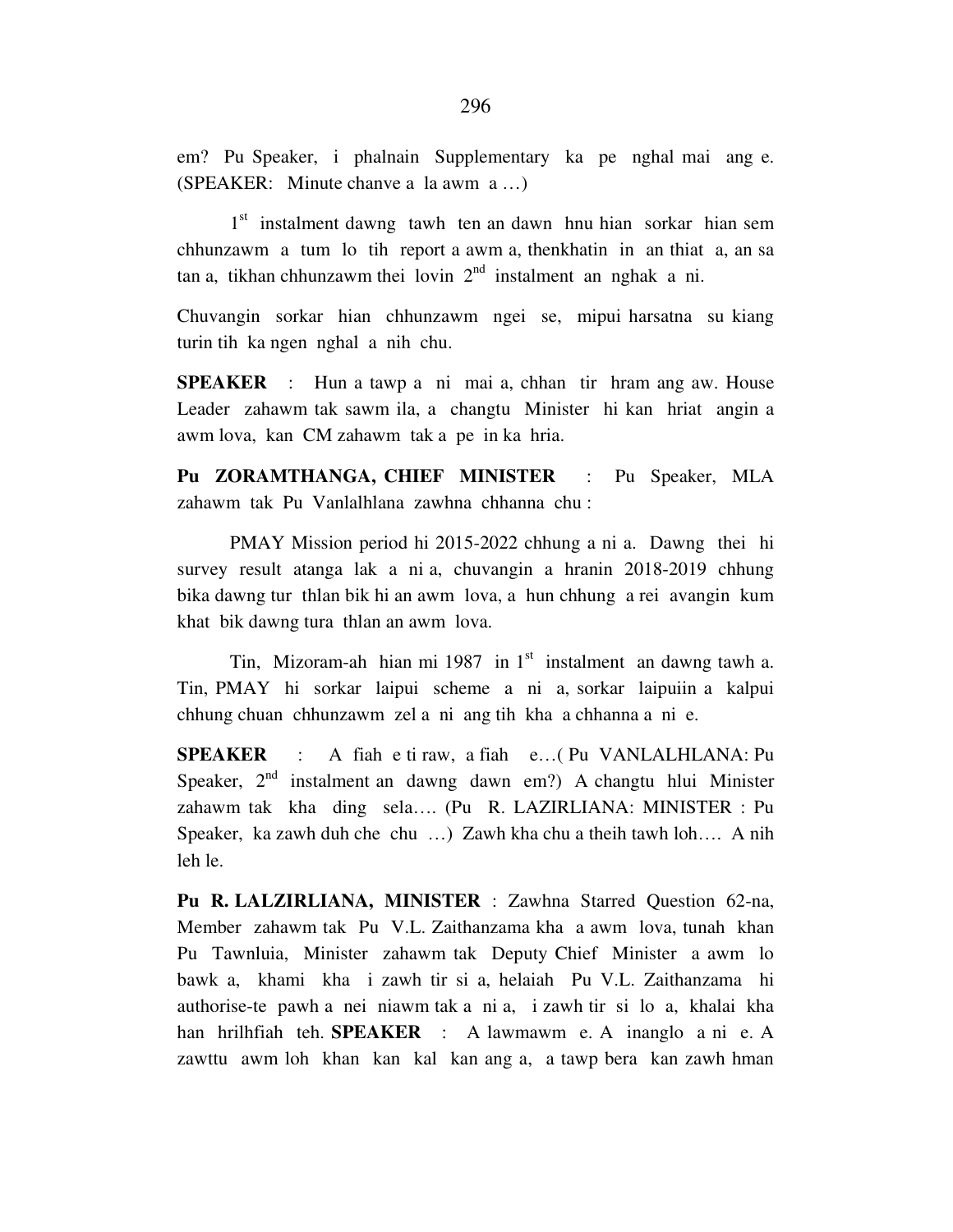em? Pu Speaker, i phalnain Supplementary ka pe nghal mai ang e. (SPEAKER: Minute chanve a la awm a …)

1st instalment dawng tawh ten an dawn hnu hian sorkar hian sem chhunzawm a tum lo tih report a awm a, thenkhatin in an thiat a, an sa tan a, tikhan chhunzawm thei lovin 2nd instalment an nghak a ni.

Chuvangin sorkar hian chhunzawm ngei se, mipui harsatna su kiang turin tih ka ngen nghal a nih chu.

**SPEAKER** : Hun a tawp a ni mai a, chhan tir hram ang aw. House Leader zahawm tak sawm ila, a changtu Minister hi kan hriat angin a awm lova, kan CM zahawm tak a pe in ka hria.

**Pu ZORAMTHANGA, CHIEF MINISTER** : Pu Speaker, MLA zahawm tak Pu Vanlalhlana zawhna chhanna chu :

PMAY Mission period hi 2015-2022 chhung a ni a. Dawng thei hi survey result atanga lak a ni a, chuvangin a hranin 2018-2019 chhung bika dawng tur thlan bik hi an awm lova, a hun chhung a rei avangin kum khat bik dawng tura thlan an awm lova.

Tin, Mizoram-ah hian mi 1987 in 1st instalment an dawng tawh a. Tin, PMAY hi sorkar laipui scheme a ni a, sorkar laipuiin a kalpui chhung chuan chhunzawm zel a ni ang tih kha a chhanna a ni e.

**SPEAKER** : A fiah e ti raw, a fiah e…( Pu VANLALHLANA: Pu Speaker, 2nd instalment an dawng dawn em?) A changtu hlui Minister zahawm tak kha ding sela…. (Pu R. LAZIRLIANA: MINISTER : Pu Speaker, ka zawh duh che chu …) Zawh kha chu a theih tawh loh…. A nih leh le.

**Pu R. LALZIRLIANA, MINISTER** : Zawhna Starred Question 62-na, Member zahawm tak Pu V.L. Zaithanzama kha a awm lova, tunah khan Pu Tawnluia, Minister zahawm tak Deputy Chief Minister a awm lo bawk a, khami kha i zawh tir si a, helaiah Pu V.L. Zaithanzama hi authorise-te pawh a nei niawm tak a ni a, i zawh tir si lo a, khalai kha han hrilhfiah teh. **SPEAKER** : A lawmawm e. A inanglo a ni e. A zawttu awm loh khan kan kal kan ang a, a tawp bera kan zawh hman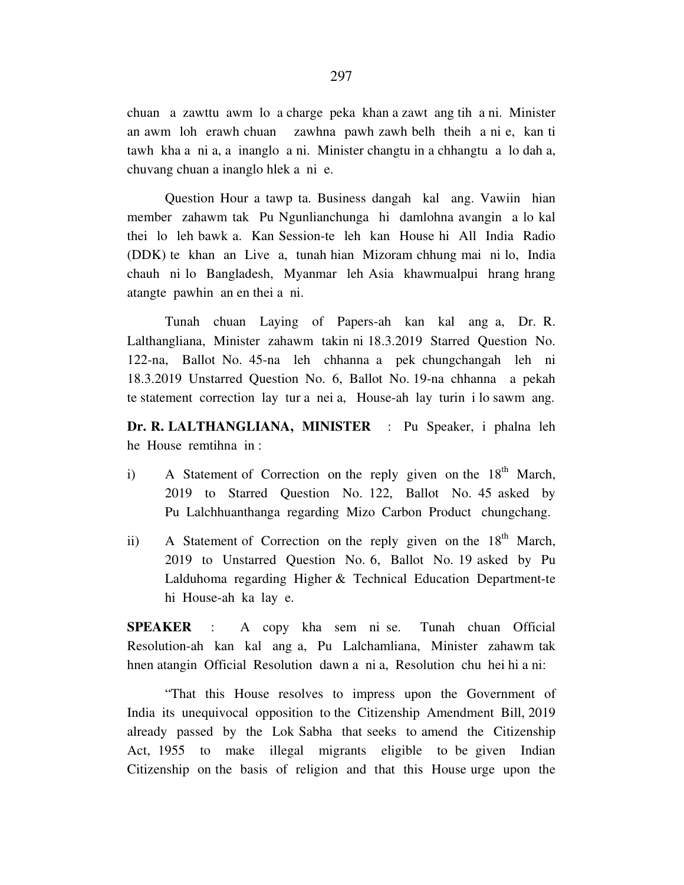chuan a zawttu awm lo a charge peka khan a zawt ang tih a ni. Minister an awm loh erawh chuan zawhna pawh zawh belh theih a ni e, kan ti tawh kha a ni a, a inanglo a ni. Minister changtu in a chhangtu a lo dah a, chuvang chuan a inanglo hlek a ni e.

Question Hour a tawp ta. Business dangah kal ang. Vawiin hian member zahawm tak Pu Ngunlianchunga hi damlohna avangin a lo kal thei lo leh bawk a. Kan Session-te leh kan House hi All India Radio (DDK) te khan an Live a, tunah hian Mizoram chhung mai ni lo, India chauh ni lo Bangladesh, Myanmar leh Asia khawmualpui hrang hrang atangte pawhin an en thei a ni.

Tunah chuan Laying of Papers-ah kan kal ang a, Dr. R. Lalthangliana, Minister zahawm takin ni 18.3.2019 Starred Question No. 122-na, Ballot No. 45-na leh chhanna a pek chungchangah leh ni 18.3.2019 Unstarred Question No. 6, Ballot No. 19-na chhanna a pekah te statement correction lay tur a nei a, House-ah lay turin i lo sawm ang.

**Dr. R. LALTHANGLIANA, MINISTER** : Pu Speaker, i phalna leh he House remtihna in :

i) A Statement of Correction on the reply given on the 18th March, 2019 to Starred Question No. 122, Ballot No. 45 asked by Pu Lalchhuanthanga regarding Mizo Carbon Product chungchang.

ii) A Statement of Correction on the reply given on the 18th March, 2019 to Unstarred Question No. 6, Ballot No. 19 asked by Pu Lalduhoma regarding Higher & Technical Education Department-te hi House-ah ka lay e.

**SPEAKER** : A copy kha sem ni se. Tunah chuan Official Resolution-ah kan kal ang a, Pu Lalchamliana, Minister zahawm tak hnen atangin Official Resolution dawn a ni a, Resolution chu hei hi a ni:

"That this House resolves to impress upon the Government of India its unequivocal opposition to the Citizenship Amendment Bill, 2019 already passed by the Lok Sabha that seeks to amend the Citizenship Act, 1955 to make illegal migrants eligible to be given Indian Citizenship on the basis of religion and that this House urge upon the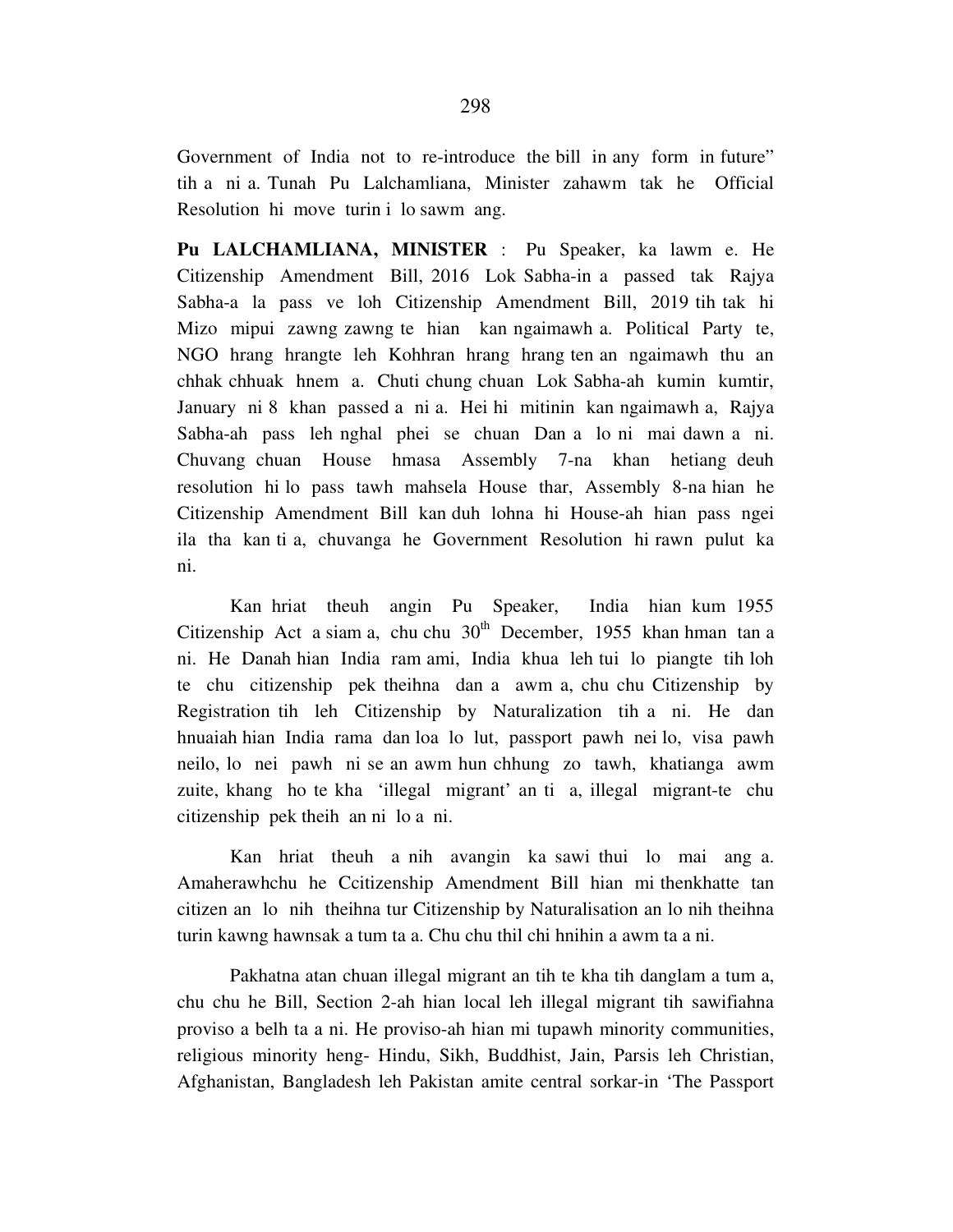Government of India not to re-introduce the bill in any form in future" tih a ni a. Tunah Pu Lalchamliana, Minister zahawm tak he Official Resolution hi move turin i lo sawm ang.

**Pu LALCHAMLIANA, MINISTER** : Pu Speaker, ka lawm e. He Citizenship Amendment Bill, 2016 Lok Sabha-in a passed tak Rajya Sabha-a la pass ve loh Citizenship Amendment Bill, 2019 tih tak hi Mizo mipui zawng zawng te hian kan ngaimawh a. Political Party te, NGO hrang hrangte leh Kohhran hrang hrang ten an ngaimawh thu an chhak chhuak hnem a. Chuti chung chuan Lok Sabha-ah kumin kumtir, January ni 8 khan passed a ni a. Hei hi mitinin kan ngaimawh a, Rajya Sabha-ah pass leh nghal phei se chuan Dan a lo ni mai dawn a ni. Chuvang chuan House hmasa Assembly 7-na khan hetiang deuh resolution hi lo pass tawh mahsela House thar, Assembly 8-na hian he Citizenship Amendment Bill kan duh lohna hi House-ah hian pass ngei ila tha kan ti a, chuvanga he Government Resolution hi rawn pulut ka ni.

Kan hriat theuh angin Pu Speaker, India hian kum 1955 Citizenship Act a siam a, chu chu 30th December, 1955 khan hman tan a ni. He Danah hian India ram ami, India khua leh tui lo piangte tih loh te chu citizenship pek theihna dan a awm a, chu chu Citizenship by Registration tih leh Citizenship by Naturalization tih a ni. He dan hnuaiah hian India rama dan loa lo lut, passport pawh nei lo, visa pawh neilo, lo nei pawh ni se an awm hun chhung zo tawh, khatianga awm zuite, khang ho te kha 'illegal migrant' an ti a, illegal migrant-te chu citizenship pek theih an ni lo a ni.

Kan hriat theuh a nih avangin ka sawi thui lo mai ang a. Amaherawhchu he Ccitizenship Amendment Bill hian mi thenkhatte tan citizen an lo nih theihna tur Citizenship by Naturalisation an lo nih theihna turin kawng hawnsak a tum ta a. Chu chu thil chi hnihin a awm ta a ni.

Pakhatna atan chuan illegal migrant an tih te kha tih danglam a tum a, chu chu he Bill, Section 2-ah hian local leh illegal migrant tih sawifiahna proviso a belh ta a ni. He proviso-ah hian mi tupawh minority communities, religious minority heng- Hindu, Sikh, Buddhist, Jain, Parsis leh Christian, Afghanistan, Bangladesh leh Pakistan amite central sorkar-in 'The Passport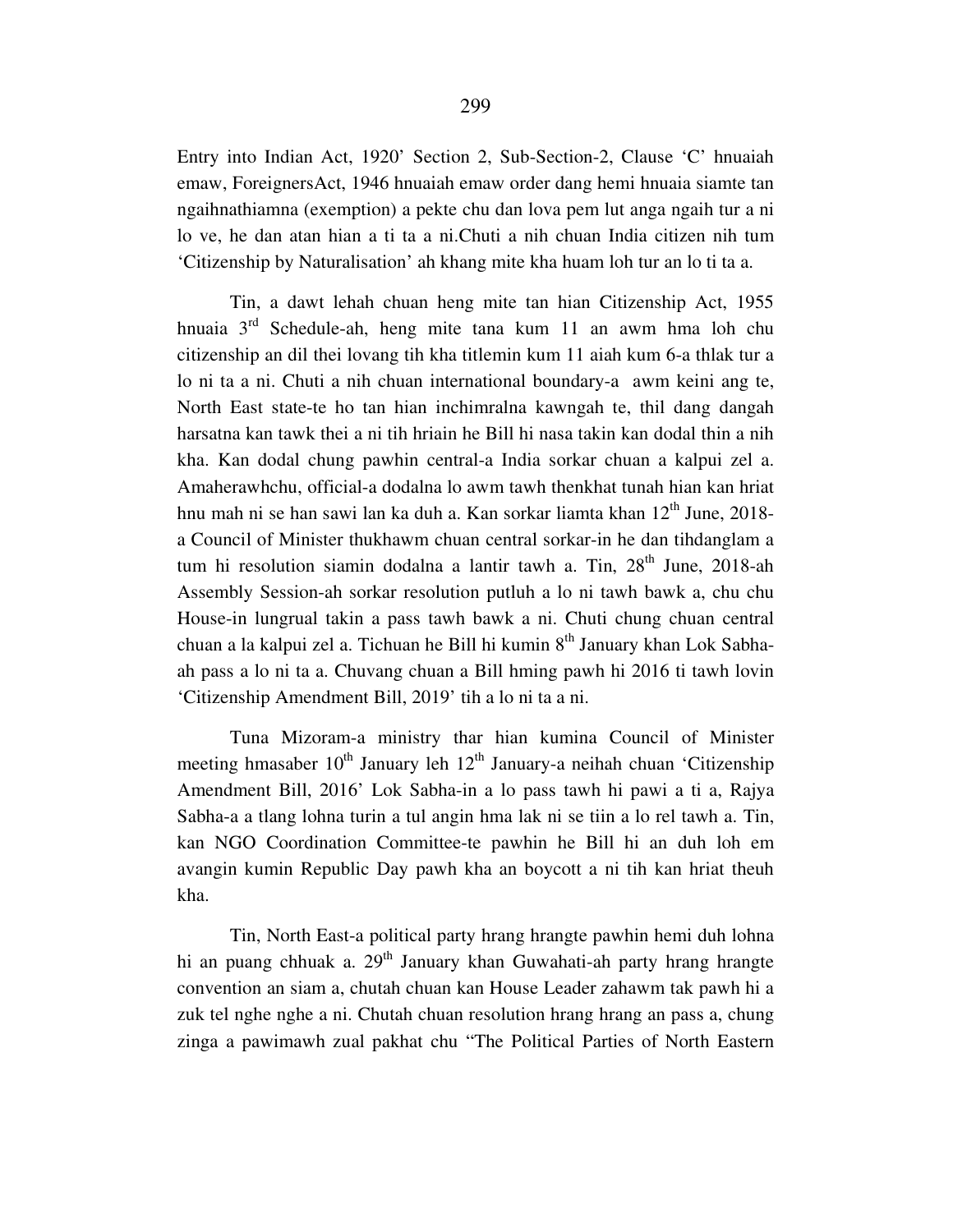Entry into Indian Act, 1920' Section 2, Sub-Section-2, Clause 'C' hnuaiah emaw, ForeignersAct, 1946 hnuaiah emaw order dang hemi hnuaia siamte tan ngaihnathiamna (exemption) a pekte chu dan lova pem lut anga ngaih tur a ni lo ve, he dan atan hian a ti ta a ni.Chuti a nih chuan India citizen nih tum 'Citizenship by Naturalisation' ah khang mite kha huam loh tur an lo ti ta a.

Tin, a dawt lehah chuan heng mite tan hian Citizenship Act, 1955 hnuaia 3rd Schedule-ah, heng mite tana kum 11 an awm hma loh chu citizenship an dil thei lovang tih kha titlemin kum 11 aiah kum 6-a thlak tur a lo ni ta a ni. Chuti a nih chuan international boundary-a awm keini ang te, North East state-te ho tan hian inchimralna kawngah te, thil dang dangah harsatna kan tawk thei a ni tih hriain he Bill hi nasa takin kan dodal thin a nih kha. Kan dodal chung pawhin central-a India sorkar chuan a kalpui zel a. Amaherawhchu, official-a dodalna lo awm tawh thenkhat tunah hian kan hriat hnu mah ni se han sawi lan ka duh a. Kan sorkar liamta khan 12th June, 2018-a Council of Minister thukhawm chuan central sorkar-in he dan tihdanglam a tum hi resolution siamin dodalna a lantir tawh a. Tin, 28th June, 2018-ah Assembly Session-ah sorkar resolution putluh a lo ni tawh bawk a, chu chu House-in lungrual takin a pass tawh bawk a ni. Chuti chung chuan central chuan a la kalpui zel a. Tichuan he Bill hi kumin 8th January khan Lok Sabha-ah pass a lo ni ta a. Chuvang chuan a Bill hming pawh hi 2016 ti tawh lovin 'Citizenship Amendment Bill, 2019' tih a lo ni ta a ni.

Tuna Mizoram-a ministry thar hian kumina Council of Minister meeting hmasaber 10th January leh 12th January-a neihah chuan 'Citizenship Amendment Bill, 2016' Lok Sabha-in a lo pass tawh hi pawi a ti a, Rajya Sabha-a a tlang lohna turin a tul angin hma lak ni se tiin a lo rel tawh a. Tin, kan NGO Coordination Committee-te pawhin he Bill hi an duh loh em avangin kumin Republic Day pawh kha an boycott a ni tih kan hriat theuh kha.

Tin, North East-a political party hrang hrangte pawhin hemi duh lohna hi an puang chhuak a. 29th January khan Guwahati-ah party hrang hrangte convention an siam a, chutah chuan kan House Leader zahawm tak pawh hi a zuk tel nghe nghe a ni. Chutah chuan resolution hrang hrang an pass a, chung zinga a pawimawh zual pakhat chu "The Political Parties of North Eastern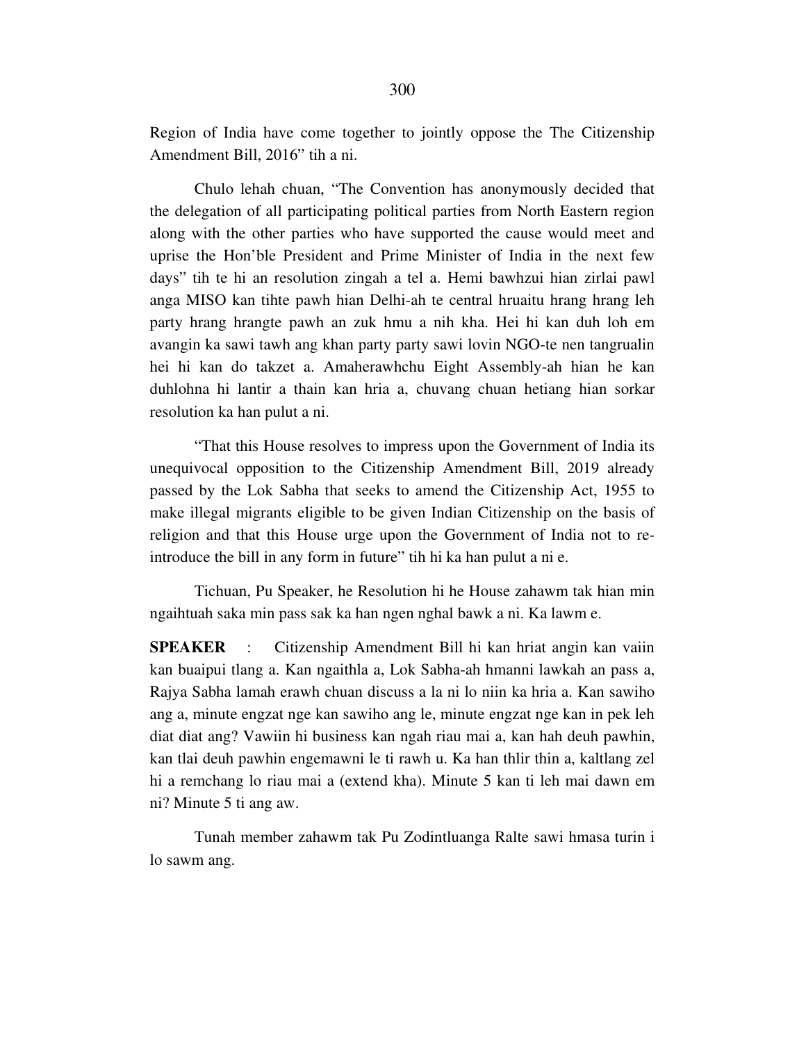Region of India have come together to jointly oppose the The Citizenship Amendment Bill, 2016" tih a ni.

Chulo lehah chuan, "The Convention has anonymously decided that the delegation of all participating political parties from North Eastern region along with the other parties who have supported the cause would meet and uprise the Hon'ble President and Prime Minister of India in the next few days" tih te hi an resolution zingah a tel a. Hemi bawhzui hian zirlai pawl anga MISO kan tihte pawh hian Delhi-ah te central hruaitu hrang hrang leh party hrang hrangte pawh an zuk hmu a nih kha. Hei hi kan duh loh em avangin ka sawi tawh ang khan party party sawi lovin NGO-te nen tangrualin hei hi kan do takzet a. Amaherawhchu Eight Assembly-ah hian he kan duhlohna hi lantir a thain kan hria a, chuvang chuan hetiang hian sorkar resolution ka han pulut a ni.

"That this House resolves to impress upon the Government of India its unequivocal opposition to the Citizenship Amendment Bill, 2019 already passed by the Lok Sabha that seeks to amend the Citizenship Act, 1955 to make illegal migrants eligible to be given Indian Citizenship on the basis of religion and that this House urge upon the Government of India not to re-introduce the bill in any form in future" tih hi ka han pulut a ni e.

Tichuan, Pu Speaker, he Resolution hi he House zahawm tak hian min ngaihtuah saka min pass sak ka han ngen nghal bawk a ni. Ka lawm e.

**SPEAKER** : Citizenship Amendment Bill hi kan hriat angin kan vaiin kan buaipui tlang a. Kan ngaithla a, Lok Sabha-ah hmanni lawkah an pass a, Rajya Sabha lamah erawh chuan discuss a la ni lo niin ka hria a. Kan sawiho ang a, minute engzat nge kan sawiho ang le, minute engzat nge kan in pek leh diat diat ang? Vawiin hi business kan ngah riau mai a, kan hah deuh pawhin, kan tlai deuh pawhin engemawni le ti rawh u. Ka han thlir thin a, kaltlang zel hi a remchang lo riau mai a (extend kha). Minute 5 kan ti leh mai dawn em ni? Minute 5 ti ang aw.

Tunah member zahawm tak Pu Zodintluanga Ralte sawi hmasa turin i lo sawm ang.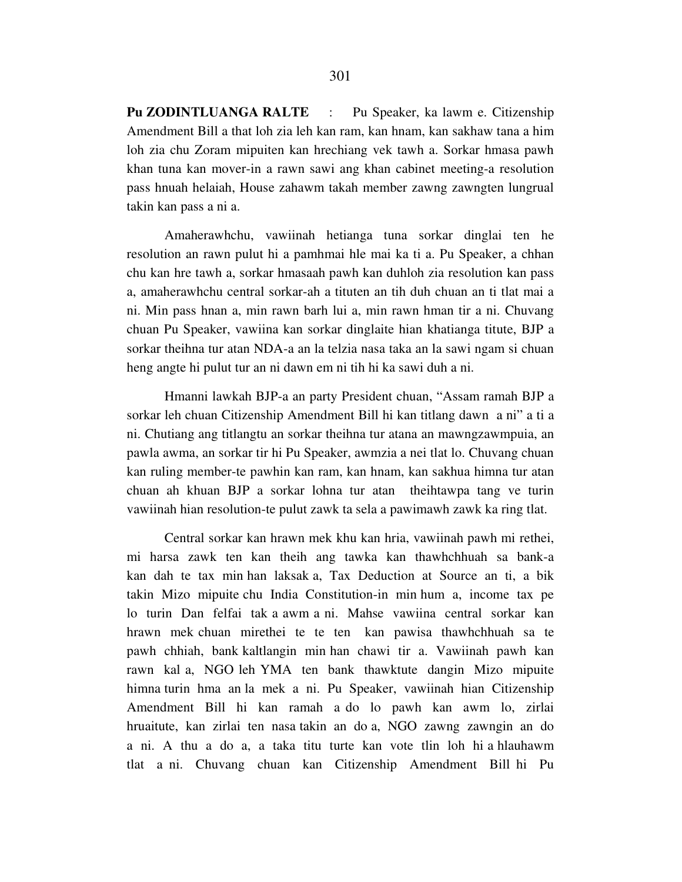**Pu ZODINTLUANGA RALTE** : Pu Speaker, ka lawm e. Citizenship Amendment Bill a that loh zia leh kan ram, kan hnam, kan sakhaw tana a him loh zia chu Zoram mipuiten kan hrechiang vek tawh a. Sorkar hmasa pawh khan tuna kan mover-in a rawn sawi ang khan cabinet meeting-a resolution pass hnuah helaiah, House zahawm takah member zawng zawngten lungrual takin kan pass a ni a.

Amaherawhchu, vawiinah hetianga tuna sorkar dinglai ten he resolution an rawn pulut hi a pamhmai hle mai ka ti a. Pu Speaker, a chhan chu kan hre tawh a, sorkar hmasaah pawh kan duhloh zia resolution kan pass a, amaherawhchu central sorkar-ah a tituten an tih duh chuan an ti tlat mai a ni. Min pass hnan a, min rawn barh lui a, min rawn hman tir a ni. Chuvang chuan Pu Speaker, vawiina kan sorkar dinglaite hian khatianga titute, BJP a sorkar theihna tur atan NDA-a an la telzia nasa taka an la sawi ngam si chuan heng angte hi pulut tur an ni dawn em ni tih hi ka sawi duh a ni.

Hmanni lawkah BJP-a an party President chuan, "Assam ramah BJP a sorkar leh chuan Citizenship Amendment Bill hi kan titlang dawn a ni" a ti a ni. Chutiang ang titlangtu an sorkar theihna tur atana an mawngzawmpuia, an pawla awma, an sorkar tir hi Pu Speaker, awmzia a nei tlat lo. Chuvang chuan kan ruling member-te pawhin kan ram, kan hnam, kan sakhua himna tur atan chuan ah khuan BJP a sorkar lohna tur atan theihtawpa tang ve turin vawiinah hian resolution-te pulut zawk ta sela a pawimawh zawk ka ring tlat.

Central sorkar kan hrawn mek khu kan hria, vawiinah pawh mi rethei, mi harsa zawk ten kan theih ang tawka kan thawhchhuah sa bank-a kan dah te tax min han laksak a, Tax Deduction at Source an ti, a bik takin Mizo mipuite chu India Constitution-in min hum a, income tax pe lo turin Dan felfai tak a awm a ni. Mahse vawiina central sorkar kan hrawn mek chuan mirethei te te ten kan pawisa thawhchhuah sa te pawh chhiah, bank kaltlangin min han chawi tir a. Vawiinah pawh kan rawn kal a, NGO leh YMA ten bank thawktute dangin Mizo mipuite himna turin hma an la mek a ni. Pu Speaker, vawiinah hian Citizenship Amendment Bill hi kan ramah a do lo pawh kan awm lo, zirlai hruaitute, kan zirlai ten nasa takin an do a, NGO zawng zawngin an do a ni. A thu a do a, a taka titu turte kan vote tlin loh hi a hlauhawm tlat a ni. Chuvang chuan kan Citizenship Amendment Bill hi Pu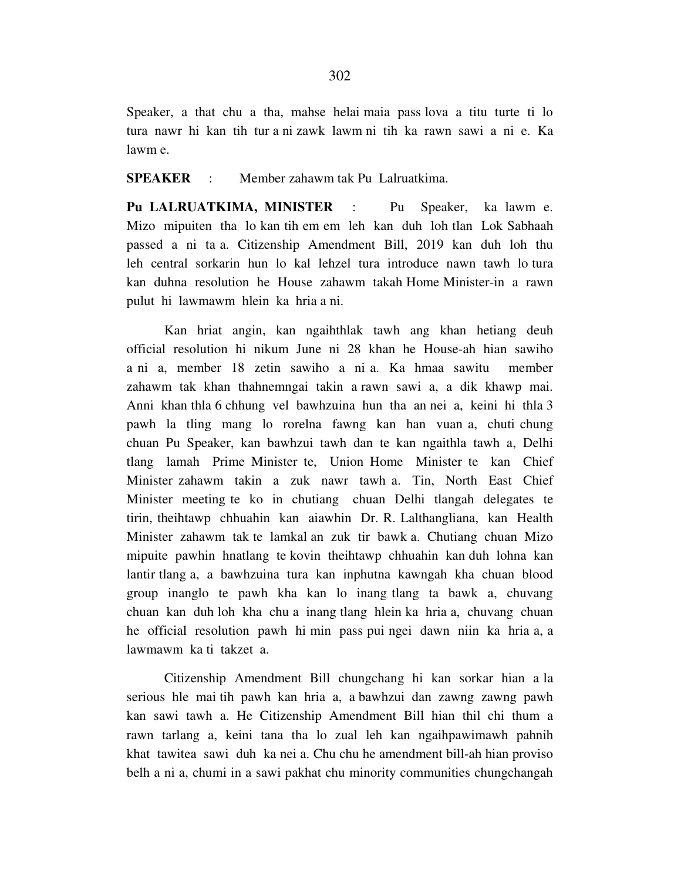Speaker, a that chu a tha, mahse helai maia pass lova a titu turte ti lo tura nawr hi kan tih tur a ni zawk lawm ni tih ka rawn sawi a ni e. Ka lawm e.

**SPEAKER** : Member zahawm tak Pu Lalruatkima.

**Pu LALRUATKIMA, MINISTER** : Pu Speaker, ka lawm e. Mizo mipuiten tha lo kan tih em em leh kan duh loh tlan Lok Sabhaah passed a ni ta a. Citizenship Amendment Bill, 2019 kan duh loh thu leh central sorkarin hun lo kal lehzel tura introduce nawn tawh lo tura kan duhna resolution he House zahawm takah Home Minister-in a rawn pulut hi lawmawm hlein ka hria a ni.

Kan hriat angin, kan ngaihthlak tawh ang khan hetiang deuh official resolution hi nikum June ni 28 khan he House-ah hian sawiho a ni a, member 18 zetin sawiho a ni a. Ka hmaa sawitu member zahawm tak khan thahnemngai takin a rawn sawi a, a dik khawp mai. Anni khan thla 6 chhung vel bawhzuina hun tha an nei a, keini hi thla 3 pawh la tling mang lo rorelna fawng kan han vuan a, chuti chung chuan Pu Speaker, kan bawhzui tawh dan te kan ngaithla tawh a, Delhi tlang lamah Prime Minister te, Union Home Minister te kan Chief Minister zahawm takin a zuk nawr tawh a. Tin, North East Chief Minister meeting te ko in chutiang chuan Delhi tlangah delegates te tirin, theihtawp chhuahin kan aiawhin Dr. R. Lalthangliana, kan Health Minister zahawm tak te lamkal an zuk tir bawk a. Chutiang chuan Mizo mipuite pawhin hnatlang te kovin theihtawp chhuahin kan duh lohna kan lantir tlang a, a bawhzuina tura kan inphutna kawngah kha chuan blood group inanglo te pawh kha kan lo inang tlang ta bawk a, chuvang chuan kan duh loh kha chu a inang tlang hlein ka hria a, chuvang chuan he official resolution pawh hi min pass pui ngei dawn niin ka hria a, a lawmawm ka ti takzet a.

Citizenship Amendment Bill chungchang hi kan sorkar hian a la serious hle mai tih pawh kan hria a, a bawhzui dan zawng zawng pawh kan sawi tawh a. He Citizenship Amendment Bill hian thil chi thum a rawn tarlang a, keini tana tha lo zual leh kan ngaihpawimawh pahnih khat tawitea sawi duh ka nei a. Chu chu he amendment bill-ah hian proviso belh a ni a, chumi in a sawi pakhat chu minority communities chungchangah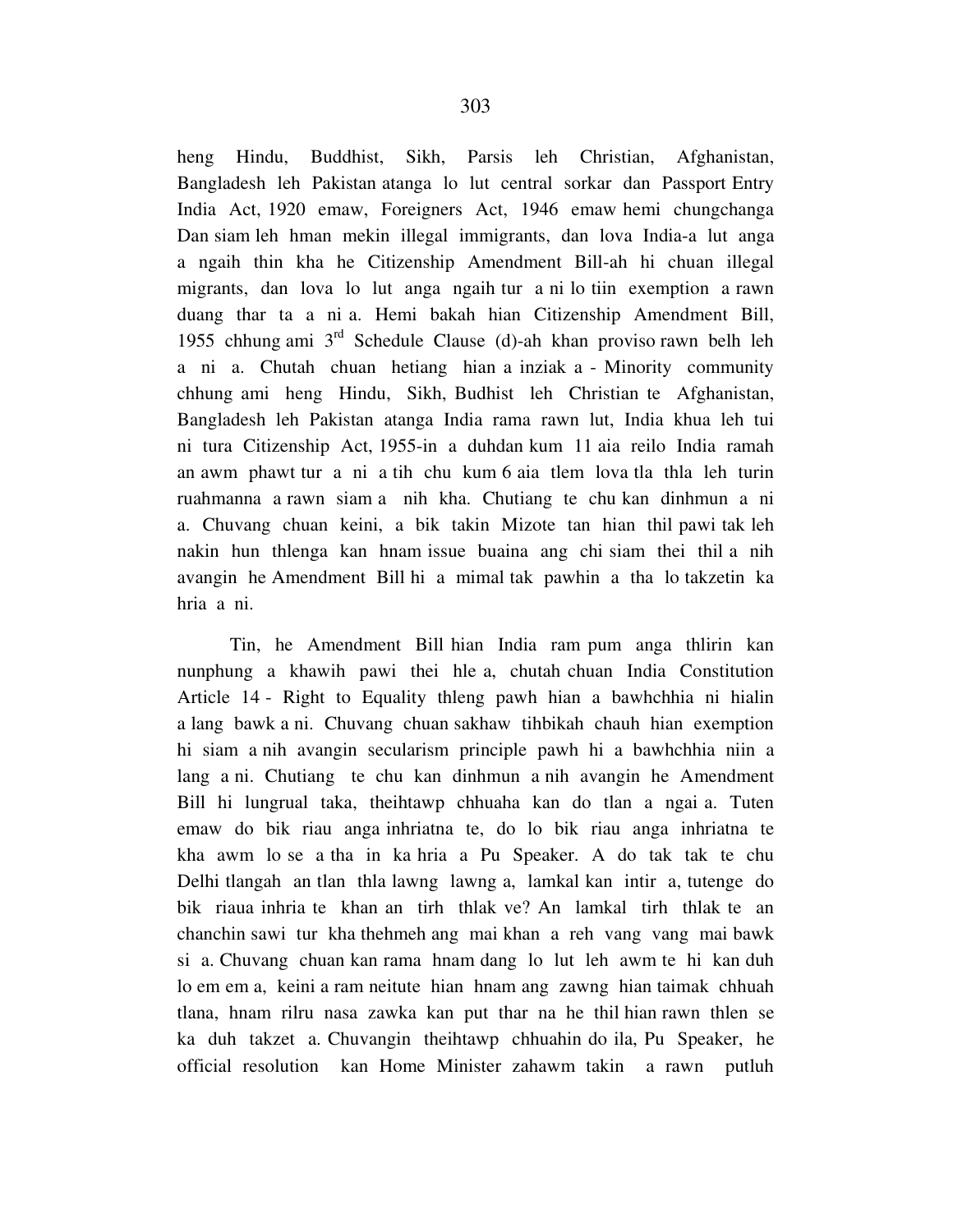heng Hindu, Buddhist, Sikh, Parsis leh Christian, Afghanistan, Bangladesh leh Pakistan atanga lo lut central sorkar dan Passport Entry India Act, 1920 emaw, Foreigners Act, 1946 emaw hemi chungchanga Dan siam leh hman mekin illegal immigrants, dan lova India-a lut anga a ngaih thin kha he Citizenship Amendment Bill-ah hi chuan illegal migrants, dan lova lo lut anga ngaih tur a ni lo tiin exemption a rawn duang thar ta a ni a. Hemi bakah hian Citizenship Amendment Bill, 1955 chhung ami 3rd Schedule Clause (d)-ah khan proviso rawn belh leh a ni a. Chutah chuan hetiang hian a inziak a - Minority community chhung ami heng Hindu, Sikh, Budhist leh Christian te Afghanistan, Bangladesh leh Pakistan atanga India rama rawn lut, India khua leh tui ni tura Citizenship Act, 1955-in a duhdan kum 11 aia reilo India ramah an awm phawt tur a ni a tih chu kum 6 aia tlem lova tla thla leh turin ruahmanna a rawn siam a nih kha. Chutiang te chu kan dinhmun a ni a. Chuvang chuan keini, a bik takin Mizote tan hian thil pawi tak leh nakin hun thlenga kan hnam issue buaina ang chi siam thei thil a nih avangin he Amendment Bill hi a mimal tak pawhin a tha lo takzetin ka hria a ni.

Tin, he Amendment Bill hian India ram pum anga thlirin kan nunphung a khawih pawi thei hle a, chutah chuan India Constitution Article 14 - Right to Equality thleng pawh hian a bawhchhia ni hialin a lang bawk a ni. Chuvang chuan sakhaw tihbikah chauh hian exemption hi siam a nih avangin secularism principle pawh hi a bawhchhia niin a lang a ni. Chutiang te chu kan dinhmun a nih avangin he Amendment Bill hi lungrual taka, theihtawp chhuaha kan do tlan a ngai a. Tuten emaw do bik riau anga inhriatna te, do lo bik riau anga inhriatna te kha awm lo se a tha in ka hria a Pu Speaker. A do tak tak te chu Delhi tlangah an tlan thla lawng lawng a, lamkal kan intir a, tutenge do bik riaua inhria te khan an tirh thlak ve? An lamkal tirh thlak te an chanchin sawi tur kha thehmeh ang mai khan a reh vang vang mai bawk si a. Chuvang chuan kan rama hnam dang lo lut leh awm te hi kan duh lo em em a, keini a ram neitute hian hnam ang zawng hian taimak chhuah tlana, hnam rilru nasa zawka kan put thar na he thil hian rawn thlen se ka duh takzet a. Chuvangin theihtawp chhuahin do ila, Pu Speaker, he official resolution kan Home Minister zahawm takin a rawn putluh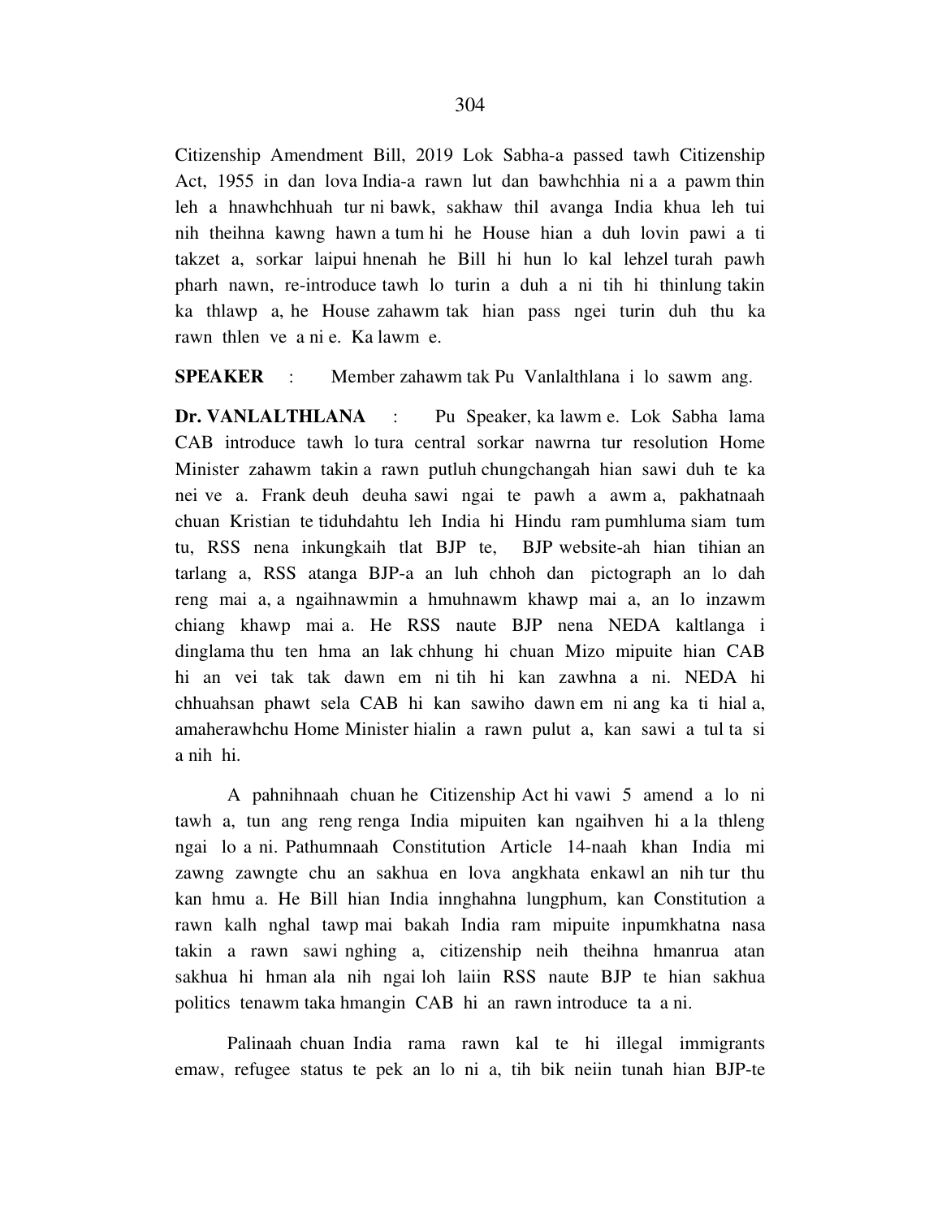Citizenship Amendment Bill, 2019 Lok Sabha-a passed tawh Citizenship Act, 1955 in dan lova India-a rawn lut dan bawhchhia ni a a pawm thin leh a hnawhchhuah tur ni bawk, sakhaw thil avanga India khua leh tui nih theihna kawng hawn a tum hi he House hian a duh lovin pawi a ti takzet a, sorkar laipui hnenah he Bill hi hun lo kal lehzel turah pawh pharh nawn, re-introduce tawh lo turin a duh a ni tih hi thinlung takin ka thlawp a, he House zahawm tak hian pass ngei turin duh thu ka rawn thlen ve a ni e. Ka lawm e.

**SPEAKER** : Member zahawm tak Pu Vanlalthlana i lo sawm ang.

**Dr. VANLALTHLANA** : Pu Speaker, ka lawm e. Lok Sabha lama CAB introduce tawh lo tura central sorkar nawrna tur resolution Home Minister zahawm takin a rawn putluh chungchangah hian sawi duh te ka nei ve a. Frank deuh deuha sawi ngai te pawh a awm a, pakhatnaah chuan Kristian te tiduhdahtu leh India hi Hindu ram pumhluma siam tum tu, RSS nena inkungkaih tlat BJP te, BJP website-ah hian tihian an tarlang a, RSS atanga BJP-a an luh chhoh dan pictograph an lo dah reng mai a, a ngaihnawmin a hmuhnawm khawp mai a, an lo inzawm chiang khawp mai a. He RSS naute BJP nena NEDA kaltlanga i dinglama thu ten hma an lak chhung hi chuan Mizo mipuite hian CAB hi an vei tak tak dawn em ni tih hi kan zawhna a ni. NEDA hi chhuahsan phawt sela CAB hi kan sawiho dawn em ni ang ka ti hial a, amaherawhchu Home Minister hialin a rawn pulut a, kan sawi a tul ta si a nih hi.

A pahnihnaah chuan he Citizenship Act hi vawi 5 amend a lo ni tawh a, tun ang reng renga India mipuiten kan ngaihven hi a la thleng ngai lo a ni. Pathumnaah Constitution Article 14-naah khan India mi zawng zawngte chu an sakhua en lova angkhata enkawl an nih tur thu kan hmu a. He Bill hian India innghahna lungphum, kan Constitution a rawn kalh nghal tawp mai bakah India ram mipuite inpumkhatna nasa takin a rawn sawi nghing a, citizenship neih theihna hmanrua atan sakhua hi hman ala nih ngai loh laiin RSS naute BJP te hian sakhua politics tenawm taka hmangin CAB hi an rawn introduce ta a ni.

Palinaah chuan India rama rawn kal te hi illegal immigrants emaw, refugee status te pek an lo ni a, tih bik neiin tunah hian BJP-te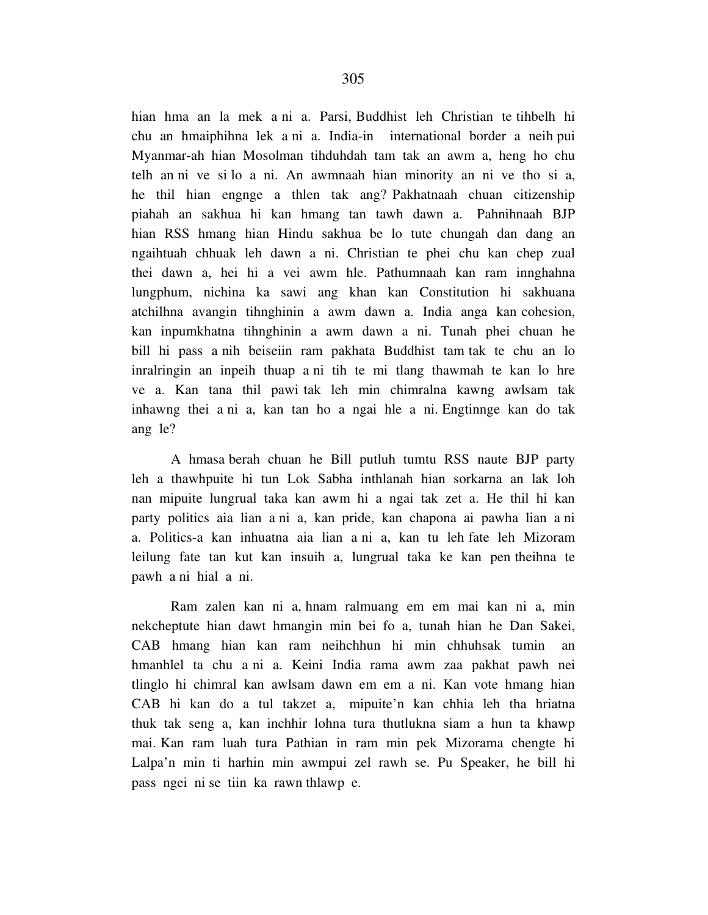hian hma an la mek a ni a. Parsi, Buddhist leh Christian te tihbelh hi chu an hmaiphihna lek a ni a. India-in international border a neih pui Myanmar-ah hian Mosolman tihduhdah tam tak an awm a, heng ho chu telh an ni ve si lo a ni. An awmnaah hian minority an ni ve tho si a, he thil hian engnge a thlen tak ang? Pakhatnaah chuan citizenship piahah an sakhua hi kan hmang tan tawh dawn a. Pahnihnaah BJP hian RSS hmang hian Hindu sakhua be lo tute chungah dan dang an ngaihtuah chhuak leh dawn a ni. Christian te phei chu kan chep zual thei dawn a, hei hi a vei awm hle. Pathumnaah kan ram innghahna lungphum, nichina ka sawi ang khan kan Constitution hi sakhuana atchilhna avangin tihnghinin a awm dawn a. India anga kan cohesion, kan inpumkhatna tihnghinin a awm dawn a ni. Tunah phei chuan he bill hi pass a nih beiseiin ram pakhata Buddhist tam tak te chu an lo inralringin an inpeih thuap a ni tih te mi tlang thawmah te kan lo hre ve a. Kan tana thil pawi tak leh min chimralna kawng awlsam tak inhawng thei a ni a, kan tan ho a ngai hle a ni. Engtinnge kan do tak ang le?

A hmasa berah chuan he Bill putluh tumtu RSS naute BJP party leh a thawhpuite hi tun Lok Sabha inthlanah hian sorkarna an lak loh nan mipuite lungrual taka kan awm hi a ngai tak zet a. He thil hi kan party politics aia lian a ni a, kan pride, kan chapona ai pawha lian a ni a. Politics-a kan inhuatna aia lian a ni a, kan tu leh fate leh Mizoram leilung fate tan kut kan insuih a, lungrual taka ke kan pen theihna te pawh a ni hial a ni.

Ram zalen kan ni a, hnam ralmuang em em mai kan ni a, min nekcheptute hian dawt hmangin min bei fo a, tunah hian he Dan Sakei, CAB hmang hian kan ram neihchhun hi min chhuhsak tumin an hmanhlel ta chu a ni a. Keini India rama awm zaa pakhat pawh nei tlinglo hi chimral kan awlsam dawn em em a ni. Kan vote hmang hian CAB hi kan do a tul takzet a, mipuite'n kan chhia leh tha hriatna thuk tak seng a, kan inchhir lohna tura thutlukna siam a hun ta khawp mai. Kan ram luah tura Pathian in ram min pek Mizorama chengte hi Lalpa'n min ti harhin min awmpui zel rawh se. Pu Speaker, he bill hi pass ngei ni se tiin ka rawn thlawp e.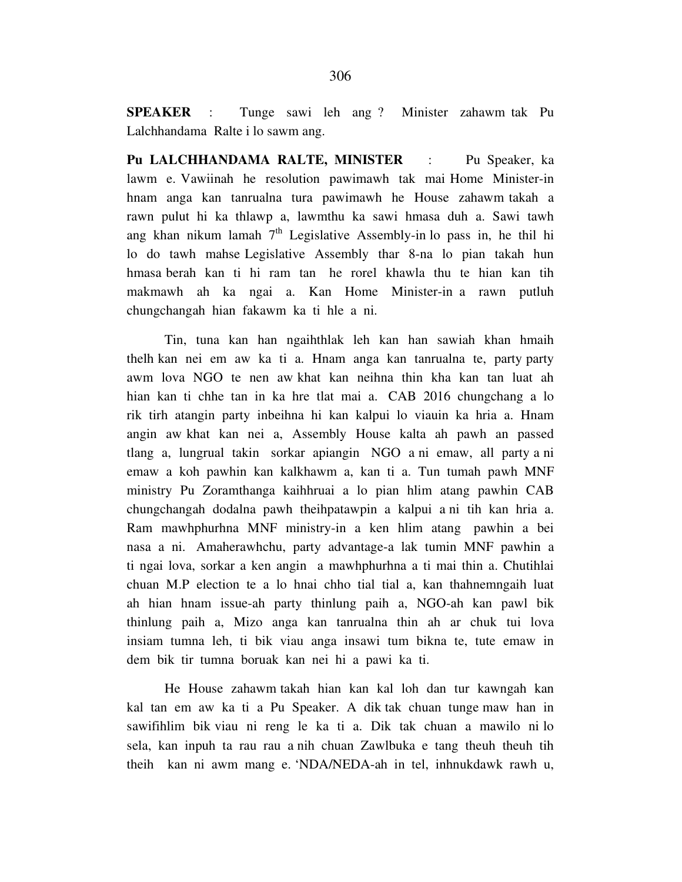**SPEAKER** : Tunge sawi leh ang ? Minister zahawm tak Pu Lalchhandama Ralte i lo sawm ang.

**Pu LALCHHANDAMA RALTE, MINISTER** : Pu Speaker, ka lawm e. Vawiinah he resolution pawimawh tak mai Home Minister-in hnam anga kan tanrualna tura pawimawh he House zahawm takah a rawn pulut hi ka thlawp a, lawmthu ka sawi hmasa duh a. Sawi tawh ang khan nikum lamah 7th Legislative Assembly-in lo pass in, he thil hi lo do tawh mahse Legislative Assembly thar 8-na lo pian takah hun hmasa berah kan ti hi ram tan he rorel khawla thu te hian kan tih makmawh ah ka ngai a. Kan Home Minister-in a rawn putluh chungchangah hian fakawm ka ti hle a ni.

Tin, tuna kan han ngaihthlak leh kan han sawiah khan hmaih thelh kan nei em aw ka ti a. Hnam anga kan tanrualna te, party party awm lova NGO te nen aw khat kan neihna thin kha kan tan luat ah hian kan ti chhe tan in ka hre tlat mai a. CAB 2016 chungchang a lo rik tirh atangin party inbeihna hi kan kalpui lo viauin ka hria a. Hnam angin aw khat kan nei a, Assembly House kalta ah pawh an passed tlang a, lungrual takin sorkar apiangin NGO a ni emaw, all party a ni emaw a koh pawhin kan kalkhawm a, kan ti a. Tun tumah pawh MNF ministry Pu Zoramthanga kaihhruai a lo pian hlim atang pawhin CAB chungchangah dodalna pawh theihpatawpin a kalpui a ni tih kan hria a. Ram mawhphurhna MNF ministry-in a ken hlim atang pawhin a bei nasa a ni. Amaherawhchu, party advantage-a lak tumin MNF pawhin a ti ngai lova, sorkar a ken angin a mawhphurhna a ti mai thin a. Chutihlai chuan M.P election te a lo hnai chho tial tial a, kan thahnemngaih luat ah hian hnam issue-ah party thinlung paih a, NGO-ah kan pawl bik thinlung paih a, Mizo anga kan tanrualna thin ah ar chuk tui lova insiam tumna leh, ti bik viau anga insawi tum bikna te, tute emaw in dem bik tir tumna boruak kan nei hi a pawi ka ti.

He House zahawm takah hian kan kal loh dan tur kawngah kan kal tan em aw ka ti a Pu Speaker. A dik tak chuan tunge maw han in sawifihlim bik viau ni reng le ka ti a. Dik tak chuan a mawilo ni lo sela, kan inpuh ta rau rau a nih chuan Zawlbuka e tang theuh theuh tih theih kan ni awm mang e. 'NDA/NEDA-ah in tel, inhnukdawk rawh u,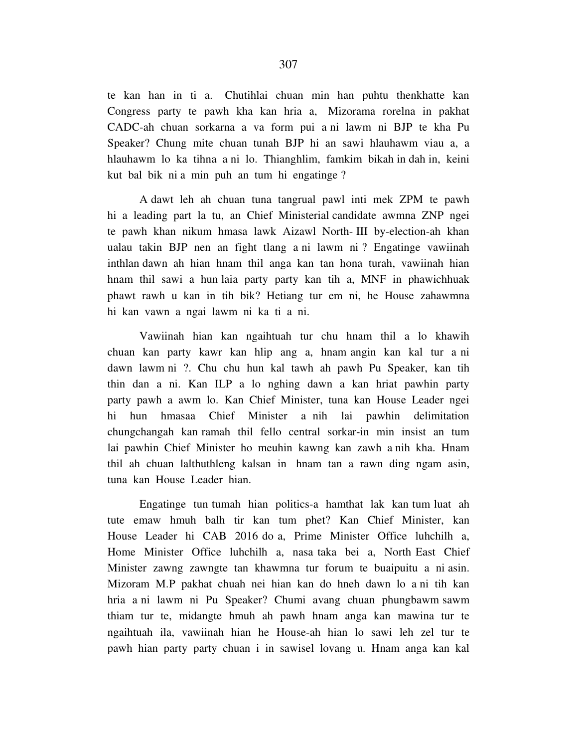te kan han in ti a. Chutihlai chuan min han puhtu thenkhatte kan Congress party te pawh kha kan hria a, Mizorama rorelna in pakhat CADC-ah chuan sorkarna a va form pui a ni lawm ni BJP te kha Pu Speaker? Chung mite chuan tunah BJP hi an sawi hlauhawm viau a, a hlauhawm lo ka tihna a ni lo. Thianghlim, famkim bikah in dah in, keini kut bal bik ni a min puh an tum hi engatinge ?

A dawt leh ah chuan tuna tangrual pawl inti mek ZPM te pawh hi a leading part la tu, an Chief Ministerial candidate awmna ZNP ngei te pawh khan nikum hmasa lawk Aizawl North- III by-election-ah khan ualau takin BJP nen an fight tlang a ni lawm ni ? Engatinge vawiinah inthlan dawn ah hian hnam thil anga kan tan hona turah, vawiinah hian hnam thil sawi a hun laia party party kan tih a, MNF in phawichhuak phawt rawh u kan in tih bik? Hetiang tur em ni, he House zahawmna hi kan vawn a ngai lawm ni ka ti a ni.

Vawiinah hian kan ngaihtuah tur chu hnam thil a lo khawih chuan kan party kawr kan hlip ang a, hnam angin kan kal tur a ni dawn lawm ni ?. Chu chu hun kal tawh ah pawh Pu Speaker, kan tih thin dan a ni. Kan ILP a lo nghing dawn a kan hriat pawhin party party pawh a awm lo. Kan Chief Minister, tuna kan House Leader ngei hi hun hmasaa Chief Minister a nih lai pawhin delimitation chungchangah kan ramah thil fello central sorkar-in min insist an tum lai pawhin Chief Minister ho meuhin kawng kan zawh a nih kha. Hnam thil ah chuan lalthuthleng kalsan in hnam tan a rawn ding ngam asin, tuna kan House Leader hian.

Engatinge tun tumah hian politics-a hamthat lak kan tum luat ah tute emaw hmuh balh tir kan tum phet? Kan Chief Minister, kan House Leader hi CAB 2016 do a, Prime Minister Office luhchilh a, Home Minister Office luhchilh a, nasa taka bei a, North East Chief Minister zawng zawngte tan khawmna tur forum te buaipuitu a ni asin. Mizoram M.P pakhat chuah nei hian kan do hneh dawn lo a ni tih kan hria a ni lawm ni Pu Speaker? Chumi avang chuan phungbawm sawm thiam tur te, midangte hmuh ah pawh hnam anga kan mawina tur te ngaihtuah ila, vawiinah hian he House-ah hian lo sawi leh zel tur te pawh hian party party chuan i in sawisel lovang u. Hnam anga kan kal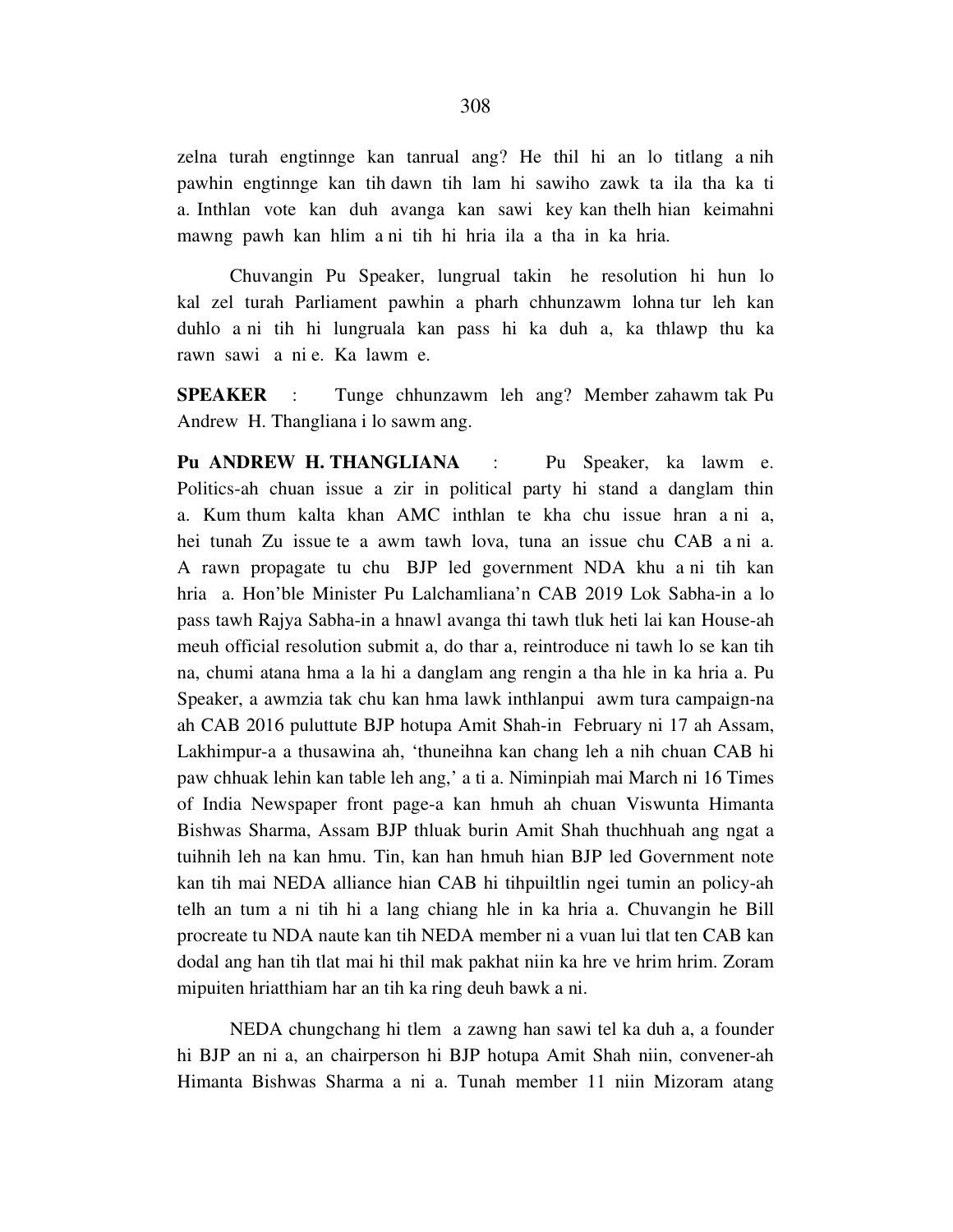zelna turah engtinnge kan tanrual ang? He thil hi an lo titlang a nih pawhin engtinnge kan tih dawn tih lam hi sawiho zawk ta ila tha ka ti a. Inthlan vote kan duh avanga kan sawi key kan thelh hian keimahni mawng pawh kan hlim a ni tih hi hria ila a tha in ka hria.

Chuvangin Pu Speaker, lungrual takin he resolution hi hun lo kal zel turah Parliament pawhin a pharh chhunzawm lohna tur leh kan duhlo a ni tih hi lungruala kan pass hi ka duh a, ka thlawp thu ka rawn sawi a ni e. Ka lawm e.

**SPEAKER** : Tunge chhunzawm leh ang? Member zahawm tak Pu Andrew H. Thangliana i lo sawm ang.

**Pu ANDREW H. THANGLIANA** : Pu Speaker, ka lawm e. Politics-ah chuan issue a zir in political party hi stand a danglam thin a. Kum thum kalta khan AMC inthlan te kha chu issue hran a ni a, hei tunah Zu issue te a awm tawh lova, tuna an issue chu CAB a ni a. A rawn propagate tu chu BJP led government NDA khu a ni tih kan hria a. Hon'ble Minister Pu Lalchamliana'n CAB 2019 Lok Sabha-in a lo pass tawh Rajya Sabha-in a hnawl avanga thi tawh tluk heti lai kan House-ah meuh official resolution submit a, do thar a, reintroduce ni tawh lo se kan tih na, chumi atana hma a la hi a danglam ang rengin a tha hle in ka hria a. Pu Speaker, a awmzia tak chu kan hma lawk inthlanpui awm tura campaign-na ah CAB 2016 puluttute BJP hotupa Amit Shah-in February ni 17 ah Assam, Lakhimpur-a a thusawina ah, 'thuneihna kan chang leh a nih chuan CAB hi paw chhuak lehin kan table leh ang,' a ti a. Niminpiah mai March ni 16 Times of India Newspaper front page-a kan hmuh ah chuan Viswunta Himanta Bishwas Sharma, Assam BJP thluak burin Amit Shah thuchhuah ang ngat a tuihnih leh na kan hmu. Tin, kan han hmuh hian BJP led Government note kan tih mai NEDA alliance hian CAB hi tihpuitltlin ngei tumin an policy-ah telh an tum a ni tih hi a lang chiang hle in ka hria a. Chuvangin he Bill procreate tu NDA naute kan tih NEDA member ni a vuan lui tlat ten CAB kan dodal ang han tih tlat mai hi thil mak pakhat niin ka hre ve hrim hrim. Zoram mipuiten hriatthiam har an tih ka ring deuh bawk a ni.

NEDA chungchang hi tlem a zawng han sawi tel ka duh a, a founder hi BJP an ni a, an chairperson hi BJP hotupa Amit Shah niin, convener-ah Himanta Bishwas Sharma a ni a. Tunah member 11 niin Mizoram atang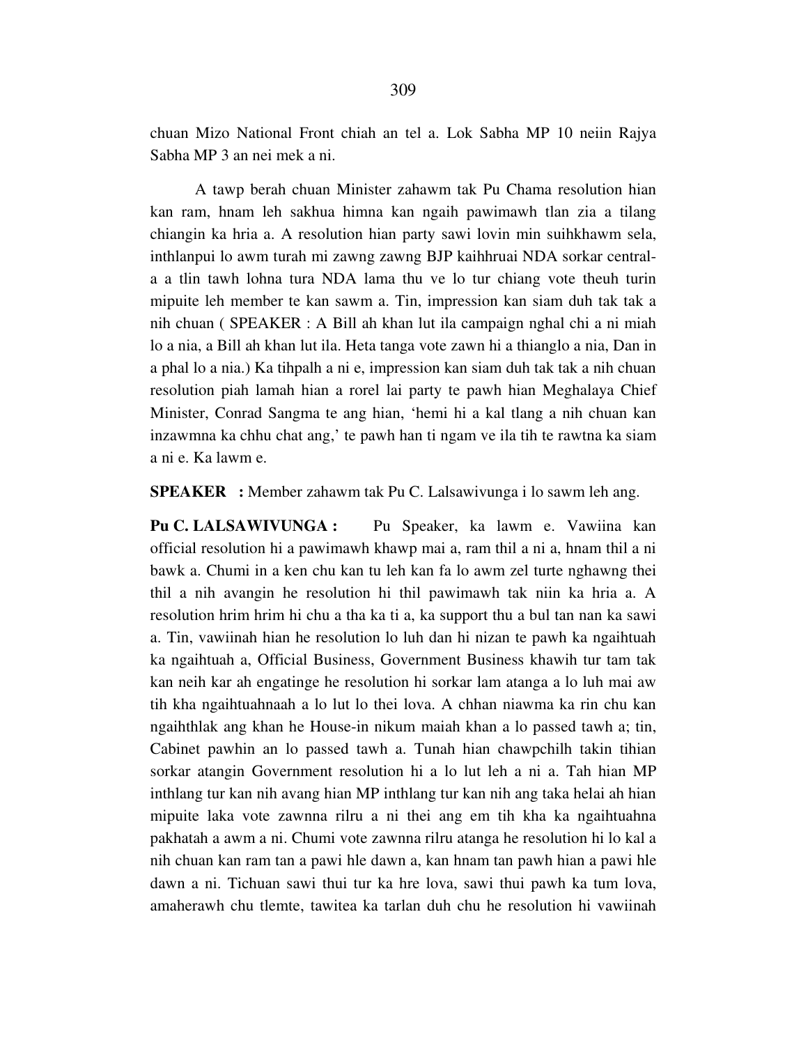chuan Mizo National Front chiah an tel a. Lok Sabha MP 10 neiin Rajya Sabha MP 3 an nei mek a ni.

A tawp berah chuan Minister zahawm tak Pu Chama resolution hian kan ram, hnam leh sakhua himna kan ngaih pawimawh tlan zia a tilang chiangin ka hria a. A resolution hian party sawi lovin min suihkhawm sela, inthlanpui lo awm turah mi zawng zawng BJP kaihhruai NDA sorkar central-a a tlin tawh lohna tura NDA lama thu ve lo tur chiang vote theuh turin mipuite leh member te kan sawm a. Tin, impression kan siam duh tak tak a nih chuan ( SPEAKER : A Bill ah khan lut ila campaign nghal chi a ni miah lo a nia, a Bill ah khan lut ila. Heta tanga vote zawn hi a thianglo a nia, Dan in a phal lo a nia.) Ka tihpalh a ni e, impression kan siam duh tak tak a nih chuan resolution piah lamah hian a rorel lai party te pawh hian Meghalaya Chief Minister, Conrad Sangma te ang hian, 'hemi hi a kal tlang a nih chuan kan inzawmna ka chhu chat ang,' te pawh han ti ngam ve ila tih te rawtna ka siam a ni e. Ka lawm e.

**SPEAKER :** Member zahawm tak Pu C. Lalsawivunga i lo sawm leh ang.

**Pu C. LALSAWIVUNGA :** Pu Speaker, ka lawm e. Vawiina kan official resolution hi a pawimawh khawp mai a, ram thil a ni a, hnam thil a ni bawk a. Chumi in a ken chu kan tu leh kan fa lo awm zel turte nghawng thei thil a nih avangin he resolution hi thil pawimawh tak niin ka hria a. A resolution hrim hrim hi chu a tha ka ti a, ka support thu a bul tan nan ka sawi a. Tin, vawiinah hian he resolution lo luh dan hi nizan te pawh ka ngaihtuah ka ngaihtuah a, Official Business, Government Business khawih tur tam tak kan neih kar ah engatinge he resolution hi sorkar lam atanga a lo luh mai aw tih kha ngaihtuahnaah a lo lut lo thei lova. A chhan niawma ka rin chu kan ngaihthlak ang khan he House-in nikum maiah khan a lo passed tawh a; tin, Cabinet pawhin an lo passed tawh a. Tunah hian chawpchilh takin tihian sorkar atangin Government resolution hi a lo lut leh a ni a. Tah hian MP inthlang tur kan nih avang hian MP inthlang tur kan nih ang taka helai ah hian mipuite laka vote zawnna rilru a ni thei ang em tih kha ka ngaihtuahna pakhatah a awm a ni. Chumi vote zawnna rilru atanga he resolution hi lo kal a nih chuan kan ram tan a pawi hle dawn a, kan hnam tan pawh hian a pawi hle dawn a ni. Tichuan sawi thui tur ka hre lova, sawi thui pawh ka tum lova, amaherawh chu tlemte, tawitea ka tarlan duh chu he resolution hi vawiinah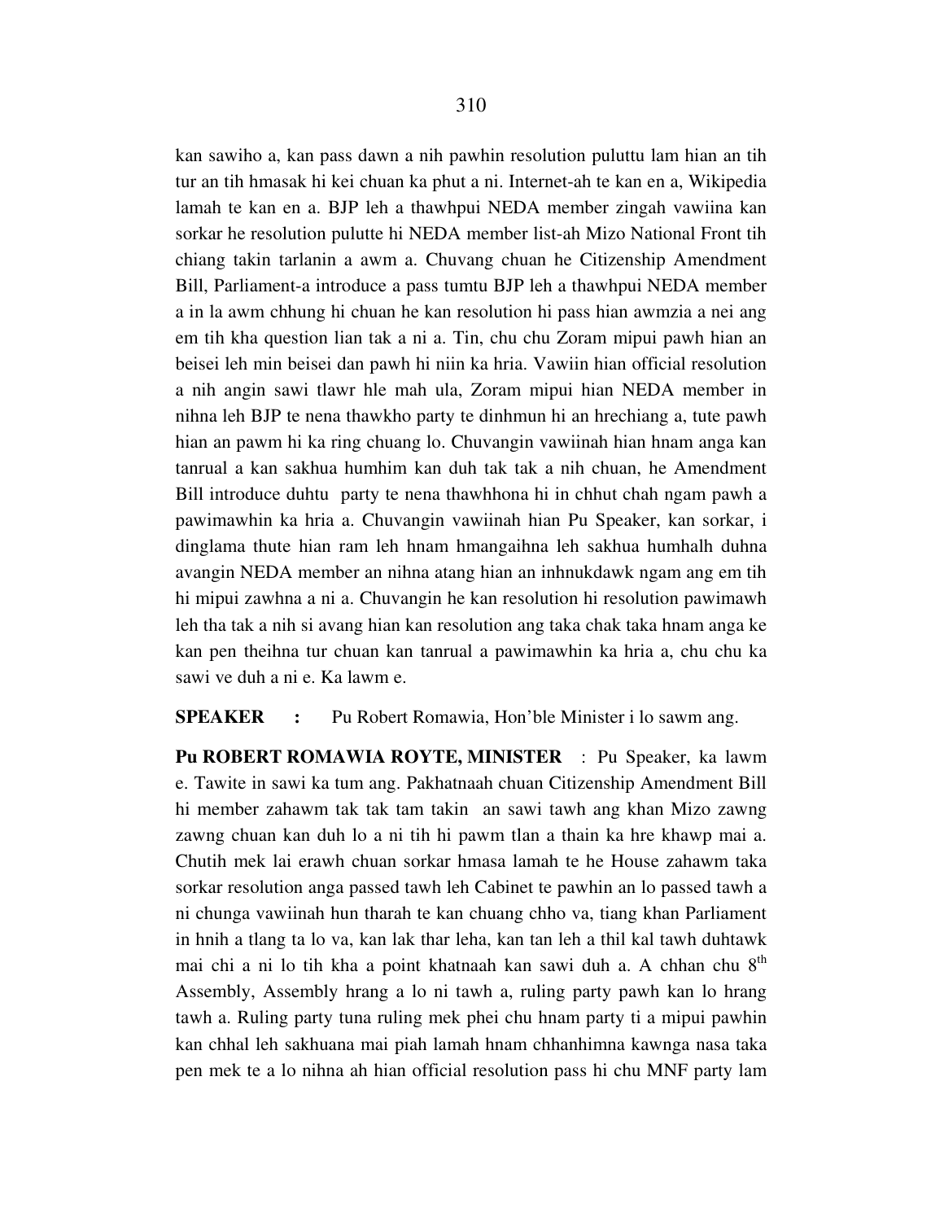kan sawiho a, kan pass dawn a nih pawhin resolution puluttu lam hian an tih tur an tih hmasak hi kei chuan ka phut a ni. Internet-ah te kan en a, Wikipedia lamah te kan en a. BJP leh a thawhpui NEDA member zingah vawiina kan sorkar he resolution pulutte hi NEDA member list-ah Mizo National Front tih chiang takin tarlanin a awm a. Chuvang chuan he Citizenship Amendment Bill, Parliament-a introduce a pass tumtu BJP leh a thawhpui NEDA member a in la awm chhung hi chuan he kan resolution hi pass hian awmzia a nei ang em tih kha question lian tak a ni a. Tin, chu chu Zoram mipui pawh hian an beisei leh min beisei dan pawh hi niin ka hria. Vawiin hian official resolution a nih angin sawi tlawr hle mah ula, Zoram mipui hian NEDA member in nihna leh BJP te nena thawkho party te dinhmun hi an hrechiang a, tute pawh hian an pawm hi ka ring chuang lo. Chuvangin vawiinah hian hnam anga kan tanrual a kan sakhua humhim kan duh tak tak a nih chuan, he Amendment Bill introduce duhtu party te nena thawhhona hi in chhut chah ngam pawh a pawimawhin ka hria a. Chuvangin vawiinah hian Pu Speaker, kan sorkar, i dinglama thute hian ram leh hnam hmangaihna leh sakhua humhalh duhna avangin NEDA member an nihna atang hian an inhnukdawk ngam ang em tih hi mipui zawhna a ni a. Chuvangin he kan resolution hi resolution pawimawh leh tha tak a nih si avang hian kan resolution ang taka chak taka hnam anga ke kan pen theihna tur chuan kan tanrual a pawimawhin ka hria a, chu chu ka sawi ve duh a ni e. Ka lawm e.

**SPEAKER :** Pu Robert Romawia, Hon'ble Minister i lo sawm ang.

**Pu ROBERT ROMAWIA ROYTE, MINISTER** : Pu Speaker, ka lawm e. Tawite in sawi ka tum ang. Pakhatnaah chuan Citizenship Amendment Bill hi member zahawm tak tak tam takin an sawi tawh ang khan Mizo zawng zawng chuan kan duh lo a ni tih hi pawm tlan a thain ka hre khawp mai a. Chutih mek lai erawh chuan sorkar hmasa lamah te he House zahawm taka sorkar resolution anga passed tawh leh Cabinet te pawhin an lo passed tawh a ni chunga vawiinah hun tharah te kan chuang chho va, tiang khan Parliament in hnih a tlang ta lo va, kan lak thar leha, kan tan leh a thil kal tawh duhtawk mai chi a ni lo tih kha a point khatnaah kan sawi duh a. A chhan chu 8th Assembly, Assembly hrang a lo ni tawh a, ruling party pawh kan lo hrang tawh a. Ruling party tuna ruling mek phei chu hnam party ti a mipui pawhin kan chhal leh sakhuana mai piah lamah hnam chhanhimna kawnga nasa taka pen mek te a lo nihna ah hian official resolution pass hi chu MNF party lam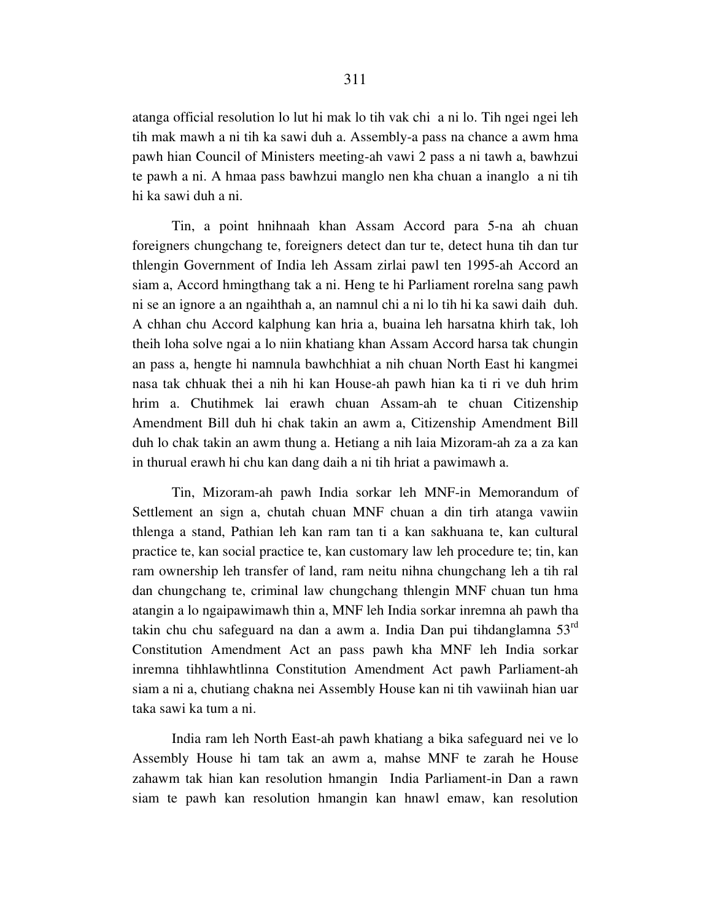atanga official resolution lo lut hi mak lo tih vak chi a ni lo. Tih ngei ngei leh tih mak mawh a ni tih ka sawi duh a. Assembly-a pass na chance a awm hma pawh hian Council of Ministers meeting-ah vawi 2 pass a ni tawh a, bawhzui te pawh a ni. A hmaa pass bawhzui manglo nen kha chuan a inanglo a ni tih hi ka sawi duh a ni.

Tin, a point hnihnaah khan Assam Accord para 5-na ah chuan foreigners chungchang te, foreigners detect dan tur te, detect huna tih dan tur thlengin Government of India leh Assam zirlai pawl ten 1995-ah Accord an siam a, Accord hmingthang tak a ni. Heng te hi Parliament rorelna sang pawh ni se an ignore a an ngaihthah a, an namnul chi a ni lo tih hi ka sawi daih duh. A chhan chu Accord kalphung kan hria a, buaina leh harsatna khirh tak, loh theih loha solve ngai a lo niin khatiang khan Assam Accord harsa tak chungin an pass a, hengte hi namnula bawhchhiat a nih chuan North East hi kangmei nasa tak chhuak thei a nih hi kan House-ah pawh hian ka ti ri ve duh hrim hrim a. Chutihmek lai erawh chuan Assam-ah te chuan Citizenship Amendment Bill duh hi chak takin an awm a, Citizenship Amendment Bill duh lo chak takin an awm thung a. Hetiang a nih laia Mizoram-ah za a za kan in thurual erawh hi chu kan dang daih a ni tih hriat a pawimawh a.

Tin, Mizoram-ah pawh India sorkar leh MNF-in Memorandum of Settlement an sign a, chutah chuan MNF chuan a din tirh atanga vawiin thlenga a stand, Pathian leh kan ram tan ti a kan sakhuana te, kan cultural practice te, kan social practice te, kan customary law leh procedure te; tin, kan ram ownership leh transfer of land, ram neitu nihna chungchang leh a tih ral dan chungchang te, criminal law chungchang thlengin MNF chuan tun hma atangin a lo ngaipawimawh thin a, MNF leh India sorkar inremna ah pawh tha takin chu chu safeguard na dan a awm a. India Dan pui tihdanglamna 53rd Constitution Amendment Act an pass pawh kha MNF leh India sorkar inremna tihhlawhtlinna Constitution Amendment Act pawh Parliament-ah siam a ni a, chutiang chakna nei Assembly House kan ni tih vawiinah hian uar taka sawi ka tum a ni.

India ram leh North East-ah pawh khatiang a bika safeguard nei ve lo Assembly House hi tam tak an awm a, mahse MNF te zarah he House zahawm tak hian kan resolution hmangin India Parliament-in Dan a rawn siam te pawh kan resolution hmangin kan hnawl emaw, kan resolution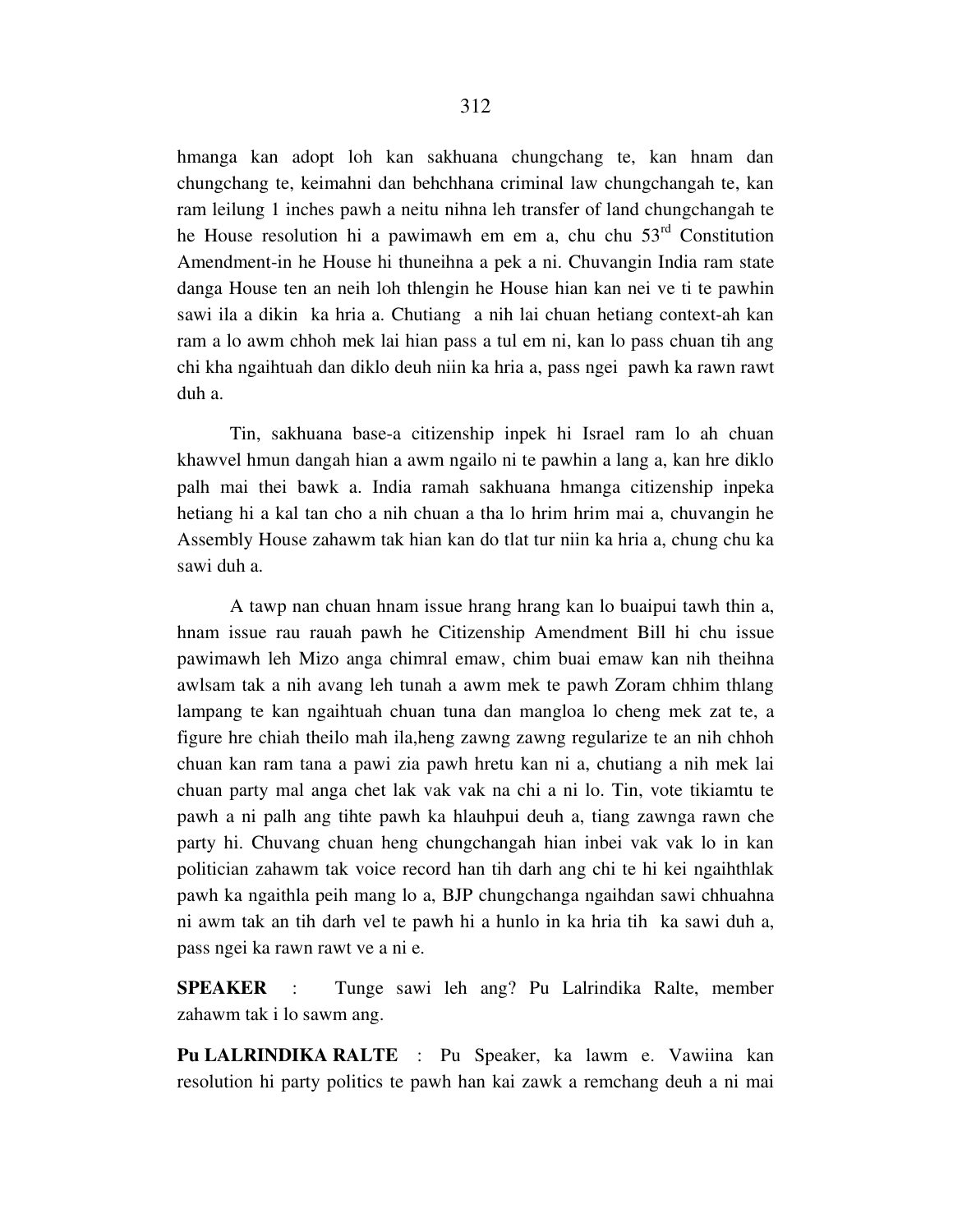hmanga kan adopt loh kan sakhuana chungchang te, kan hnam dan chungchang te, keimahni dan behchhana criminal law chungchangah te, kan ram leilung 1 inches pawh a neitu nihna leh transfer of land chungchangah te he House resolution hi a pawimawh em em a, chu chu 53rd Constitution Amendment-in he House hi thuneihna a pek a ni. Chuvangin India ram state danga House ten an neih loh thlengin he House hian kan nei ve ti te pawhin sawi ila a dikin ka hria a. Chutiang a nih lai chuan hetiang context-ah kan ram a lo awm chhoh mek lai hian pass a tul em ni, kan lo pass chuan tih ang chi kha ngaihtuah dan diklo deuh niin ka hria a, pass ngei pawh ka rawn rawt duh a.

Tin, sakhuana base-a citizenship inpek hi Israel ram lo ah chuan khawvel hmun dangah hian a awm ngailo ni te pawhin a lang a, kan hre diklo palh mai thei bawk a. India ramah sakhuana hmanga citizenship inpeka hetiang hi a kal tan cho a nih chuan a tha lo hrim hrim mai a, chuvangin he Assembly House zahawm tak hian kan do tlat tur niin ka hria a, chung chu ka sawi duh a.

A tawp nan chuan hnam issue hrang hrang kan lo buaipui tawh thin a, hnam issue rau rauah pawh he Citizenship Amendment Bill hi chu issue pawimawh leh Mizo anga chimral emaw, chim buai emaw kan nih theihna awlsam tak a nih avang leh tunah a awm mek te pawh Zoram chhim thlang lampang te kan ngaihtuah chuan tuna dan mangloa lo cheng mek zat te, a figure hre chiah theilo mah ila,heng zawng zawng regularize te an nih chhoh chuan kan ram tana a pawi zia pawh hretu kan ni a, chutiang a nih mek lai chuan party mal anga chet lak vak vak na chi a ni lo. Tin, vote tikiamtu te pawh a ni palh ang tihte pawh ka hlauhpui deuh a, tiang zawnga rawn che party hi. Chuvang chuan heng chungchangah hian inbei vak vak lo in kan politician zahawm tak voice record han tih darh ang chi te hi kei ngaihthlak pawh ka ngaithla peih mang lo a, BJP chungchanga ngaihdan sawi chhuahna ni awm tak an tih darh vel te pawh hi a hunlo in ka hria tih ka sawi duh a, pass ngei ka rawn rawt ve a ni e.

**SPEAKER** : Tunge sawi leh ang? Pu Lalrindika Ralte, member zahawm tak i lo sawm ang.

**Pu LALRINDIKA RALTE** : Pu Speaker, ka lawm e. Vawiina kan resolution hi party politics te pawh han kai zawk a remchang deuh a ni mai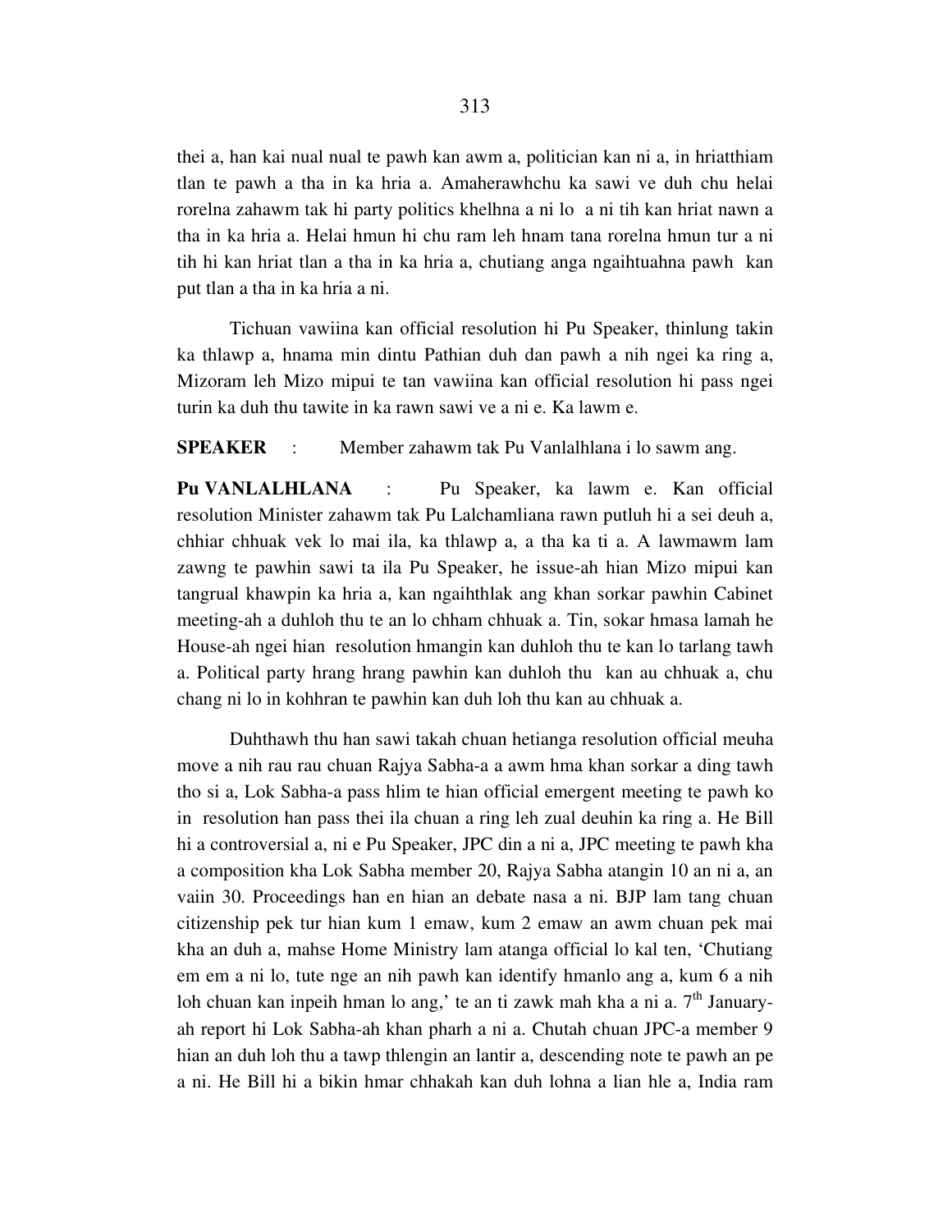thei a, han kai nual nual te pawh kan awm a, politician kan ni a, in hriatthiam tlan te pawh a tha in ka hria a. Amaherawhchu ka sawi ve duh chu helai rorelna zahawm tak hi party politics khelhna a ni lo a ni tih kan hriat nawn a tha in ka hria a. Helai hmun hi chu ram leh hnam tana rorelna hmun tur a ni tih hi kan hriat tlan a tha in ka hria a, chutiang anga ngaihtuahna pawh kan put tlan a tha in ka hria a ni.

Tichuan vawiina kan official resolution hi Pu Speaker, thinlung takin ka thlawp a, hnama min dintu Pathian duh dan pawh a nih ngei ka ring a, Mizoram leh Mizo mipui te tan vawiina kan official resolution hi pass ngei turin ka duh thu tawite in ka rawn sawi ve a ni e. Ka lawm e.

**SPEAKER** : Member zahawm tak Pu Vanlalhlana i lo sawm ang.

**Pu VANLALHLANA** : Pu Speaker, ka lawm e. Kan official resolution Minister zahawm tak Pu Lalchamliana rawn putluh hi a sei deuh a, chhiar chhuak vek lo mai ila, ka thlawp a, a tha ka ti a. A lawmawm lam zawng te pawhin sawi ta ila Pu Speaker, he issue-ah hian Mizo mipui kan tangrual khawpin ka hria a, kan ngaihthlak ang khan sorkar pawhin Cabinet meeting-ah a duhloh thu te an lo chham chhuak a. Tin, sokar hmasa lamah he House-ah ngei hian resolution hmangin kan duhloh thu te kan lo tarlang tawh a. Political party hrang hrang pawhin kan duhloh thu kan au chhuak a, chu chang ni lo in kohhran te pawhin kan duh loh thu kan au chhuak a.

Duhthawh thu han sawi takah chuan hetianga resolution official meuha move a nih rau rau chuan Rajya Sabha-a a awm hma khan sorkar a ding tawh tho si a, Lok Sabha-a pass hlim te hian official emergent meeting te pawh ko in resolution han pass thei ila chuan a ring leh zual deuhin ka ring a. He Bill hi a controversial a, ni e Pu Speaker, JPC din a ni a, JPC meeting te pawh kha a composition kha Lok Sabha member 20, Rajya Sabha atangin 10 an ni a, an vaiin 30. Proceedings han en hian an debate nasa a ni. BJP lam tang chuan citizenship pek tur hian kum 1 emaw, kum 2 emaw an awm chuan pek mai kha an duh a, mahse Home Ministry lam atanga official lo kal ten, 'Chutiang em em a ni lo, tute nge an nih pawh kan identify hmanlo ang a, kum 6 a nih loh chuan kan inpeih hman lo ang,' te an ti zawk mah kha a ni a. 7th January-ah report hi Lok Sabha-ah khan pharh a ni a. Chutah chuan JPC-a member 9 hian an duh loh thu a tawp thlengin an lantir a, descending note te pawh an pe a ni. He Bill hi a bikin hmar chhakah kan duh lohna a lian hle a, India ram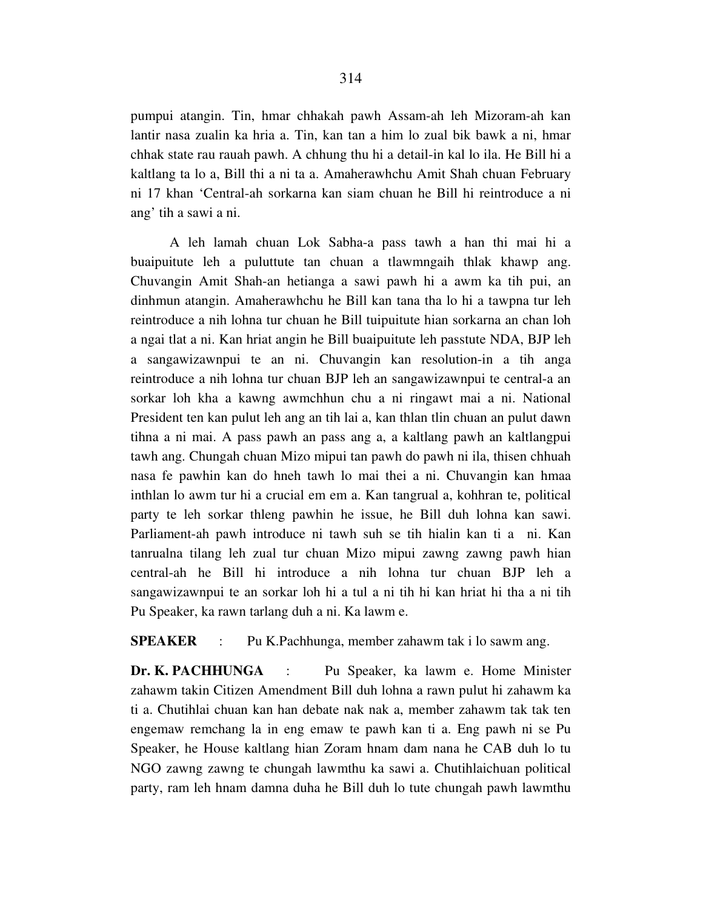pumpui atangin. Tin, hmar chhakah pawh Assam-ah leh Mizoram-ah kan lantir nasa zualin ka hria a. Tin, kan tan a him lo zual bik bawk a ni, hmar chhak state rau rauah pawh. A chhung thu hi a detail-in kal lo ila. He Bill hi a kaltlang ta lo a, Bill thi a ni ta a. Amaherawhchu Amit Shah chuan February ni 17 khan 'Central-ah sorkarna kan siam chuan he Bill hi reintroduce a ni ang' tih a sawi a ni.

A leh lamah chuan Lok Sabha-a pass tawh a han thi mai hi a buaipuitute leh a puluttute tan chuan a tlawmngaih thlak khawp ang. Chuvangin Amit Shah-an hetianga a sawi pawh hi a awm ka tih pui, an dinhmun atangin. Amaherawhchu he Bill kan tana tha lo hi a tawpna tur leh reintroduce a nih lohna tur chuan he Bill tuipuitute hian sorkarna an chan loh a ngai tlat a ni. Kan hriat angin he Bill buaipuitute leh passtute NDA, BJP leh a sangawizawnpui te an ni. Chuvangin kan resolution-in a tih anga reintroduce a nih lohna tur chuan BJP leh an sangawizawnpui te central-a an sorkar loh kha a kawng awmchhun chu a ni ringawt mai a ni. National President ten kan pulut leh ang an tih lai a, kan thlan tlin chuan an pulut dawn tihna a ni mai. A pass pawh an pass ang a, a kaltlang pawh an kaltlangpui tawh ang. Chungah chuan Mizo mipui tan pawh do pawh ni ila, thisen chhuah nasa fe pawhin kan do hneh tawh lo mai thei a ni. Chuvangin kan hmaa inthlan lo awm tur hi a crucial em em a. Kan tangrual a, kohhran te, political party te leh sorkar thleng pawhin he issue, he Bill duh lohna kan sawi. Parliament-ah pawh introduce ni tawh suh se tih hialin kan ti a ni. Kan tanrualna tilang leh zual tur chuan Mizo mipui zawng zawng pawh hian central-ah he Bill hi introduce a nih lohna tur chuan BJP leh a sangawizawnpui te an sorkar loh hi a tul a ni tih hi kan hriat hi tha a ni tih Pu Speaker, ka rawn tarlang duh a ni. Ka lawm e.

**SPEAKER** : Pu K.Pachhunga, member zahawm tak i lo sawm ang.

**Dr. K. PACHHUNGA** : Pu Speaker, ka lawm e. Home Minister zahawm takin Citizen Amendment Bill duh lohna a rawn pulut hi zahawm ka ti a. Chutihlai chuan kan han debate nak nak a, member zahawm tak tak ten engemaw remchang la in eng emaw te pawh kan ti a. Eng pawh ni se Pu Speaker, he House kaltlang hian Zoram hnam dam nana he CAB duh lo tu NGO zawng zawng te chungah lawmthu ka sawi a. Chutihlaichuan political party, ram leh hnam damna duha he Bill duh lo tute chungah pawh lawmthu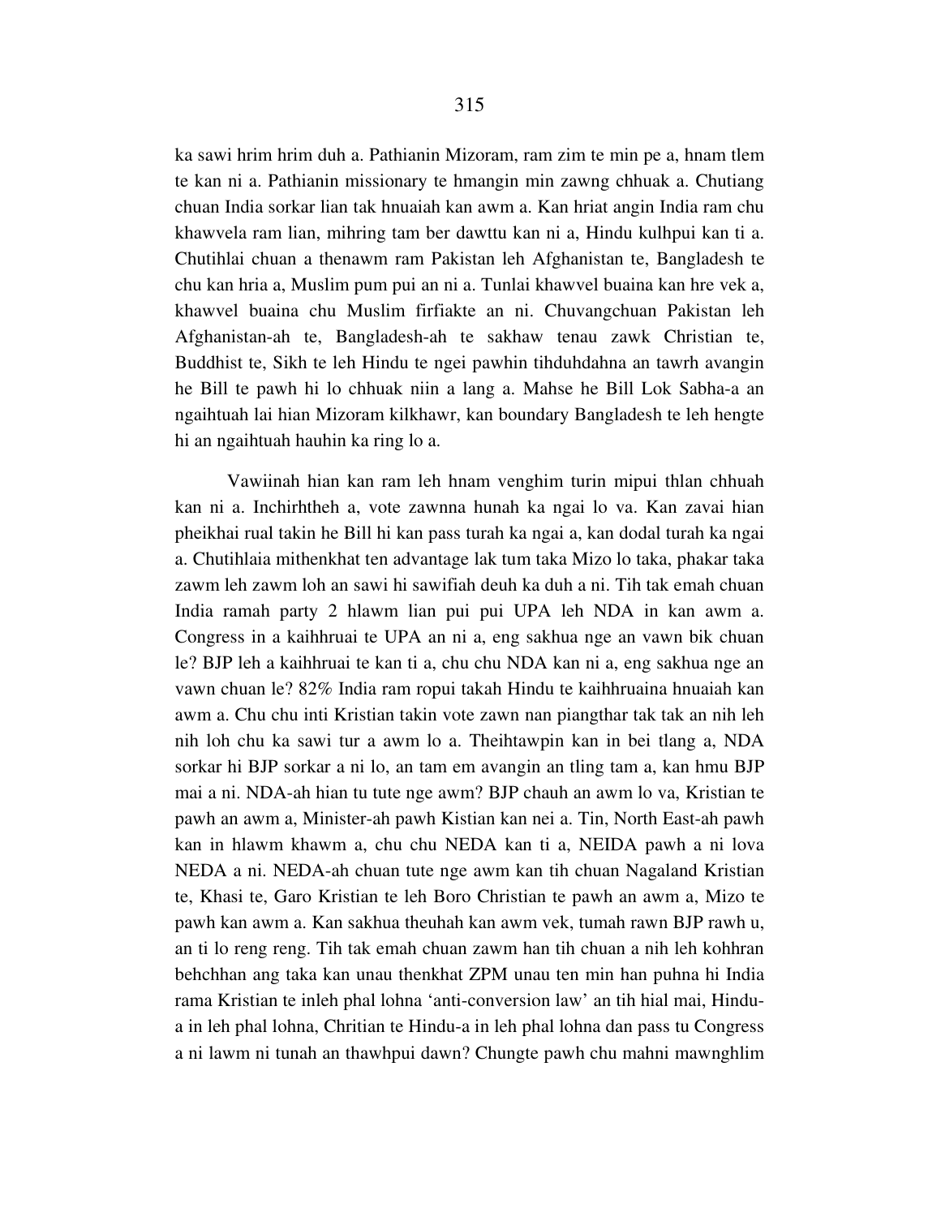ka sawi hrim hrim duh a. Pathianin Mizoram, ram zim te min pe a, hnam tlem te kan ni a. Pathianin missionary te hmangin min zawng chhuak a. Chutiang chuan India sorkar lian tak hnuaiah kan awm a. Kan hriat angin India ram chu khawvela ram lian, mihring tam ber dawttu kan ni a, Hindu kulhpui kan ti a. Chutihlai chuan a thenawm ram Pakistan leh Afghanistan te, Bangladesh te chu kan hria a, Muslim pum pui an ni a. Tunlai khawvel buaina kan hre vek a, khawvel buaina chu Muslim firfiakte an ni. Chuvangchuan Pakistan leh Afghanistan-ah te, Bangladesh-ah te sakhaw tenau zawk Christian te, Buddhist te, Sikh te leh Hindu te ngei pawhin tihduhdahna an tawrh avangin he Bill te pawh hi lo chhuak niin a lang a. Mahse he Bill Lok Sabha-a an ngaihtuah lai hian Mizoram kilkhawr, kan boundary Bangladesh te leh hengte hi an ngaihtuah hauhin ka ring lo a.

Vawiinah hian kan ram leh hnam venghim turin mipui thlan chhuah kan ni a. Inchirhtheh a, vote zawnna hunah ka ngai lo va. Kan zavai hian pheikhai rual takin he Bill hi kan pass turah ka ngai a, kan dodal turah ka ngai a. Chutihlaia mithenkhat ten advantage lak tum taka Mizo lo taka, phakar taka zawm leh zawm loh an sawi hi sawifiah deuh ka duh a ni. Tih tak emah chuan India ramah party 2 hlawm lian pui pui UPA leh NDA in kan awm a. Congress in a kaihhruai te UPA an ni a, eng sakhua nge an vawn bik chuan le? BJP leh a kaihhruai te kan ti a, chu chu NDA kan ni a, eng sakhua nge an vawn chuan le? 82% India ram ropui takah Hindu te kaihhruaina hnuaiah kan awm a. Chu chu inti Kristian takin vote zawn nan piangthar tak tak an nih leh nih loh chu ka sawi tur a awm lo a. Theihtawpin kan in bei tlang a, NDA sorkar hi BJP sorkar a ni lo, an tam em avangin an tling tam a, kan hmu BJP mai a ni. NDA-ah hian tu tute nge awm? BJP chauh an awm lo va, Kristian te pawh an awm a, Minister-ah pawh Kistian kan nei a. Tin, North East-ah pawh kan in hlawm khawm a, chu chu NEDA kan ti a, NEIDA pawh a ni lova NEDA a ni. NEDA-ah chuan tute nge awm kan tih chuan Nagaland Kristian te, Khasi te, Garo Kristian te leh Boro Christian te pawh an awm a, Mizo te pawh kan awm a. Kan sakhua theuhah kan awm vek, tumah rawn BJP rawh u, an ti lo reng reng. Tih tak emah chuan zawm han tih chuan a nih leh kohhran behchhan ang taka kan unau thenkhat ZPM unau ten min han puhna hi India rama Kristian te inleh phal lohna 'anti-conversion law' an tih hial mai, Hindu-a in leh phal lohna, Chritian te Hindu-a in leh phal lohna dan pass tu Congress a ni lawm ni tunah an thawhpui dawn? Chungte pawh chu mahni mawnghlim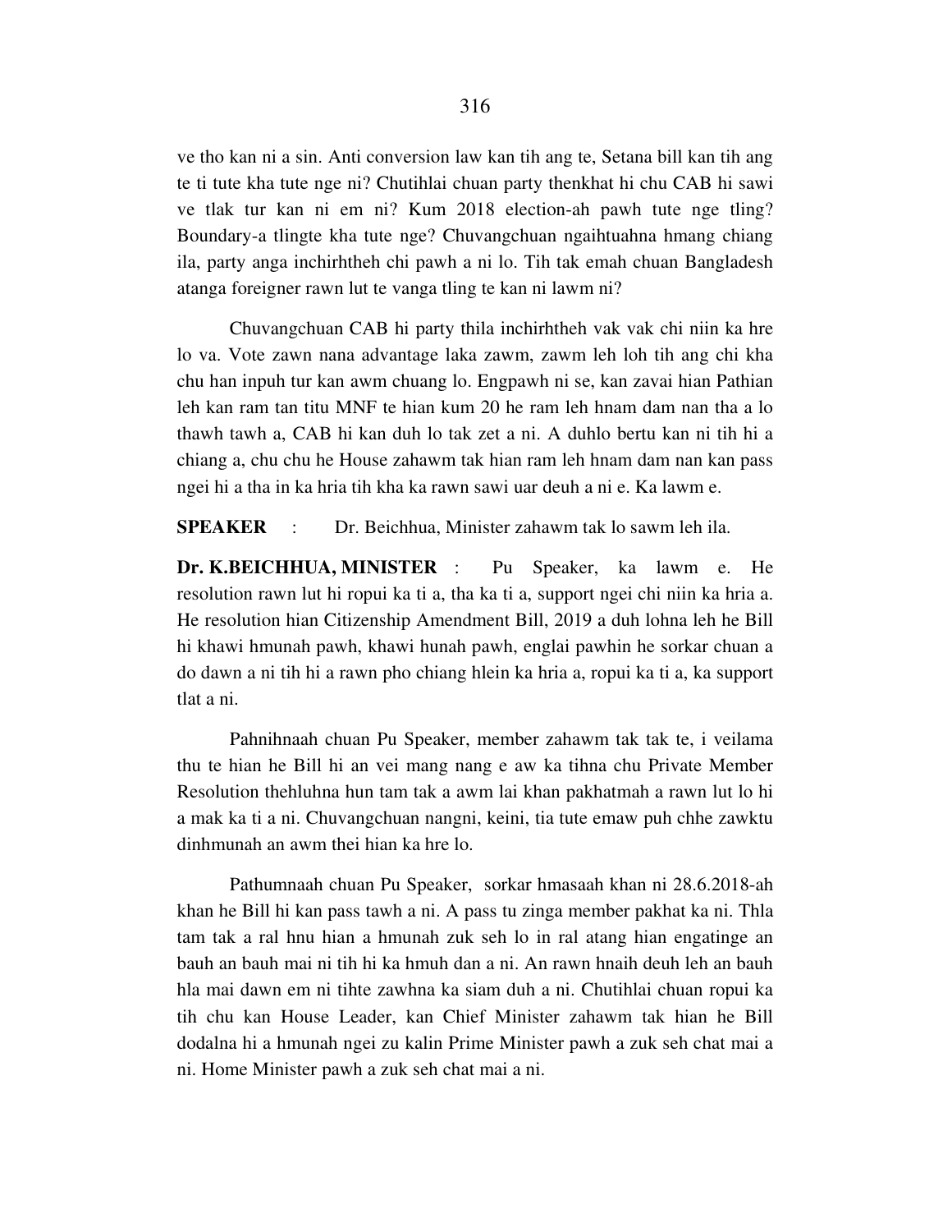ve tho kan ni a sin. Anti conversion law kan tih ang te, Setana bill kan tih ang te ti tute kha tute nge ni? Chutihlai chuan party thenkhat hi chu CAB hi sawi ve tlak tur kan ni em ni? Kum 2018 election-ah pawh tute nge tling? Boundary-a tlingte kha tute nge? Chuvangchuan ngaihtuahna hmang chiang ila, party anga inchirhtheh chi pawh a ni lo. Tih tak emah chuan Bangladesh atanga foreigner rawn lut te vanga tling te kan ni lawm ni?

Chuvangchuan CAB hi party thila inchirhtheh vak vak chi niin ka hre lo va. Vote zawn nana advantage laka zawm, zawm leh loh tih ang chi kha chu han inpuh tur kan awm chuang lo. Engpawh ni se, kan zavai hian Pathian leh kan ram tan titu MNF te hian kum 20 he ram leh hnam dam nan tha a lo thawh tawh a, CAB hi kan duh lo tak zet a ni. A duhlo bertu kan ni tih hi a chiang a, chu chu he House zahawm tak hian ram leh hnam dam nan kan pass ngei hi a tha in ka hria tih kha ka rawn sawi uar deuh a ni e. Ka lawm e.

**SPEAKER** : Dr. Beichhua, Minister zahawm tak lo sawm leh ila.

**Dr. K.BEICHHUA, MINISTER** : Pu Speaker, ka lawm e. He resolution rawn lut hi ropui ka ti a, tha ka ti a, support ngei chi niin ka hria a. He resolution hian Citizenship Amendment Bill, 2019 a duh lohna leh he Bill hi khawi hmunah pawh, khawi hunah pawh, englai pawhin he sorkar chuan a do dawn a ni tih hi a rawn pho chiang hlein ka hria a, ropui ka ti a, ka support tlat a ni.

Pahnihnaah chuan Pu Speaker, member zahawm tak tak te, i veilama thu te hian he Bill hi an vei mang nang e aw ka tihna chu Private Member Resolution thehluhna hun tam tak a awm lai khan pakhatmah a rawn lut lo hi a mak ka ti a ni. Chuvangchuan nangni, keini, tia tute emaw puh chhe zawktu dinhmunah an awm thei hian ka hre lo.

Pathumnaah chuan Pu Speaker, sorkar hmasaah khan ni 28.6.2018-ah khan he Bill hi kan pass tawh a ni. A pass tu zinga member pakhat ka ni. Thla tam tak a ral hnu hian a hmunah zuk seh lo in ral atang hian engatinge an bauh an bauh mai ni tih hi ka hmuh dan a ni. An rawn hnaih deuh leh an bauh hla mai dawn em ni tihte zawhna ka siam duh a ni. Chutihlai chuan ropui ka tih chu kan House Leader, kan Chief Minister zahawm tak hian he Bill dodalna hi a hmunah ngei zu kalin Prime Minister pawh a zuk seh chat mai a ni. Home Minister pawh a zuk seh chat mai a ni.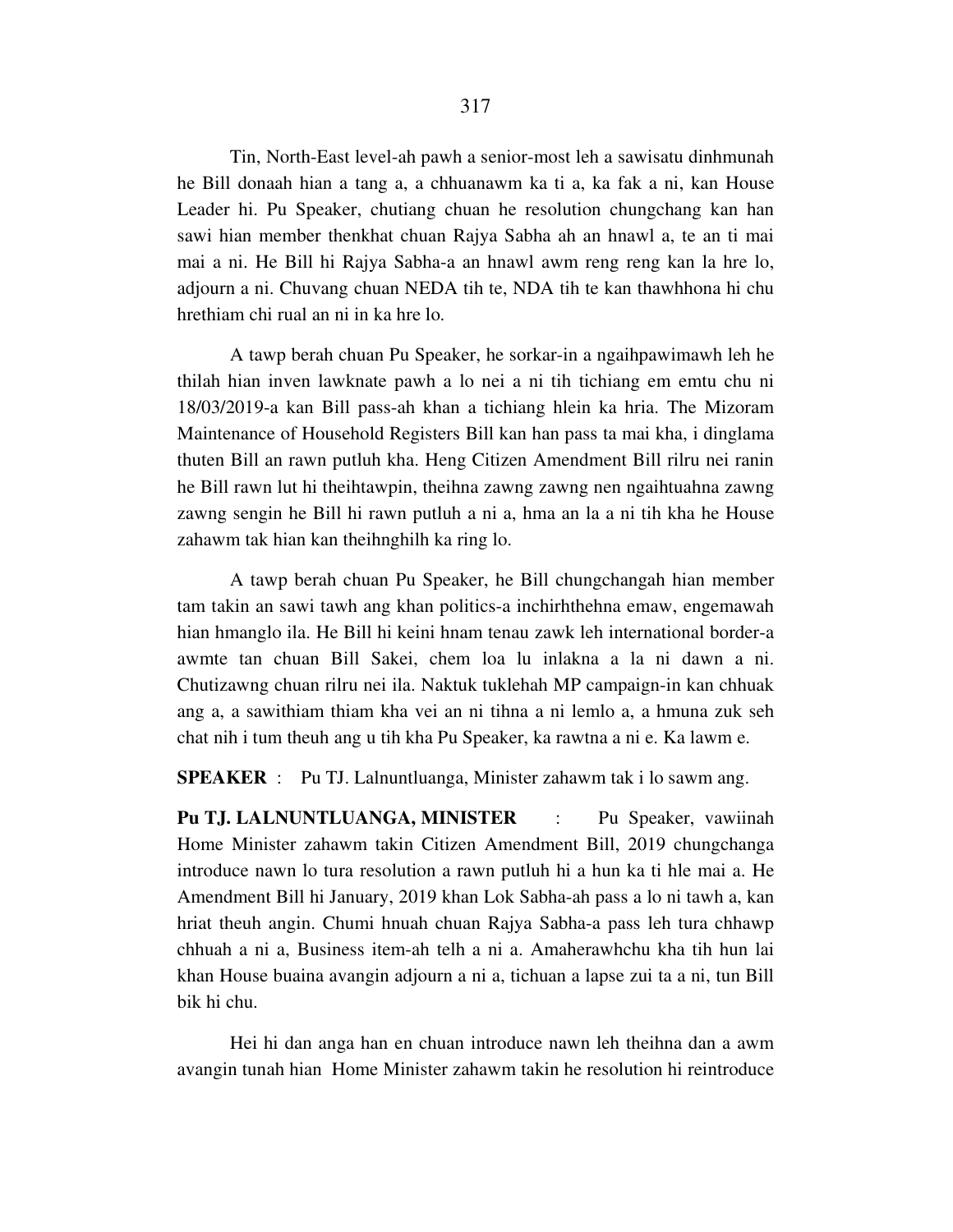Tin, North-East level-ah pawh a senior-most leh a sawisatu dinhmunah he Bill donaah hian a tang a, a chhuanawm ka ti a, ka fak a ni, kan House Leader hi. Pu Speaker, chutiang chuan he resolution chungchang kan han sawi hian member thenkhat chuan Rajya Sabha ah an hnawl a, te an ti mai mai a ni. He Bill hi Rajya Sabha-a an hnawl awm reng reng kan la hre lo, adjourn a ni. Chuvang chuan NEDA tih te, NDA tih te kan thawhhona hi chu hrethiam chi rual an ni in ka hre lo.

A tawp berah chuan Pu Speaker, he sorkar-in a ngaihpawimawh leh he thilah hian inven lawknate pawh a lo nei a ni tih tichiang em emtu chu ni 18/03/2019-a kan Bill pass-ah khan a tichiang hlein ka hria. The Mizoram Maintenance of Household Registers Bill kan han pass ta mai kha, i dinglama thuten Bill an rawn putluh kha. Heng Citizen Amendment Bill rilru nei ranin he Bill rawn lut hi theihtawpin, theihna zawng zawng nen ngaihtuahna zawng zawng sengin he Bill hi rawn putluh a ni a, hma an la a ni tih kha he House zahawm tak hian kan theihnghilh ka ring lo.

A tawp berah chuan Pu Speaker, he Bill chungchangah hian member tam takin an sawi tawh ang khan politics-a inchirhthehna emaw, engemawah hian hmanglo ila. He Bill hi keini hnam tenau zawk leh international border-a awmte tan chuan Bill Sakei, chem loa lu inlakna a la ni dawn a ni. Chutizawng chuan rilru nei ila. Naktuk tuklehah MP campaign-in kan chhuak ang a, a sawithiam thiam kha vei an ni tihna a ni lemlo a, a hmuna zuk seh chat nih i tum theuh ang u tih kha Pu Speaker, ka rawtna a ni e. Ka lawm e.

**SPEAKER** : Pu TJ. Lalnuntluanga, Minister zahawm tak i lo sawm ang.

**Pu TJ. LALNUNTLUANGA, MINISTER** : Pu Speaker, vawiinah Home Minister zahawm takin Citizen Amendment Bill, 2019 chungchanga introduce nawn lo tura resolution a rawn putluh hi a hun ka ti hle mai a. He Amendment Bill hi January, 2019 khan Lok Sabha-ah pass a lo ni tawh a, kan hriat theuh angin. Chumi hnuah chuan Rajya Sabha-a pass leh tura chhawp chhuah a ni a, Business item-ah telh a ni a. Amaherawhchu kha tih hun lai khan House buaina avangin adjourn a ni a, tichuan a lapse zui ta a ni, tun Bill bik hi chu.

Hei hi dan anga han en chuan introduce nawn leh theihna dan a awm avangin tunah hian Home Minister zahawm takin he resolution hi reintroduce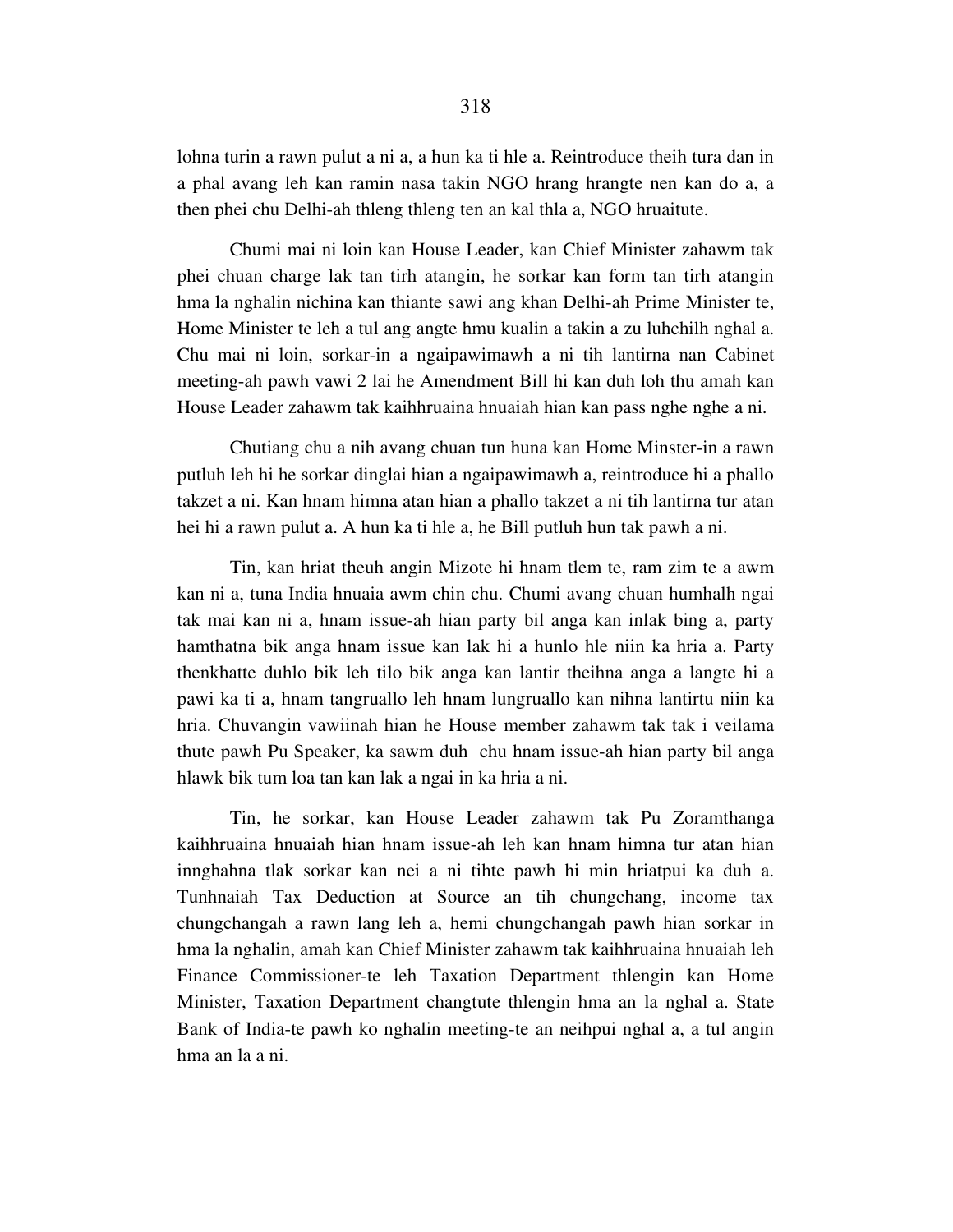lohna turin a rawn pulut a ni a, a hun ka ti hle a. Reintroduce theih tura dan in a phal avang leh kan ramin nasa takin NGO hrang hrangte nen kan do a, a then phei chu Delhi-ah thleng thleng ten an kal thla a, NGO hruaitute.

Chumi mai ni loin kan House Leader, kan Chief Minister zahawm tak phei chuan charge lak tan tirh atangin, he sorkar kan form tan tirh atangin hma la nghalin nichina kan thiante sawi ang khan Delhi-ah Prime Minister te, Home Minister te leh a tul ang angte hmu kualin a takin a zu luhchilh nghal a. Chu mai ni loin, sorkar-in a ngaipawimawh a ni tih lantirna nan Cabinet meeting-ah pawh vawi 2 lai he Amendment Bill hi kan duh loh thu amah kan House Leader zahawm tak kaihhruaina hnuaiah hian kan pass nghe nghe a ni.

Chutiang chu a nih avang chuan tun huna kan Home Minster-in a rawn putluh leh hi he sorkar dinglai hian a ngaipawimawh a, reintroduce hi a phallo takzet a ni. Kan hnam himna atan hian a phallo takzet a ni tih lantirna tur atan hei hi a rawn pulut a. A hun ka ti hle a, he Bill putluh hun tak pawh a ni.

Tin, kan hriat theuh angin Mizote hi hnam tlem te, ram zim te a awm kan ni a, tuna India hnuaia awm chin chu. Chumi avang chuan humhalh ngai tak mai kan ni a, hnam issue-ah hian party bil anga kan inlak bing a, party hamthatna bik anga hnam issue kan lak hi a hunlo hle niin ka hria a. Party thenkhatte duhlo bik leh tilo bik anga kan lantir theihna anga a langte hi a pawi ka ti a, hnam tangruallo leh hnam lungruallo kan nihna lantirtu niin ka hria. Chuvangin vawiinah hian he House member zahawm tak tak i veilama thute pawh Pu Speaker, ka sawm duh chu hnam issue-ah hian party bil anga hlawk bik tum loa tan kan lak a ngai in ka hria a ni.

Tin, he sorkar, kan House Leader zahawm tak Pu Zoramthanga kaihhruaina hnuaiah hian hnam issue-ah leh kan hnam himna tur atan hian innghahna tlak sorkar kan nei a ni tihte pawh hi min hriatpui ka duh a. Tunhnaiah Tax Deduction at Source an tih chungchang, income tax chungchangah a rawn lang leh a, hemi chungchangah pawh hian sorkar in hma la nghalin, amah kan Chief Minister zahawm tak kaihhruaina hnuaiah leh Finance Commissioner-te leh Taxation Department thlengin kan Home Minister, Taxation Department changtute thlengin hma an la nghal a. State Bank of India-te pawh ko nghalin meeting-te an neihpui nghal a, a tul angin hma an la a ni.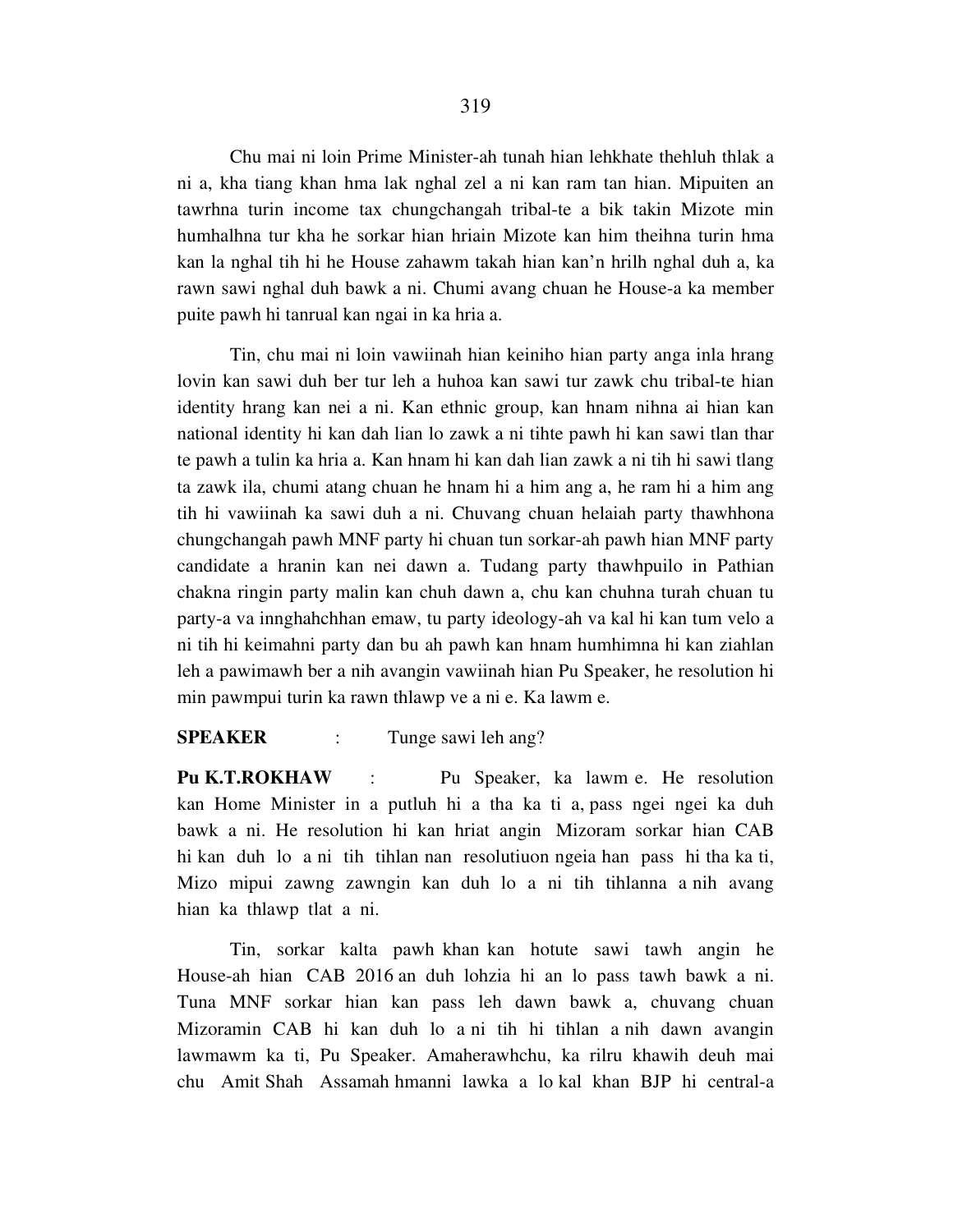Chu mai ni loin Prime Minister-ah tunah hian lehkhate thehluh thlak a ni a, kha tiang khan hma lak nghal zel a ni kan ram tan hian. Mipuiten an tawrhna turin income tax chungchangah tribal-te a bik takin Mizote min humhalhna tur kha he sorkar hian hriain Mizote kan him theihna turin hma kan la nghal tih hi he House zahawm takah hian kan'n hrilh nghal duh a, ka rawn sawi nghal duh bawk a ni. Chumi avang chuan he House-a ka member puite pawh hi tanrual kan ngai in ka hria a.

Tin, chu mai ni loin vawiinah hian keiniho hian party anga inla hrang lovin kan sawi duh ber tur leh a huhoa kan sawi tur zawk chu tribal-te hian identity hrang kan nei a ni. Kan ethnic group, kan hnam nihna ai hian kan national identity hi kan dah lian lo zawk a ni tihte pawh hi kan sawi tlan thar te pawh a tulin ka hria a. Kan hnam hi kan dah lian zawk a ni tih hi sawi tlang ta zawk ila, chumi atang chuan he hnam hi a him ang a, he ram hi a him ang tih hi vawiinah ka sawi duh a ni. Chuvang chuan helaiah party thawhhona chungchangah pawh MNF party hi chuan tun sorkar-ah pawh hian MNF party candidate a hranin kan nei dawn a. Tudang party thawhpuilo in Pathian chakna ringin party malin kan chuh dawn a, chu kan chuhna turah chuan tu party-a va innghahchhan emaw, tu party ideology-ah va kal hi kan tum velo a ni tih hi keimahni party dan bu ah pawh kan hnam humhimna hi kan ziahlan leh a pawimawh ber a nih avangin vawiinah hian Pu Speaker, he resolution hi min pawmpui turin ka rawn thlawp ve a ni e. Ka lawm e.

**SPEAKER** : Tunge sawi leh ang?

**Pu K.T.ROKHAW** : Pu Speaker, ka lawm e. He resolution kan Home Minister in a putluh hi a tha ka ti a, pass ngei ngei ka duh bawk a ni. He resolution hi kan hriat angin Mizoram sorkar hian CAB hi kan duh lo a ni tih tihlan nan resolutiuon ngeia han pass hi tha ka ti, Mizo mipui zawng zawngin kan duh lo a ni tih tihlanna a nih avang hian ka thlawp tlat a ni.

Tin, sorkar kalta pawh khan kan hotute sawi tawh angin he House-ah hian CAB 2016 an duh lohzia hi an lo pass tawh bawk a ni. Tuna MNF sorkar hian kan pass leh dawn bawk a, chuvang chuan Mizoramin CAB hi kan duh lo a ni tih hi tihlan a nih dawn avangin lawmawm ka ti, Pu Speaker. Amaherawhchu, ka rilru khawih deuh mai chu Amit Shah Assamah hmanni lawka a lo kal khan BJP hi central-a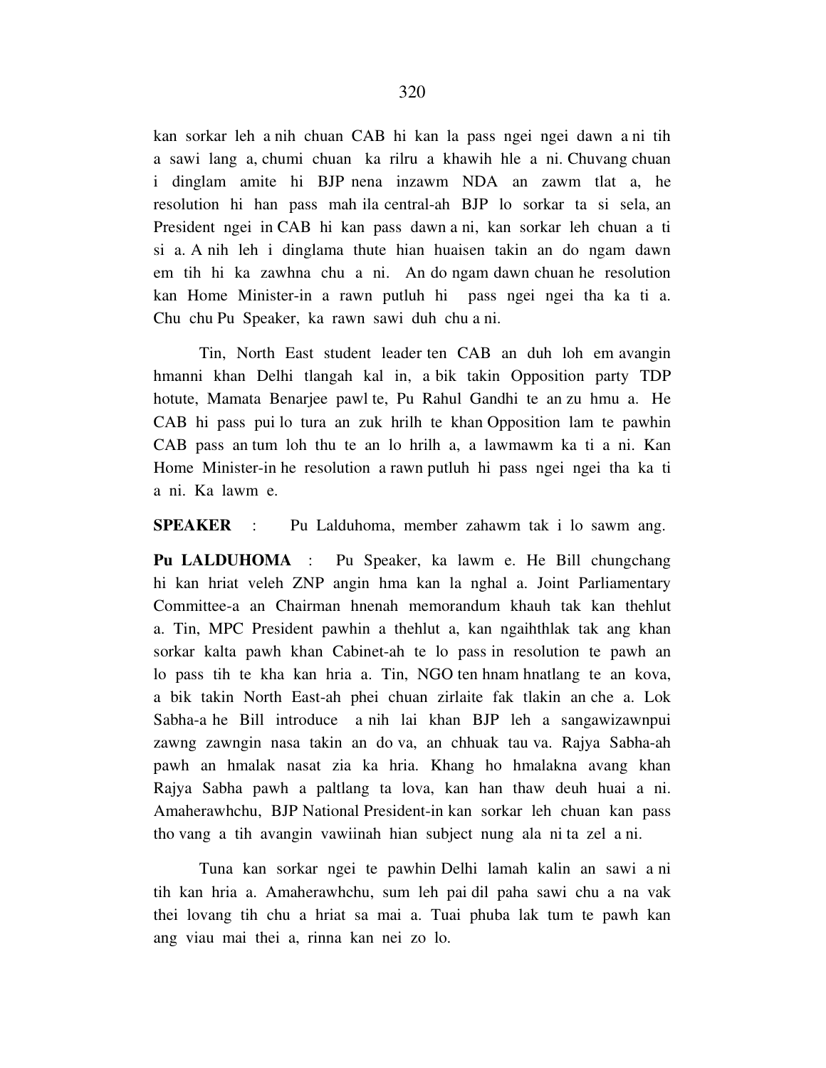kan sorkar leh a nih chuan CAB hi kan la pass ngei ngei dawn a ni tih a sawi lang a, chumi chuan ka rilru a khawih hle a ni. Chuvang chuan i dinglam amite hi BJP nena inzawm NDA an zawm tlat a, he resolution hi han pass mah ila central-ah BJP lo sorkar ta si sela, an President ngei in CAB hi kan pass dawn a ni, kan sorkar leh chuan a ti si a. A nih leh i dinglama thute hian huaisen takin an do ngam dawn em tih hi ka zawhna chu a ni. An do ngam dawn chuan he resolution kan Home Minister-in a rawn putluh hi pass ngei ngei tha ka ti a. Chu chu Pu Speaker, ka rawn sawi duh chu a ni.

Tin, North East student leader ten CAB an duh loh em avangin hmanni khan Delhi tlangah kal in, a bik takin Opposition party TDP hotute, Mamata Benarjee pawl te, Pu Rahul Gandhi te an zu hmu a. He CAB hi pass pui lo tura an zuk hrilh te khan Opposition lam te pawhin CAB pass an tum loh thu te an lo hrilh a, a lawmawm ka ti a ni. Kan Home Minister-in he resolution a rawn putluh hi pass ngei ngei tha ka ti a ni. Ka lawm e.

**SPEAKER** : Pu Lalduhoma, member zahawm tak i lo sawm ang.

**Pu LALDUHOMA** : Pu Speaker, ka lawm e. He Bill chungchang hi kan hriat veleh ZNP angin hma kan la nghal a. Joint Parliamentary Committee-a an Chairman hnenah memorandum khauh tak kan thehlut a. Tin, MPC President pawhin a thehlut a, kan ngaihthlak tak ang khan sorkar kalta pawh khan Cabinet-ah te lo pass in resolution te pawh an lo pass tih te kha kan hria a. Tin, NGO ten hnam hnatlang te an kova, a bik takin North East-ah phei chuan zirlaite fak tlakin an che a. Lok Sabha-a he Bill introduce a nih lai khan BJP leh a sangawizawnpui zawng zawngin nasa takin an do va, an chhuak tau va. Rajya Sabha-ah pawh an hmalak nasat zia ka hria. Khang ho hmalakna avang khan Rajya Sabha pawh a paltlang ta lova, kan han thaw deuh huai a ni. Amaherawhchu, BJP National President-in kan sorkar leh chuan kan pass tho vang a tih avangin vawiinah hian subject nung ala ni ta zel a ni.

Tuna kan sorkar ngei te pawhin Delhi lamah kalin an sawi a ni tih kan hria a. Amaherawhchu, sum leh pai dil paha sawi chu a na vak thei lovang tih chu a hriat sa mai a. Tuai phuba lak tum te pawh kan ang viau mai thei a, rinna kan nei zo lo.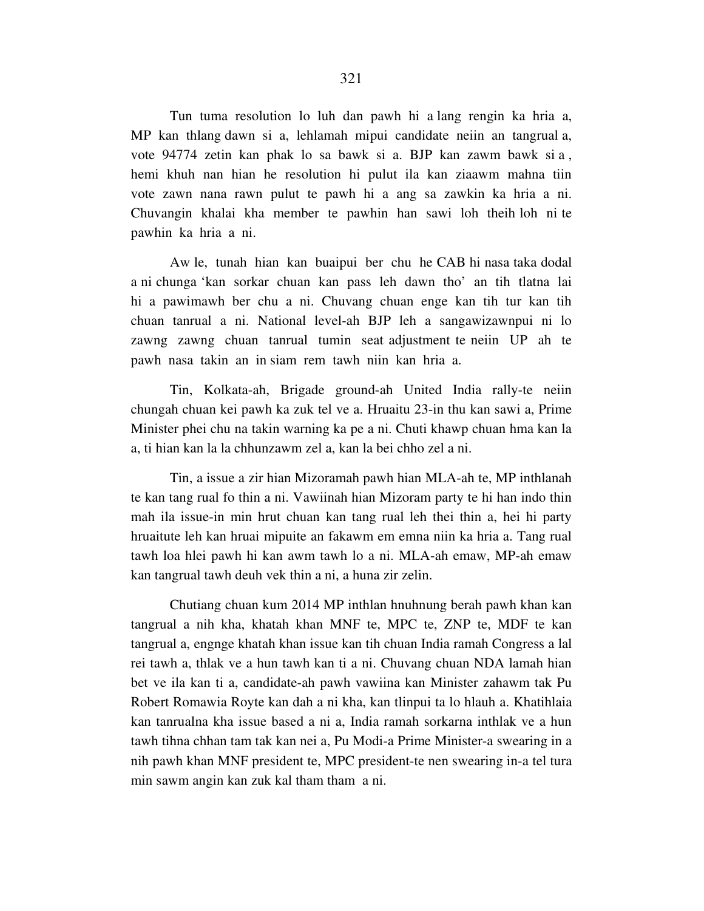Tun tuma resolution lo luh dan pawh hi a lang rengin ka hria a, MP kan thlang dawn si a, lehlamah mipui candidate neiin an tangrual a, vote 94774 zetin kan phak lo sa bawk si a. BJP kan zawm bawk si a , hemi khuh nan hian he resolution hi pulut ila kan ziaawm mahna tiin vote zawn nana rawn pulut te pawh hi a ang sa zawkin ka hria a ni. Chuvangin khalai kha member te pawhin han sawi loh theih loh ni te pawhin ka hria a ni.

Aw le, tunah hian kan buaipui ber chu he CAB hi nasa taka dodal a ni chunga 'kan sorkar chuan kan pass leh dawn tho' an tih tlatna lai hi a pawimawh ber chu a ni. Chuvang chuan enge kan tih tur kan tih chuan tanrual a ni. National level-ah BJP leh a sangawizawnpui ni lo zawng zawng chuan tanrual tumin seat adjustment te neiin UP ah te pawh nasa takin an in siam rem tawh niin kan hria a.

Tin, Kolkata-ah, Brigade ground-ah United India rally-te neiin chungah chuan kei pawh ka zuk tel ve a. Hruaitu 23-in thu kan sawi a, Prime Minister phei chu na takin warning ka pe a ni. Chuti khawp chuan hma kan la a, ti hian kan la la chhunzawm zel a, kan la bei chho zel a ni.

Tin, a issue a zir hian Mizoramah pawh hian MLA-ah te, MP inthlanah te kan tang rual fo thin a ni. Vawiinah hian Mizoram party te hi han indo thin mah ila issue-in min hrut chuan kan tang rual leh thei thin a, hei hi party hruaitute leh kan hruai mipuite an fakawm em emna niin ka hria a. Tang rual tawh loa hlei pawh hi kan awm tawh lo a ni. MLA-ah emaw, MP-ah emaw kan tangrual tawh deuh vek thin a ni, a huna zir zelin.

Chutiang chuan kum 2014 MP inthlan hnuhnung berah pawh khan kan tangrual a nih kha, khatah khan MNF te, MPC te, ZNP te, MDF te kan tangrual a, engnge khatah khan issue kan tih chuan India ramah Congress a lal rei tawh a, thlak ve a hun tawh kan ti a ni. Chuvang chuan NDA lamah hian bet ve ila kan ti a, candidate-ah pawh vawiina kan Minister zahawm tak Pu Robert Romawia Royte kan dah a ni kha, kan tlinpui ta lo hlauh a. Khatihlaia kan tanrualna kha issue based a ni a, India ramah sorkarna inthlak ve a hun tawh tihna chhan tam tak kan nei a, Pu Modi-a Prime Minister-a swearing in a nih pawh khan MNF president te, MPC president-te nen swearing in-a tel tura min sawm angin kan zuk kal tham tham a ni.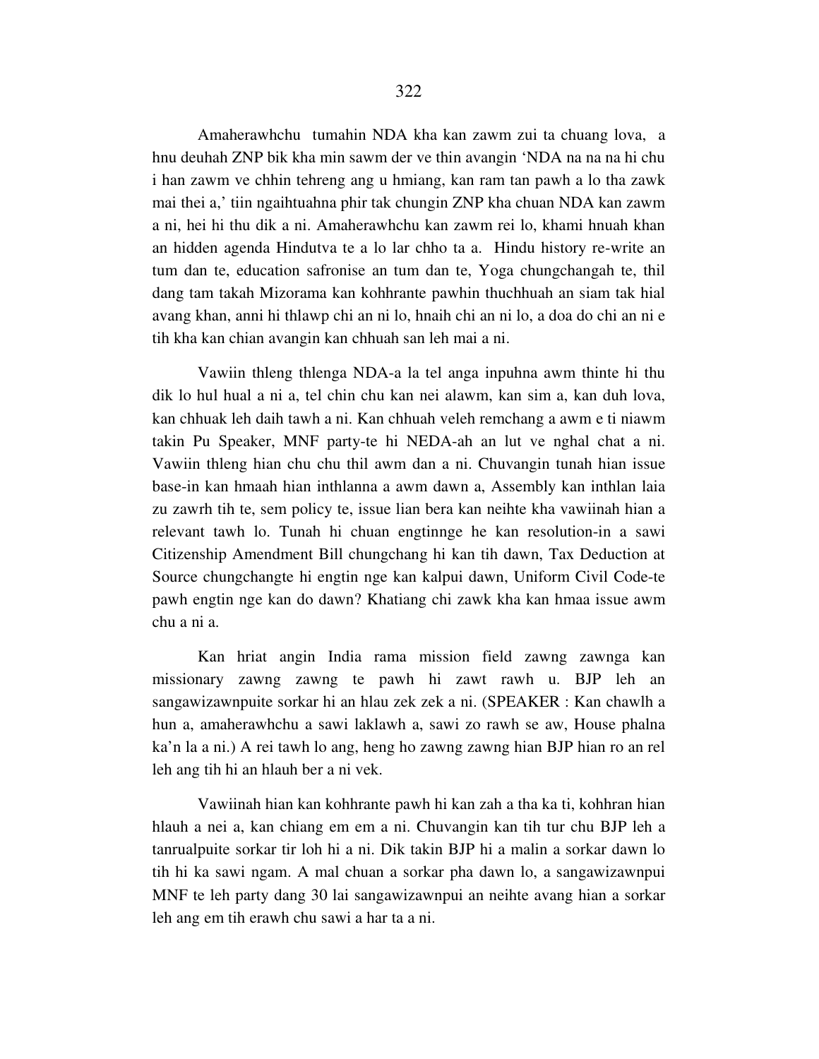Amaherawhchu tumahin NDA kha kan zawm zui ta chuang lova, a hnu deuhah ZNP bik kha min sawm der ve thin avangin 'NDA na na na hi chu i han zawm ve chhin tehreng ang u hmiang, kan ram tan pawh a lo tha zawk mai thei a,' tiin ngaihtuahna phir tak chungin ZNP kha chuan NDA kan zawm a ni, hei hi thu dik a ni. Amaherawhchu kan zawm rei lo, khami hnuah khan an hidden agenda Hindutva te a lo lar chho ta a. Hindu history re-write an tum dan te, education safronise an tum dan te, Yoga chungchangah te, thil dang tam takah Mizorama kan kohhrante pawhin thuchhuah an siam tak hial avang khan, anni hi thlawp chi an ni lo, hnaih chi an ni lo, a doa do chi an ni e tih kha kan chian avangin kan chhuah san leh mai a ni.

Vawiin thleng thlenga NDA-a la tel anga inpuhna awm thinte hi thu dik lo hul hual a ni a, tel chin chu kan nei alawm, kan sim a, kan duh lova, kan chhuak leh daih tawh a ni. Kan chhuah veleh remchang a awm e ti niawm takin Pu Speaker, MNF party-te hi NEDA-ah an lut ve nghal chat a ni. Vawiin thleng hian chu chu thil awm dan a ni. Chuvangin tunah hian issue base-in kan hmaah hian inthlanna a awm dawn a, Assembly kan inthlan laia zu zawrh tih te, sem policy te, issue lian bera kan neihte kha vawiinah hian a relevant tawh lo. Tunah hi chuan engtinnge he kan resolution-in a sawi Citizenship Amendment Bill chungchang hi kan tih dawn, Tax Deduction at Source chungchangte hi engtin nge kan kalpui dawn, Uniform Civil Code-te pawh engtin nge kan do dawn? Khatiang chi zawk kha kan hmaa issue awm chu a ni a.

Kan hriat angin India rama mission field zawng zawnga kan missionary zawng zawng te pawh hi zawt rawh u. BJP leh an sangawizawnpuite sorkar hi an hlau zek zek a ni. (SPEAKER : Kan chawlh a hun a, amaherawhchu a sawi laklawh a, sawi zo rawh se aw, House phalna ka'n la a ni.) A rei tawh lo ang, heng ho zawng zawng hian BJP hian ro an rel leh ang tih hi an hlauh ber a ni vek.

Vawiinah hian kan kohhrante pawh hi kan zah a tha ka ti, kohhran hian hlauh a nei a, kan chiang em em a ni. Chuvangin kan tih tur chu BJP leh a tanrualpuite sorkar tir loh hi a ni. Dik takin BJP hi a malin a sorkar dawn lo tih hi ka sawi ngam. A mal chuan a sorkar pha dawn lo, a sangawizawnpui MNF te leh party dang 30 lai sangawizawnpui an neihte avang hian a sorkar leh ang em tih erawh chu sawi a har ta a ni.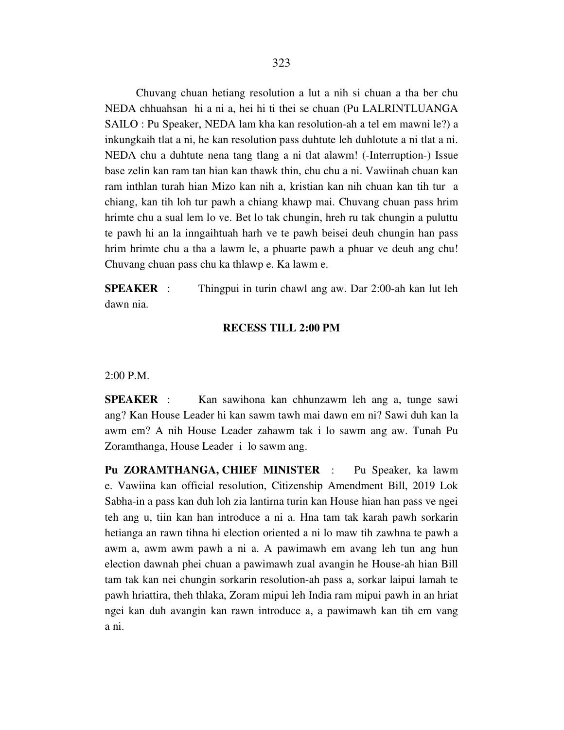Chuvang chuan hetiang resolution a lut a nih si chuan a tha ber chu NEDA chhuahsan hi a ni a, hei hi ti thei se chuan (Pu LALRINTLUANGA SAILO : Pu Speaker, NEDA lam kha kan resolution-ah a tel em mawni le?) a inkungkaih tlat a ni, he kan resolution pass duhtute leh duhlotute a ni tlat a ni. NEDA chu a duhtute nena tang tlang a ni tlat alawm! (-Interruption-) Issue base zelin kan ram tan hian kan thawk thin, chu chu a ni. Vawiinah chuan kan ram inthlan turah hian Mizo kan nih a, kristian kan nih chuan kan tih tur a chiang, kan tih loh tur pawh a chiang khawp mai. Chuvang chuan pass hrim hrimte chu a sual lem lo ve. Bet lo tak chungin, hreh ru tak chungin a puluttu te pawh hi an la inngaihtuah harh ve te pawh beisei deuh chungin han pass hrim hrimte chu a tha a lawm le, a phuarte pawh a phuar ve deuh ang chu! Chuvang chuan pass chu ka thlawp e. Ka lawm e.

**SPEAKER** : Thingpui in turin chawl ang aw. Dar 2:00-ah kan lut leh dawn nia.

**RECESS TILL 2:00 PM**

2:00 P.M.

**SPEAKER** : Kan sawihona kan chhunzawm leh ang a, tunge sawi ang? Kan House Leader hi kan sawm tawh mai dawn em ni? Sawi duh kan la awm em? A nih House Leader zahawm tak i lo sawm ang aw. Tunah Pu Zoramthanga, House Leader i lo sawm ang.

**Pu ZORAMTHANGA, CHIEF MINISTER** : Pu Speaker, ka lawm e. Vawiina kan official resolution, Citizenship Amendment Bill, 2019 Lok Sabha-in a pass kan duh loh zia lantirna turin kan House hian han pass ve ngei teh ang u, tiin kan han introduce a ni a. Hna tam tak karah pawh sorkarin hetianga an rawn tihna hi election oriented a ni lo maw tih zawhna te pawh a awm a, awm awm pawh a ni a. A pawimawh em avang leh tun ang hun election dawnah phei chuan a pawimawh zual avangin he House-ah hian Bill tam tak kan nei chungin sorkarin resolution-ah pass a, sorkar laipui lamah te pawh hriattira, theh thlaka, Zoram mipui leh India ram mipui pawh in an hriat ngei kan duh avangin kan rawn introduce a, a pawimawh kan tih em vang a ni.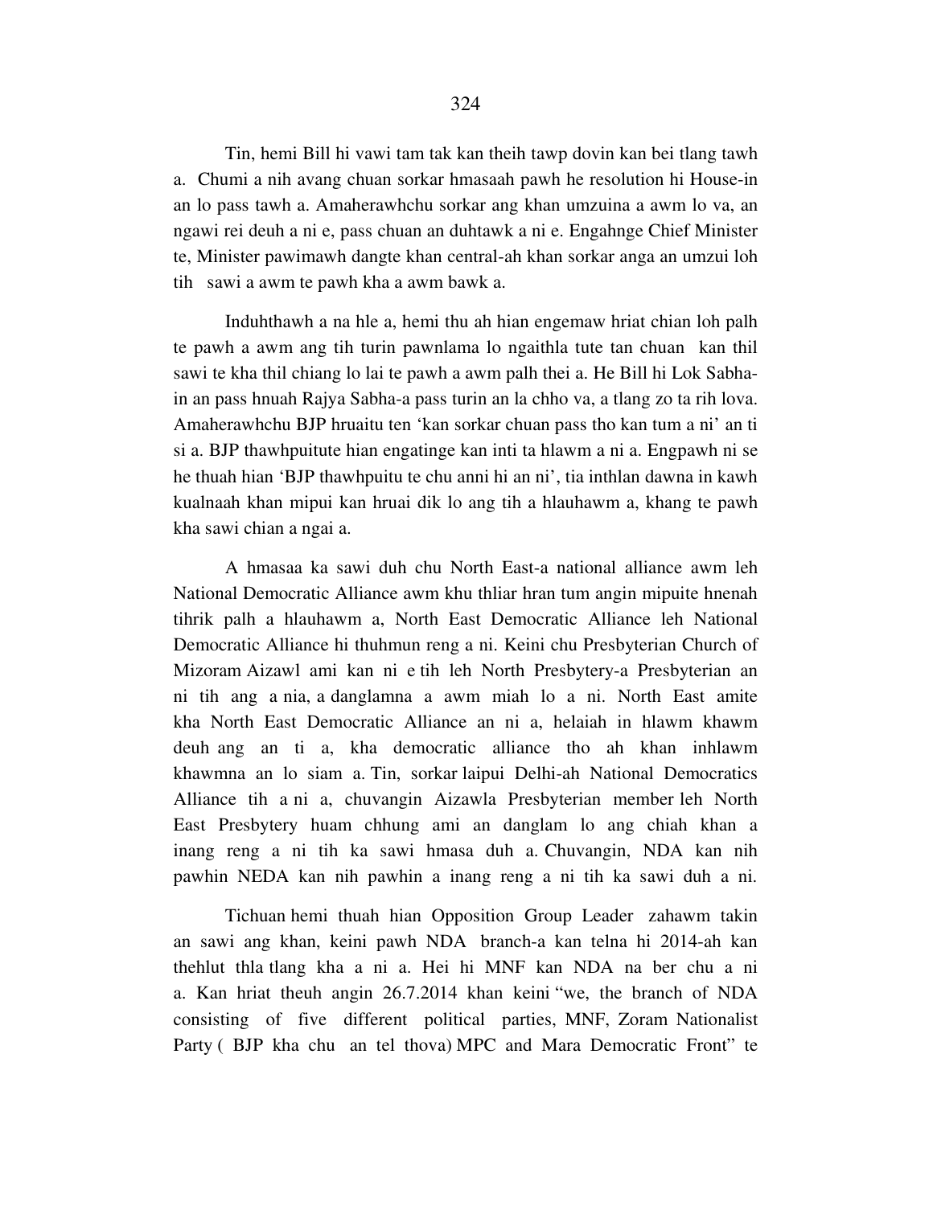Tin, hemi Bill hi vawi tam tak kan theih tawp dovin kan bei tlang tawh a. Chumi a nih avang chuan sorkar hmasaah pawh he resolution hi House-in an lo pass tawh a. Amaherawhchu sorkar ang khan umzuina a awm lo va, an ngawi rei deuh a ni e, pass chuan an duhtawk a ni e. Engahnge Chief Minister te, Minister pawimawh dangte khan central-ah khan sorkar anga an umzui loh tih sawi a awm te pawh kha a awm bawk a.

Induhthawh a na hle a, hemi thu ah hian engemaw hriat chian loh palh te pawh a awm ang tih turin pawnlama lo ngaithla tute tan chuan kan thil sawi te kha thil chiang lo lai te pawh a awm palh thei a. He Bill hi Lok Sabha-in an pass hnuah Rajya Sabha-a pass turin an la chho va, a tlang zo ta rih lova. Amaherawhchu BJP hruaitu ten 'kan sorkar chuan pass tho kan tum a ni' an ti si a. BJP thawhpuitute hian engatinge kan inti ta hlawm a ni a. Engpawh ni se he thuah hian 'BJP thawhpuitu te chu anni hi an ni', tia inthlan dawna in kawh kualnaah khan mipui kan hruai dik lo ang tih a hlauhawm a, khang te pawh kha sawi chian a ngai a.

A hmasaa ka sawi duh chu North East-a national alliance awm leh National Democratic Alliance awm khu thliar hran tum angin mipuite hnenah tihrik palh a hlauhawm a, North East Democratic Alliance leh National Democratic Alliance hi thuhmun reng a ni. Keini chu Presbyterian Church of Mizoram Aizawl ami kan ni e tih leh North Presbytery-a Presbyterian an ni tih ang a nia, a danglamna a awm miah lo a ni. North East amite kha North East Democratic Alliance an ni a, helaiah in hlawm khawm deuh ang an ti a, kha democratic alliance tho ah khan inhlawm khawmna an lo siam a. Tin, sorkar laipui Delhi-ah National Democratics Alliance tih a ni a, chuvangin Aizawla Presbyterian member leh North East Presbytery huam chhung ami an danglam lo ang chiah khan a inang reng a ni tih ka sawi hmasa duh a. Chuvangin, NDA kan nih pawhin NEDA kan nih pawhin a inang reng a ni tih ka sawi duh a ni.

Tichuan hemi thuah hian Opposition Group Leader zahawm takin an sawi ang khan, keini pawh NDA branch-a kan telna hi 2014-ah kan thehlut thla tlang kha a ni a. Hei hi MNF kan NDA na ber chu a ni a. Kan hriat theuh angin 26.7.2014 khan keini "we, the branch of NDA consisting of five different political parties, MNF, Zoram Nationalist Party ( BJP kha chu an tel thova) MPC and Mara Democratic Front" te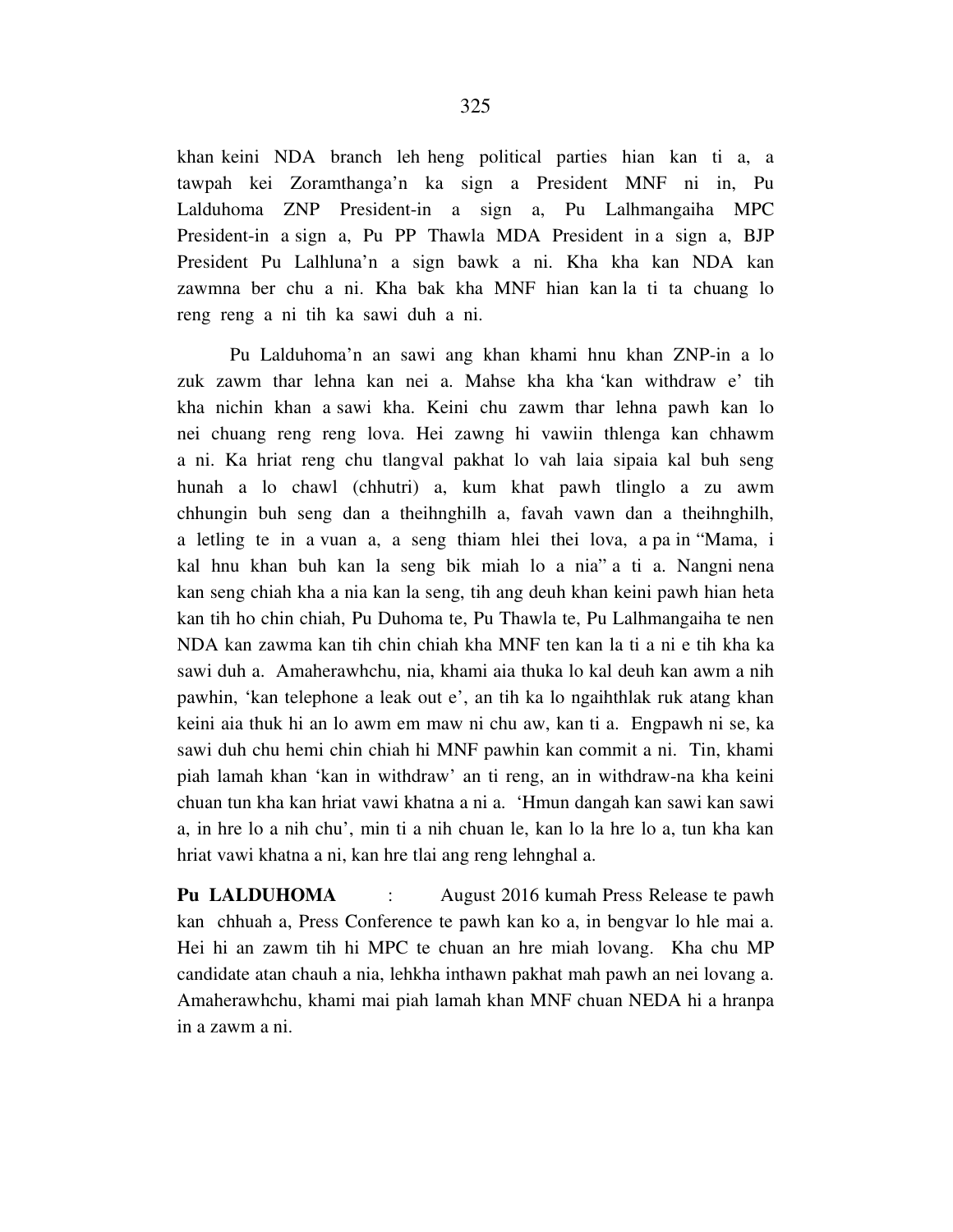khan keini NDA branch leh heng political parties hian kan ti a, a tawpah kei Zoramthanga'n ka sign a President MNF ni in, Pu Lalduhoma ZNP President-in a sign a, Pu Lalhmangaiha MPC President-in a sign a, Pu PP Thawla MDA President in a sign a, BJP President Pu Lalhluna'n a sign bawk a ni. Kha kha kan NDA kan zawmna ber chu a ni. Kha bak kha MNF hian kan la ti ta chuang lo reng reng a ni tih ka sawi duh a ni.

Pu Lalduhoma'n an sawi ang khan khami hnu khan ZNP-in a lo zuk zawm thar lehna kan nei a. Mahse kha kha 'kan withdraw e' tih kha nichin khan a sawi kha. Keini chu zawm thar lehna pawh kan lo nei chuang reng reng lova. Hei zawng hi vawiin thlenga kan chhawm a ni. Ka hriat reng chu tlangval pakhat lo vah laia sipaia kal buh seng hunah a lo chawl (chhutri) a, kum khat pawh tlinglo a zu awm chhungin buh seng dan a theihnghilh a, favah vawn dan a theihnghilh, a letling te in a vuan a, a seng thiam hlei thei lova, a pa in "Mama, i kal hnu khan buh kan la seng bik miah lo a nia" a ti a. Nangni nena kan seng chiah kha a nia kan la seng, tih ang deuh khan keini pawh hian heta kan tih ho chin chiah, Pu Duhoma te, Pu Thawla te, Pu Lalhmangaiha te nen NDA kan zawma kan tih chin chiah kha MNF ten kan la ti a ni e tih kha ka sawi duh a. Amaherawhchu, nia, khami aia thuka lo kal deuh kan awm a nih pawhin, 'kan telephone a leak out e', an tih ka lo ngaihthlak ruk atang khan keini aia thuk hi an lo awm em maw ni chu aw, kan ti a. Engpawh ni se, ka sawi duh chu hemi chin chiah hi MNF pawhin kan commit a ni. Tin, khami piah lamah khan 'kan in withdraw' an ti reng, an in withdraw-na kha keini chuan tun kha kan hriat vawi khatna a ni a. 'Hmun dangah kan sawi kan sawi a, in hre lo a nih chu', min ti a nih chuan le, kan lo la hre lo a, tun kha kan hriat vawi khatna a ni, kan hre tlai ang reng lehnghal a.

**Pu LALDUHOMA** : August 2016 kumah Press Release te pawh kan chhuah a, Press Conference te pawh kan ko a, in bengvar lo hle mai a. Hei hi an zawm tih hi MPC te chuan an hre miah lovang. Kha chu MP candidate atan chauh a nia, lehkha inthawn pakhat mah pawh an nei lovang a. Amaherawhchu, khami mai piah lamah khan MNF chuan NEDA hi a hranpa in a zawm a ni.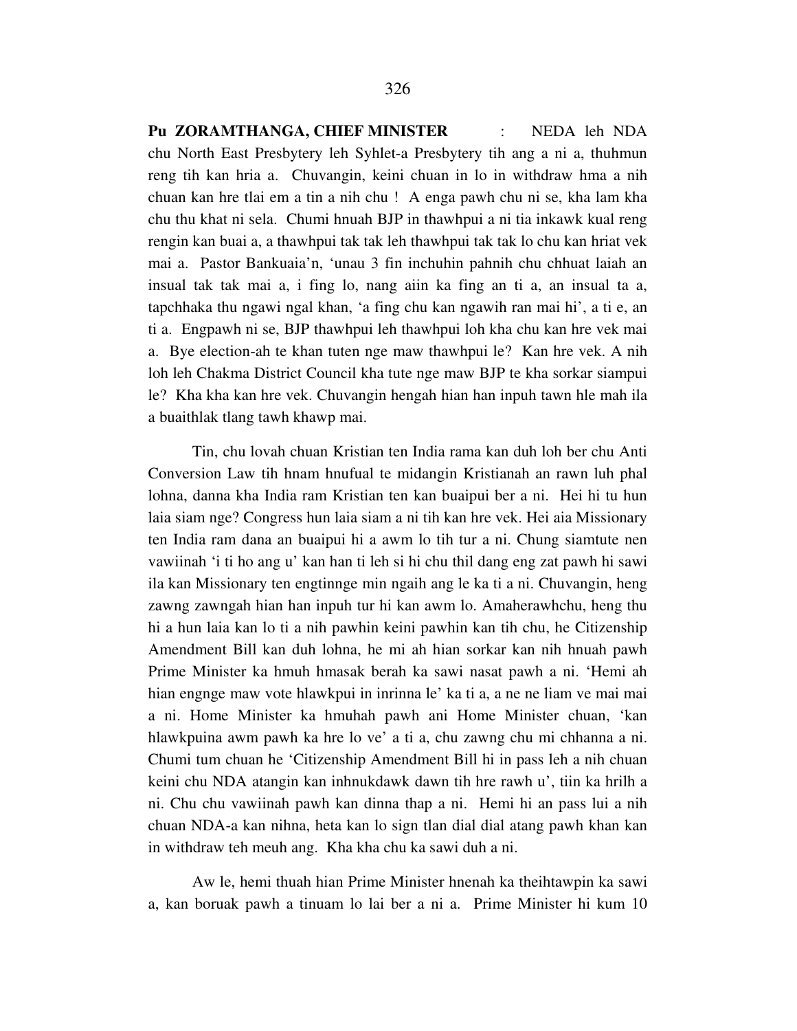**Pu ZORAMTHANGA, CHIEF MINISTER** : NEDA leh NDA chu North East Presbytery leh Syhlet-a Presbytery tih ang a ni a, thuhmun reng tih kan hria a. Chuvangin, keini chuan in lo in withdraw hma a nih chuan kan hre tlai em a tin a nih chu ! A enga pawh chu ni se, kha lam kha chu thu khat ni sela. Chumi hnuah BJP in thawhpui a ni tia inkawk kual reng rengin kan buai a, a thawhpui tak tak leh thawhpui tak tak lo chu kan hriat vek mai a. Pastor Bankuaia'n, 'unau 3 fin inchuhin pahnih chu chhuat laiah an insual tak tak mai a, i fing lo, nang aiin ka fing an ti a, an insual ta a, tapchhaka thu ngawi ngal khan, 'a fing chu kan ngawih ran mai hi', a ti e, an ti a. Engpawh ni se, BJP thawhpui leh thawhpui loh kha chu kan hre vek mai a. Bye election-ah te khan tuten nge maw thawhpui le? Kan hre vek. A nih loh leh Chakma District Council kha tute nge maw BJP te kha sorkar siampui le? Kha kha kan hre vek. Chuvangin hengah hian han inpuh tawn hle mah ila a buaithlak tlang tawh khawp mai.

Tin, chu lovah chuan Kristian ten India rama kan duh loh ber chu Anti Conversion Law tih hnam hnufual te midangin Kristianah an rawn luh phal lohna, danna kha India ram Kristian ten kan buaipui ber a ni. Hei hi tu hun laia siam nge? Congress hun laia siam a ni tih kan hre vek. Hei aia Missionary ten India ram dana an buaipui hi a awm lo tih tur a ni. Chung siamtute nen vawiinah 'i ti ho ang u' kan han ti leh si hi chu thil dang eng zat pawh hi sawi ila kan Missionary ten engtinnge min ngaih ang le ka ti a ni. Chuvangin, heng zawng zawngah hian han inpuh tur hi kan awm lo. Amaherawhchu, heng thu hi a hun laia kan lo ti a nih pawhin keini pawhin kan tih chu, he Citizenship Amendment Bill kan duh lohna, he mi ah hian sorkar kan nih hnuah pawh Prime Minister ka hmuh hmasak berah ka sawi nasat pawh a ni. 'Hemi ah hian engnge maw vote hlawkpui in inrinna le' ka ti a, a ne ne liam ve mai mai a ni. Home Minister ka hmuhah pawh ani Home Minister chuan, 'kan hlawkpuina awm pawh ka hre lo ve' a ti a, chu zawng chu mi chhanna a ni. Chumi tum chuan he 'Citizenship Amendment Bill hi in pass leh a nih chuan keini chu NDA atangin kan inhnukdawk dawn tih hre rawh u', tiin ka hrilh a ni. Chu chu vawiinah pawh kan dinna thap a ni. Hemi hi an pass lui a nih chuan NDA-a kan nihna, heta kan lo sign tlan dial dial atang pawh khan kan in withdraw teh meuh ang. Kha kha chu ka sawi duh a ni.

Aw le, hemi thuah hian Prime Minister hnenah ka theihtawpin ka sawi a, kan boruak pawh a tinuam lo lai ber a ni a. Prime Minister hi kum 10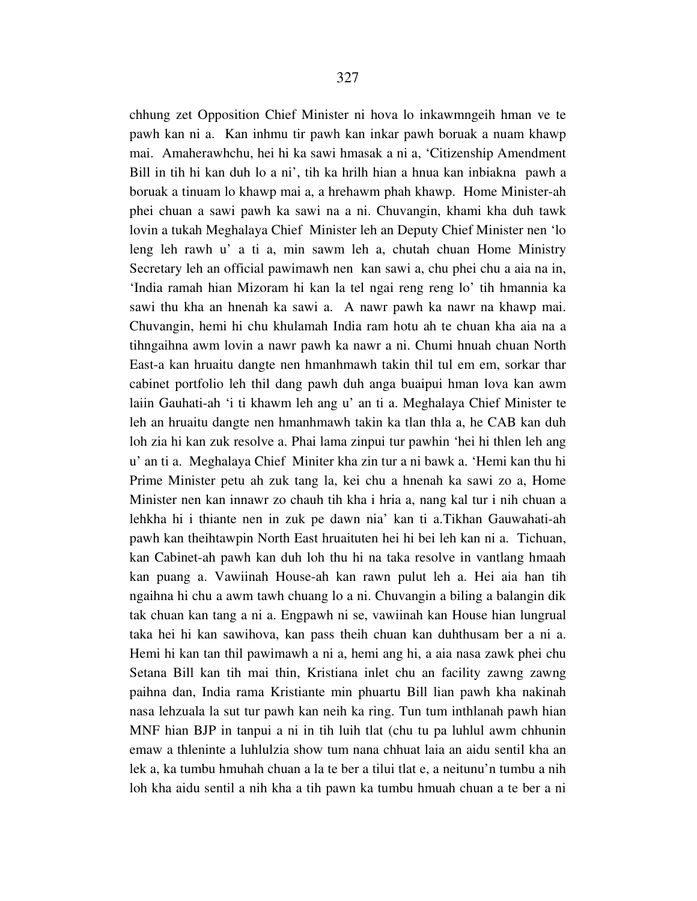chhung zet Opposition Chief Minister ni hova lo inkawmngeih hman ve te pawh kan ni a. Kan inhmu tir pawh kan inkar pawh boruak a nuam khawp mai. Amaherawhchu, hei hi ka sawi hmasak a ni a, 'Citizenship Amendment Bill in tih hi kan duh lo a ni', tih ka hrilh hian a hnua kan inbiakna pawh a boruak a tinuam lo khawp mai a, a hrehawm phah khawp. Home Minister-ah phei chuan a sawi pawh ka sawi na a ni. Chuvangin, khami kha duh tawk lovin a tukah Meghalaya Chief Minister leh an Deputy Chief Minister nen 'lo leng leh rawh u' a ti a, min sawm leh a, chutah chuan Home Ministry Secretary leh an official pawimawh nen kan sawi a, chu phei chu a aia na in, 'India ramah hian Mizoram hi kan la tel ngai reng reng lo' tih hmannia ka sawi thu kha an hnenah ka sawi a. A nawr pawh ka nawr na khawp mai. Chuvangin, hemi hi chu khulamah India ram hotu ah te chuan kha aia na a tihngaihna awm lovin a nawr pawh ka nawr a ni. Chumi hnuah chuan North East-a kan hruaitu dangte nen hmanhmawh takin thil tul em em, sorkar thar cabinet portfolio leh thil dang pawh duh anga buaipui hman lova kan awm laiin Gauhati-ah 'i ti khawm leh ang u' an ti a. Meghalaya Chief Minister te leh an hruaitu dangte nen hmanhmawh takin ka tlan thla a, he CAB kan duh loh zia hi kan zuk resolve a. Phai lama zinpui tur pawhin 'hei hi thlen leh ang u' an ti a. Meghalaya Chief Miniter kha zin tur a ni bawk a. 'Hemi kan thu hi Prime Minister petu ah zuk tang la, kei chu a hnenah ka sawi zo a, Home Minister nen kan innawr zo chauh tih kha i hria a, nang kal tur i nih chuan a lehkha hi i thiante nen in zuk pe dawn nia' kan ti a.Tikhan Gauwahati-ah pawh kan theihtawpin North East hruaituten hei hi bei leh kan ni a. Tichuan, kan Cabinet-ah pawh kan duh loh thu hi na taka resolve in vantlang hmaah kan puang a. Vawiinah House-ah kan rawn pulut leh a. Hei aia han tih ngaihna hi chu a awm tawh chuang lo a ni. Chuvangin a biling a balangin dik tak chuan kan tang a ni a. Engpawh ni se, vawiinah kan House hian lungrual taka hei hi kan sawihova, kan pass theih chuan kan duhthusam ber a ni a. Hemi hi kan tan thil pawimawh a ni a, hemi ang hi, a aia nasa zawk phei chu Setana Bill kan tih mai thin, Kristiana inlet chu an facility zawng zawng paihna dan, India rama Kristiante min phuartu Bill lian pawh kha nakinah nasa lehzuala la sut tur pawh kan neih ka ring. Tun tum inthlanah pawh hian MNF hian BJP in tanpui a ni in tih luih tlat (chu tu pa luhlul awm chhunin emaw a thleninte a luhlulzia show tum nana chhuat laia an aidu sentil kha an lek a, ka tumbu hmuhah chuan a la te ber a tilui tlat e, a neitunu'n tumbu a nih loh kha aidu sentil a nih kha a tih pawn ka tumbu hmuah chuan a te ber a ni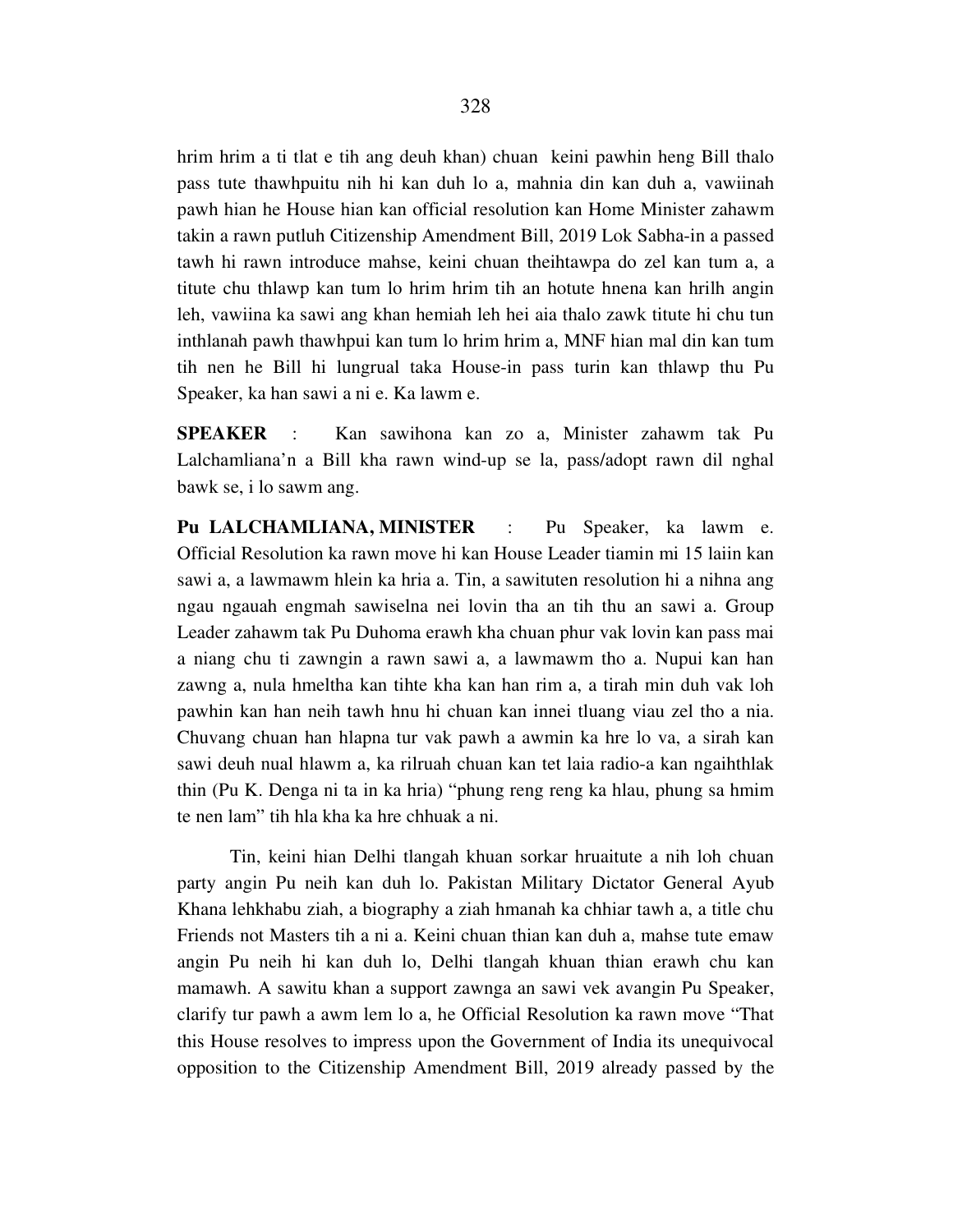hrim hrim a ti tlat e tih ang deuh khan) chuan keini pawhin heng Bill thalo pass tute thawhpuitu nih hi kan duh lo a, mahnia din kan duh a, vawiinah pawh hian he House hian kan official resolution kan Home Minister zahawm takin a rawn putluh Citizenship Amendment Bill, 2019 Lok Sabha-in a passed tawh hi rawn introduce mahse, keini chuan theihtawpa do zel kan tum a, a titute chu thlawp kan tum lo hrim hrim tih an hotute hnena kan hrilh angin leh, vawiina ka sawi ang khan hemiah leh hei aia thalo zawk titute hi chu tun inthlanah pawh thawhpui kan tum lo hrim hrim a, MNF hian mal din kan tum tih nen he Bill hi lungrual taka House-in pass turin kan thlawp thu Pu Speaker, ka han sawi a ni e. Ka lawm e.

**SPEAKER** : Kan sawihona kan zo a, Minister zahawm tak Pu Lalchamliana'n a Bill kha rawn wind-up se la, pass/adopt rawn dil nghal bawk se, i lo sawm ang.

**Pu LALCHAMLIANA, MINISTER** : Pu Speaker, ka lawm e. Official Resolution ka rawn move hi kan House Leader tiamin mi 15 laiin kan sawi a, a lawmawm hlein ka hria a. Tin, a sawituten resolution hi a nihna ang ngau ngauah engmah sawiselna nei lovin tha an tih thu an sawi a. Group Leader zahawm tak Pu Duhoma erawh kha chuan phur vak lovin kan pass mai a niang chu ti zawngin a rawn sawi a, a lawmawm tho a. Nupui kan han zawng a, nula hmeltha kan tihte kha kan han rim a, a tirah min duh vak loh pawhin kan han neih tawh hnu hi chuan kan innei tluang viau zel tho a nia. Chuvang chuan han hlapna tur vak pawh a awmin ka hre lo va, a sirah kan sawi deuh nual hlawm a, ka rilruah chuan kan tet laia radio-a kan ngaihthlak thin (Pu K. Denga ni ta in ka hria) "phung reng reng ka hlau, phung sa hmim te nen lam" tih hla kha ka hre chhuak a ni.

Tin, keini hian Delhi tlangah khuan sorkar hruaitute a nih loh chuan party angin Pu neih kan duh lo. Pakistan Military Dictator General Ayub Khana lehkhabu ziah, a biography a ziah hmanah ka chhiar tawh a, a title chu Friends not Masters tih a ni a. Keini chuan thian kan duh a, mahse tute emaw angin Pu neih hi kan duh lo, Delhi tlangah khuan thian erawh chu kan mamawh. A sawitu khan a support zawnga an sawi vek avangin Pu Speaker, clarify tur pawh a awm lem lo a, he Official Resolution ka rawn move "That this House resolves to impress upon the Government of India its unequivocal opposition to the Citizenship Amendment Bill, 2019 already passed by the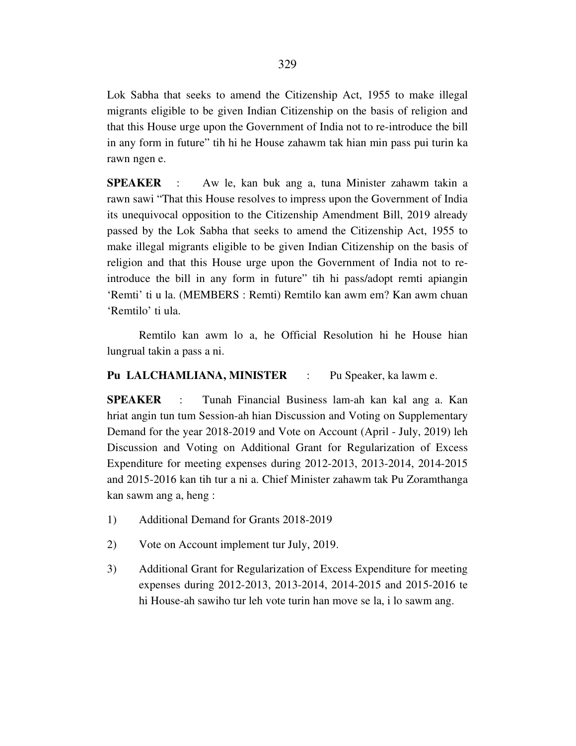Lok Sabha that seeks to amend the Citizenship Act, 1955 to make illegal migrants eligible to be given Indian Citizenship on the basis of religion and that this House urge upon the Government of India not to re-introduce the bill in any form in future" tih hi he House zahawm tak hian min pass pui turin ka rawn ngen e.

**SPEAKER** : Aw le, kan buk ang a, tuna Minister zahawm takin a rawn sawi "That this House resolves to impress upon the Government of India its unequivocal opposition to the Citizenship Amendment Bill, 2019 already passed by the Lok Sabha that seeks to amend the Citizenship Act, 1955 to make illegal migrants eligible to be given Indian Citizenship on the basis of religion and that this House urge upon the Government of India not to re-introduce the bill in any form in future" tih hi pass/adopt remti apiangin 'Remti' ti u la. (MEMBERS : Remti) Remtilo kan awm em? Kan awm chuan 'Remtilo' ti ula.

Remtilo kan awm lo a, he Official Resolution hi he House hian lungrual takin a pass a ni.

**Pu LALCHAMLIANA, MINISTER** : Pu Speaker, ka lawm e.

**SPEAKER** : Tunah Financial Business lam-ah kan kal ang a. Kan hriat angin tun tum Session-ah hian Discussion and Voting on Supplementary Demand for the year 2018-2019 and Vote on Account (April - July, 2019) leh Discussion and Voting on Additional Grant for Regularization of Excess Expenditure for meeting expenses during 2012-2013, 2013-2014, 2014-2015 and 2015-2016 kan tih tur a ni a. Chief Minister zahawm tak Pu Zoramthanga kan sawm ang a, heng :

1) Additional Demand for Grants 2018-2019
2) Vote on Account implement tur July, 2019.
3) Additional Grant for Regularization of Excess Expenditure for meeting expenses during 2012-2013, 2013-2014, 2014-2015 and 2015-2016 te hi House-ah sawiho tur leh vote turin han move se la, i lo sawm ang.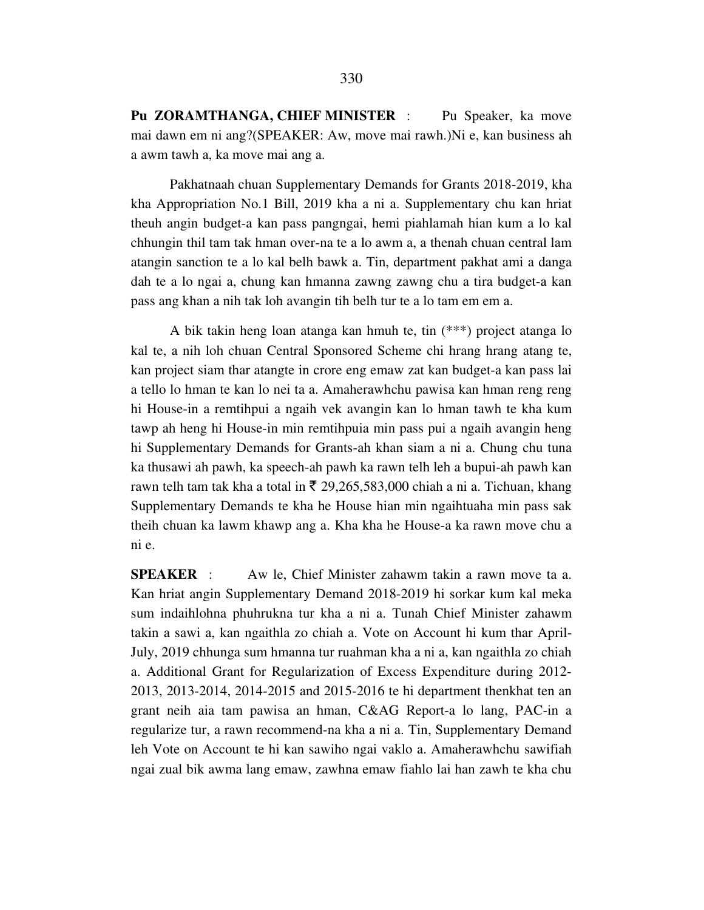**Pu ZORAMTHANGA, CHIEF MINISTER** : Pu Speaker, ka move mai dawn em ni ang?(SPEAKER: Aw, move mai rawh.)Ni e, kan business ah a awm tawh a, ka move mai ang a.

Pakhatnaah chuan Supplementary Demands for Grants 2018-2019, kha kha Appropriation No.1 Bill, 2019 kha a ni a. Supplementary chu kan hriat theuh angin budget-a kan pass pangngai, hemi piahlamah hian kum a lo kal chhungin thil tam tak hman over-na te a lo awm a, a thenah chuan central lam atangin sanction te a lo kal belh bawk a. Tin, department pakhat ami a danga dah te a lo ngai a, chung kan hmanna zawng zawng chu a tira budget-a kan pass ang khan a nih tak loh avangin tih belh tur te a lo tam em em a.

A bik takin heng loan atanga kan hmuh te, tin (***) project atanga lo kal te, a nih loh chuan Central Sponsored Scheme chi hrang hrang atang te, kan project siam thar atangte in crore eng emaw zat kan budget-a kan pass lai a tello lo hman te kan lo nei ta a. Amaherawhchu pawisa kan hman reng reng hi House-in a remtihpui a ngaih vek avangin kan lo hman tawh te kha kum tawp ah heng hi House-in min remtihpuia min pass pui a ngaih avangin heng hi Supplementary Demands for Grants-ah khan siam a ni a. Chung chu tuna ka thusawi ah pawh, ka speech-ah pawh ka rawn telh leh a bupui-ah pawh kan rawn telh tam tak kha a total in ₹ 29,265,583,000 chiah a ni a. Tichuan, khang Supplementary Demands te kha he House hian min ngaihtuaha min pass sak theih chuan ka lawm khawp ang a. Kha kha he House-a ka rawn move chu a ni e.

**SPEAKER** : Aw le, Chief Minister zahawm takin a rawn move ta a. Kan hriat angin Supplementary Demand 2018-2019 hi sorkar kum kal meka sum indaihlohna phuhrukna tur kha a ni a. Tunah Chief Minister zahawm takin a sawi a, kan ngaithla zo chiah a. Vote on Account hi kum thar April-July, 2019 chhunga sum hmanna tur ruahman kha a ni a, kan ngaithla zo chiah a. Additional Grant for Regularization of Excess Expenditure during 2012-2013, 2013-2014, 2014-2015 and 2015-2016 te hi department thenkhat ten an grant neih aia tam pawisa an hman, C&AG Report-a lo lang, PAC-in a regularize tur, a rawn recommend-na kha a ni a. Tin, Supplementary Demand leh Vote on Account te hi kan sawiho ngai vaklo a. Amaherawhchu sawifiah ngai zual bik awma lang emaw, zawhna emaw fiahlo lai han zawh te kha chu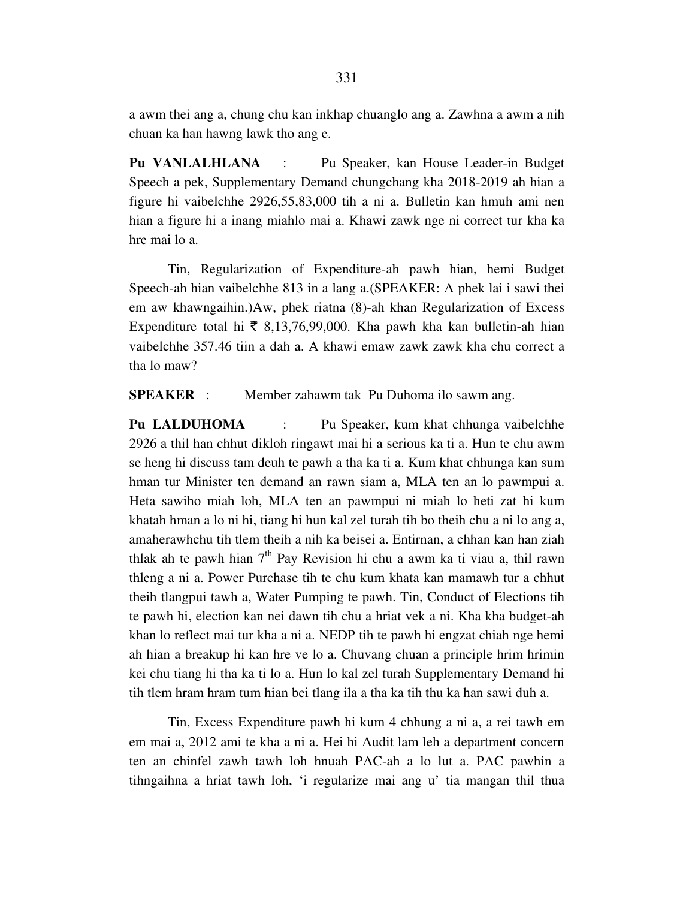a awm thei ang a, chung chu kan inkhap chuanglo ang a. Zawhna a awm a nih chuan ka han hawng lawk tho ang e.

**Pu VANLALHLANA** : Pu Speaker, kan House Leader-in Budget Speech a pek, Supplementary Demand chungchang kha 2018-2019 ah hian a figure hi vaibelchhe 2926,55,83,000 tih a ni a. Bulletin kan hmuh ami nen hian a figure hi a inang miahlo mai a. Khawi zawk nge ni correct tur kha ka hre mai lo a.

Tin, Regularization of Expenditure-ah pawh hian, hemi Budget Speech-ah hian vaibelchhe 813 in a lang a.(SPEAKER: A phek lai i sawi thei em aw khawngaihin.)Aw, phek riatna (8)-ah khan Regularization of Excess Expenditure total hi ₹ 8,13,76,99,000. Kha pawh kha kan bulletin-ah hian vaibelchhe 357.46 tiin a dah a. A khawi emaw zawk zawk kha chu correct a tha lo maw?

**SPEAKER** : Member zahawm tak Pu Duhoma ilo sawm ang.

**Pu LALDUHOMA** : Pu Speaker, kum khat chhunga vaibelchhe 2926 a thil han chhut dikloh ringawt mai hi a serious ka ti a. Hun te chu awm se heng hi discuss tam deuh te pawh a tha ka ti a. Kum khat chhunga kan sum hman tur Minister ten demand an rawn siam a, MLA ten an lo pawmpui a. Heta sawiho miah loh, MLA ten an pawmpui ni miah lo heti zat hi kum khatah hman a lo ni hi, tiang hi hun kal zel turah tih bo theih chu a ni lo ang a, amaherawhchu tih tlem theih a nih ka beisei a. Entirnan, a chhan kan han ziah thlak ah te pawh hian 7th Pay Revision hi chu a awm ka ti viau a, thil rawn thleng a ni a. Power Purchase tih te chu kum khata kan mamawh tur a chhut theih tlangpui tawh a, Water Pumping te pawh. Tin, Conduct of Elections tih te pawh hi, election kan nei dawn tih chu a hriat vek a ni. Kha kha budget-ah khan lo reflect mai tur kha a ni a. NEDP tih te pawh hi engzat chiah nge hemi ah hian a breakup hi kan hre ve lo a. Chuvang chuan a principle hrim hrimin kei chu tiang hi tha ka ti lo a. Hun lo kal zel turah Supplementary Demand hi tih tlem hram hram tum hian bei tlang ila a tha ka tih thu ka han sawi duh a.

Tin, Excess Expenditure pawh hi kum 4 chhung a ni a, a rei tawh em em mai a, 2012 ami te kha a ni a. Hei hi Audit lam leh a department concern ten an chinfel zawh tawh loh hnuah PAC-ah a lo lut a. PAC pawhin a tihngaihna a hriat tawh loh, 'i regularize mai ang u' tia mangan thil thua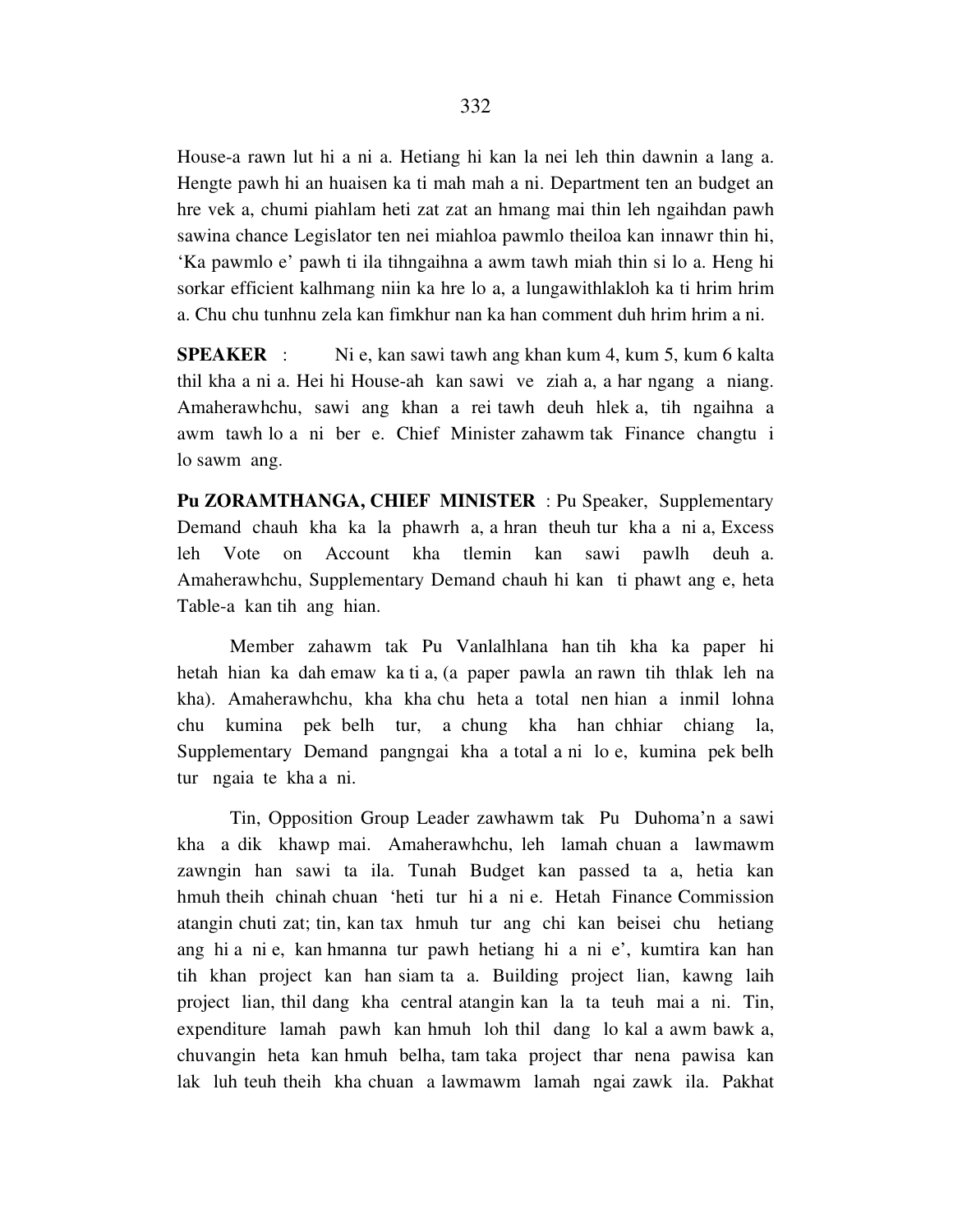House-a rawn lut hi a ni a. Hetiang hi kan la nei leh thin dawnin a lang a. Hengte pawh hi an huaisen ka ti mah mah a ni. Department ten an budget an hre vek a, chumi piahlam heti zat zat an hmang mai thin leh ngaihdan pawh sawina chance Legislator ten nei miahloa pawmlo theiloa kan innawr thin hi, 'Ka pawmlo e' pawh ti ila tihngaihna a awm tawh miah thin si lo a. Heng hi sorkar efficient kalhmang niin ka hre lo a, a lungawithlakloh ka ti hrim hrim a. Chu chu tunhnu zela kan fimkhur nan ka han comment duh hrim hrim a ni.

**SPEAKER** : Ni e, kan sawi tawh ang khan kum 4, kum 5, kum 6 kalta thil kha a ni a. Hei hi House-ah kan sawi ve ziah a, a har ngang a niang. Amaherawhchu, sawi ang khan a rei tawh deuh hlek a, tih ngaihna a awm tawh lo a ni ber e. Chief Minister zahawm tak Finance changtu i lo sawm ang.

**Pu ZORAMTHANGA, CHIEF MINISTER** : Pu Speaker, Supplementary Demand chauh kha ka la phawrh a, a hran theuh tur kha a ni a, Excess leh Vote on Account kha tlemin kan sawi pawlh deuh a. Amaherawhchu, Supplementary Demand chauh hi kan ti phawt ang e, heta Table-a kan tih ang hian.

Member zahawm tak Pu Vanlalhlana han tih kha ka paper hi hetah hian ka dah emaw ka ti a, (a paper pawla an rawn tih thlak leh na kha). Amaherawhchu, kha kha chu heta a total nen hian a inmil lohna chu kumina pek belh tur, a chung kha han chhiar chiang la, Supplementary Demand pangngai kha a total a ni lo e, kumina pek belh tur ngaia te kha a ni.

Tin, Opposition Group Leader zawhawm tak Pu Duhoma'n a sawi kha a dik khawp mai. Amaherawhchu, leh lamah chuan a lawmawm zawngin han sawi ta ila. Tunah Budget kan passed ta a, hetia kan hmuh theih chinah chuan 'heti tur hi a ni e. Hetah Finance Commission atangin chuti zat; tin, kan tax hmuh tur ang chi kan beisei chu hetiang ang hi a ni e, kan hmanna tur pawh hetiang hi a ni e', kumtira kan han tih khan project kan han siam ta a. Building project lian, kawng laih project lian, thil dang kha central atangin kan la ta teuh mai a ni. Tin, expenditure lamah pawh kan hmuh loh thil dang lo kal a awm bawk a, chuvangin heta kan hmuh belha, tam taka project thar nena pawisa kan lak luh teuh theih kha chuan a lawmawm lamah ngai zawk ila. Pakhat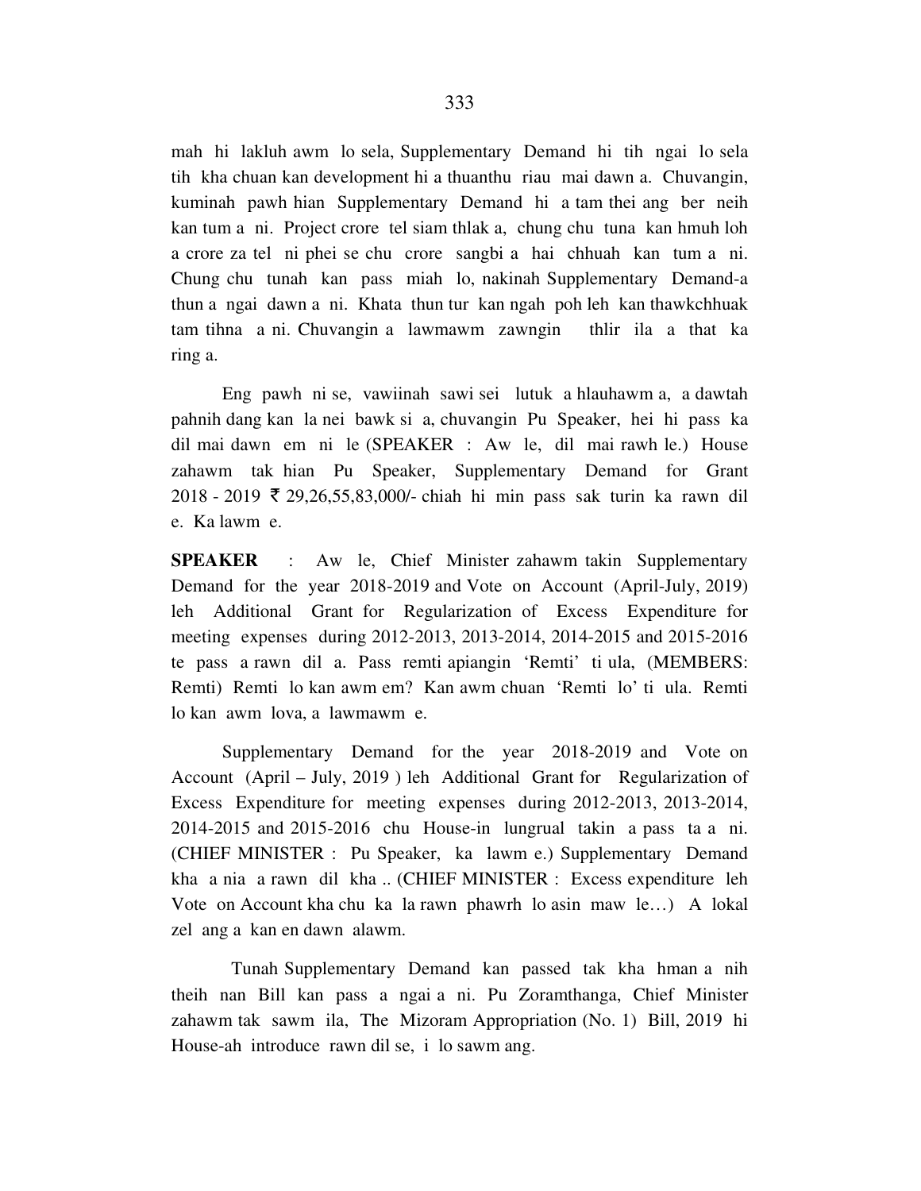mah hi lakluh awm lo sela, Supplementary Demand hi tih ngai lo sela tih kha chuan kan development hi a thuanthu riau mai dawn a. Chuvangin, kuminah pawh hian Supplementary Demand hi a tam thei ang ber neih kan tum a ni. Project crore tel siam thlak a, chung chu tuna kan hmuh loh a crore za tel ni phei se chu crore sangbi a hai chhuah kan tum a ni. Chung chu tunah kan pass miah lo, nakinah Supplementary Demand-a thun a ngai dawn a ni. Khata thun tur kan ngah poh leh kan thawkchhuak tam tihna a ni. Chuvangin a lawmawm zawngin thlir ila a that ka ring a.

Eng pawh ni se, vawiinah sawi sei lutuk a hlauhawm a, a dawtah pahnih dang kan la nei bawk si a, chuvangin Pu Speaker, hei hi pass ka dil mai dawn em ni le (SPEAKER : Aw le, dil mai rawh le.) House zahawm tak hian Pu Speaker, Supplementary Demand for Grant 2018 - 2019 ₹ 29,26,55,83,000/- chiah hi min pass sak turin ka rawn dil e. Ka lawm e.

**SPEAKER** : Aw le, Chief Minister zahawm takin Supplementary Demand for the year 2018-2019 and Vote on Account (April-July, 2019) leh Additional Grant for Regularization of Excess Expenditure for meeting expenses during 2012-2013, 2013-2014, 2014-2015 and 2015-2016 te pass a rawn dil a. Pass remti apiangin 'Remti' ti ula, (MEMBERS: Remti) Remti lo kan awm em? Kan awm chuan 'Remti lo' ti ula. Remti lo kan awm lova, a lawmawm e.

Supplementary Demand for the year 2018-2019 and Vote on Account (April – July, 2019 ) leh Additional Grant for Regularization of Excess Expenditure for meeting expenses during 2012-2013, 2013-2014, 2014-2015 and 2015-2016 chu House-in lungrual takin a pass ta a ni. (CHIEF MINISTER : Pu Speaker, ka lawm e.) Supplementary Demand kha a nia a rawn dil kha .. (CHIEF MINISTER : Excess expenditure leh Vote on Account kha chu ka la rawn phawrh lo asin maw le…) A lokal zel ang a kan en dawn alawm.

Tunah Supplementary Demand kan passed tak kha hman a nih theih nan Bill kan pass a ngai a ni. Pu Zoramthanga, Chief Minister zahawm tak sawm ila, The Mizoram Appropriation (No. 1) Bill, 2019 hi House-ah introduce rawn dil se, i lo sawm ang.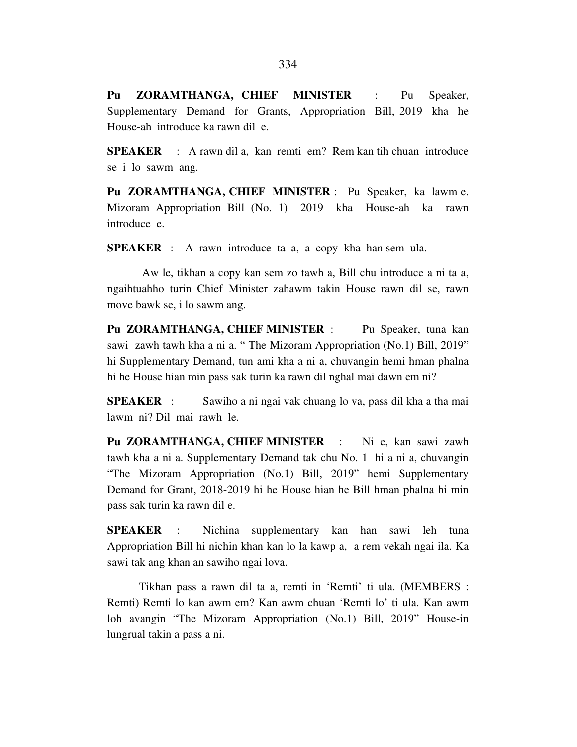**Pu ZORAMTHANGA, CHIEF MINISTER** : Pu Speaker, Supplementary Demand for Grants, Appropriation Bill, 2019 kha he House-ah introduce ka rawn dil e.

**SPEAKER** : A rawn dil a, kan remti em? Rem kan tih chuan introduce se i lo sawm ang.

**Pu ZORAMTHANGA, CHIEF MINISTER** : Pu Speaker, ka lawm e. Mizoram Appropriation Bill (No. 1) 2019 kha House-ah ka rawn introduce e.

**SPEAKER** : A rawn introduce ta a, a copy kha han sem ula.

Aw le, tikhan a copy kan sem zo tawh a, Bill chu introduce a ni ta a, ngaihtuahho turin Chief Minister zahawm takin House rawn dil se, rawn move bawk se, i lo sawm ang.

**Pu ZORAMTHANGA, CHIEF MINISTER** : Pu Speaker, tuna kan sawi zawh tawh kha a ni a. " The Mizoram Appropriation (No.1) Bill, 2019" hi Supplementary Demand, tun ami kha a ni a, chuvangin hemi hman phalna hi he House hian min pass sak turin ka rawn dil nghal mai dawn em ni?

**SPEAKER** : Sawiho a ni ngai vak chuang lo va, pass dil kha a tha mai lawm ni? Dil mai rawh le.

**Pu ZORAMTHANGA, CHIEF MINISTER** : Ni e, kan sawi zawh tawh kha a ni a. Supplementary Demand tak chu No. 1 hi a ni a, chuvangin "The Mizoram Appropriation (No.1) Bill, 2019" hemi Supplementary Demand for Grant, 2018-2019 hi he House hian he Bill hman phalna hi min pass sak turin ka rawn dil e.

**SPEAKER** : Nichina supplementary kan han sawi leh tuna Appropriation Bill hi nichin khan kan lo la kawp a, a rem vekah ngai ila. Ka sawi tak ang khan an sawiho ngai lova.

Tikhan pass a rawn dil ta a, remti in 'Remti' ti ula. (MEMBERS : Remti) Remti lo kan awm em? Kan awm chuan 'Remti lo' ti ula. Kan awm loh avangin "The Mizoram Appropriation (No.1) Bill, 2019" House-in lungrual takin a pass a ni.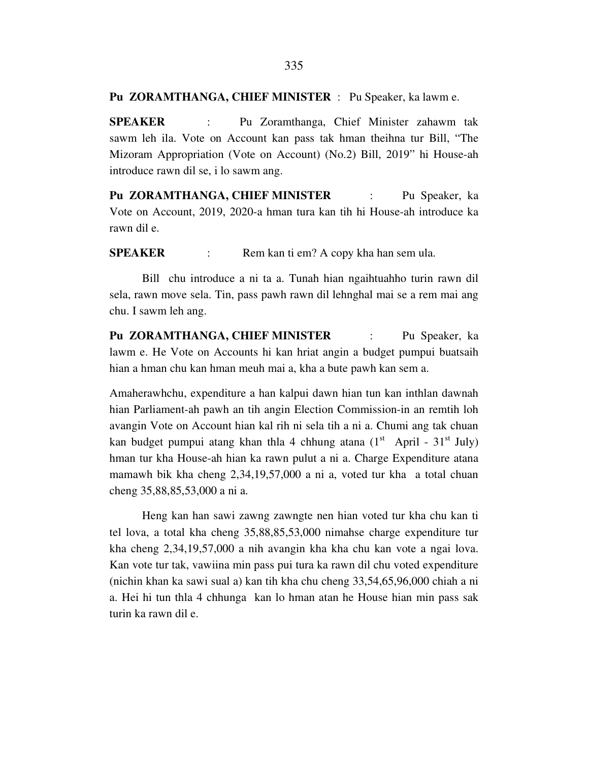**Pu ZORAMTHANGA, CHIEF MINISTER** : Pu Speaker, ka lawm e.

**SPEAKER** : Pu Zoramthanga, Chief Minister zahawm tak sawm leh ila. Vote on Account kan pass tak hman theihna tur Bill, "The Mizoram Appropriation (Vote on Account) (No.2) Bill, 2019" hi House-ah introduce rawn dil se, i lo sawm ang.

**Pu ZORAMTHANGA, CHIEF MINISTER** : Pu Speaker, ka Vote on Account, 2019, 2020-a hman tura kan tih hi House-ah introduce ka rawn dil e.

**SPEAKER** : Rem kan ti em? A copy kha han sem ula.

Bill chu introduce a ni ta a. Tunah hian ngaihtuahho turin rawn dil sela, rawn move sela. Tin, pass pawh rawn dil lehnghal mai se a rem mai ang chu. I sawm leh ang.

**Pu ZORAMTHANGA, CHIEF MINISTER** : Pu Speaker, ka lawm e. He Vote on Accounts hi kan hriat angin a budget pumpui buatsaih hian a hman chu kan hman meuh mai a, kha a bute pawh kan sem a.

Amaherawhchu, expenditure a han kalpui dawn hian tun kan inthlan dawnah hian Parliament-ah pawh an tih angin Election Commission-in an remtih loh avangin Vote on Account hian kal rih ni sela tih a ni a. Chumi ang tak chuan kan budget pumpui atang khan thla 4 chhung atana (1st April - 31st July) hman tur kha House-ah hian ka rawn pulut a ni a. Charge Expenditure atana mamawh bik kha cheng 2,34,19,57,000 a ni a, voted tur kha a total chuan cheng 35,88,85,53,000 a ni a.

Heng kan han sawi zawng zawngte nen hian voted tur kha chu kan ti tel lova, a total kha cheng 35,88,85,53,000 nimahse charge expenditure tur kha cheng 2,34,19,57,000 a nih avangin kha kha chu kan vote a ngai lova. Kan vote tur tak, vawiina min pass pui tura ka rawn dil chu voted expenditure (nichin khan ka sawi sual a) kan tih kha chu cheng 33,54,65,96,000 chiah a ni a. Hei hi tun thla 4 chhunga kan lo hman atan he House hian min pass sak turin ka rawn dil e.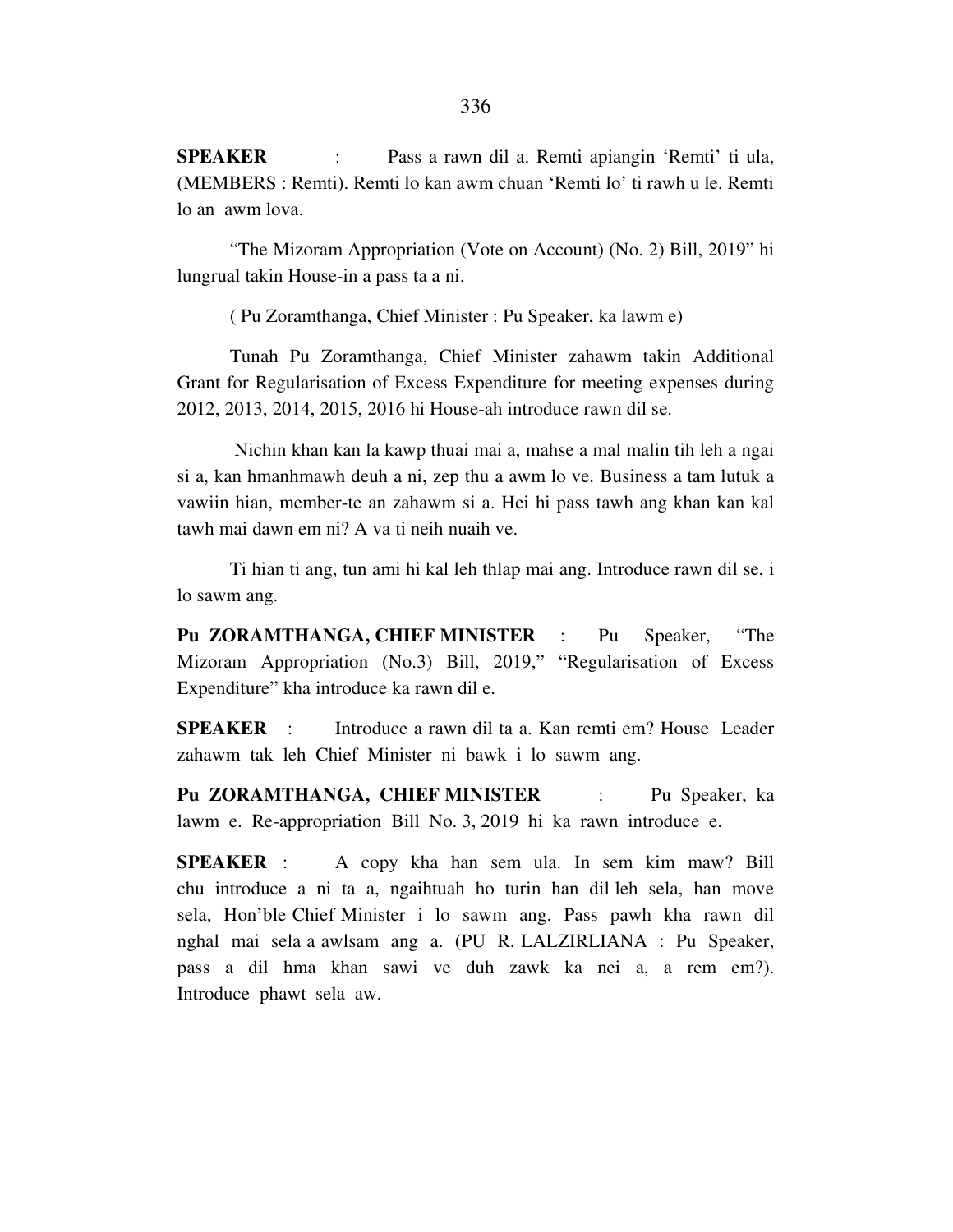**SPEAKER** : Pass a rawn dil a. Remti apiangin 'Remti' ti ula, (MEMBERS : Remti). Remti lo kan awm chuan 'Remti lo' ti rawh u le. Remti lo an awm lova.

"The Mizoram Appropriation (Vote on Account) (No. 2) Bill, 2019" hi lungrual takin House-in a pass ta a ni.

( Pu Zoramthanga, Chief Minister : Pu Speaker, ka lawm e)

Tunah Pu Zoramthanga, Chief Minister zahawm takin Additional Grant for Regularisation of Excess Expenditure for meeting expenses during 2012, 2013, 2014, 2015, 2016 hi House-ah introduce rawn dil se.

Nichin khan kan la kawp thuai mai a, mahse a mal malin tih leh a ngai si a, kan hmanhmawh deuh a ni, zep thu a awm lo ve. Business a tam lutuk a vawiin hian, member-te an zahawm si a. Hei hi pass tawh ang khan kan kal tawh mai dawn em ni? A va ti neih nuaih ve.

Ti hian ti ang, tun ami hi kal leh thlap mai ang. Introduce rawn dil se, i lo sawm ang.

**Pu ZORAMTHANGA, CHIEF MINISTER** : Pu Speaker, "The Mizoram Appropriation (No.3) Bill, 2019," "Regularisation of Excess Expenditure" kha introduce ka rawn dil e.

**SPEAKER** : Introduce a rawn dil ta a. Kan remti em? House Leader zahawm tak leh Chief Minister ni bawk i lo sawm ang.

**Pu ZORAMTHANGA, CHIEF MINISTER** : Pu Speaker, ka lawm e. Re-appropriation Bill No. 3, 2019 hi ka rawn introduce e.

**SPEAKER** : A copy kha han sem ula. In sem kim maw? Bill chu introduce a ni ta a, ngaihtuah ho turin han dil leh sela, han move sela, Hon'ble Chief Minister i lo sawm ang. Pass pawh kha rawn dil nghal mai sela a awlsam ang a. (PU R. LALZIRLIANA : Pu Speaker, pass a dil hma khan sawi ve duh zawk ka nei a, a rem em?). Introduce phawt sela aw.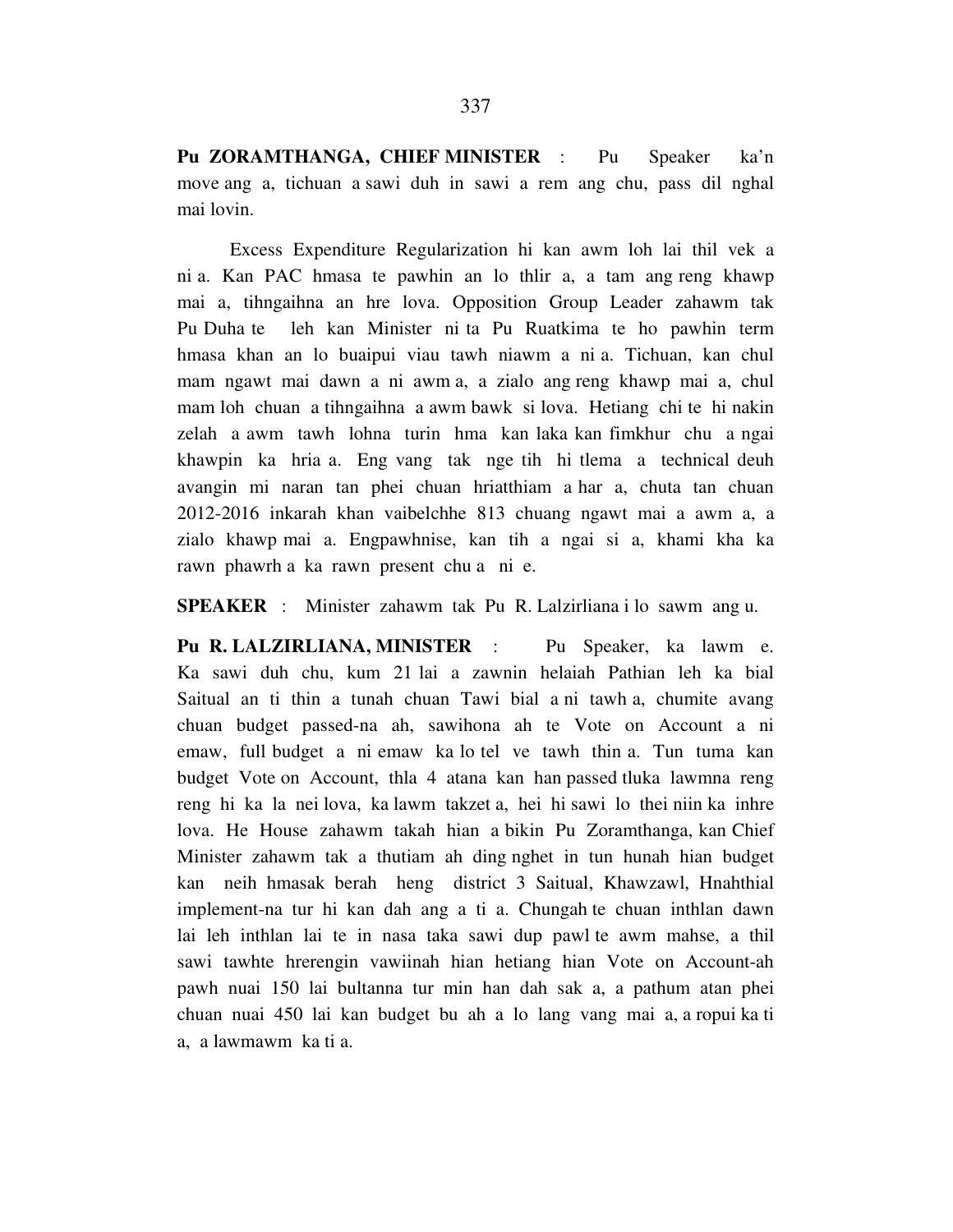**Pu ZORAMTHANGA, CHIEF MINISTER** : Pu Speaker ka'n move ang a, tichuan a sawi duh in sawi a rem ang chu, pass dil nghal mai lovin.

Excess Expenditure Regularization hi kan awm loh lai thil vek a ni a. Kan PAC hmasa te pawhin an lo thlir a, a tam ang reng khawp mai a, tihngaihna an hre lova. Opposition Group Leader zahawm tak Pu Duha te leh kan Minister ni ta Pu Ruatkima te ho pawhin term hmasa khan an lo buaipui viau tawh niawm a ni a. Tichuan, kan chul mam ngawt mai dawn a ni awm a, a zialo ang reng khawp mai a, chul mam loh chuan a tihngaihna a awm bawk si lova. Hetiang chi te hi nakin zelah a awm tawh lohna turin hma kan laka kan fimkhur chu a ngai khawpin ka hria a. Eng vang tak nge tih hi tlema a technical deuh avangin mi naran tan phei chuan hriatthiam a har a, chuta tan chuan 2012-2016 inkarah khan vaibelchhe 813 chuang ngawt mai a awm a, a zialo khawp mai a. Engpawhnise, kan tih a ngai si a, khami kha ka rawn phawrh a ka rawn present chu a ni e.

**SPEAKER** : Minister zahawm tak Pu R. Lalzirliana i lo sawm ang u.

**Pu R. LALZIRLIANA, MINISTER** : Pu Speaker, ka lawm e. Ka sawi duh chu, kum 21 lai a zawnin helaiah Pathian leh ka bial Saitual an ti thin a tunah chuan Tawi bial a ni tawh a, chumite avang chuan budget passed-na ah, sawihona ah te Vote on Account a ni emaw, full budget a ni emaw ka lo tel ve tawh thin a. Tun tuma kan budget Vote on Account, thla 4 atana kan han passed tluka lawmna reng reng hi ka la nei lova, ka lawm takzet a, hei hi sawi lo thei niin ka inhre lova. He House zahawm takah hian a bikin Pu Zoramthanga, kan Chief Minister zahawm tak a thutiam ah ding nghet in tun hunah hian budget kan neih hmasak berah heng district 3 Saitual, Khawzawl, Hnahthial implement-na tur hi kan dah ang a ti a. Chungah te chuan inthlan dawn lai leh inthlan lai te in nasa taka sawi dup pawl te awm mahse, a thil sawi tawhte hrerengin vawiinah hian hetiang hian Vote on Account-ah pawh nuai 150 lai bultanna tur min han dah sak a, a pathum atan phei chuan nuai 450 lai kan budget bu ah a lo lang vang mai a, a ropui ka ti a, a lawmawm ka ti a.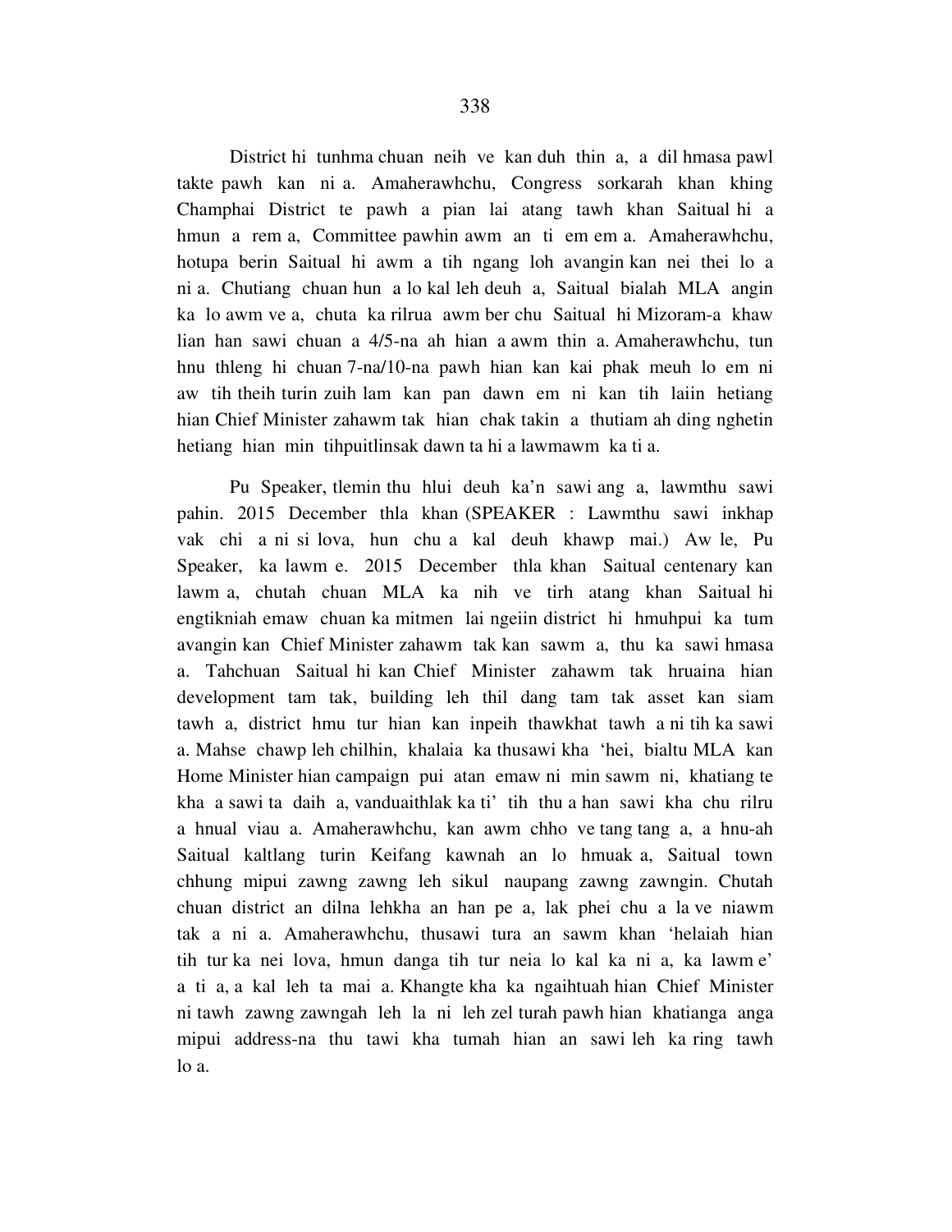District hi tunhma chuan neih ve kan duh thin a, a dil hmasa pawl takte pawh kan ni a. Amaherawhchu, Congress sorkarah khan khing Champhai District te pawh a pian lai atang tawh khan Saitual hi a hmun a rem a, Committee pawhin awm an ti em em a. Amaherawhchu, hotupa berin Saitual hi awm a tih ngang loh avangin kan nei thei lo a ni a. Chutiang chuan hun a lo kal leh deuh a, Saitual bialah MLA angin ka lo awm ve a, chuta ka rilrua awm ber chu Saitual hi Mizoram-a khaw lian han sawi chuan a 4/5-na ah hian a awm thin a. Amaherawhchu, tun hnu thleng hi chuan 7-na/10-na pawh hian kan kai phak meuh lo em ni aw tih theih turin zuih lam kan pan dawn em ni kan tih laiin hetiang hian Chief Minister zahawm tak hian chak takin a thutiam ah ding nghetin hetiang hian min tihpuitlinsak dawn ta hi a lawmawm ka ti a.

Pu Speaker, tlemin thu hlui deuh ka'n sawi ang a, lawmthu sawi pahin. 2015 December thla khan (SPEAKER : Lawmthu sawi inkhap vak chi a ni si lova, hun chu a kal deuh khawp mai.) Aw le, Pu Speaker, ka lawm e. 2015 December thla khan Saitual centenary kan lawm a, chutah chuan MLA ka nih ve tirh atang khan Saitual hi engtikniah emaw chuan ka mitmen lai ngeiin district hi hmuhpui ka tum avangin kan Chief Minister zahawm tak kan sawm a, thu ka sawi hmasa a. Tahchuan Saitual hi kan Chief Minister zahawm tak hruaina hian development tam tak, building leh thil dang tam tak asset kan siam tawh a, district hmu tur hian kan inpeih thawkhat tawh a ni tih ka sawi a. Mahse chawp leh chilhin, khalaia ka thusawi kha 'hei, bialtu MLA kan Home Minister hian campaign pui atan emaw ni min sawm ni, khatiang te kha a sawi ta daih a, vanduaithlak ka ti' tih thu a han sawi kha chu rilru a hnual viau a. Amaherawhchu, kan awm chho ve tang tang a, a hnu-ah Saitual kaltlang turin Keifang kawnah an lo hmuak a, Saitual town chhung mipui zawng zawng leh sikul naupang zawng zawngin. Chutah chuan district an dilna lehkha an han pe a, lak phei chu a la ve niawm tak a ni a. Amaherawhchu, thusawi tura an sawm khan 'helaiah hian tih tur ka nei lova, hmun danga tih tur neia lo kal ka ni a, ka lawm e' a ti a, a kal leh ta mai a. Khangte kha ka ngaihtuah hian Chief Minister ni tawh zawng zawngah leh la ni leh zel turah pawh hian khatianga anga mipui address-na thu tawi kha tumah hian an sawi leh ka ring tawh lo a.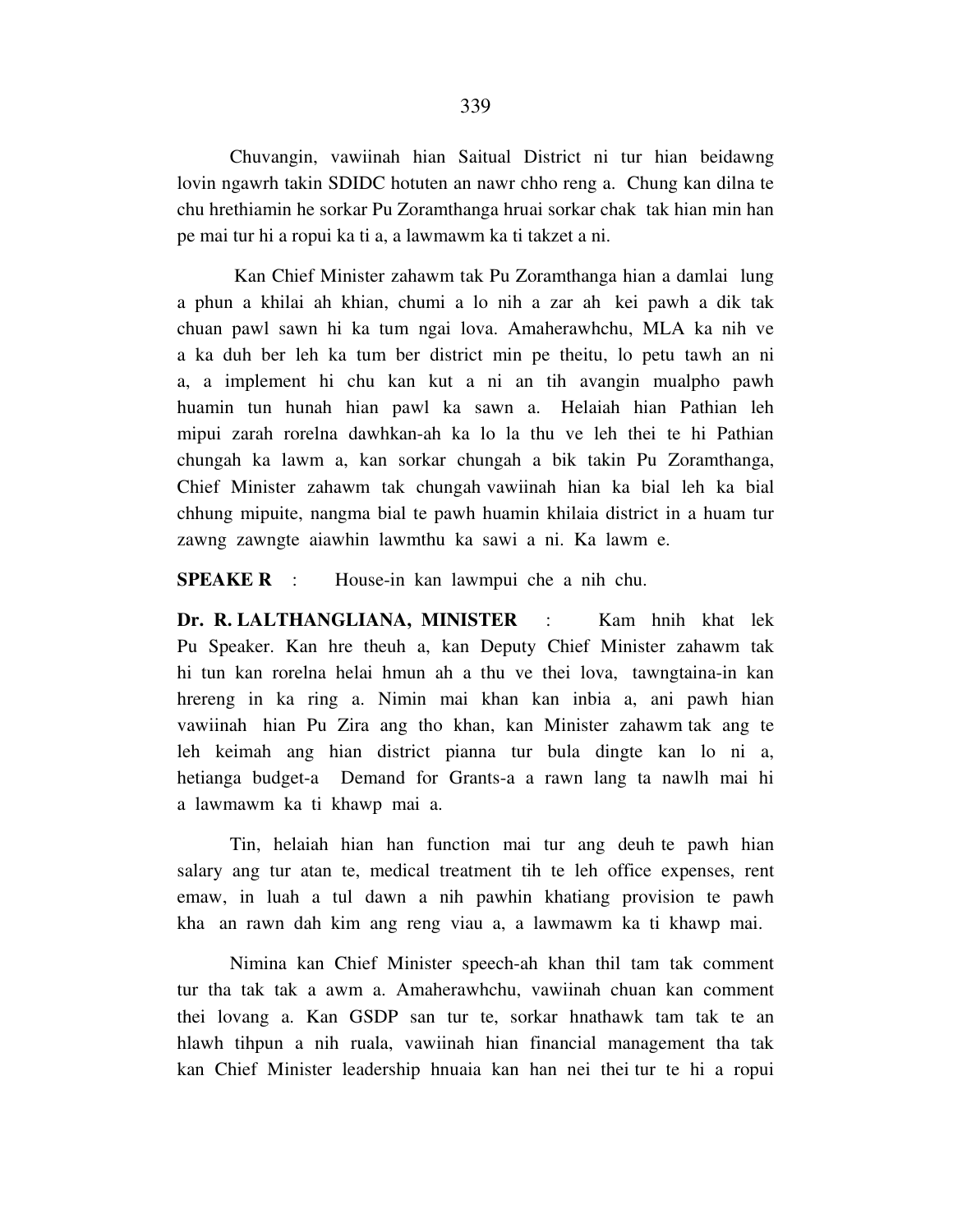Chuvangin, vawiinah hian Saitual District ni tur hian beidawng lovin ngawrh takin SDIDC hotuten an nawr chho reng a. Chung kan dilna te chu hrethiamin he sorkar Pu Zoramthanga hruai sorkar chak tak hian min han pe mai tur hi a ropui ka ti a, a lawmawm ka ti takzet a ni.

Kan Chief Minister zahawm tak Pu Zoramthanga hian a damlai lung a phun a khilai ah khian, chumi a lo nih a zar ah kei pawh a dik tak chuan pawl sawn hi ka tum ngai lova. Amaherawhchu, MLA ka nih ve a ka duh ber leh ka tum ber district min pe theitu, lo petu tawh an ni a, a implement hi chu kan kut a ni an tih avangin mualpho pawh huamin tun hunah hian pawl ka sawn a. Helaiah hian Pathian leh mipui zarah rorelna dawhkan-ah ka lo la thu ve leh thei te hi Pathian chungah ka lawm a, kan sorkar chungah a bik takin Pu Zoramthanga, Chief Minister zahawm tak chungah vawiinah hian ka bial leh ka bial chhung mipuite, nangma bial te pawh huamin khilaia district in a huam tur zawng zawngte aiawhin lawmthu ka sawi a ni. Ka lawm e.

**SPEAKE R** : House-in kan lawmpui che a nih chu.

**Dr. R. LALTHANGLIANA, MINISTER** : Kam hnih khat lek Pu Speaker. Kan hre theuh a, kan Deputy Chief Minister zahawm tak hi tun kan rorelna helai hmun ah a thu ve thei lova, tawngtaina-in kan hrereng in ka ring a. Nimin mai khan kan inbia a, ani pawh hian vawiinah hian Pu Zira ang tho khan, kan Minister zahawm tak ang te leh keimah ang hian district pianna tur bula dingte kan lo ni a, hetianga budget-a Demand for Grants-a a rawn lang ta nawlh mai hi a lawmawm ka ti khawp mai a.

Tin, helaiah hian han function mai tur ang deuh te pawh hian salary ang tur atan te, medical treatment tih te leh office expenses, rent emaw, in luah a tul dawn a nih pawhin khatiang provision te pawh kha an rawn dah kim ang reng viau a, a lawmawm ka ti khawp mai.

Nimina kan Chief Minister speech-ah khan thil tam tak comment tur tha tak tak a awm a. Amaherawhchu, vawiinah chuan kan comment thei lovang a. Kan GSDP san tur te, sorkar hnathawk tam tak te an hlawh tihpun a nih ruala, vawiinah hian financial management tha tak kan Chief Minister leadership hnuaia kan han nei thei tur te hi a ropui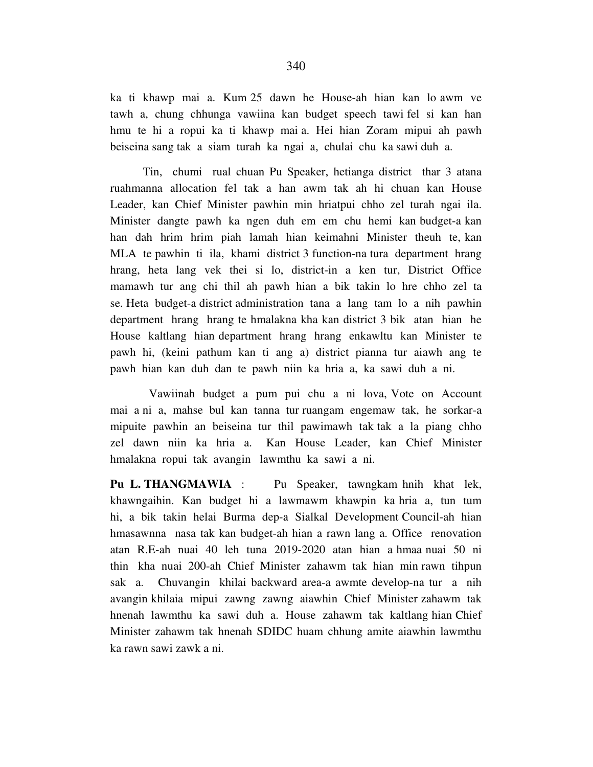ka ti khawp mai a. Kum 25 dawn he House-ah hian kan lo awm ve tawh a, chung chhunga vawiina kan budget speech tawi fel si kan han hmu te hi a ropui ka ti khawp mai a. Hei hian Zoram mipui ah pawh beiseina sang tak a siam turah ka ngai a, chulai chu ka sawi duh a.

Tin, chumi rual chuan Pu Speaker, hetianga district thar 3 atana ruahmanna allocation fel tak a han awm tak ah hi chuan kan House Leader, kan Chief Minister pawhin min hriatpui chho zel turah ngai ila. Minister dangte pawh ka ngen duh em em chu hemi kan budget-a kan han dah hrim hrim piah lamah hian keimahni Minister theuh te, kan MLA te pawhin ti ila, khami district 3 function-na tura department hrang hrang, heta lang vek thei si lo, district-in a ken tur, District Office mamawh tur ang chi thil ah pawh hian a bik takin lo hre chho zel ta se. Heta budget-a district administration tana a lang tam lo a nih pawhin department hrang hrang te hmalakna kha kan district 3 bik atan hian he House kaltlang hian department hrang hrang enkawltu kan Minister te pawh hi, (keini pathum kan ti ang a) district pianna tur aiawh ang te pawh hian kan duh dan te pawh niin ka hria a, ka sawi duh a ni.

Vawiinah budget a pum pui chu a ni lova, Vote on Account mai a ni a, mahse bul kan tanna tur ruangam engemaw tak, he sorkar-a mipuite pawhin an beiseina tur thil pawimawh tak tak a la piang chho zel dawn niin ka hria a. Kan House Leader, kan Chief Minister hmalakna ropui tak avangin lawmthu ka sawi a ni.

**Pu L. THANGMAWIA** : Pu Speaker, tawngkam hnih khat lek, khawngaihin. Kan budget hi a lawmawm khawpin ka hria a, tun tum hi, a bik takin helai Burma dep-a Sialkal Development Council-ah hian hmasawnna nasa tak kan budget-ah hian a rawn lang a. Office renovation atan R.E-ah nuai 40 leh tuna 2019-2020 atan hian a hmaa nuai 50 ni thin kha nuai 200-ah Chief Minister zahawm tak hian min rawn tihpun sak a. Chuvangin khilai backward area-a awmte develop-na tur a nih avangin khilaia mipui zawng zawng aiawhin Chief Minister zahawm tak hnenah lawmthu ka sawi duh a. House zahawm tak kaltlang hian Chief Minister zahawm tak hnenah SDIDC huam chhung amite aiawhin lawmthu ka rawn sawi zawk a ni.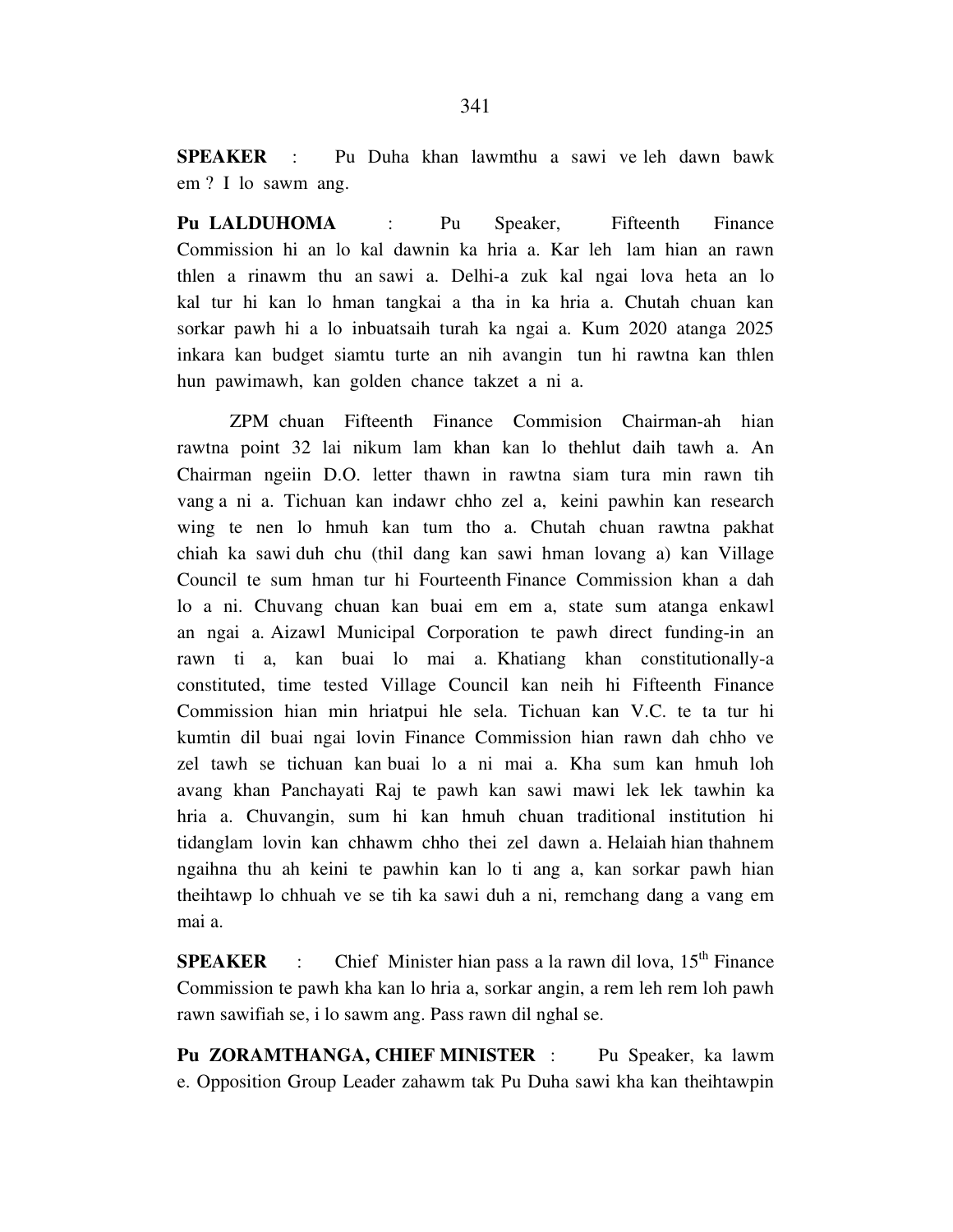**SPEAKER** : Pu Duha khan lawmthu a sawi ve leh dawn bawk em ? I lo sawm ang.

**Pu LALDUHOMA** : Pu Speaker, Fifteenth Finance Commission hi an lo kal dawnin ka hria a. Kar leh lam hian an rawn thlen a rinawm thu an sawi a. Delhi-a zuk kal ngai lova heta an lo kal tur hi kan lo hman tangkai a tha in ka hria a. Chutah chuan kan sorkar pawh hi a lo inbuatsaih turah ka ngai a. Kum 2020 atanga 2025 inkara kan budget siamtu turte an nih avangin tun hi rawtna kan thlen hun pawimawh, kan golden chance takzet a ni a.

ZPM chuan Fifteenth Finance Commision Chairman-ah hian rawtna point 32 lai nikum lam khan kan lo thehlut daih tawh a. An Chairman ngeiin D.O. letter thawn in rawtna siam tura min rawn tih vang a ni a. Tichuan kan indawr chho zel a, keini pawhin kan research wing te nen lo hmuh kan tum tho a. Chutah chuan rawtna pakhat chiah ka sawi duh chu (thil dang kan sawi hman lovang a) kan Village Council te sum hman tur hi Fourteenth Finance Commission khan a dah lo a ni. Chuvang chuan kan buai em em a, state sum atanga enkawl an ngai a. Aizawl Municipal Corporation te pawh direct funding-in an rawn ti a, kan buai lo mai a. Khatiang khan constitutionally-a constituted, time tested Village Council kan neih hi Fifteenth Finance Commission hian min hriatpui hle sela. Tichuan kan V.C. te ta tur hi kumtin dil buai ngai lovin Finance Commission hian rawn dah chho ve zel tawh se tichuan kan buai lo a ni mai a. Kha sum kan hmuh loh avang khan Panchayati Raj te pawh kan sawi mawi lek lek tawhin ka hria a. Chuvangin, sum hi kan hmuh chuan traditional institution hi tidanglam lovin kan chhawm chho thei zel dawn a. Helaiah hian thahnem ngaihna thu ah keini te pawhin kan lo ti ang a, kan sorkar pawh hian theihtawp lo chhuah ve se tih ka sawi duh a ni, remchang dang a vang em mai a.

**SPEAKER** : Chief Minister hian pass a la rawn dil lova, 15th Finance Commission te pawh kha kan lo hria a, sorkar angin, a rem leh rem loh pawh rawn sawifiah se, i lo sawm ang. Pass rawn dil nghal se.

**Pu ZORAMTHANGA, CHIEF MINISTER** : Pu Speaker, ka lawm e. Opposition Group Leader zahawm tak Pu Duha sawi kha kan theihtawpin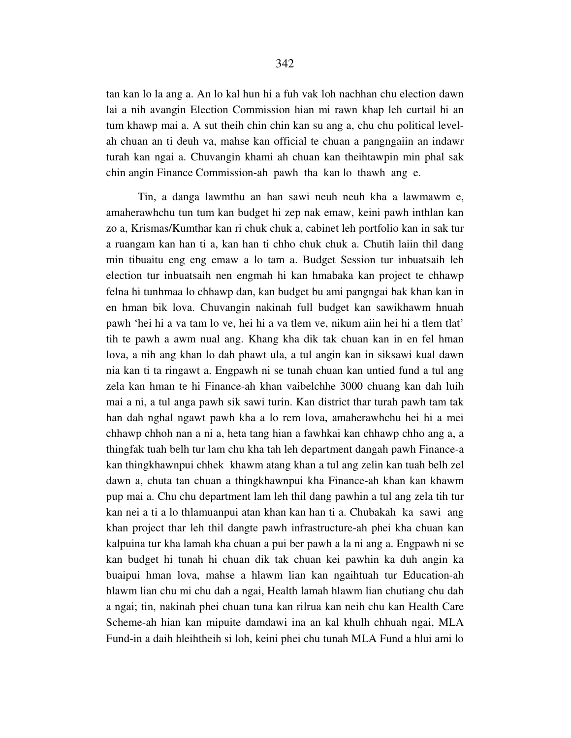tan kan lo la ang a. An lo kal hun hi a fuh vak loh nachhan chu election dawn lai a nih avangin Election Commission hian mi rawn khap leh curtail hi an tum khawp mai a. A sut theih chin chin kan su ang a, chu chu political level-ah chuan an ti deuh va, mahse kan official te chuan a pangngaiin an indawr turah kan ngai a. Chuvangin khami ah chuan kan theihtawpin min phal sak chin angin Finance Commission-ah pawh tha kan lo thawh ang e.

Tin, a danga lawmthu an han sawi neuh neuh kha a lawmawm e, amaherawhchu tun tum kan budget hi zep nak emaw, keini pawh inthlan kan zo a, Krismas/Kumthar kan ri chuk chuk a, cabinet leh portfolio kan in sak tur a ruangam kan han ti a, kan han ti chho chuk chuk a. Chutih laiin thil dang min tibuaitu eng eng emaw a lo tam a. Budget Session tur inbuatsaih leh election tur inbuatsaih nen engmah hi kan hmabaka kan project te chhawp felna hi tunhmaa lo chhawp dan, kan budget bu ami pangngai bak khan kan in en hman bik lova. Chuvangin nakinah full budget kan sawikhawm hnuah pawh 'hei hi a va tam lo ve, hei hi a va tlem ve, nikum aiin hei hi a tlem tlat' tih te pawh a awm nual ang. Khang kha dik tak chuan kan in en fel hman lova, a nih ang khan lo dah phawt ula, a tul angin kan in siksawi kual dawn nia kan ti ta ringawt a. Engpawh ni se tunah chuan kan untied fund a tul ang zela kan hman te hi Finance-ah khan vaibelchhe 3000 chuang kan dah luih mai a ni, a tul anga pawh sik sawi turin. Kan district thar turah pawh tam tak han dah nghal ngawt pawh kha a lo rem lova, amaherawhchu hei hi a mei chhawp chhoh nan a ni a, heta tang hian a fawhkai kan chhawp chho ang a, a thingfak tuah belh tur lam chu kha tah leh department dangah pawh Finance-a kan thingkhawnpui chhek khawm atang khan a tul ang zelin kan tuah belh zel dawn a, chuta tan chuan a thingkhawnpui kha Finance-ah khan kan khawm pup mai a. Chu chu department lam leh thil dang pawhin a tul ang zela tih tur kan nei a ti a lo thlamuanpui atan khan kan han ti a. Chubakah ka sawi ang khan project thar leh thil dangte pawh infrastructure-ah phei kha chuan kan kalpuina tur kha lamah kha chuan a pui ber pawh a la ni ang a. Engpawh ni se kan budget hi tunah hi chuan dik tak chuan kei pawhin ka duh angin ka buaipui hman lova, mahse a hlawm lian kan ngaihtuah tur Education-ah hlawm lian chu mi chu dah a ngai, Health lamah hlawm lian chutiang chu dah a ngai; tin, nakinah phei chuan tuna kan rilrua kan neih chu kan Health Care Scheme-ah hian kan mipuite damdawi ina an kal khulh chhuah ngai, MLA Fund-in a daih hleihtheih si loh, keini phei chu tunah MLA Fund a hlui ami lo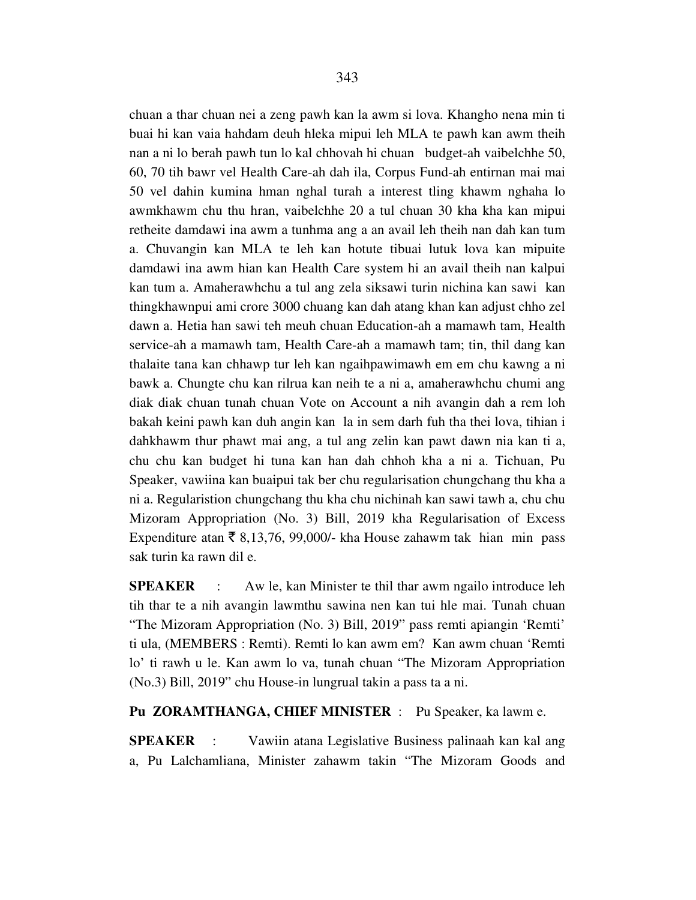chuan a thar chuan nei a zeng pawh kan la awm si lova. Khangho nena min ti buai hi kan vaia hahdam deuh hleka mipui leh MLA te pawh kan awm theih nan a ni lo berah pawh tun lo kal chhovah hi chuan budget-ah vaibelchhe 50, 60, 70 tih bawr vel Health Care-ah dah ila, Corpus Fund-ah entirnan mai mai 50 vel dahin kumina hman nghal turah a interest tling khawm nghaha lo awmkhawm chu thu hran, vaibelchhe 20 a tul chuan 30 kha kha kan mipui retheite damdawi ina awm a tunhma ang a an avail leh theih nan dah kan tum a. Chuvangin kan MLA te leh kan hotute tibuai lutuk lova kan mipuite damdawi ina awm hian kan Health Care system hi an avail theih nan kalpui kan tum a. Amaherawhchu a tul ang zela siksawi turin nichina kan sawi kan thingkhawnpui ami crore 3000 chuang kan dah atang khan kan adjust chho zel dawn a. Hetia han sawi teh meuh chuan Education-ah a mamawh tam, Health service-ah a mamawh tam, Health Care-ah a mamawh tam; tin, thil dang kan thalaite tana kan chhawp tur leh kan ngaihpawimawh em em chu kawng a ni bawk a. Chungte chu kan rilrua kan neih te a ni a, amaherawhchu chumi ang diak diak chuan tunah chuan Vote on Account a nih avangin dah a rem loh bakah keini pawh kan duh angin kan la in sem darh fuh tha thei lova, tihian i dahkhawm thur phawt mai ang, a tul ang zelin kan pawt dawn nia kan ti a, chu chu kan budget hi tuna kan han dah chhoh kha a ni a. Tichuan, Pu Speaker, vawiina kan buaipui tak ber chu regularisation chungchang thu kha a ni a. Regularistion chungchang thu kha chu nichinah kan sawi tawh a, chu chu Mizoram Appropriation (No. 3) Bill, 2019 kha Regularisation of Excess Expenditure atan ₹ 8,13,76, 99,000/- kha House zahawm tak hian min pass sak turin ka rawn dil e.

**SPEAKER** : Aw le, kan Minister te thil thar awm ngailo introduce leh tih thar te a nih avangin lawmthu sawina nen kan tui hle mai. Tunah chuan "The Mizoram Appropriation (No. 3) Bill, 2019" pass remti apiangin 'Remti' ti ula, (MEMBERS : Remti). Remti lo kan awm em? Kan awm chuan 'Remti lo' ti rawh u le. Kan awm lo va, tunah chuan "The Mizoram Appropriation (No.3) Bill, 2019" chu House-in lungrual takin a pass ta a ni.

**Pu ZORAMTHANGA, CHIEF MINISTER** : Pu Speaker, ka lawm e.

**SPEAKER** : Vawiin atana Legislative Business palinaah kan kal ang a, Pu Lalchamliana, Minister zahawm takin "The Mizoram Goods and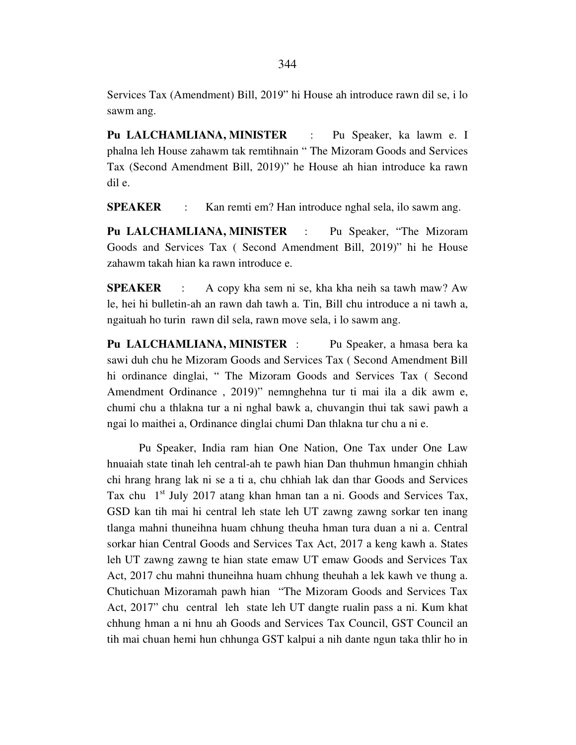Services Tax (Amendment) Bill, 2019" hi House ah introduce rawn dil se, i lo sawm ang.

**Pu LALCHAMLIANA, MINISTER** : Pu Speaker, ka lawm e. I phalna leh House zahawm tak remtihnain " The Mizoram Goods and Services Tax (Second Amendment Bill, 2019)" he House ah hian introduce ka rawn dil e.

**SPEAKER** : Kan remti em? Han introduce nghal sela, ilo sawm ang.

**Pu LALCHAMLIANA, MINISTER** : Pu Speaker, "The Mizoram Goods and Services Tax ( Second Amendment Bill, 2019)" hi he House zahawm takah hian ka rawn introduce e.

**SPEAKER** : A copy kha sem ni se, kha kha neih sa tawh maw? Aw le, hei hi bulletin-ah an rawn dah tawh a. Tin, Bill chu introduce a ni tawh a, ngaituah ho turin rawn dil sela, rawn move sela, i lo sawm ang.

**Pu LALCHAMLIANA, MINISTER** : Pu Speaker, a hmasa bera ka sawi duh chu he Mizoram Goods and Services Tax ( Second Amendment Bill hi ordinance dinglai, " The Mizoram Goods and Services Tax ( Second Amendment Ordinance , 2019)" nemnghehna tur ti mai ila a dik awm e, chumi chu a thlakna tur a ni nghal bawk a, chuvangin thui tak sawi pawh a ngai lo maithei a, Ordinance dinglai chumi Dan thlakna tur chu a ni e.

Pu Speaker, India ram hian One Nation, One Tax under One Law hnuaiah state tinah leh central-ah te pawh hian Dan thuhmun hmangin chhiah chi hrang hrang lak ni se a ti a, chu chhiah lak dan thar Goods and Services Tax chu 1st July 2017 atang khan hman tan a ni. Goods and Services Tax, GSD kan tih mai hi central leh state leh UT zawng zawng sorkar ten inang tlanga mahni thuneihna huam chhung theuha hman tura duan a ni a. Central sorkar hian Central Goods and Services Tax Act, 2017 a keng kawh a. States leh UT zawng zawng te hian state emaw UT emaw Goods and Services Tax Act, 2017 chu mahni thuneihna huam chhung theuhah a lek kawh ve thung a. Chutichuan Mizoramah pawh hian "The Mizoram Goods and Services Tax Act, 2017" chu central leh state leh UT dangte rualin pass a ni. Kum khat chhung hman a ni hnu ah Goods and Services Tax Council, GST Council an tih mai chuan hemi hun chhunga GST kalpui a nih dante ngun taka thlir ho in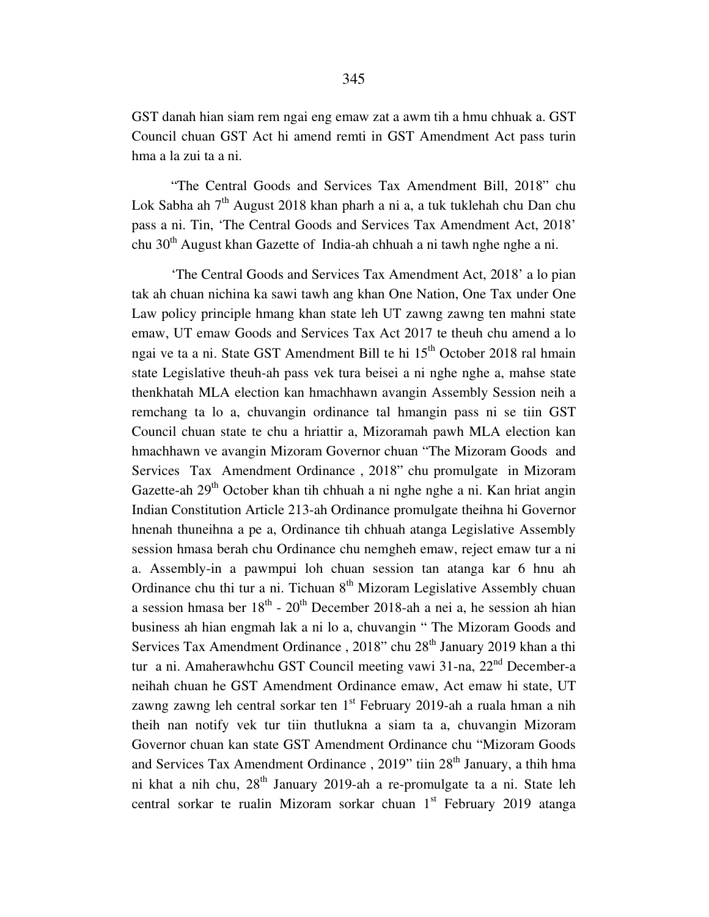GST danah hian siam rem ngai eng emaw zat a awm tih a hmu chhuak a. GST Council chuan GST Act hi amend remti in GST Amendment Act pass turin hma a la zui ta a ni.

"The Central Goods and Services Tax Amendment Bill, 2018" chu Lok Sabha ah 7th August 2018 khan pharh a ni a, a tuk tuklehah chu Dan chu pass a ni. Tin, 'The Central Goods and Services Tax Amendment Act, 2018' chu 30th August khan Gazette of India-ah chhuah a ni tawh nghe nghe a ni.

'The Central Goods and Services Tax Amendment Act, 2018' a lo pian tak ah chuan nichina ka sawi tawh ang khan One Nation, One Tax under One Law policy principle hmang khan state leh UT zawng zawng ten mahni state emaw, UT emaw Goods and Services Tax Act 2017 te theuh chu amend a lo ngai ve ta a ni. State GST Amendment Bill te hi 15th October 2018 ral hmain state Legislative theuh-ah pass vek tura beisei a ni nghe nghe a, mahse state thenkhatah MLA election kan hmachhawn avangin Assembly Session neih a remchang ta lo a, chuvangin ordinance tal hmangin pass ni se tiin GST Council chuan state te chu a hriattir a, Mizoramah pawh MLA election kan hmachhawn ve avangin Mizoram Governor chuan "The Mizoram Goods and Services Tax Amendment Ordinance , 2018" chu promulgate in Mizoram Gazette-ah 29th October khan tih chhuah a ni nghe nghe a ni. Kan hriat angin Indian Constitution Article 213-ah Ordinance promulgate theihna hi Governor hnenah thuneihna a pe a, Ordinance tih chhuah atanga Legislative Assembly session hmasa berah chu Ordinance chu nemgheh emaw, reject emaw tur a ni a. Assembly-in a pawmpui loh chuan session tan atanga kar 6 hnu ah Ordinance chu thi tur a ni. Tichuan 8th Mizoram Legislative Assembly chuan a session hmasa ber 18th - 20th December 2018-ah a nei a, he session ah hian business ah hian engmah lak a ni lo a, chuvangin " The Mizoram Goods and Services Tax Amendment Ordinance , 2018" chu 28th January 2019 khan a thi tur a ni. Amaherawhchu GST Council meeting vawi 31-na, 22nd December-a neihah chuan he GST Amendment Ordinance emaw, Act emaw hi state, UT zawng zawng leh central sorkar ten 1st February 2019-ah a ruala hman a nih theih nan notify vek tur tiin thutlukna a siam ta a, chuvangin Mizoram Governor chuan kan state GST Amendment Ordinance chu "Mizoram Goods and Services Tax Amendment Ordinance , 2019" tiin 28th January, a thih hma ni khat a nih chu, 28th January 2019-ah a re-promulgate ta a ni. State leh central sorkar te rualin Mizoram sorkar chuan 1st February 2019 atanga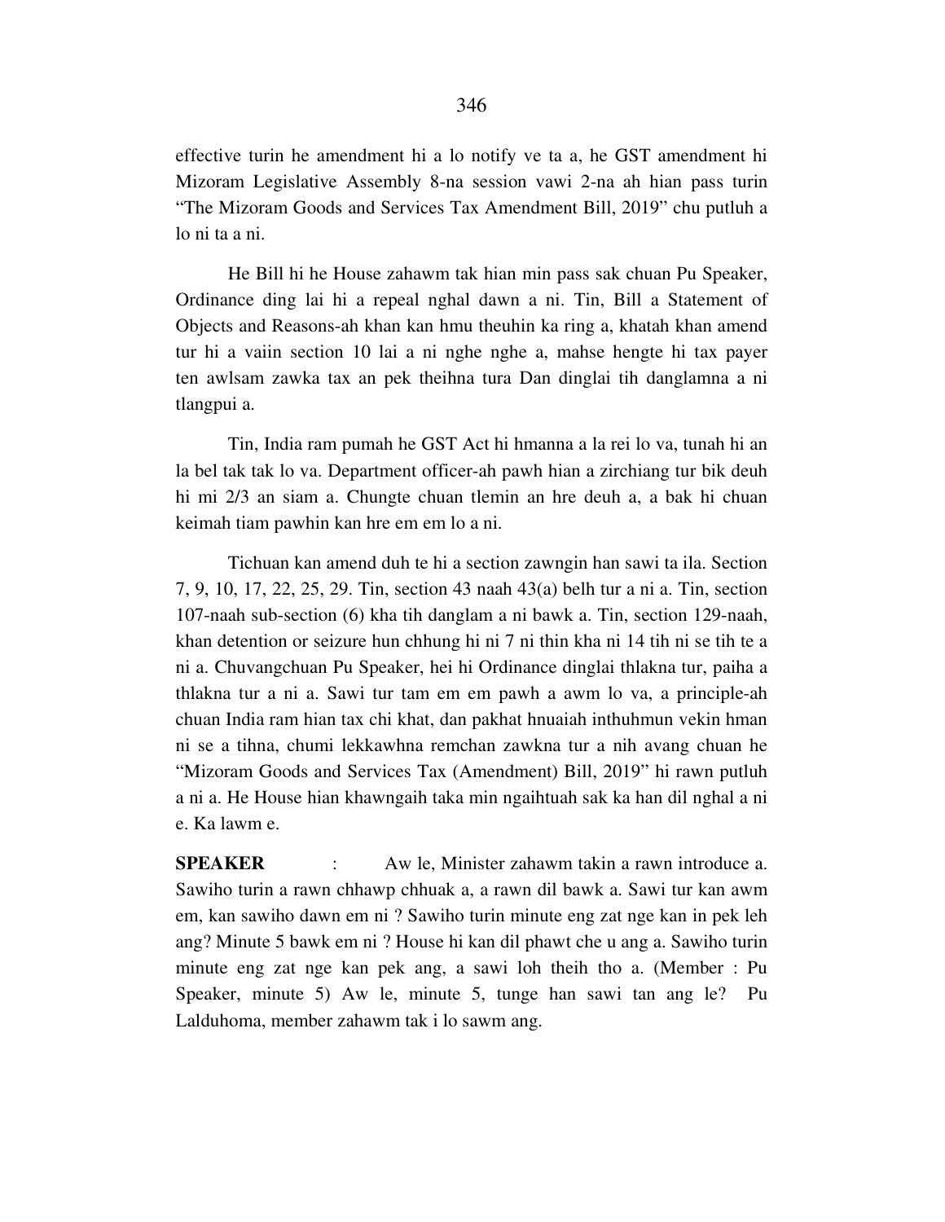effective turin he amendment hi a lo notify ve ta a, he GST amendment hi Mizoram Legislative Assembly 8-na session vawi 2-na ah hian pass turin "The Mizoram Goods and Services Tax Amendment Bill, 2019" chu putluh a lo ni ta a ni.

He Bill hi he House zahawm tak hian min pass sak chuan Pu Speaker, Ordinance ding lai hi a repeal nghal dawn a ni. Tin, Bill a Statement of Objects and Reasons-ah khan kan hmu theuhin ka ring a, khatah khan amend tur hi a vaiin section 10 lai a ni nghe nghe a, mahse hengte hi tax payer ten awlsam zawka tax an pek theihna tura Dan dinglai tih danglamna a ni tlangpui a.

Tin, India ram pumah he GST Act hi hmanna a la rei lo va, tunah hi an la bel tak tak lo va. Department officer-ah pawh hian a zirchiang tur bik deuh hi mi 2/3 an siam a. Chungte chuan tlemin an hre deuh a, a bak hi chuan keimah tiam pawhin kan hre em em lo a ni.

Tichuan kan amend duh te hi a section zawngin han sawi ta ila. Section 7, 9, 10, 17, 22, 25, 29. Tin, section 43 naah 43(a) belh tur a ni a. Tin, section 107-naah sub-section (6) kha tih danglam a ni bawk a. Tin, section 129-naah, khan detention or seizure hun chhung hi ni 7 ni thin kha ni 14 tih ni se tih te a ni a. Chuvangchuan Pu Speaker, hei hi Ordinance dinglai thlakna tur, paiha a thlakna tur a ni a. Sawi tur tam em em pawh a awm lo va, a principle-ah chuan India ram hian tax chi khat, dan pakhat hnuaiah inthuhmun vekin hman ni se a tihna, chumi lekkawhna remchan zawkna tur a nih avang chuan he "Mizoram Goods and Services Tax (Amendment) Bill, 2019" hi rawn putluh a ni a. He House hian khawngaih taka min ngaihtuah sak ka han dil nghal a ni e. Ka lawm e.

**SPEAKER** : Aw le, Minister zahawm takin a rawn introduce a. Sawiho turin a rawn chhawp chhuak a, a rawn dil bawk a. Sawi tur kan awm em, kan sawiho dawn em ni ? Sawiho turin minute eng zat nge kan in pek leh ang? Minute 5 bawk em ni ? House hi kan dil phawt che u ang a. Sawiho turin minute eng zat nge kan pek ang, a sawi loh theih tho a. (Member : Pu Speaker, minute 5) Aw le, minute 5, tunge han sawi tan ang le? Pu Lalduhoma, member zahawm tak i lo sawm ang.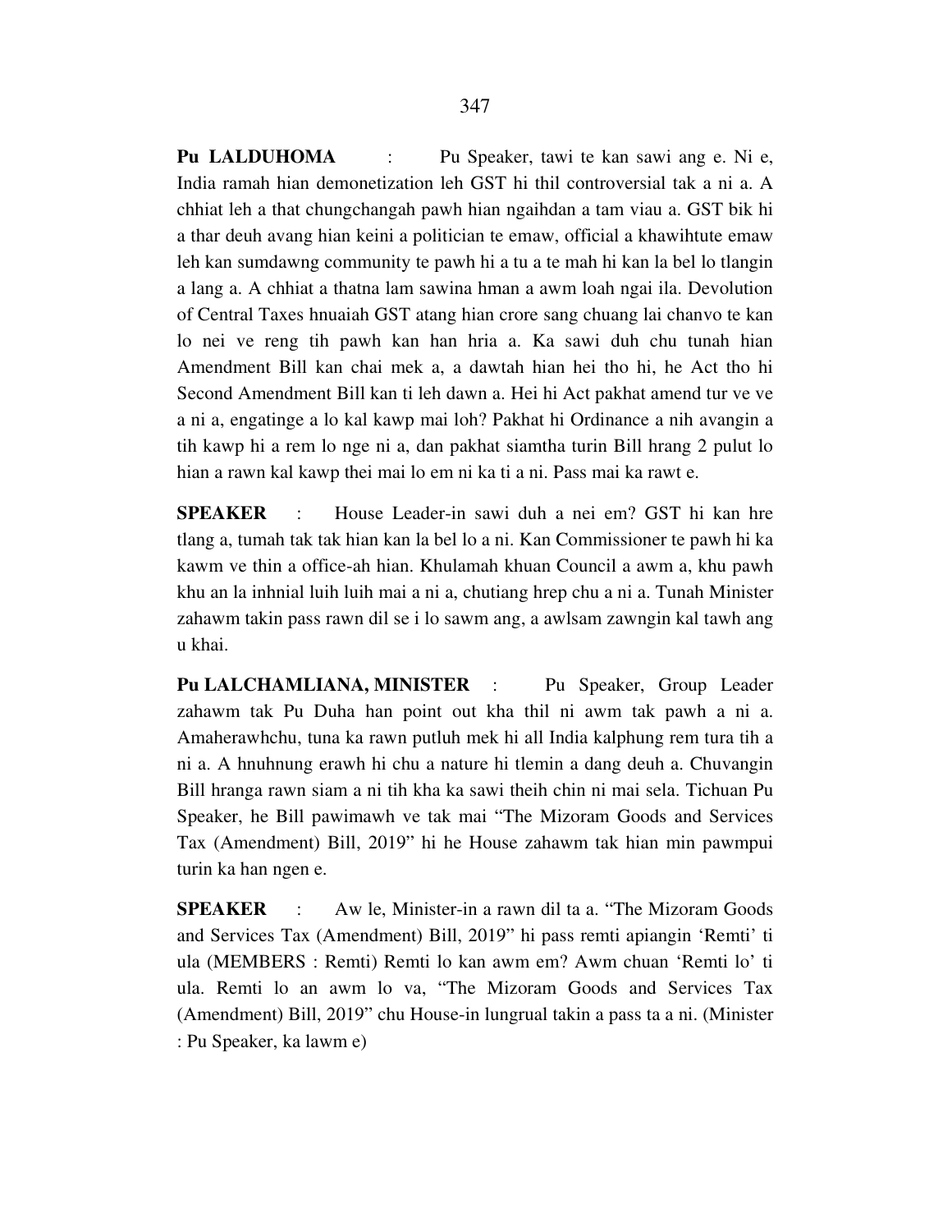**Pu LALDUHOMA** : Pu Speaker, tawi te kan sawi ang e. Ni e, India ramah hian demonetization leh GST hi thil controversial tak a ni a. A chhiat leh a that chungchangah pawh hian ngaihdan a tam viau a. GST bik hi a thar deuh avang hian keini a politician te emaw, official a khawihtute emaw leh kan sumdawng community te pawh hi a tu a te mah hi kan la bel lo tlangin a lang a. A chhiat a thatna lam sawina hman a awm loah ngai ila. Devolution of Central Taxes hnuaiah GST atang hian crore sang chuang lai chanvo te kan lo nei ve reng tih pawh kan han hria a. Ka sawi duh chu tunah hian Amendment Bill kan chai mek a, a dawtah hian hei tho hi, he Act tho hi Second Amendment Bill kan ti leh dawn a. Hei hi Act pakhat amend tur ve ve a ni a, engatinge a lo kal kawp mai loh? Pakhat hi Ordinance a nih avangin a tih kawp hi a rem lo nge ni a, dan pakhat siamtha turin Bill hrang 2 pulut lo hian a rawn kal kawp thei mai lo em ni ka ti a ni. Pass mai ka rawt e.

**SPEAKER** : House Leader-in sawi duh a nei em? GST hi kan hre tlang a, tumah tak tak hian kan la bel lo a ni. Kan Commissioner te pawh hi ka kawm ve thin a office-ah hian. Khulamah khuan Council a awm a, khu pawh khu an la inhnial luih luih mai a ni a, chutiang hrep chu a ni a. Tunah Minister zahawm takin pass rawn dil se i lo sawm ang, a awlsam zawngin kal tawh ang u khai.

**Pu LALCHAMLIANA, MINISTER** : Pu Speaker, Group Leader zahawm tak Pu Duha han point out kha thil ni awm tak pawh a ni a. Amaherawhchu, tuna ka rawn putluh mek hi all India kalphung rem tura tih a ni a. A hnuhnung erawh hi chu a nature hi tlemin a dang deuh a. Chuvangin Bill hranga rawn siam a ni tih kha ka sawi theih chin ni mai sela. Tichuan Pu Speaker, he Bill pawimawh ve tak mai "The Mizoram Goods and Services Tax (Amendment) Bill, 2019" hi he House zahawm tak hian min pawmpui turin ka han ngen e.

**SPEAKER** : Aw le, Minister-in a rawn dil ta a. "The Mizoram Goods and Services Tax (Amendment) Bill, 2019" hi pass remti apiangin 'Remti' ti ula (MEMBERS : Remti) Remti lo kan awm em? Awm chuan 'Remti lo' ti ula. Remti lo an awm lo va, "The Mizoram Goods and Services Tax (Amendment) Bill, 2019" chu House-in lungrual takin a pass ta a ni. (Minister : Pu Speaker, ka lawm e)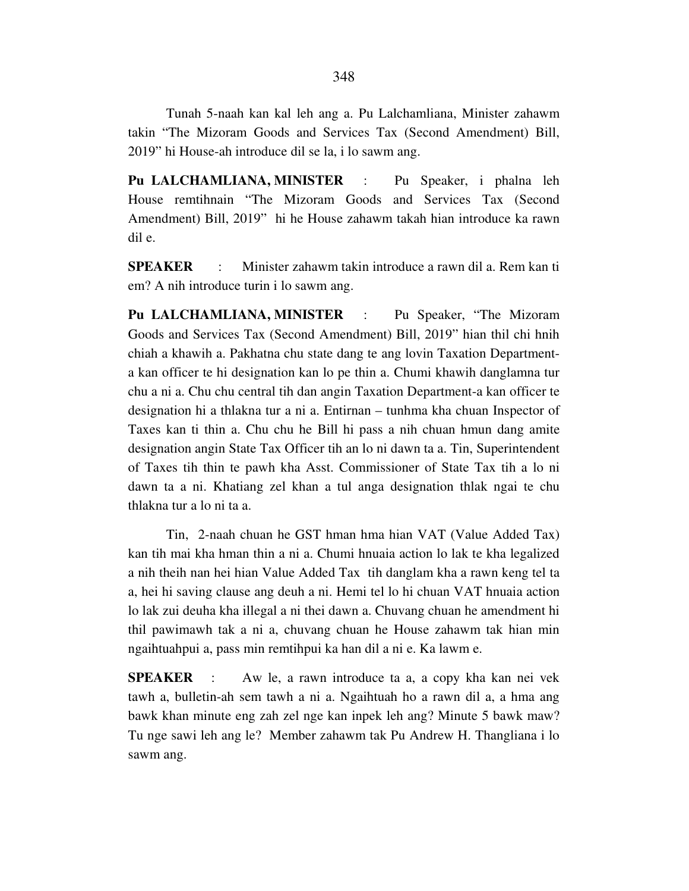Tunah 5-naah kan kal leh ang a. Pu Lalchamliana, Minister zahawm takin "The Mizoram Goods and Services Tax (Second Amendment) Bill, 2019" hi House-ah introduce dil se la, i lo sawm ang.

**Pu LALCHAMLIANA, MINISTER** : Pu Speaker, i phalna leh House remtihnain "The Mizoram Goods and Services Tax (Second Amendment) Bill, 2019" hi he House zahawm takah hian introduce ka rawn dil e.

**SPEAKER** : Minister zahawm takin introduce a rawn dil a. Rem kan ti em? A nih introduce turin i lo sawm ang.

**Pu LALCHAMLIANA, MINISTER** : Pu Speaker, "The Mizoram Goods and Services Tax (Second Amendment) Bill, 2019" hian thil chi hnih chiah a khawih a. Pakhatna chu state dang te ang lovin Taxation Department-a kan officer te hi designation kan lo pe thin a. Chumi khawih danglamna tur chu a ni a. Chu chu central tih dan angin Taxation Department-a kan officer te designation hi a thlakna tur a ni a. Entirnan – tunhma kha chuan Inspector of Taxes kan ti thin a. Chu chu he Bill hi pass a nih chuan hmun dang amite designation angin State Tax Officer tih an lo ni dawn ta a. Tin, Superintendent of Taxes tih thin te pawh kha Asst. Commissioner of State Tax tih a lo ni dawn ta a ni. Khatiang zel khan a tul anga designation thlak ngai te chu thlakna tur a lo ni ta a.

Tin, 2-naah chuan he GST hman hma hian VAT (Value Added Tax) kan tih mai kha hman thin a ni a. Chumi hnuaia action lo lak te kha legalized a nih theih nan hei hian Value Added Tax tih danglam kha a rawn keng tel ta a, hei hi saving clause ang deuh a ni. Hemi tel lo hi chuan VAT hnuaia action lo lak zui deuha kha illegal a ni thei dawn a. Chuvang chuan he amendment hi thil pawimawh tak a ni a, chuvang chuan he House zahawm tak hian min ngaihtuahpui a, pass min remtihpui ka han dil a ni e. Ka lawm e.

**SPEAKER** : Aw le, a rawn introduce ta a, a copy kha kan nei vek tawh a, bulletin-ah sem tawh a ni a. Ngaihtuah ho a rawn dil a, a hma ang bawk khan minute eng zah zel nge kan inpek leh ang? Minute 5 bawk maw? Tu nge sawi leh ang le? Member zahawm tak Pu Andrew H. Thangliana i lo sawm ang.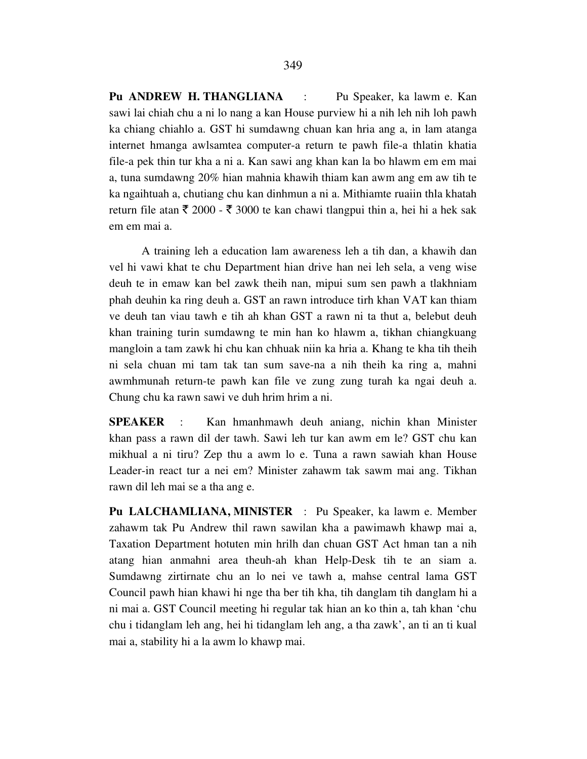**Pu ANDREW H. THANGLIANA** : Pu Speaker, ka lawm e. Kan sawi lai chiah chu a ni lo nang a kan House purview hi a nih leh nih loh pawh ka chiang chiahlo a. GST hi sumdawng chuan kan hria ang a, in lam atanga internet hmanga awlsamtea computer-a return te pawh file-a thlatin khatia file-a pek thin tur kha a ni a. Kan sawi ang khan kan la bo hlawm em em mai a, tuna sumdawng 20% hian mahnia khawih thiam kan awm ang em aw tih te ka ngaihtuah a, chutiang chu kan dinhmun a ni a. Mithiamte ruaiin thla khatah return file atan ₹ 2000 - ₹ 3000 te kan chawi tlangpui thin a, hei hi a hek sak em em mai a.

A training leh a education lam awareness leh a tih dan, a khawih dan vel hi vawi khat te chu Department hian drive han nei leh sela, a veng wise deuh te in emaw kan bel zawk theih nan, mipui sum sen pawh a tlakhniam phah deuhin ka ring deuh a. GST an rawn introduce tirh khan VAT kan thiam ve deuh tan viau tawh e tih ah khan GST a rawn ni ta thut a, belebut deuh khan training turin sumdawng te min han ko hlawm a, tikhan chiangkuang mangloin a tam zawk hi chu kan chhuak niin ka hria a. Khang te kha tih theih ni sela chuan mi tam tak tan sum save-na a nih theih ka ring a, mahni awmhmunah return-te pawh kan file ve zung zung turah ka ngai deuh a. Chung chu ka rawn sawi ve duh hrim hrim a ni.

**SPEAKER** : Kan hmanhmawh deuh aniang, nichin khan Minister khan pass a rawn dil der tawh. Sawi leh tur kan awm em le? GST chu kan mikhual a ni tiru? Zep thu a awm lo e. Tuna a rawn sawiah khan House Leader-in react tur a nei em? Minister zahawm tak sawm mai ang. Tikhan rawn dil leh mai se a tha ang e.

**Pu LALCHAMLIANA, MINISTER** : Pu Speaker, ka lawm e. Member zahawm tak Pu Andrew thil rawn sawilan kha a pawimawh khawp mai a, Taxation Department hotuten min hrilh dan chuan GST Act hman tan a nih atang hian anmahni area theuh-ah khan Help-Desk tih te an siam a. Sumdawng zirtirnate chu an lo nei ve tawh a, mahse central lama GST Council pawh hian khawi hi nge tha ber tih kha, tih danglam tih danglam hi a ni mai a. GST Council meeting hi regular tak hian an ko thin a, tah khan 'chu chu i tidanglam leh ang, hei hi tidanglam leh ang, a tha zawk', an ti an ti kual mai a, stability hi a la awm lo khawp mai.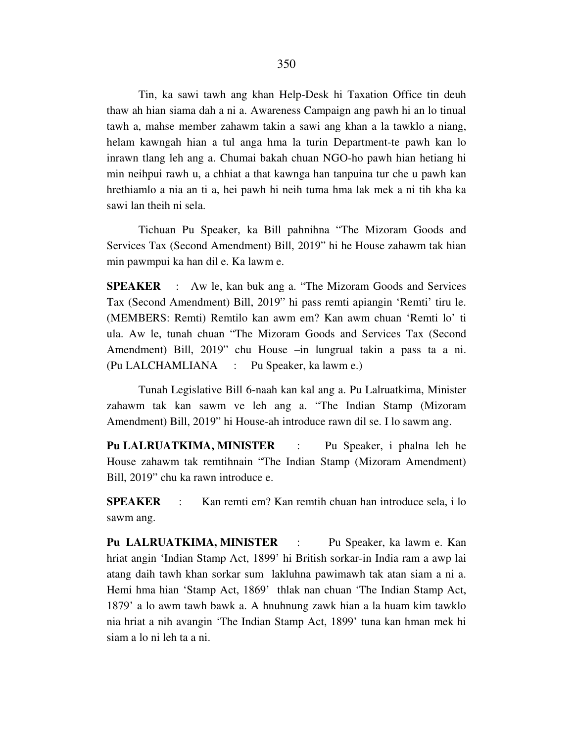Tin, ka sawi tawh ang khan Help-Desk hi Taxation Office tin deuh thaw ah hian siama dah a ni a. Awareness Campaign ang pawh hi an lo tinual tawh a, mahse member zahawm takin a sawi ang khan a la tawklo a niang, helam kawngah hian a tul anga hma la turin Department-te pawh kan lo inrawn tlang leh ang a. Chumai bakah chuan NGO-ho pawh hian hetiang hi min neihpui rawh u, a chhiat a that kawnga han tanpuina tur che u pawh kan hrethiamlo a nia an ti a, hei pawh hi neih tuma hma lak mek a ni tih kha ka sawi lan theih ni sela.

Tichuan Pu Speaker, ka Bill pahnihna "The Mizoram Goods and Services Tax (Second Amendment) Bill, 2019" hi he House zahawm tak hian min pawmpui ka han dil e. Ka lawm e.

**SPEAKER** : Aw le, kan buk ang a. "The Mizoram Goods and Services Tax (Second Amendment) Bill, 2019" hi pass remti apiangin 'Remti' tiru le. (MEMBERS: Remti) Remtilo kan awm em? Kan awm chuan 'Remti lo' ti ula. Aw le, tunah chuan "The Mizoram Goods and Services Tax (Second Amendment) Bill, 2019" chu House –in lungrual takin a pass ta a ni. (Pu LALCHAMLIANA : Pu Speaker, ka lawm e.)

Tunah Legislative Bill 6-naah kan kal ang a. Pu Lalruatkima, Minister zahawm tak kan sawm ve leh ang a. "The Indian Stamp (Mizoram Amendment) Bill, 2019" hi House-ah introduce rawn dil se. I lo sawm ang.

**Pu LALRUATKIMA, MINISTER** : Pu Speaker, i phalna leh he House zahawm tak remtihnain "The Indian Stamp (Mizoram Amendment) Bill, 2019" chu ka rawn introduce e.

**SPEAKER** : Kan remti em? Kan remtih chuan han introduce sela, i lo sawm ang.

**Pu LALRUATKIMA, MINISTER** : Pu Speaker, ka lawm e. Kan hriat angin 'Indian Stamp Act, 1899' hi British sorkar-in India ram a awp lai atang daih tawh khan sorkar sum lakluhna pawimawh tak atan siam a ni a. Hemi hma hian 'Stamp Act, 1869' thlak nan chuan 'The Indian Stamp Act, 1879' a lo awm tawh bawk a. A hnuhnung zawk hian a la huam kim tawklo nia hriat a nih avangin 'The Indian Stamp Act, 1899' tuna kan hman mek hi siam a lo ni leh ta a ni.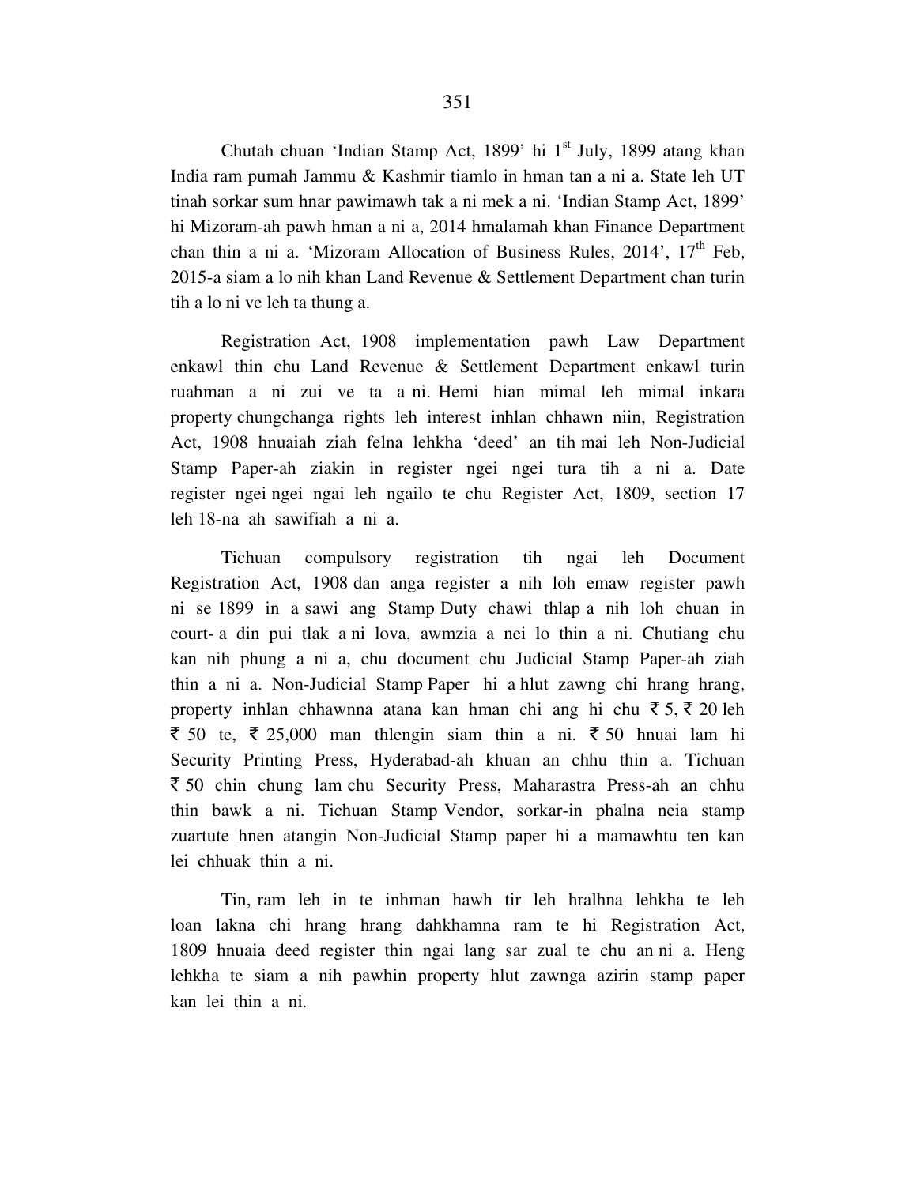Chutah chuan 'Indian Stamp Act, 1899' hi 1st July, 1899 atang khan India ram pumah Jammu & Kashmir tiamlo in hman tan a ni a. State leh UT tinah sorkar sum hnar pawimawh tak a ni mek a ni. 'Indian Stamp Act, 1899' hi Mizoram-ah pawh hman a ni a, 2014 hmalamah khan Finance Department chan thin a ni a. 'Mizoram Allocation of Business Rules, 2014', 17th Feb, 2015-a siam a lo nih khan Land Revenue & Settlement Department chan turin tih a lo ni ve leh ta thung a.

Registration Act, 1908 implementation pawh Law Department enkawl thin chu Land Revenue & Settlement Department enkawl turin ruahman a ni zui ve ta a ni. Hemi hian mimal leh mimal inkara property chungchanga rights leh interest inhlan chhawn niin, Registration Act, 1908 hnuaiah ziah felna lehkha 'deed' an tih mai leh Non-Judicial Stamp Paper-ah ziakin in register ngei ngei tura tih a ni a. Date register ngei ngei ngai leh ngailo te chu Register Act, 1809, section 17 leh 18-na ah sawifiah a ni a.

Tichuan compulsory registration tih ngai leh Document Registration Act, 1908 dan anga register a nih loh emaw register pawh ni se 1899 in a sawi ang Stamp Duty chawi thlap a nih loh chuan in court- a din pui tlak a ni lova, awmzia a nei lo thin a ni. Chutiang chu kan nih phung a ni a, chu document chu Judicial Stamp Paper-ah ziah thin a ni a. Non-Judicial Stamp Paper hi a hlut zawng chi hrang hrang, property inhlan chhawnna atana kan hman chi ang hi chu ₹ 5, ₹ 20 leh ₹ 50 te, ₹ 25,000 man thlengin siam thin a ni. ₹ 50 hnuai lam hi Security Printing Press, Hyderabad-ah khuan an chhu thin a. Tichuan ₹ 50 chin chung lam chu Security Press, Maharastra Press-ah an chhu thin bawk a ni. Tichuan Stamp Vendor, sorkar-in phalna neia stamp zuartute hnen atangin Non-Judicial Stamp paper hi a mamawhtu ten kan lei chhuak thin a ni.

Tin, ram leh in te inhman hawh tir leh hralhna lehkha te leh loan lakna chi hrang hrang dahkhamna ram te hi Registration Act, 1809 hnuaia deed register thin ngai lang sar zual te chu an ni a. Heng lehkha te siam a nih pawhin property hlut zawnga azirin stamp paper kan lei thin a ni.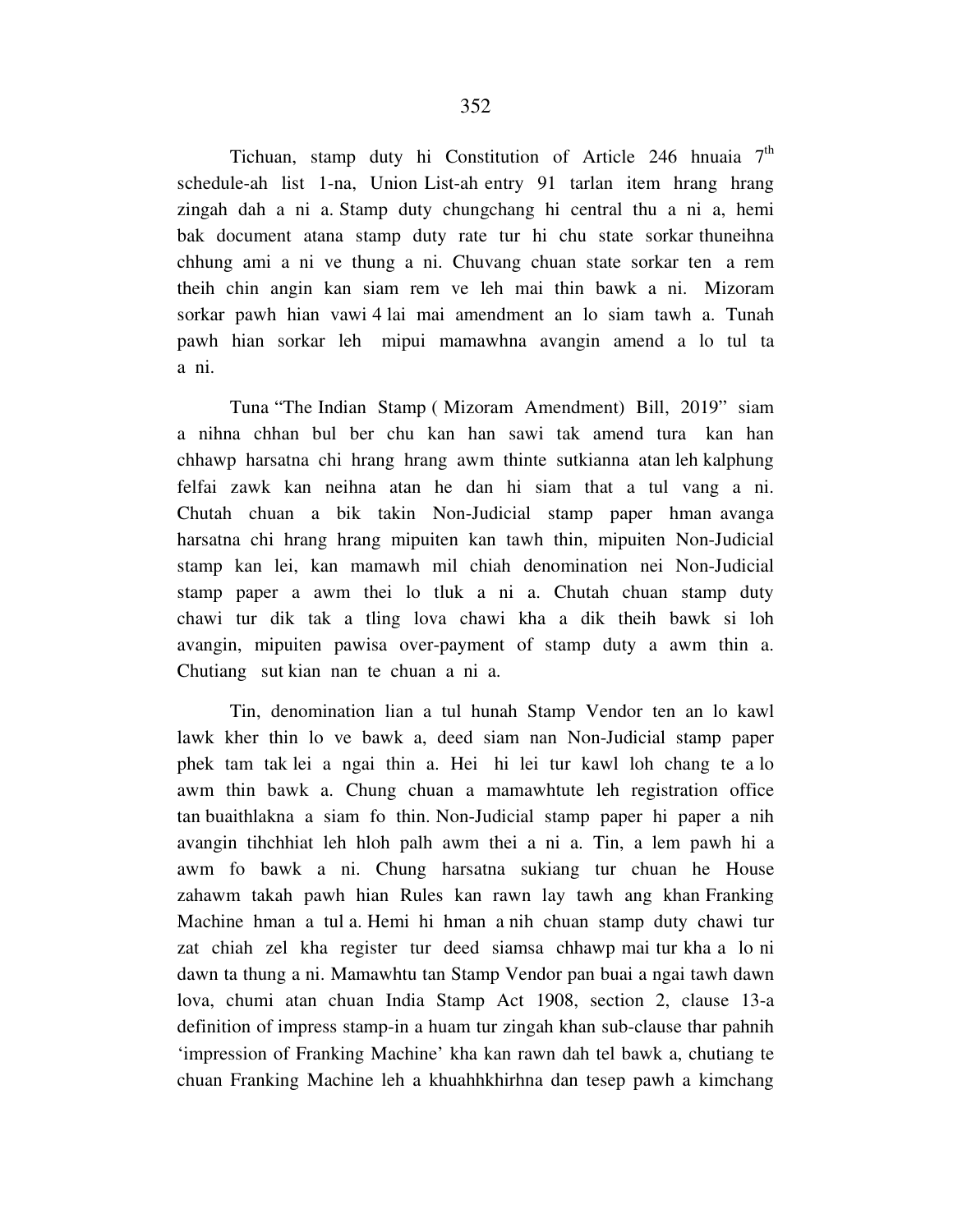Tichuan, stamp duty hi Constitution of Article 246 hnuaia 7th schedule-ah list 1-na, Union List-ah entry 91 tarlan item hrang hrang zingah dah a ni a. Stamp duty chungchang hi central thu a ni a, hemi bak document atana stamp duty rate tur hi chu state sorkar thuneihna chhung ami a ni ve thung a ni. Chuvang chuan state sorkar ten a rem theih chin angin kan siam rem ve leh mai thin bawk a ni. Mizoram sorkar pawh hian vawi 4 lai mai amendment an lo siam tawh a. Tunah pawh hian sorkar leh mipui mamawhna avangin amend a lo tul ta a ni.

Tuna "The Indian Stamp ( Mizoram Amendment) Bill, 2019" siam a nihna chhan bul ber chu kan han sawi tak amend tura kan han chhawp harsatna chi hrang hrang awm thinte sutkianna atan leh kalphung felfai zawk kan neihna atan he dan hi siam that a tul vang a ni. Chutah chuan a bik takin Non-Judicial stamp paper hman avanga harsatna chi hrang hrang mipuiten kan tawh thin, mipuiten Non-Judicial stamp kan lei, kan mamawh mil chiah denomination nei Non-Judicial stamp paper a awm thei lo tluk a ni a. Chutah chuan stamp duty chawi tur dik tak a tling lova chawi kha a dik theih bawk si loh avangin, mipuiten pawisa over-payment of stamp duty a awm thin a. Chutiang sut kian nan te chuan a ni a.

Tin, denomination lian a tul hunah Stamp Vendor ten an lo kawl lawk kher thin lo ve bawk a, deed siam nan Non-Judicial stamp paper phek tam tak lei a ngai thin a. Hei hi lei tur kawl loh chang te a lo awm thin bawk a. Chung chuan a mamawhtute leh registration office tan buaithlakna a siam fo thin. Non-Judicial stamp paper hi paper a nih avangin tihchhiat leh hloh palh awm thei a ni a. Tin, a lem pawh hi a awm fo bawk a ni. Chung harsatna sukiang tur chuan he House zahawm takah pawh hian Rules kan rawn lay tawh ang khan Franking Machine hman a tul a. Hemi hi hman a nih chuan stamp duty chawi tur zat chiah zel kha register tur deed siamsa chhawp mai tur kha a lo ni dawn ta thung a ni. Mamawhtu tan Stamp Vendor pan buai a ngai tawh dawn lova, chumi atan chuan India Stamp Act 1908, section 2, clause 13-a definition of impress stamp-in a huam tur zingah khan sub-clause thar pahnih 'impression of Franking Machine' kha kan rawn dah tel bawk a, chutiang te chuan Franking Machine leh a khuahhkhirhna dan tesep pawh a kimchang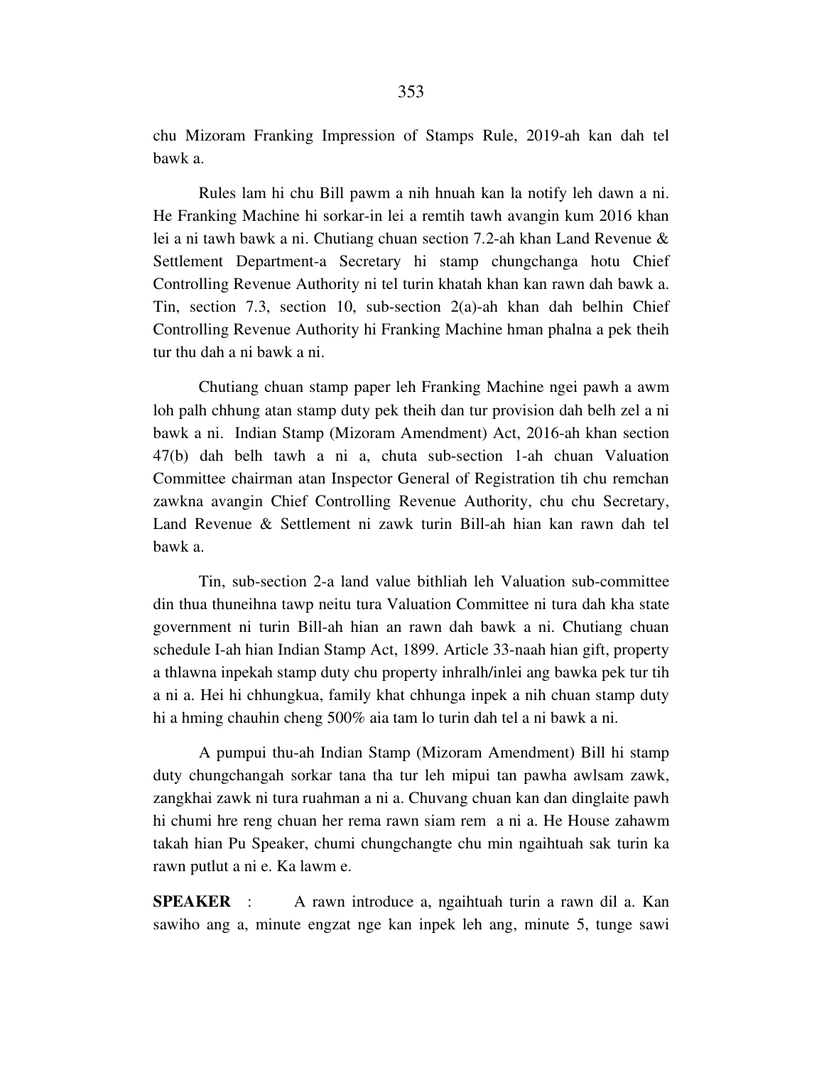chu Mizoram Franking Impression of Stamps Rule, 2019-ah kan dah tel bawk a.

Rules lam hi chu Bill pawm a nih hnuah kan la notify leh dawn a ni. He Franking Machine hi sorkar-in lei a remtih tawh avangin kum 2016 khan lei a ni tawh bawk a ni. Chutiang chuan section 7.2-ah khan Land Revenue & Settlement Department-a Secretary hi stamp chungchanga hotu Chief Controlling Revenue Authority ni tel turin khatah khan kan rawn dah bawk a. Tin, section 7.3, section 10, sub-section 2(a)-ah khan dah belhin Chief Controlling Revenue Authority hi Franking Machine hman phalna a pek theih tur thu dah a ni bawk a ni.

Chutiang chuan stamp paper leh Franking Machine ngei pawh a awm loh palh chhung atan stamp duty pek theih dan tur provision dah belh zel a ni bawk a ni. Indian Stamp (Mizoram Amendment) Act, 2016-ah khan section 47(b) dah belh tawh a ni a, chuta sub-section 1-ah chuan Valuation Committee chairman atan Inspector General of Registration tih chu remchan zawkna avangin Chief Controlling Revenue Authority, chu chu Secretary, Land Revenue & Settlement ni zawk turin Bill-ah hian kan rawn dah tel bawk a.

Tin, sub-section 2-a land value bithliah leh Valuation sub-committee din thua thuneihna tawp neitu tura Valuation Committee ni tura dah kha state government ni turin Bill-ah hian an rawn dah bawk a ni. Chutiang chuan schedule I-ah hian Indian Stamp Act, 1899. Article 33-naah hian gift, property a thlawna inpekah stamp duty chu property inhralh/inlei ang bawka pek tur tih a ni a. Hei hi chhungkua, family khat chhunga inpek a nih chuan stamp duty hi a hming chauhin cheng 500% aia tam lo turin dah tel a ni bawk a ni.

A pumpui thu-ah Indian Stamp (Mizoram Amendment) Bill hi stamp duty chungchangah sorkar tana tha tur leh mipui tan pawha awlsam zawk, zangkhai zawk ni tura ruahman a ni a. Chuvang chuan kan dan dinglaite pawh hi chumi hre reng chuan her rema rawn siam rem a ni a. He House zahawm takah hian Pu Speaker, chumi chungchangte chu min ngaihtuah sak turin ka rawn putlut a ni e. Ka lawm e.

**SPEAKER** : A rawn introduce a, ngaihtuah turin a rawn dil a. Kan sawiho ang a, minute engzat nge kan inpek leh ang, minute 5, tunge sawi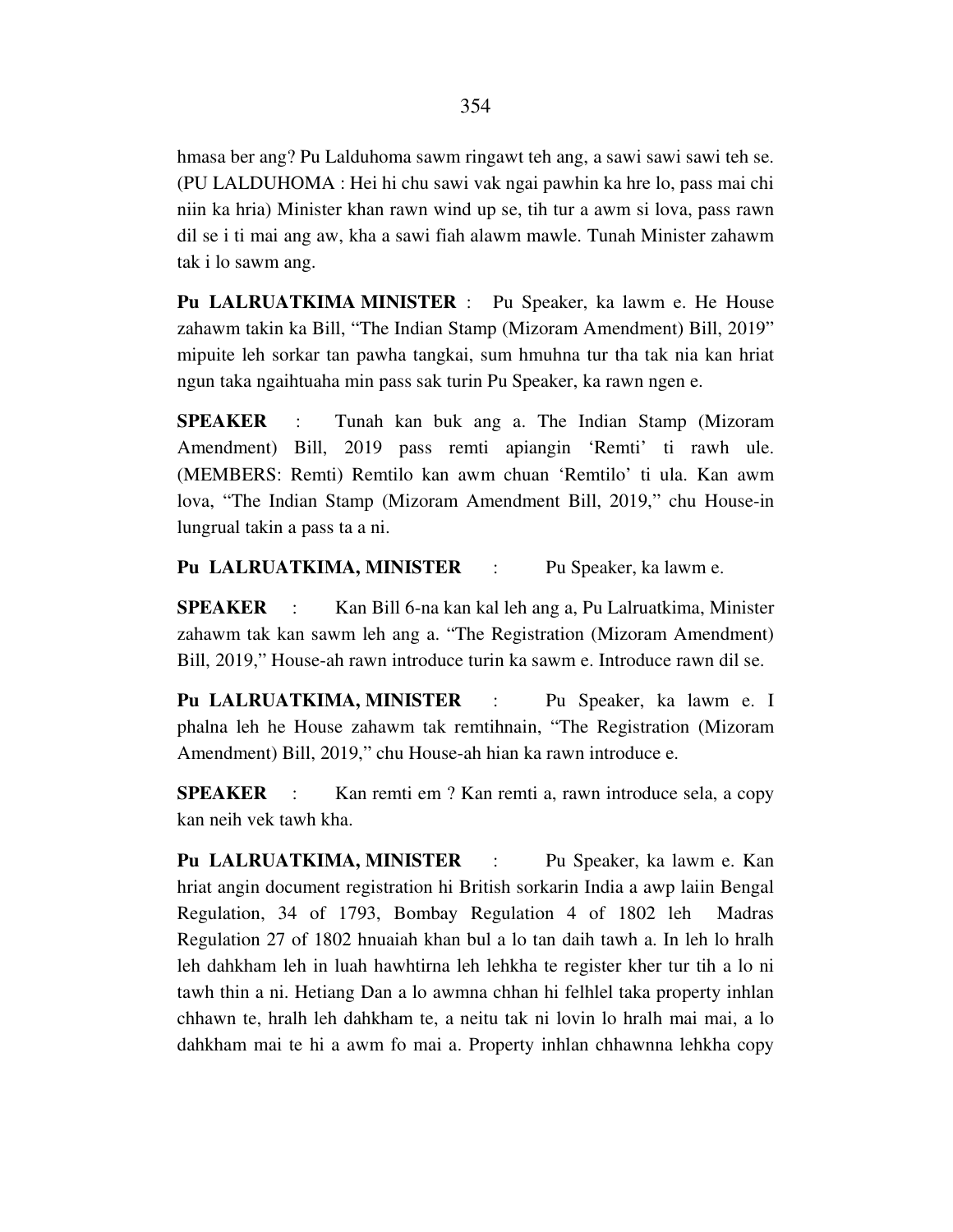hmasa ber ang? Pu Lalduhoma sawm ringawt teh ang, a sawi sawi sawi teh se. (PU LALDUHOMA : Hei hi chu sawi vak ngai pawhin ka hre lo, pass mai chi niin ka hria) Minister khan rawn wind up se, tih tur a awm si lova, pass rawn dil se i ti mai ang aw, kha a sawi fiah alawm mawle. Tunah Minister zahawm tak i lo sawm ang.

**Pu LALRUATKIMA MINISTER** : Pu Speaker, ka lawm e. He House zahawm takin ka Bill, "The Indian Stamp (Mizoram Amendment) Bill, 2019" mipuite leh sorkar tan pawha tangkai, sum hmuhna tur tha tak nia kan hriat ngun taka ngaihtuaha min pass sak turin Pu Speaker, ka rawn ngen e.

**SPEAKER** : Tunah kan buk ang a. The Indian Stamp (Mizoram Amendment) Bill, 2019 pass remti apiangin 'Remti' ti rawh ule. (MEMBERS: Remti) Remtilo kan awm chuan 'Remtilo' ti ula. Kan awm lova, "The Indian Stamp (Mizoram Amendment Bill, 2019," chu House-in lungrual takin a pass ta a ni.

**Pu LALRUATKIMA, MINISTER** : Pu Speaker, ka lawm e.

**SPEAKER** : Kan Bill 6-na kan kal leh ang a, Pu Lalruatkima, Minister zahawm tak kan sawm leh ang a. "The Registration (Mizoram Amendment) Bill, 2019," House-ah rawn introduce turin ka sawm e. Introduce rawn dil se.

**Pu LALRUATKIMA, MINISTER** : Pu Speaker, ka lawm e. I phalna leh he House zahawm tak remtihnain, "The Registration (Mizoram Amendment) Bill, 2019," chu House-ah hian ka rawn introduce e.

**SPEAKER** : Kan remti em ? Kan remti a, rawn introduce sela, a copy kan neih vek tawh kha.

**Pu LALRUATKIMA, MINISTER** : Pu Speaker, ka lawm e. Kan hriat angin document registration hi British sorkarin India a awp laiin Bengal Regulation, 34 of 1793, Bombay Regulation 4 of 1802 leh Madras Regulation 27 of 1802 hnuaiah khan bul a lo tan daih tawh a. In leh lo hralh leh dahkham leh in luah hawhtirna leh lehkha te register kher tur tih a lo ni tawh thin a ni. Hetiang Dan a lo awmna chhan hi felhlel taka property inhlan chhawn te, hralh leh dahkham te, a neitu tak ni lovin lo hralh mai mai, a lo dahkham mai te hi a awm fo mai a. Property inhlan chhawnna lehkha copy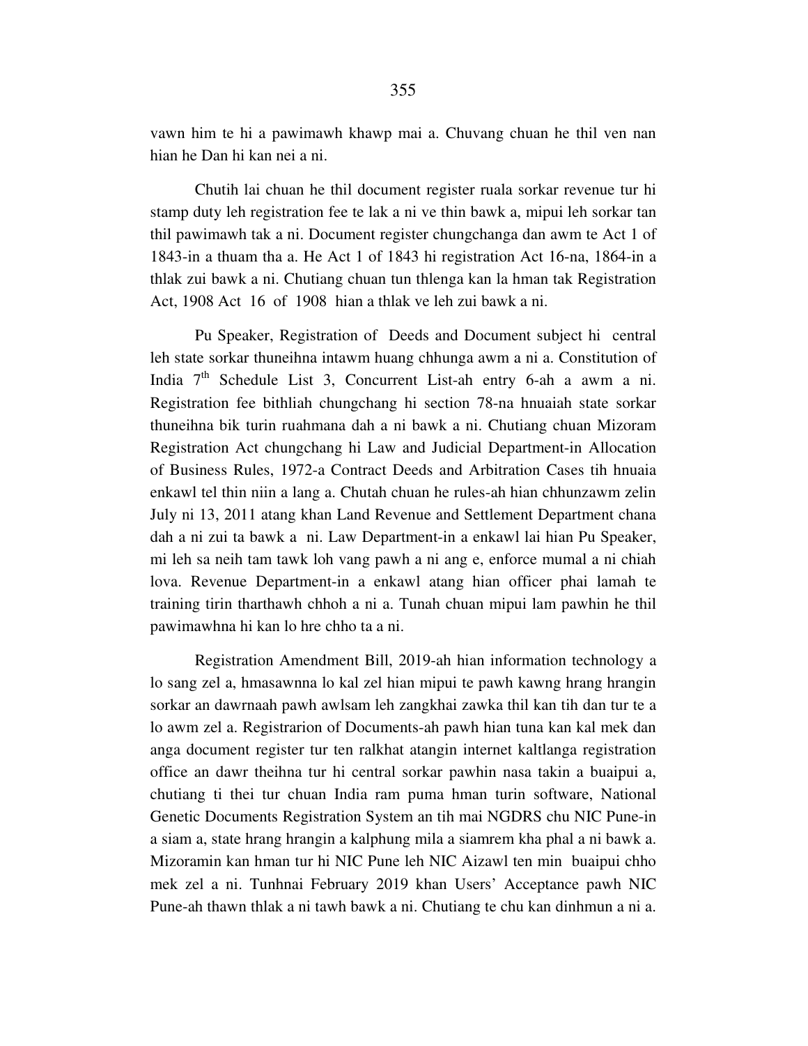vawn him te hi a pawimawh khawp mai a. Chuvang chuan he thil ven nan hian he Dan hi kan nei a ni.

Chutih lai chuan he thil document register ruala sorkar revenue tur hi stamp duty leh registration fee te lak a ni ve thin bawk a, mipui leh sorkar tan thil pawimawh tak a ni. Document register chungchanga dan awm te Act 1 of 1843-in a thuam tha a. He Act 1 of 1843 hi registration Act 16-na, 1864-in a thlak zui bawk a ni. Chutiang chuan tun thlenga kan la hman tak Registration Act, 1908 Act 16 of 1908 hian a thlak ve leh zui bawk a ni.

Pu Speaker, Registration of Deeds and Document subject hi central leh state sorkar thuneihna intawm huang chhunga awm a ni a. Constitution of India 7th Schedule List 3, Concurrent List-ah entry 6-ah a awm a ni. Registration fee bithliah chungchang hi section 78-na hnuaiah state sorkar thuneihna bik turin ruahmana dah a ni bawk a ni. Chutiang chuan Mizoram Registration Act chungchang hi Law and Judicial Department-in Allocation of Business Rules, 1972-a Contract Deeds and Arbitration Cases tih hnuaia enkawl tel thin niin a lang a. Chutah chuan he rules-ah hian chhunzawm zelin July ni 13, 2011 atang khan Land Revenue and Settlement Department chana dah a ni zui ta bawk a ni. Law Department-in a enkawl lai hian Pu Speaker, mi leh sa neih tam tawk loh vang pawh a ni ang e, enforce mumal a ni chiah lova. Revenue Department-in a enkawl atang hian officer phai lamah te training tirin tharthawh chhoh a ni a. Tunah chuan mipui lam pawhin he thil pawimawhna hi kan lo hre chho ta a ni.

Registration Amendment Bill, 2019-ah hian information technology a lo sang zel a, hmasawnna lo kal zel hian mipui te pawh kawng hrang hrangin sorkar an dawrnaah pawh awlsam leh zangkhai zawka thil kan tih dan tur te a lo awm zel a. Registrarion of Documents-ah pawh hian tuna kan kal mek dan anga document register tur ten ralkhat atangin internet kaltlanga registration office an dawr theihna tur hi central sorkar pawhin nasa takin a buaipui a, chutiang ti thei tur chuan India ram puma hman turin software, National Genetic Documents Registration System an tih mai NGDRS chu NIC Pune-in a siam a, state hrang hrangin a kalphung mila a siamrem kha phal a ni bawk a. Mizoramin kan hman tur hi NIC Pune leh NIC Aizawl ten min buaipui chho mek zel a ni. Tunhnai February 2019 khan Users' Acceptance pawh NIC Pune-ah thawn thlak a ni tawh bawk a ni. Chutiang te chu kan dinhmun a ni a.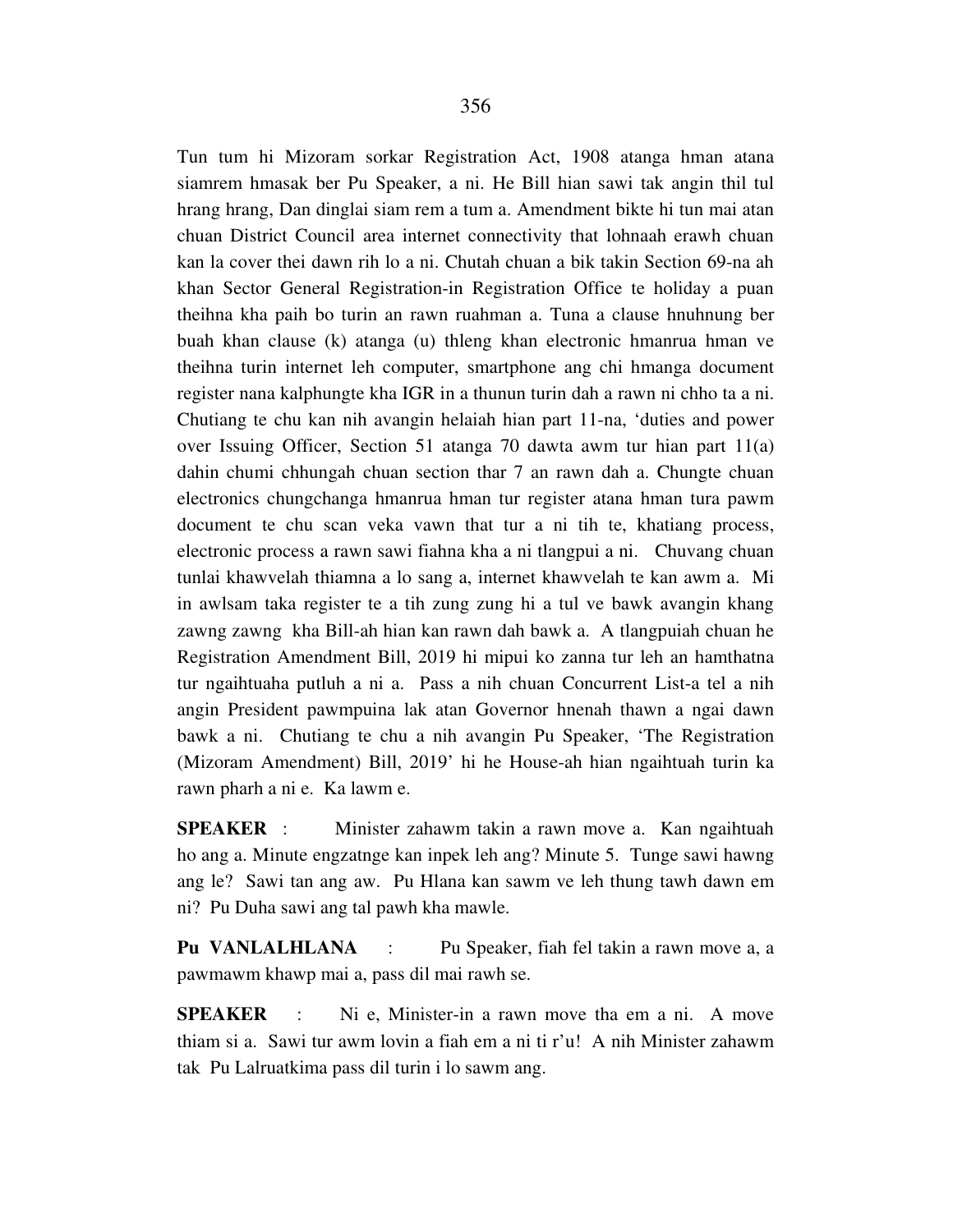Tun tum hi Mizoram sorkar Registration Act, 1908 atanga hman atana siamrem hmasak ber Pu Speaker, a ni. He Bill hian sawi tak angin thil tul hrang hrang, Dan dinglai siam rem a tum a. Amendment bikte hi tun mai atan chuan District Council area internet connectivity that lohnaah erawh chuan kan la cover thei dawn rih lo a ni. Chutah chuan a bik takin Section 69-na ah khan Sector General Registration-in Registration Office te holiday a puan theihna kha paih bo turin an rawn ruahman a. Tuna a clause hnuhnung ber buah khan clause (k) atanga (u) thleng khan electronic hmanrua hman ve theihna turin internet leh computer, smartphone ang chi hmanga document register nana kalphungte kha IGR in a thunun turin dah a rawn ni chho ta a ni. Chutiang te chu kan nih avangin helaiah hian part 11-na, 'duties and power over Issuing Officer, Section 51 atanga 70 dawta awm tur hian part 11(a) dahin chumi chhungah chuan section thar 7 an rawn dah a. Chungte chuan electronics chungchanga hmanrua hman tur register atana hman tura pawm document te chu scan veka vawn that tur a ni tih te, khatiang process, electronic process a rawn sawi fiahna kha a ni tlangpui a ni. Chuvang chuan tunlai khawvelah thiamna a lo sang a, internet khawvelah te kan awm a. Mi in awlsam taka register te a tih zung zung hi a tul ve bawk avangin khang zawng zawng kha Bill-ah hian kan rawn dah bawk a. A tlangpuiah chuan he Registration Amendment Bill, 2019 hi mipui ko zanna tur leh an hamthatna tur ngaihtuaha putluh a ni a. Pass a nih chuan Concurrent List-a tel a nih angin President pawmpuina lak atan Governor hnenah thawn a ngai dawn bawk a ni. Chutiang te chu a nih avangin Pu Speaker, 'The Registration (Mizoram Amendment) Bill, 2019' hi he House-ah hian ngaihtuah turin ka rawn pharh a ni e. Ka lawm e.

**SPEAKER** : Minister zahawm takin a rawn move a. Kan ngaihtuah ho ang a. Minute engzatnge kan inpek leh ang? Minute 5. Tunge sawi hawng ang le? Sawi tan ang aw. Pu Hlana kan sawm ve leh thung tawh dawn em ni? Pu Duha sawi ang tal pawh kha mawle.

**Pu VANLALHLANA** : Pu Speaker, fiah fel takin a rawn move a, a pawmawm khawp mai a, pass dil mai rawh se.

**SPEAKER** : Ni e, Minister-in a rawn move tha em a ni. A move thiam si a. Sawi tur awm lovin a fiah em a ni ti r'u! A nih Minister zahawm tak Pu Lalruatkima pass dil turin i lo sawm ang.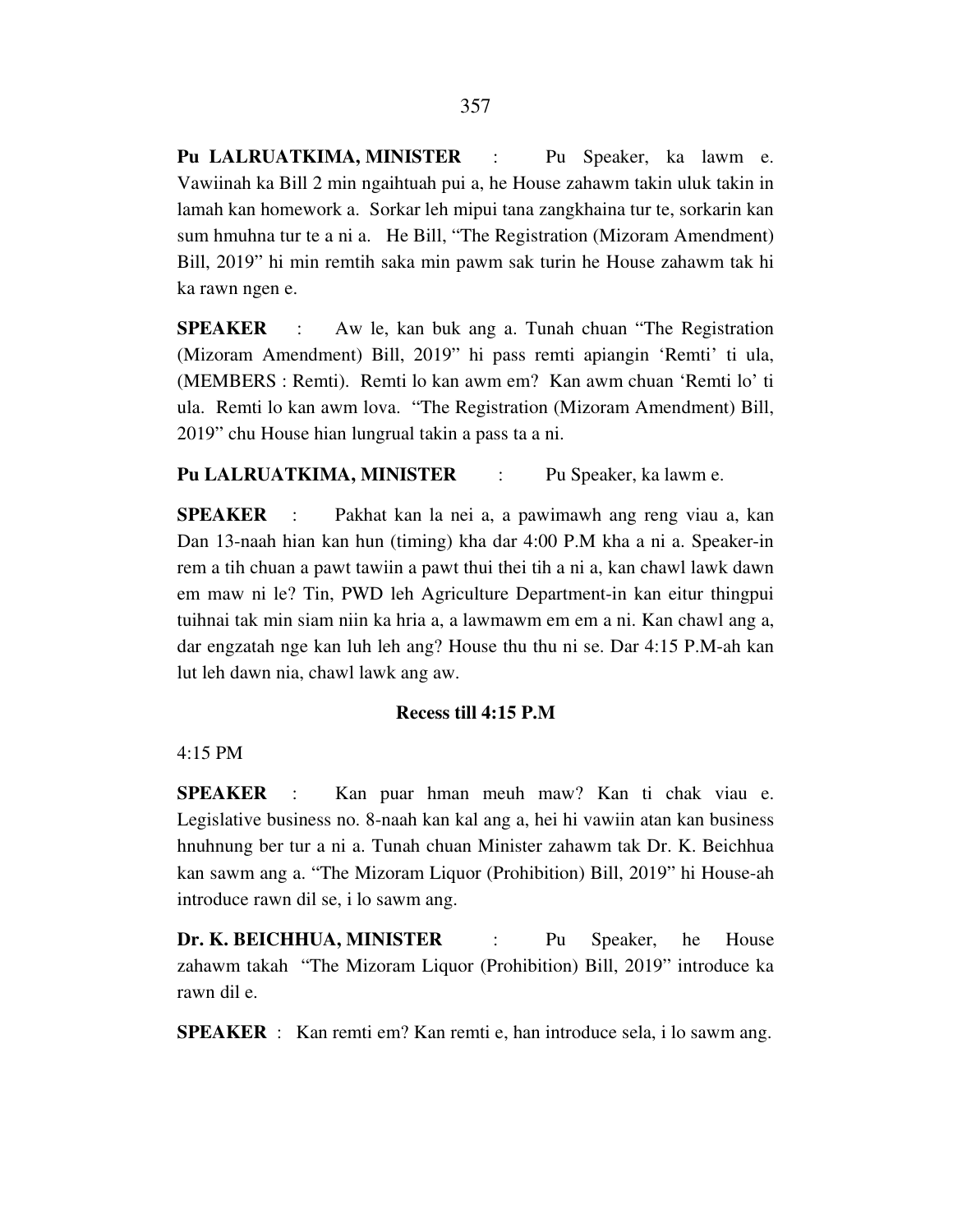**Pu LALRUATKIMA, MINISTER** : Pu Speaker, ka lawm e. Vawiinah ka Bill 2 min ngaihtuah pui a, he House zahawm takin uluk takin in lamah kan homework a. Sorkar leh mipui tana zangkhaina tur te, sorkarin kan sum hmuhna tur te a ni a. He Bill, "The Registration (Mizoram Amendment) Bill, 2019" hi min remtih saka min pawm sak turin he House zahawm tak hi ka rawn ngen e.

**SPEAKER** : Aw le, kan buk ang a. Tunah chuan "The Registration (Mizoram Amendment) Bill, 2019" hi pass remti apiangin 'Remti' ti ula, (MEMBERS : Remti). Remti lo kan awm em? Kan awm chuan 'Remti lo' ti ula. Remti lo kan awm lova. "The Registration (Mizoram Amendment) Bill, 2019" chu House hian lungrual takin a pass ta a ni.

**Pu LALRUATKIMA, MINISTER** : Pu Speaker, ka lawm e.

**SPEAKER** : Pakhat kan la nei a, a pawimawh ang reng viau a, kan Dan 13-naah hian kan hun (timing) kha dar 4:00 P.M kha a ni a. Speaker-in rem a tih chuan a pawt tawiin a pawt thui thei tih a ni a, kan chawl lawk dawn em maw ni le? Tin, PWD leh Agriculture Department-in kan eitur thingpui tuihnai tak min siam niin ka hria a, a lawmawm em em a ni. Kan chawl ang a, dar engzatah nge kan luh leh ang? House thu thu ni se. Dar 4:15 P.M-ah kan lut leh dawn nia, chawl lawk ang aw.

**Recess till 4:15 P.M**

4:15 PM

**SPEAKER** : Kan puar hman meuh maw? Kan ti chak viau e. Legislative business no. 8-naah kan kal ang a, hei hi vawiin atan kan business hnuhnung ber tur a ni a. Tunah chuan Minister zahawm tak Dr. K. Beichhua kan sawm ang a. "The Mizoram Liquor (Prohibition) Bill, 2019" hi House-ah introduce rawn dil se, i lo sawm ang.

**Dr. K. BEICHHUA, MINISTER** : Pu Speaker, he House zahawm takah "The Mizoram Liquor (Prohibition) Bill, 2019" introduce ka rawn dil e.

**SPEAKER** : Kan remti em? Kan remti e, han introduce sela, i lo sawm ang.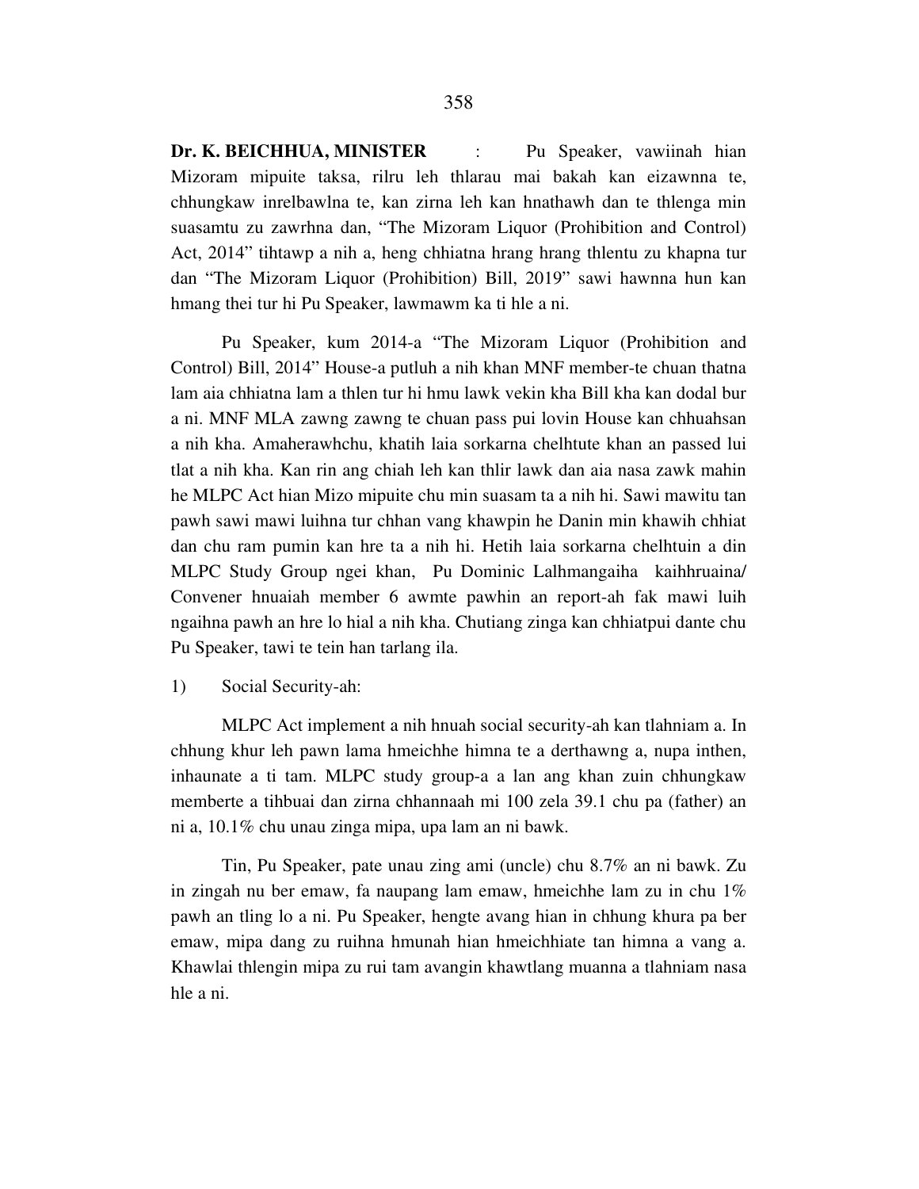**Dr. K. BEICHHUA, MINISTER** : Pu Speaker, vawiinah hian Mizoram mipuite taksa, rilru leh thlarau mai bakah kan eizawnna te, chhungkaw inrelbawlna te, kan zirna leh kan hnathawh dan te thlenga min suasamtu zu zawrhna dan, "The Mizoram Liquor (Prohibition and Control) Act, 2014" tihtawp a nih a, heng chhiatna hrang hrang thlentu zu khapna tur dan "The Mizoram Liquor (Prohibition) Bill, 2019" sawi hawnna hun kan hmang thei tur hi Pu Speaker, lawmawm ka ti hle a ni.

Pu Speaker, kum 2014-a "The Mizoram Liquor (Prohibition and Control) Bill, 2014" House-a putluh a nih khan MNF member-te chuan thatna lam aia chhiatna lam a thlen tur hi hmu lawk vekin kha Bill kha kan dodal bur a ni. MNF MLA zawng zawng te chuan pass pui lovin House kan chhuahsan a nih kha. Amaherawhchu, khatih laia sorkarna chelhtute khan an passed lui tlat a nih kha. Kan rin ang chiah leh kan thlir lawk dan aia nasa zawk mahin he MLPC Act hian Mizo mipuite chu min suasam ta a nih hi. Sawi mawitu tan pawh sawi mawi luihna tur chhan vang khawpin he Danin min khawih chhiat dan chu ram pumin kan hre ta a nih hi. Hetih laia sorkarna chelhtuin a din MLPC Study Group ngei khan, Pu Dominic Lalhmangaiha kaihhruaina/ Convener hnuaiah member 6 awmte pawhin an report-ah fak mawi luih ngaihna pawh an hre lo hial a nih kha. Chutiang zinga kan chhiatpui dante chu Pu Speaker, tawi te tein han tarlang ila.

1) Social Security-ah:

MLPC Act implement a nih hnuah social security-ah kan tlahniam a. In chhung khur leh pawn lama hmeichhe himna te a derthawng a, nupa inthen, inhaunate a ti tam. MLPC study group-a a lan ang khan zuin chhungkaw memberte a tihbuai dan zirna chhannaah mi 100 zela 39.1 chu pa (father) an ni a, 10.1% chu unau zinga mipa, upa lam an ni bawk.

Tin, Pu Speaker, pate unau zing ami (uncle) chu 8.7% an ni bawk. Zu in zingah nu ber emaw, fa naupang lam emaw, hmeichhe lam zu in chu 1% pawh an tling lo a ni. Pu Speaker, hengte avang hian in chhung khura pa ber emaw, mipa dang zu ruihna hmunah hian hmeichhiate tan himna a vang a. Khawlai thlengin mipa zu rui tam avangin khawtlang muanna a tlahniam nasa hle a ni.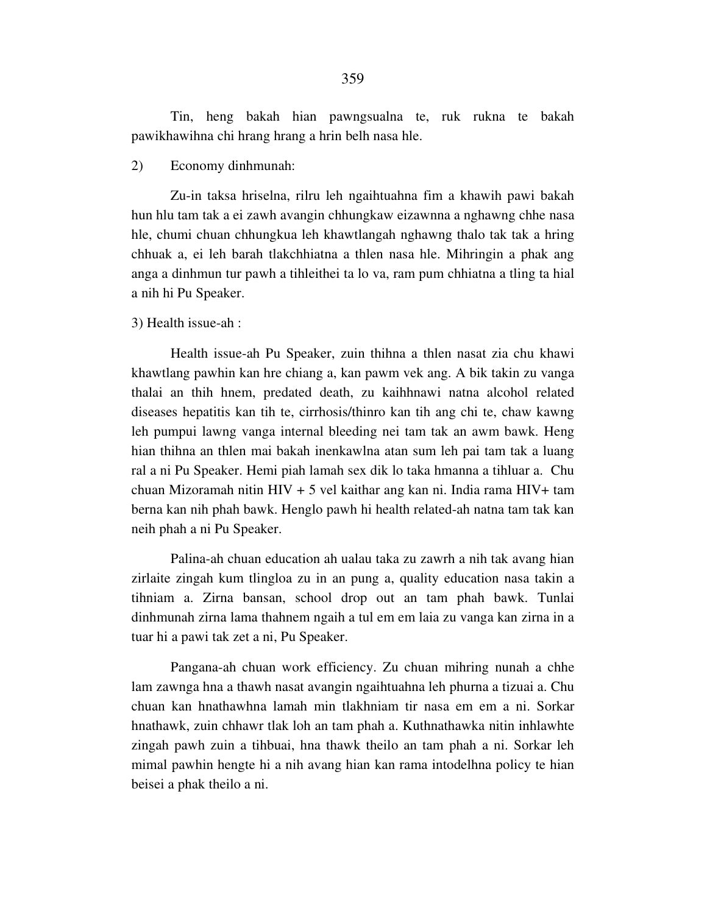Tin, heng bakah hian pawngsualna te, ruk rukna te bakah pawikhawihna chi hrang hrang a hrin belh nasa hle.

2) Economy dinhmunah:

Zu-in taksa hriselna, rilru leh ngaihtuahna fim a khawih pawi bakah hun hlu tam tak a ei zawh avangin chhungkaw eizawnna a nghawng chhe nasa hle, chumi chuan chhungkua leh khawtlangah nghawng thalo tak tak a hring chhuak a, ei leh barah tlakchhiatna a thlen nasa hle. Mihringin a phak ang anga a dinhmun tur pawh a tihleithei ta lo va, ram pum chhiatna a tling ta hial a nih hi Pu Speaker.

3) Health issue-ah :

Health issue-ah Pu Speaker, zuin thihna a thlen nasat zia chu khawi khawtlang pawhin kan hre chiang a, kan pawm vek ang. A bik takin zu vanga thalai an thih hnem, predated death, zu kaihhnawi natna alcohol related diseases hepatitis kan tih te, cirrhosis/thinro kan tih ang chi te, chaw kawng leh pumpui lawng vanga internal bleeding nei tam tak an awm bawk. Heng hian thihna an thlen mai bakah inenkawlna atan sum leh pai tam tak a luang ral a ni Pu Speaker. Hemi piah lamah sex dik lo taka hmanna a tihluar a. Chu chuan Mizoramah nitin HIV + 5 vel kaithar ang kan ni. India rama HIV+ tam berna kan nih phah bawk. Henglo pawh hi health related-ah natna tam tak kan neih phah a ni Pu Speaker.

Palina-ah chuan education ah ualau taka zu zawrh a nih tak avang hian zirlaite zingah kum tlingloa zu in an pung a, quality education nasa takin a tihniam a. Zirna bansan, school drop out an tam phah bawk. Tunlai dinhmunah zirna lama thahnem ngaih a tul em em laia zu vanga kan zirna in a tuar hi a pawi tak zet a ni, Pu Speaker.

Pangana-ah chuan work efficiency. Zu chuan mihring nunah a chhe lam zawnga hna a thawh nasat avangin ngaihtuahna leh phurna a tizuai a. Chu chuan kan hnathawhna lamah min tlakhniam tir nasa em em a ni. Sorkar hnathawk, zuin chhawr tlak loh an tam phah a. Kuthnathawka nitin inhlawhte zingah pawh zuin a tihbuai, hna thawk theilo an tam phah a ni. Sorkar leh mimal pawhin hengte hi a nih avang hian kan rama intodelhna policy te hian beisei a phak theilo a ni.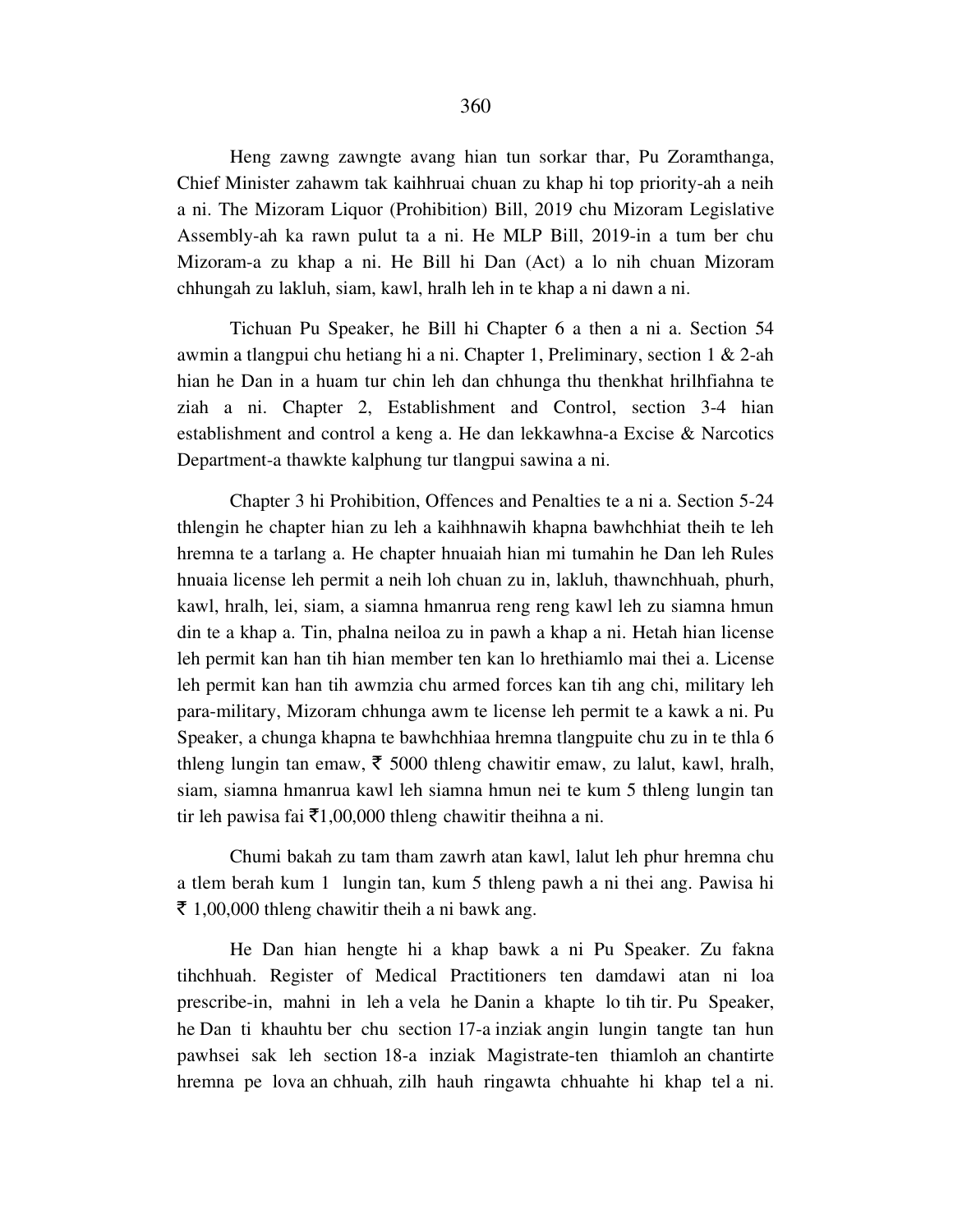Heng zawng zawngte avang hian tun sorkar thar, Pu Zoramthanga, Chief Minister zahawm tak kaihhruai chuan zu khap hi top priority-ah a neih a ni. The Mizoram Liquor (Prohibition) Bill, 2019 chu Mizoram Legislative Assembly-ah ka rawn pulut ta a ni. He MLP Bill, 2019-in a tum ber chu Mizoram-a zu khap a ni. He Bill hi Dan (Act) a lo nih chuan Mizoram chhungah zu lakluh, siam, kawl, hralh leh in te khap a ni dawn a ni.

Tichuan Pu Speaker, he Bill hi Chapter 6 a then a ni a. Section 54 awmin a tlangpui chu hetiang hi a ni. Chapter 1, Preliminary, section 1 & 2-ah hian he Dan in a huam tur chin leh dan chhunga thu thenkhat hrilhfiahna te ziah a ni. Chapter 2, Establishment and Control, section 3-4 hian establishment and control a keng a. He dan lekkawhna-a Excise & Narcotics Department-a thawkte kalphung tur tlangpui sawina a ni.

Chapter 3 hi Prohibition, Offences and Penalties te a ni a. Section 5-24 thlengin he chapter hian zu leh a kaihhnawih khapna bawhchhiat theih te leh hremna te a tarlang a. He chapter hnuaiah hian mi tumahin he Dan leh Rules hnuaia license leh permit a neih loh chuan zu in, lakluh, thawnchhuah, phurh, kawl, hralh, lei, siam, a siamna hmanrua reng reng kawl leh zu siamna hmun din te a khap a. Tin, phalna neiloa zu in pawh a khap a ni. Hetah hian license leh permit kan han tih hian member ten kan lo hrethiamlo mai thei a. License leh permit kan han tih awmzia chu armed forces kan tih ang chi, military leh para-military, Mizoram chhunga awm te license leh permit te a kawk a ni. Pu Speaker, a chunga khapna te bawhchhiaa hremna tlangpuite chu zu in te thla 6 thleng lungin tan emaw, ₹ 5000 thleng chawitir emaw, zu lalut, kawl, hralh, siam, siamna hmanrua kawl leh siamna hmun nei te kum 5 thleng lungin tan tir leh pawisa fai ₹1,00,000 thleng chawitir theihna a ni.

Chumi bakah zu tam tham zawrh atan kawl, lalut leh phur hremna chu a tlem berah kum 1 lungin tan, kum 5 thleng pawh a ni thei ang. Pawisa hi ₹ 1,00,000 thleng chawitir theih a ni bawk ang.

He Dan hian hengte hi a khap bawk a ni Pu Speaker. Zu fakna tihchhuah. Register of Medical Practitioners ten damdawi atan ni loa prescribe-in, mahni in leh a vela he Danin a khapte lo tih tir. Pu Speaker, he Dan ti khauhtu ber chu section 17-a inziak angin lungin tangte tan hun pawhsei sak leh section 18-a inziak Magistrate-ten thiamloh an chantirte hremna pe lova an chhuah, zilh hauh ringawta chhuahte hi khap tel a ni.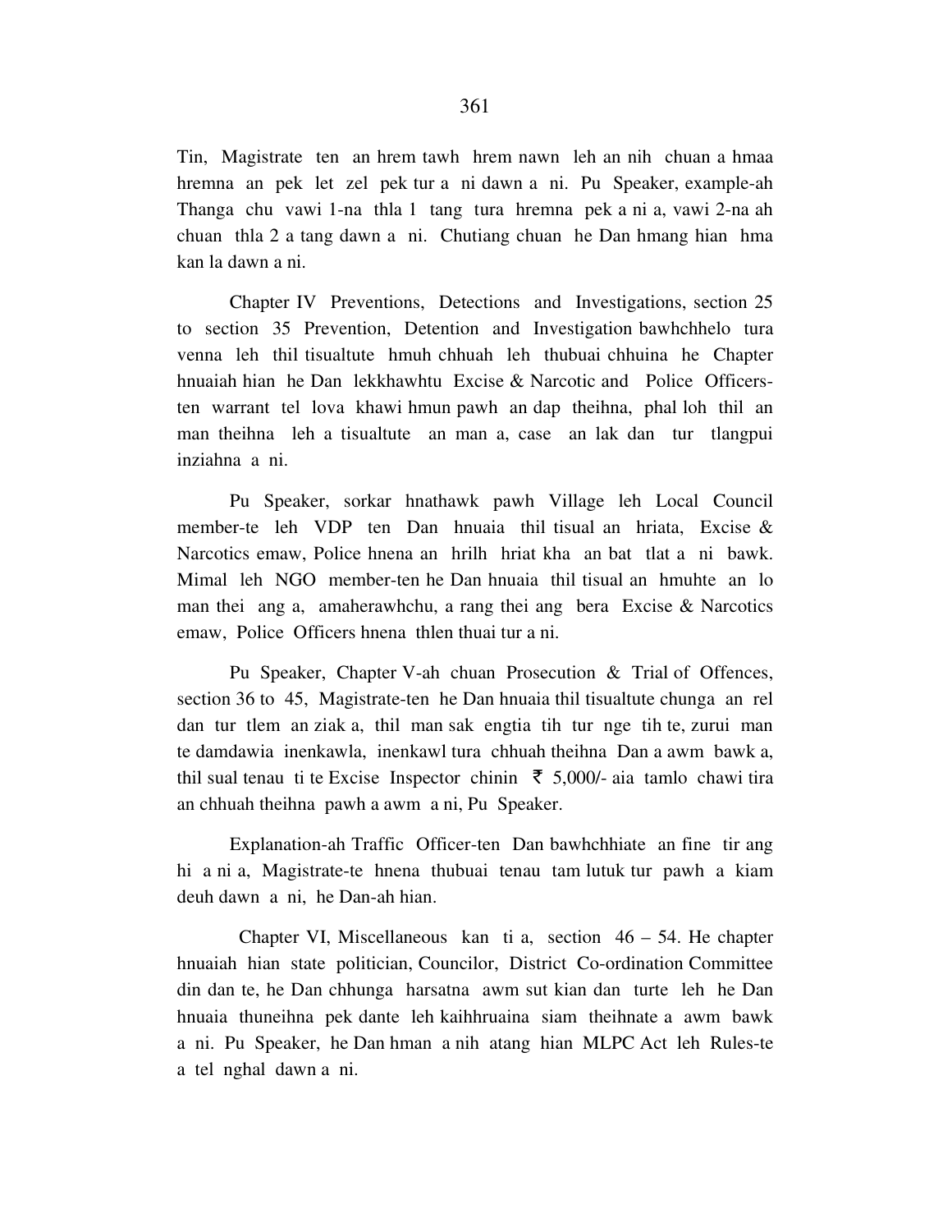Tin, Magistrate ten an hrem tawh hrem nawn leh an nih chuan a hmaa hremna an pek let zel pek tur a ni dawn a ni. Pu Speaker, example-ah Thanga chu vawi 1-na thla 1 tang tura hremna pek a ni a, vawi 2-na ah chuan thla 2 a tang dawn a ni. Chutiang chuan he Dan hmang hian hma kan la dawn a ni.

Chapter IV Preventions, Detections and Investigations, section 25 to section 35 Prevention, Detention and Investigation bawhchhelo tura venna leh thil tisualtute hmuh chhuah leh thubuai chhuina he Chapter hnuaiah hian he Dan lekkhawhtu Excise & Narcotic and Police Officers-ten warrant tel lova khawi hmun pawh an dap theihna, phal loh thil an man theihna leh a tisualtute an man a, case an lak dan tur tlangpui inziahna a ni.

Pu Speaker, sorkar hnathawk pawh Village leh Local Council member-te leh VDP ten Dan hnuaia thil tisual an hriata, Excise & Narcotics emaw, Police hnena an hrilh hriat kha an bat tlat a ni bawk. Mimal leh NGO member-ten he Dan hnuaia thil tisual an hmuhte an lo man thei ang a, amaherawhchu, a rang thei ang bera Excise & Narcotics emaw, Police Officers hnena thlen thuai tur a ni.

Pu Speaker, Chapter V-ah chuan Prosecution & Trial of Offences, section 36 to 45, Magistrate-ten he Dan hnuaia thil tisualtute chunga an rel dan tur tlem an ziak a, thil man sak engtia tih tur nge tih te, zurui man te damdawia inenkawla, inenkawl tura chhuah theihna Dan a awm bawk a, thil sual tenau ti te Excise Inspector chinin ₹ 5,000/- aia tamlo chawi tira an chhuah theihna pawh a awm a ni, Pu Speaker.

Explanation-ah Traffic Officer-ten Dan bawhchhiate an fine tir ang hi a ni a, Magistrate-te hnena thubuai tenau tam lutuk tur pawh a kiam deuh dawn a ni, he Dan-ah hian.

Chapter VI, Miscellaneous kan ti a, section 46 – 54. He chapter hnuaiah hian state politician, Councilor, District Co-ordination Committee din dan te, he Dan chhunga harsatna awm sut kian dan turte leh he Dan hnuaia thuneihna pek dante leh kaihhruaina siam theihnate a awm bawk a ni. Pu Speaker, he Dan hman a nih atang hian MLPC Act leh Rules-te a tel nghal dawn a ni.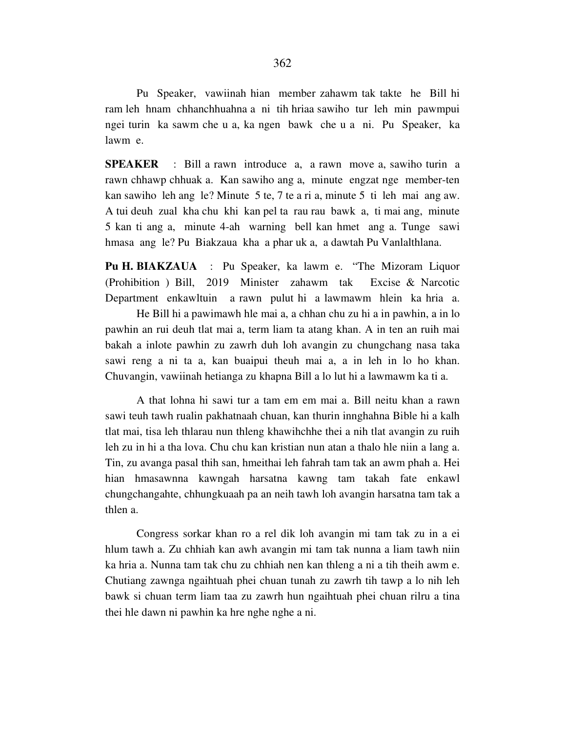Pu Speaker, vawiinah hian member zahawm tak takte he Bill hi ram leh hnam chhanchhuahna a ni tih hriaa sawiho tur leh min pawmpui ngei turin ka sawm che u a, ka ngen bawk che u a ni. Pu Speaker, ka lawm e.

**SPEAKER** : Bill a rawn introduce a, a rawn move a, sawiho turin a rawn chhawp chhuak a. Kan sawiho ang a, minute engzat nge member-ten kan sawiho leh ang le? Minute 5 te, 7 te a ri a, minute 5 ti leh mai ang aw. A tui deuh zual kha chu khi kan pel ta rau rau bawk a, ti mai ang, minute 5 kan ti ang a, minute 4-ah warning bell kan hmet ang a. Tunge sawi hmasa ang le? Pu Biakzaua kha a phar uk a, a dawtah Pu Vanlalthlana.

**Pu H. BIAKZAUA** : Pu Speaker, ka lawm e. "The Mizoram Liquor (Prohibition ) Bill, 2019 Minister zahawm tak Excise & Narcotic Department enkawltuin a rawn pulut hi a lawmawm hlein ka hria a.

He Bill hi a pawimawh hle mai a, a chhan chu zu hi a in pawhin, a in lo pawhin an rui deuh tlat mai a, term liam ta atang khan. A in ten an ruih mai bakah a inlote pawhin zu zawrh duh loh avangin zu chungchang nasa taka sawi reng a ni ta a, kan buaipui theuh mai a, a in leh in lo ho khan. Chuvangin, vawiinah hetianga zu khapna Bill a lo lut hi a lawmawm ka ti a.

A that lohna hi sawi tur a tam em em mai a. Bill neitu khan a rawn sawi teuh tawh rualin pakhatnaah chuan, kan thurin innghahna Bible hi a kalh tlat mai, tisa leh thlarau nun thleng khawihchhe thei a nih tlat avangin zu ruih leh zu in hi a tha lova. Chu chu kan kristian nun atan a thalo hle niin a lang a. Tin, zu avanga pasal thih san, hmeithai leh fahrah tam tak an awm phah a. Hei hian hmasawnna kawngah harsatna kawng tam takah fate enkawl chungchangahte, chhungkuaah pa an neih tawh loh avangin harsatna tam tak a thlen a.

Congress sorkar khan ro a rel dik loh avangin mi tam tak zu in a ei hlum tawh a. Zu chhiah kan awh avangin mi tam tak nunna a liam tawh niin ka hria a. Nunna tam tak chu zu chhiah nen kan thleng a ni a tih theih awm e. Chutiang zawnga ngaihtuah phei chuan tunah zu zawrh tih tawp a lo nih leh bawk si chuan term liam taa zu zawrh hun ngaihtuah phei chuan rilru a tina thei hle dawn ni pawhin ka hre nghe nghe a ni.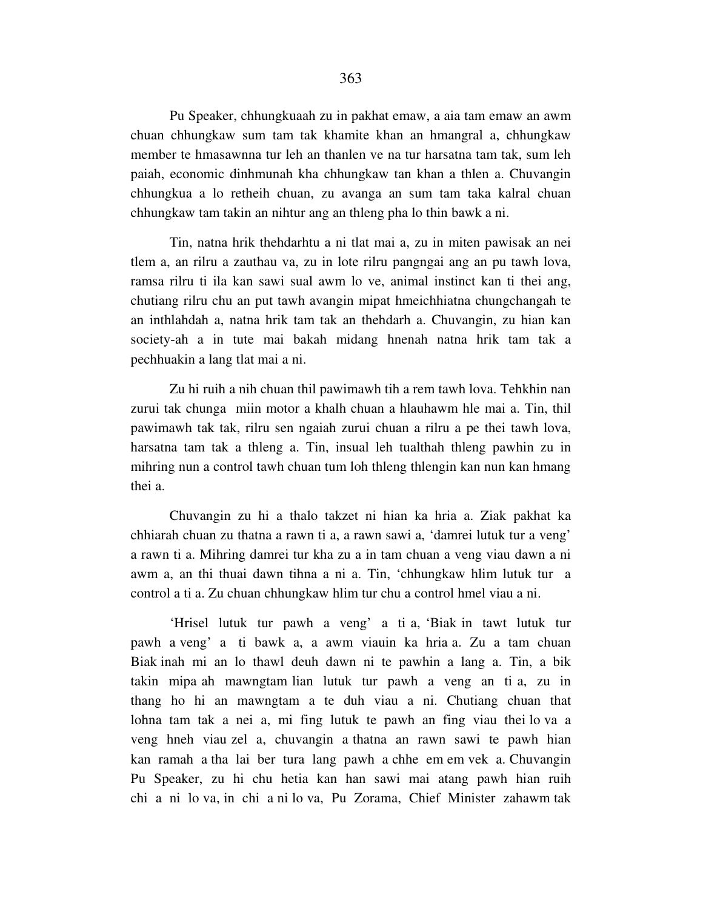Pu Speaker, chhungkuaah zu in pakhat emaw, a aia tam emaw an awm chuan chhungkaw sum tam tak khamite khan an hmangral a, chhungkaw member te hmasawnna tur leh an thanlen ve na tur harsatna tam tak, sum leh paiah, economic dinhmunah kha chhungkaw tan khan a thlen a. Chuvangin chhungkua a lo retheih chuan, zu avanga an sum tam taka kalral chuan chhungkaw tam takin an nihtur ang an thleng pha lo thin bawk a ni.

Tin, natna hrik thehdarhtu a ni tlat mai a, zu in miten pawisak an nei tlem a, an rilru a zauthau va, zu in lote rilru pangngai ang an pu tawh lova, ramsa rilru ti ila kan sawi sual awm lo ve, animal instinct kan ti thei ang, chutiang rilru chu an put tawh avangin mipat hmeichhiatna chungchangah te an inthlahdah a, natna hrik tam tak an thehdarh a. Chuvangin, zu hian kan society-ah a in tute mai bakah midang hnenah natna hrik tam tak a pechhuakin a lang tlat mai a ni.

Zu hi ruih a nih chuan thil pawimawh tih a rem tawh lova. Tehkhin nan zurui tak chunga miin motor a khalh chuan a hlauhawm hle mai a. Tin, thil pawimawh tak tak, rilru sen ngaiah zurui chuan a rilru a pe thei tawh lova, harsatna tam tak a thleng a. Tin, insual leh tualthah thleng pawhin zu in mihring nun a control tawh chuan tum loh thleng thlengin kan nun kan hmang thei a.

Chuvangin zu hi a thalo takzet ni hian ka hria a. Ziak pakhat ka chhiarah chuan zu thatna a rawn ti a, a rawn sawi a, 'damrei lutuk tur a veng' a rawn ti a. Mihring damrei tur kha zu a in tam chuan a veng viau dawn a ni awm a, an thi thuai dawn tihna a ni a. Tin, 'chhungkaw hlim lutuk tur a control a ti a. Zu chuan chhungkaw hlim tur chu a control hmel viau a ni.

'Hrisel lutuk tur pawh a veng' a ti a, 'Biak in tawt lutuk tur pawh a veng' a ti bawk a, a awm viauin ka hria a. Zu a tam chuan Biak inah mi an lo thawl deuh dawn ni te pawhin a lang a. Tin, a bik takin mipa ah mawngtam lian lutuk tur pawh a veng an ti a, zu in thang ho hi an mawngtam a te duh viau a ni. Chutiang chuan that lohna tam tak a nei a, mi fing lutuk te pawh an fing viau thei lo va a veng hneh viau zel a, chuvangin a thatna an rawn sawi te pawh hian kan ramah a tha lai ber tura lang pawh a chhe em em vek a. Chuvangin Pu Speaker, zu hi chu hetia kan han sawi mai atang pawh hian ruih chi a ni lo va, in chi a ni lo va, Pu Zorama, Chief Minister zahawm tak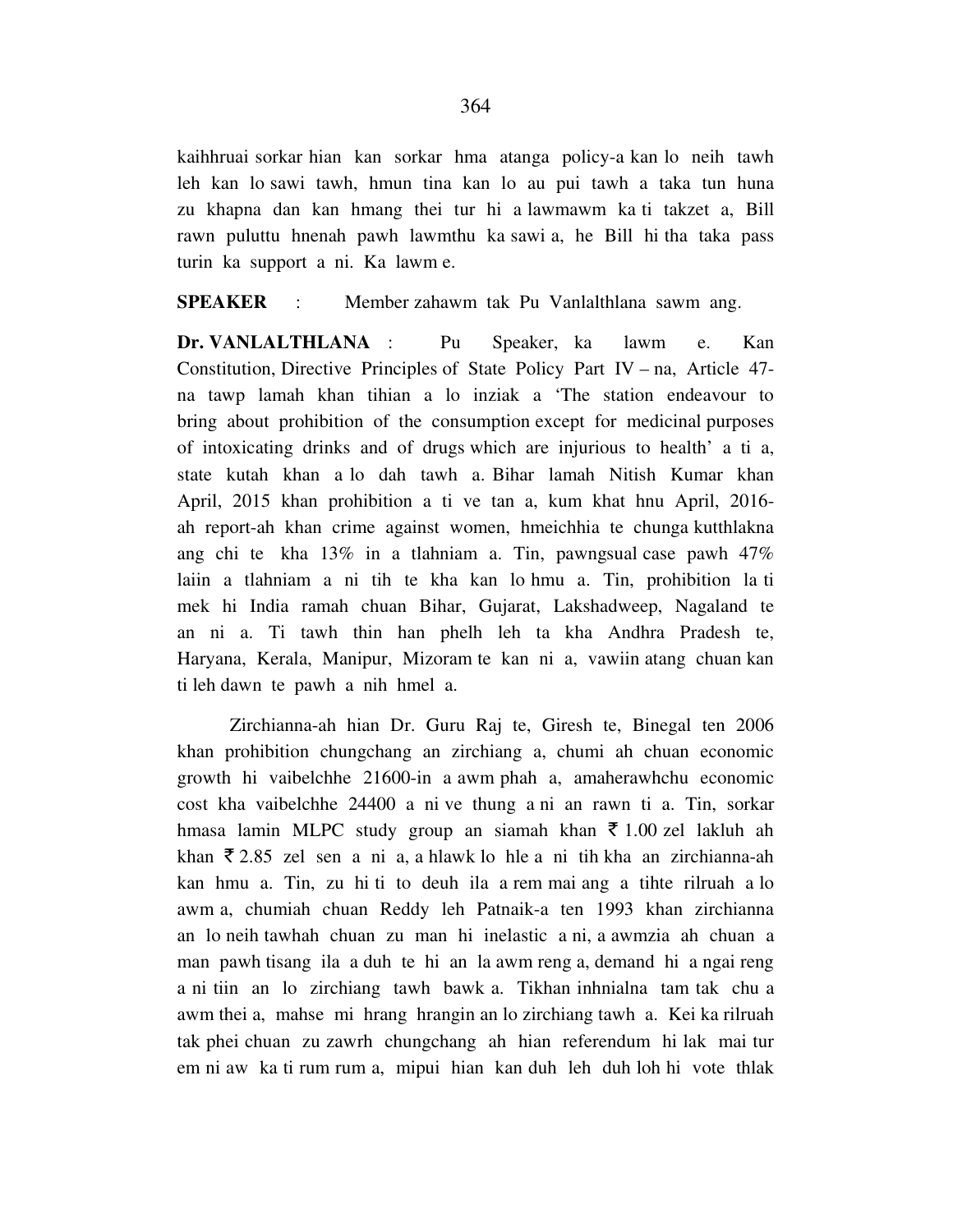kaihhruai sorkar hian kan sorkar hma atanga policy-a kan lo neih tawh leh kan lo sawi tawh, hmun tina kan lo au pui tawh a taka tun huna zu khapna dan kan hmang thei tur hi a lawmawm ka ti takzet a, Bill rawn puluttu hnenah pawh lawmthu ka sawi a, he Bill hi tha taka pass turin ka support a ni. Ka lawm e.

**SPEAKER** : Member zahawm tak Pu Vanlalthlana sawm ang.

**Dr. VANLALTHLANA** : Pu Speaker, ka lawm e. Kan Constitution, Directive Principles of State Policy Part IV – na, Article 47-na tawp lamah khan tihian a lo inziak a 'The station endeavour to bring about prohibition of the consumption except for medicinal purposes of intoxicating drinks and of drugs which are injurious to health' a ti a, state kutah khan a lo dah tawh a. Bihar lamah Nitish Kumar khan April, 2015 khan prohibition a ti ve tan a, kum khat hnu April, 2016-ah report-ah khan crime against women, hmeichhia te chunga kutthlakna ang chi te kha 13% in a tlahniam a. Tin, pawngsual case pawh 47% laiin a tlahniam a ni tih te kha kan lo hmu a. Tin, prohibition la ti mek hi India ramah chuan Bihar, Gujarat, Lakshadweep, Nagaland te an ni a. Ti tawh thin han phelh leh ta kha Andhra Pradesh te, Haryana, Kerala, Manipur, Mizoram te kan ni a, vawiin atang chuan kan ti leh dawn te pawh a nih hmel a.

Zirchianna-ah hian Dr. Guru Raj te, Giresh te, Binegal ten 2006 khan prohibition chungchang an zirchiang a, chumi ah chuan economic growth hi vaibelchhe 21600-in a awm phah a, amaherawhchu economic cost kha vaibelchhe 24400 a ni ve thung a ni an rawn ti a. Tin, sorkar hmasa lamin MLPC study group an siamah khan ₹ 1.00 zel lakluh ah khan ₹ 2.85 zel sen a ni a, a hlawk lo hle a ni tih kha an zirchianna-ah kan hmu a. Tin, zu hi ti to deuh ila a rem mai ang a tihte rilruah a lo awm a, chumiah chuan Reddy leh Patnaik-a ten 1993 khan zirchianna an lo neih tawhah chuan zu man hi inelastic a ni, a awmzia ah chuan a man pawh tisang ila a duh te hi an la awm reng a, demand hi a ngai reng a ni tiin an lo zirchiang tawh bawk a. Tikhan inhnialna tam tak chu a awm thei a, mahse mi hrang hrangin an lo zirchiang tawh a. Kei ka rilruah tak phei chuan zu zawrh chungchang ah hian referendum hi lak mai tur em ni aw ka ti rum rum a, mipui hian kan duh leh duh loh hi vote thlak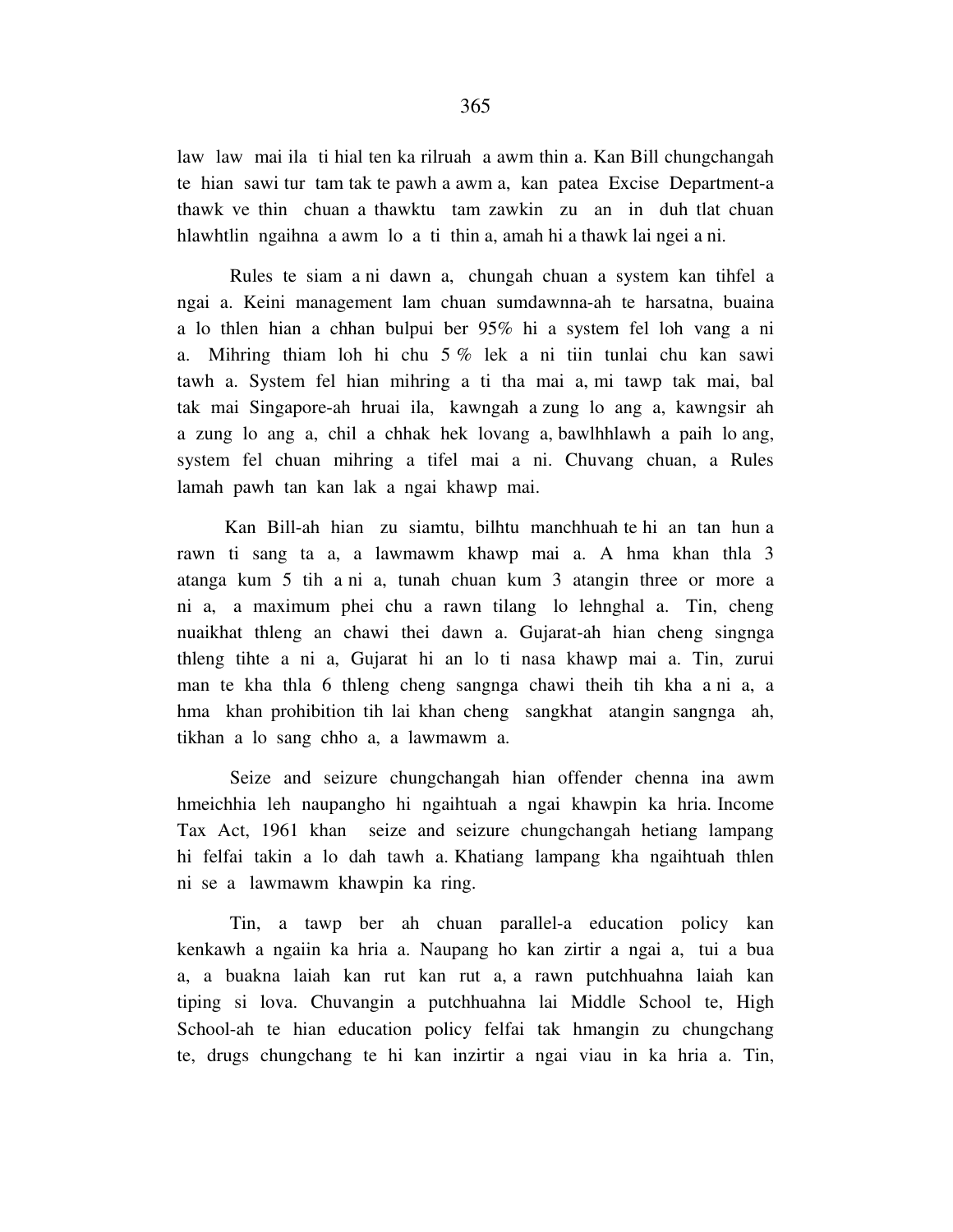law law mai ila ti hial ten ka rilruah a awm thin a. Kan Bill chungchangah te hian sawi tur tam tak te pawh a awm a, kan patea Excise Department-a thawk ve thin chuan a thawktu tam zawkin zu an in duh tlat chuan hlawhtlin ngaihna a awm lo a ti thin a, amah hi a thawk lai ngei a ni.

Rules te siam a ni dawn a, chungah chuan a system kan tihfel a ngai a. Keini management lam chuan sumdawnna-ah te harsatna, buaina a lo thlen hian a chhan bulpui ber 95% hi a system fel loh vang a ni a. Mihring thiam loh hi chu 5 % lek a ni tiin tunlai chu kan sawi tawh a. System fel hian mihring a ti tha mai a, mi tawp tak mai, bal tak mai Singapore-ah hruai ila, kawngah a zung lo ang a, kawngsir ah a zung lo ang a, chil a chhak hek lovang a, bawlhhlawh a paih lo ang, system fel chuan mihring a tifel mai a ni. Chuvang chuan, a Rules lamah pawh tan kan lak a ngai khawp mai.

Kan Bill-ah hian zu siamtu, bilhtu manchhuah te hi an tan hun a rawn ti sang ta a, a lawmawm khawp mai a. A hma khan thla 3 atanga kum 5 tih a ni a, tunah chuan kum 3 atangin three or more a ni a, a maximum phei chu a rawn tilang lo lehnghal a. Tin, cheng nuaikhat thleng an chawi thei dawn a. Gujarat-ah hian cheng singnga thleng tihte a ni a, Gujarat hi an lo ti nasa khawp mai a. Tin, zurui man te kha thla 6 thleng cheng sangnga chawi theih tih kha a ni a, a hma khan prohibition tih lai khan cheng sangkhat atangin sangnga ah, tikhan a lo sang chho a, a lawmawm a.

Seize and seizure chungchangah hian offender chenna ina awm hmeichhia leh naupangho hi ngaihtuah a ngai khawpin ka hria. Income Tax Act, 1961 khan seize and seizure chungchangah hetiang lampang hi felfai takin a lo dah tawh a. Khatiang lampang kha ngaihtuah thlen ni se a lawmawm khawpin ka ring.

Tin, a tawp ber ah chuan parallel-a education policy kan kenkawh a ngaiin ka hria a. Naupang ho kan zirtir a ngai a, tui a bua a, a buakna laiah kan rut kan rut a, a rawn putchhuahna laiah kan tiping si lova. Chuvangin a putchhuahna lai Middle School te, High School-ah te hian education policy felfai tak hmangin zu chungchang te, drugs chungchang te hi kan inzirtir a ngai viau in ka hria a. Tin,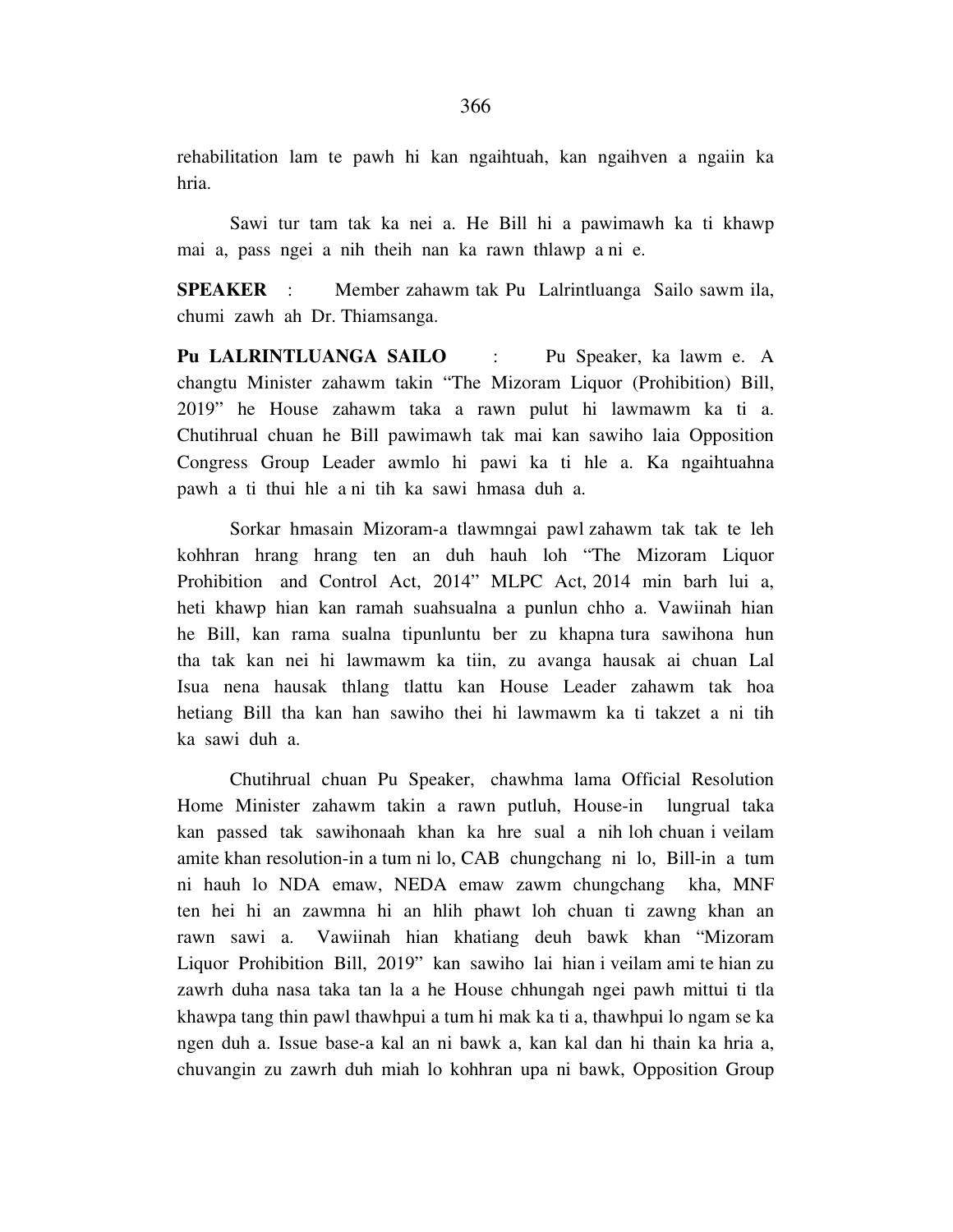rehabilitation lam te pawh hi kan ngaihtuah, kan ngaihven a ngaiin ka hria.

Sawi tur tam tak ka nei a. He Bill hi a pawimawh ka ti khawp mai a, pass ngei a nih theih nan ka rawn thlawp a ni e.

**SPEAKER** : Member zahawm tak Pu Lalrintluanga Sailo sawm ila, chumi zawh ah Dr. Thiamsanga.

**Pu LALRINTLUANGA SAILO** : Pu Speaker, ka lawm e. A changtu Minister zahawm takin "The Mizoram Liquor (Prohibition) Bill, 2019" he House zahawm taka a rawn pulut hi lawmawm ka ti a. Chutihrual chuan he Bill pawimawh tak mai kan sawiho laia Opposition Congress Group Leader awmlo hi pawi ka ti hle a. Ka ngaihtuahna pawh a ti thui hle a ni tih ka sawi hmasa duh a.

Sorkar hmasain Mizoram-a tlawmngai pawl zahawm tak tak te leh kohhran hrang hrang ten an duh hauh loh "The Mizoram Liquor Prohibition and Control Act, 2014" MLPC Act, 2014 min barh lui a, heti khawp hian kan ramah suahsualna a punlun chho a. Vawiinah hian he Bill, kan rama sualna tipunluntu ber zu khapna tura sawihona hun tha tak kan nei hi lawmawm ka tiin, zu avanga hausak ai chuan Lal Isua nena hausak thlang tlattu kan House Leader zahawm tak hoa hetiang Bill tha kan han sawiho thei hi lawmawm ka ti takzet a ni tih ka sawi duh a.

Chutihrual chuan Pu Speaker, chawhma lama Official Resolution Home Minister zahawm takin a rawn putluh, House-in lungrual taka kan passed tak sawihonaah khan ka hre sual a nih loh chuan i veilam amite khan resolution-in a tum ni lo, CAB chungchang ni lo, Bill-in a tum ni hauh lo NDA emaw, NEDA emaw zawm chungchang kha, MNF ten hei hi an zawmna hi an hlih phawt loh chuan ti zawng khan an rawn sawi a. Vawiinah hian khatiang deuh bawk khan "Mizoram Liquor Prohibition Bill, 2019" kan sawiho lai hian i veilam ami te hian zu zawrh duha nasa taka tan la a he House chhungah ngei pawh mittui ti tla khawpa tang thin pawl thawhpui a tum hi mak ka ti a, thawhpui lo ngam se ka ngen duh a. Issue base-a kal an ni bawk a, kan kal dan hi thain ka hria a, chuvangin zu zawrh duh miah lo kohhran upa ni bawk, Opposition Group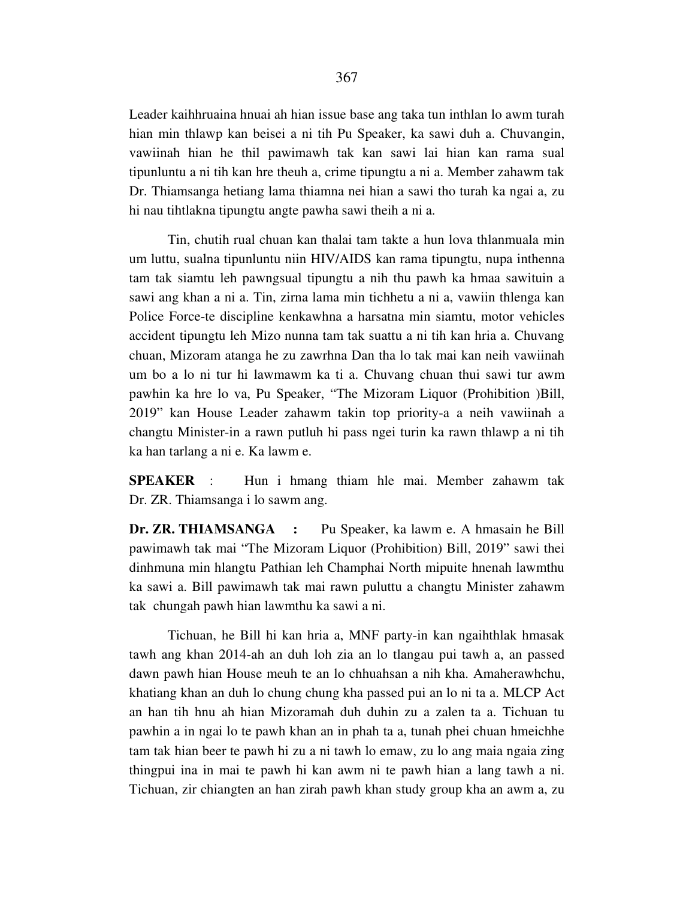Leader kaihhruaina hnuai ah hian issue base ang taka tun inthlan lo awm turah hian min thlawp kan beisei a ni tih Pu Speaker, ka sawi duh a. Chuvangin, vawiinah hian he thil pawimawh tak kan sawi lai hian kan rama sual tipunluntu a ni tih kan hre theuh a, crime tipungtu a ni a. Member zahawm tak Dr. Thiamsanga hetiang lama thiamna nei hian a sawi tho turah ka ngai a, zu hi nau tihtlakna tipungtu angte pawha sawi theih a ni a.

Tin, chutih rual chuan kan thalai tam takte a hun lova thlanmuala min um luttu, sualna tipunluntu niin HIV/AIDS kan rama tipungtu, nupa inthenna tam tak siamtu leh pawngsual tipungtu a nih thu pawh ka hmaa sawituin a sawi ang khan a ni a. Tin, zirna lama min tichhetu a ni a, vawiin thlenga kan Police Force-te discipline kenkawhna a harsatna min siamtu, motor vehicles accident tipungtu leh Mizo nunna tam tak suattu a ni tih kan hria a. Chuvang chuan, Mizoram atanga he zu zawrhna Dan tha lo tak mai kan neih vawiinah um bo a lo ni tur hi lawmawm ka ti a. Chuvang chuan thui sawi tur awm pawhin ka hre lo va, Pu Speaker, "The Mizoram Liquor (Prohibition )Bill, 2019" kan House Leader zahawm takin top priority-a a neih vawiinah a changtu Minister-in a rawn putluh hi pass ngei turin ka rawn thlawp a ni tih ka han tarlang a ni e. Ka lawm e.

**SPEAKER** : Hun i hmang thiam hle mai. Member zahawm tak Dr. ZR. Thiamsanga i lo sawm ang.

**Dr. ZR. THIAMSANGA :** Pu Speaker, ka lawm e. A hmasain he Bill pawimawh tak mai "The Mizoram Liquor (Prohibition) Bill, 2019" sawi thei dinhmuna min hlangtu Pathian leh Champhai North mipuite hnenah lawmthu ka sawi a. Bill pawimawh tak mai rawn puluttu a changtu Minister zahawm tak chungah pawh hian lawmthu ka sawi a ni.

Tichuan, he Bill hi kan hria a, MNF party-in kan ngaihthlak hmasak tawh ang khan 2014-ah an duh loh zia an lo tlangau pui tawh a, an passed dawn pawh hian House meuh te an lo chhuahsan a nih kha. Amaherawhchu, khatiang khan an duh lo chung chung kha passed pui an lo ni ta a. MLCP Act an han tih hnu ah hian Mizoramah duh duhin zu a zalen ta a. Tichuan tu pawhin a in ngai lo te pawh khan an in phah ta a, tunah phei chuan hmeichhe tam tak hian beer te pawh hi zu a ni tawh lo emaw, zu lo ang maia ngaia zing thingpui ina in mai te pawh hi kan awm ni te pawh hian a lang tawh a ni. Tichuan, zir chiangten an han zirah pawh khan study group kha an awm a, zu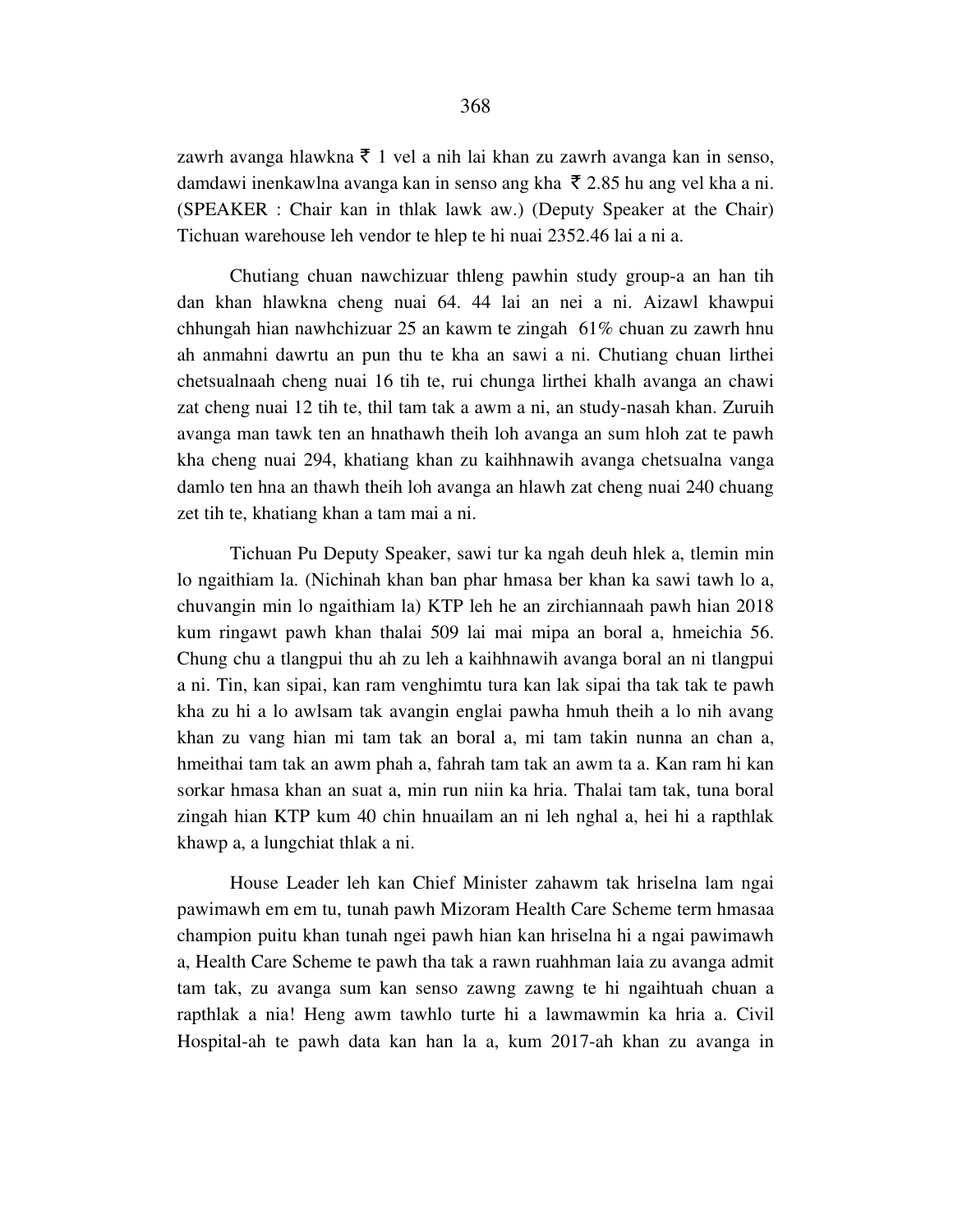zawrh avanga hlawkna ₹ 1 vel a nih lai khan zu zawrh avanga kan in senso, damdawi inenkawlna avanga kan in senso ang kha ₹ 2.85 hu ang vel kha a ni. (SPEAKER : Chair kan in thlak lawk aw.) (Deputy Speaker at the Chair) Tichuan warehouse leh vendor te hlep te hi nuai 2352.46 lai a ni a.

Chutiang chuan nawchizuar thleng pawhin study group-a an han tih dan khan hlawkna cheng nuai 64. 44 lai an nei a ni. Aizawl khawpui chhungah hian nawhchizuar 25 an kawm te zingah 61% chuan zu zawrh hnu ah anmahni dawrtu an pun thu te kha an sawi a ni. Chutiang chuan lirthei chetsualnaah cheng nuai 16 tih te, rui chunga lirthei khalh avanga an chawi zat cheng nuai 12 tih te, thil tam tak a awm a ni, an study-nasah khan. Zuruih avanga man tawk ten an hnathawh theih loh avanga an sum hloh zat te pawh kha cheng nuai 294, khatiang khan zu kaihhnawih avanga chetsualna vanga damlo ten hna an thawh theih loh avanga an hlawh zat cheng nuai 240 chuang zet tih te, khatiang khan a tam mai a ni.

Tichuan Pu Deputy Speaker, sawi tur ka ngah deuh hlek a, tlemin min lo ngaithiam la. (Nichinah khan ban phar hmasa ber khan ka sawi tawh lo a, chuvangin min lo ngaithiam la) KTP leh he an zirchiannaah pawh hian 2018 kum ringawt pawh khan thalai 509 lai mai mipa an boral a, hmeichia 56. Chung chu a tlangpui thu ah zu leh a kaihhnawih avanga boral an ni tlangpui a ni. Tin, kan sipai, kan ram venghimtu tura kan lak sipai tha tak tak te pawh kha zu hi a lo awlsam tak avangin englai pawha hmuh theih a lo nih avang khan zu vang hian mi tam tak an boral a, mi tam takin nunna an chan a, hmeithai tam tak an awm phah a, fahrah tam tak an awm ta a. Kan ram hi kan sorkar hmasa khan an suat a, min run niin ka hria. Thalai tam tak, tuna boral zingah hian KTP kum 40 chin hnuailam an ni leh nghal a, hei hi a rapthlak khawp a, a lungchiat thlak a ni.

House Leader leh kan Chief Minister zahawm tak hriselna lam ngai pawimawh em em tu, tunah pawh Mizoram Health Care Scheme term hmasaa champion puitu khan tunah ngei pawh hian kan hriselna hi a ngai pawimawh a, Health Care Scheme te pawh tha tak a rawn ruahhman laia zu avanga admit tam tak, zu avanga sum kan senso zawng zawng te hi ngaihtuah chuan a rapthlak a nia! Heng awm tawhlo turte hi a lawmawmin ka hria a. Civil Hospital-ah te pawh data kan han la a, kum 2017-ah khan zu avanga in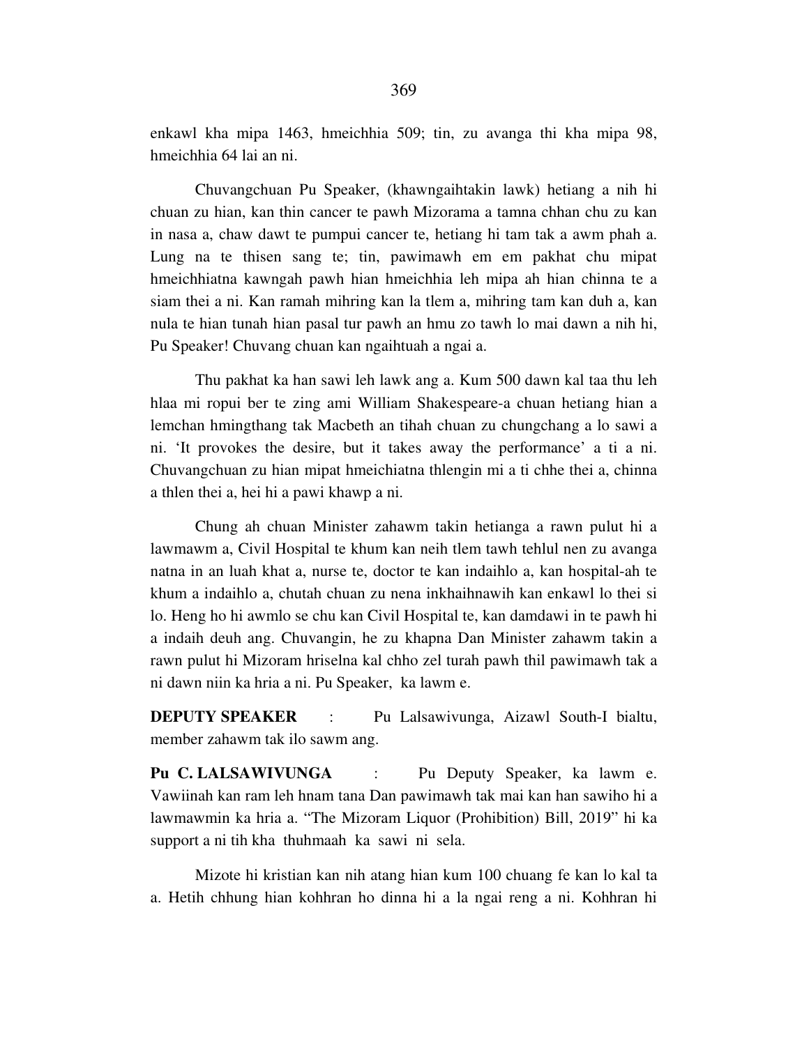enkawl kha mipa 1463, hmeichhia 509; tin, zu avanga thi kha mipa 98, hmeichhia 64 lai an ni.

Chuvangchuan Pu Speaker, (khawngaihtakin lawk) hetiang a nih hi chuan zu hian, kan thin cancer te pawh Mizorama a tamna chhan chu zu kan in nasa a, chaw dawt te pumpui cancer te, hetiang hi tam tak a awm phah a. Lung na te thisen sang te; tin, pawimawh em em pakhat chu mipat hmeichhiatna kawngah pawh hian hmeichhia leh mipa ah hian chinna te a siam thei a ni. Kan ramah mihring kan la tlem a, mihring tam kan duh a, kan nula te hian tunah hian pasal tur pawh an hmu zo tawh lo mai dawn a nih hi, Pu Speaker! Chuvang chuan kan ngaihtuah a ngai a.

Thu pakhat ka han sawi leh lawk ang a. Kum 500 dawn kal taa thu leh hlaa mi ropui ber te zing ami William Shakespeare-a chuan hetiang hian a lemchan hmingthang tak Macbeth an tihah chuan zu chungchang a lo sawi a ni. 'It provokes the desire, but it takes away the performance' a ti a ni. Chuvangchuan zu hian mipat hmeichiatna thlengin mi a ti chhe thei a, chinna a thlen thei a, hei hi a pawi khawp a ni.

Chung ah chuan Minister zahawm takin hetianga a rawn pulut hi a lawmawm a, Civil Hospital te khum kan neih tlem tawh tehlul nen zu avanga natna in an luah khat a, nurse te, doctor te kan indaihlo a, kan hospital-ah te khum a indaihlo a, chutah chuan zu nena inkhaihnawih kan enkawl lo thei si lo. Heng ho hi awmlo se chu kan Civil Hospital te, kan damdawi in te pawh hi a indaih deuh ang. Chuvangin, he zu khapna Dan Minister zahawm takin a rawn pulut hi Mizoram hriselna kal chho zel turah pawh thil pawimawh tak a ni dawn niin ka hria a ni. Pu Speaker, ka lawm e.

**DEPUTY SPEAKER** : Pu Lalsawivunga, Aizawl South-I bialtu, member zahawm tak ilo sawm ang.

**Pu C. LALSAWIVUNGA** : Pu Deputy Speaker, ka lawm e. Vawiinah kan ram leh hnam tana Dan pawimawh tak mai kan han sawiho hi a lawmawmin ka hria a. "The Mizoram Liquor (Prohibition) Bill, 2019" hi ka support a ni tih kha thuhmaah ka sawi ni sela.

Mizote hi kristian kan nih atang hian kum 100 chuang fe kan lo kal ta a. Hetih chhung hian kohhran ho dinna hi a la ngai reng a ni. Kohhran hi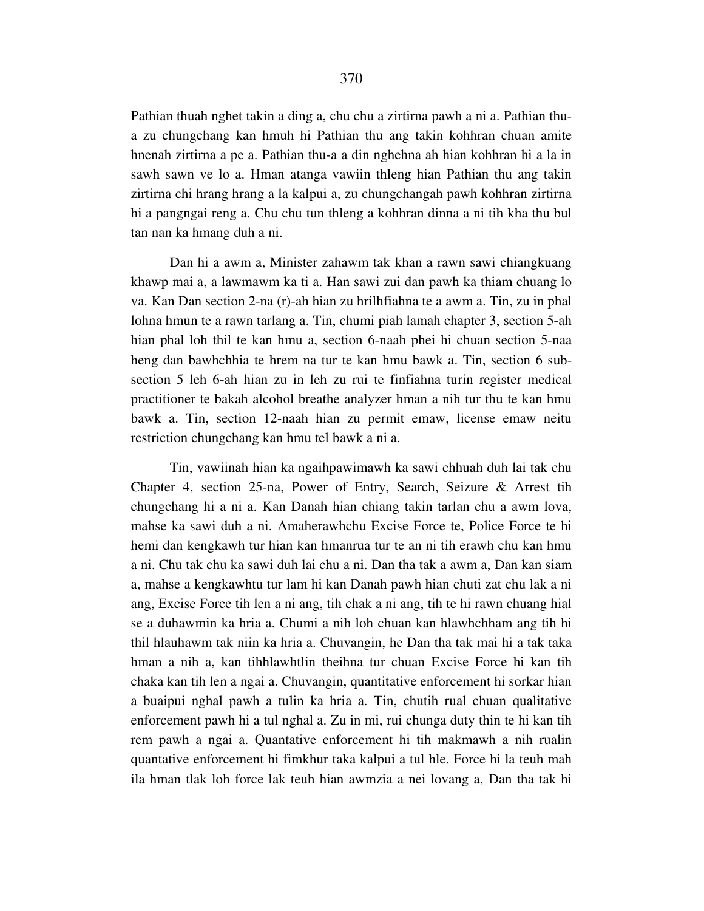Pathian thuah nghet takin a ding a, chu chu a zirtirna pawh a ni a. Pathian thu-a zu chungchang kan hmuh hi Pathian thu ang takin kohhran chuan amite hnenah zirtirna a pe a. Pathian thu-a a din nghehna ah hian kohhran hi a la in sawh sawn ve lo a. Hman atanga vawiin thleng hian Pathian thu ang takin zirtirna chi hrang hrang a la kalpui a, zu chungchangah pawh kohhran zirtirna hi a pangngai reng a. Chu chu tun thleng a kohhran dinna a ni tih kha thu bul tan nan ka hmang duh a ni.

Dan hi a awm a, Minister zahawm tak khan a rawn sawi chiangkuang khawp mai a, a lawmawm ka ti a. Han sawi zui dan pawh ka thiam chuang lo va. Kan Dan section 2-na (r)-ah hian zu hrilhfiahna te a awm a. Tin, zu in phal lohna hmun te a rawn tarlang a. Tin, chumi piah lamah chapter 3, section 5-ah hian phal loh thil te kan hmu a, section 6-naah phei hi chuan section 5-naa heng dan bawhchhia te hrem na tur te kan hmu bawk a. Tin, section 6 sub-section 5 leh 6-ah hian zu in leh zu rui te finfiahna turin register medical practitioner te bakah alcohol breathe analyzer hman a nih tur thu te kan hmu bawk a. Tin, section 12-naah hian zu permit emaw, license emaw neitu restriction chungchang kan hmu tel bawk a ni a.

Tin, vawiinah hian ka ngaihpawimawh ka sawi chhuah duh lai tak chu Chapter 4, section 25-na, Power of Entry, Search, Seizure & Arrest tih chungchang hi a ni a. Kan Danah hian chiang takin tarlan chu a awm lova, mahse ka sawi duh a ni. Amaherawhchu Excise Force te, Police Force te hi hemi dan kengkawh tur hian kan hmanrua tur te an ni tih erawh chu kan hmu a ni. Chu tak chu ka sawi duh lai chu a ni. Dan tha tak a awm a, Dan kan siam a, mahse a kengkawhtu tur lam hi kan Danah pawh hian chuti zat chu lak a ni ang, Excise Force tih len a ni ang, tih chak a ni ang, tih te hi rawn chuang hial se a duhawmin ka hria a. Chumi a nih loh chuan kan hlawhchham ang tih hi thil hlauhawm tak niin ka hria a. Chuvangin, he Dan tha tak mai hi a tak taka hman a nih a, kan tihhlawhtlin theihna tur chuan Excise Force hi kan tih chaka kan tih len a ngai a. Chuvangin, quantitative enforcement hi sorkar hian a buaipui nghal pawh a tulin ka hria a. Tin, chutih rual chuan qualitative enforcement pawh hi a tul nghal a. Zu in mi, rui chunga duty thin te hi kan tih rem pawh a ngai a. Quantative enforcement hi tih makmawh a nih rualin quantative enforcement hi fimkhur taka kalpui a tul hle. Force hi la teuh mah ila hman tlak loh force lak teuh hian awmzia a nei lovang a, Dan tha tak hi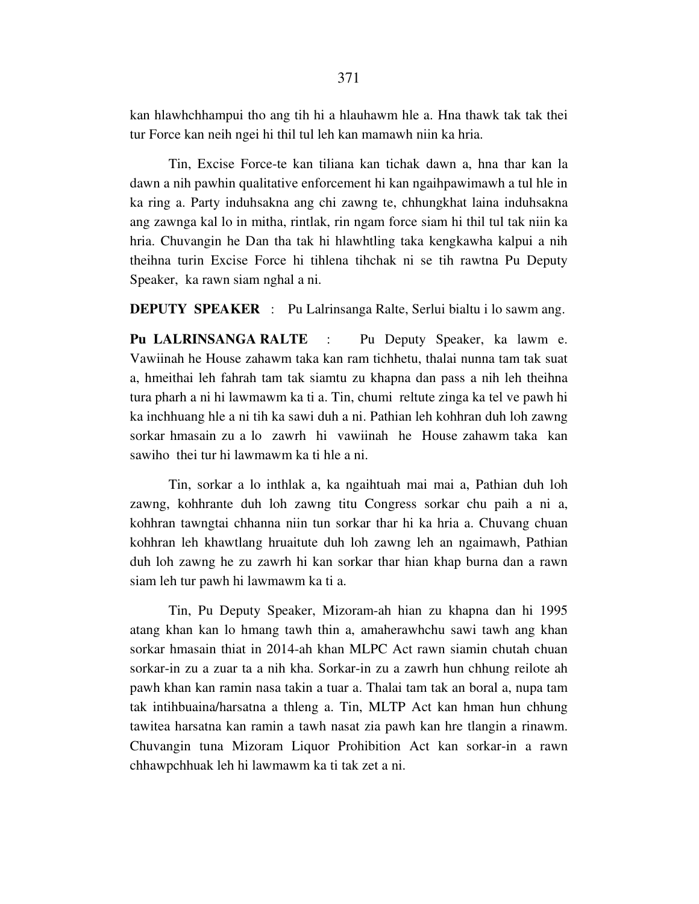kan hlawhchhampui tho ang tih hi a hlauhawm hle a. Hna thawk tak tak thei tur Force kan neih ngei hi thil tul leh kan mamawh niin ka hria.

Tin, Excise Force-te kan tiliana kan tichak dawn a, hna thar kan la dawn a nih pawhin qualitative enforcement hi kan ngaihpawimawh a tul hle in ka ring a. Party induhsakna ang chi zawng te, chhungkhat laina induhsakna ang zawnga kal lo in mitha, rintlak, rin ngam force siam hi thil tul tak niin ka hria. Chuvangin he Dan tha tak hi hlawhtling taka kengkawha kalpui a nih theihna turin Excise Force hi tihlena tihchak ni se tih rawtna Pu Deputy Speaker, ka rawn siam nghal a ni.

**DEPUTY SPEAKER** : Pu Lalrinsanga Ralte, Serlui bialtu i lo sawm ang.

**Pu LALRINSANGA RALTE** : Pu Deputy Speaker, ka lawm e. Vawiinah he House zahawm taka kan ram tichhetu, thalai nunna tam tak suat a, hmeithai leh fahrah tam tak siamtu zu khapna dan pass a nih leh theihna tura pharh a ni hi lawmawm ka ti a. Tin, chumi reltute zinga ka tel ve pawh hi ka inchhuang hle a ni tih ka sawi duh a ni. Pathian leh kohhran duh loh zawng sorkar hmasain zu a lo zawrh hi vawiinah he House zahawm taka kan sawiho thei tur hi lawmawm ka ti hle a ni.

Tin, sorkar a lo inthlak a, ka ngaihtuah mai mai a, Pathian duh loh zawng, kohhrante duh loh zawng titu Congress sorkar chu paih a ni a, kohhran tawngtai chhanna niin tun sorkar thar hi ka hria a. Chuvang chuan kohhran leh khawtlang hruaitute duh loh zawng leh an ngaimawh, Pathian duh loh zawng he zu zawrh hi kan sorkar thar hian khap burna dan a rawn siam leh tur pawh hi lawmawm ka ti a.

Tin, Pu Deputy Speaker, Mizoram-ah hian zu khapna dan hi 1995 atang khan kan lo hmang tawh thin a, amaherawhchu sawi tawh ang khan sorkar hmasain thiat in 2014-ah khan MLPC Act rawn siamin chutah chuan sorkar-in zu a zuar ta a nih kha. Sorkar-in zu a zawrh hun chhung reilote ah pawh khan kan ramin nasa takin a tuar a. Thalai tam tak an boral a, nupa tam tak intihbuaina/harsatna a thleng a. Tin, MLTP Act kan hman hun chhung tawitea harsatna kan ramin a tawh nasat zia pawh kan hre tlangin a rinawm. Chuvangin tuna Mizoram Liquor Prohibition Act kan sorkar-in a rawn chhawpchhuak leh hi lawmawm ka ti tak zet a ni.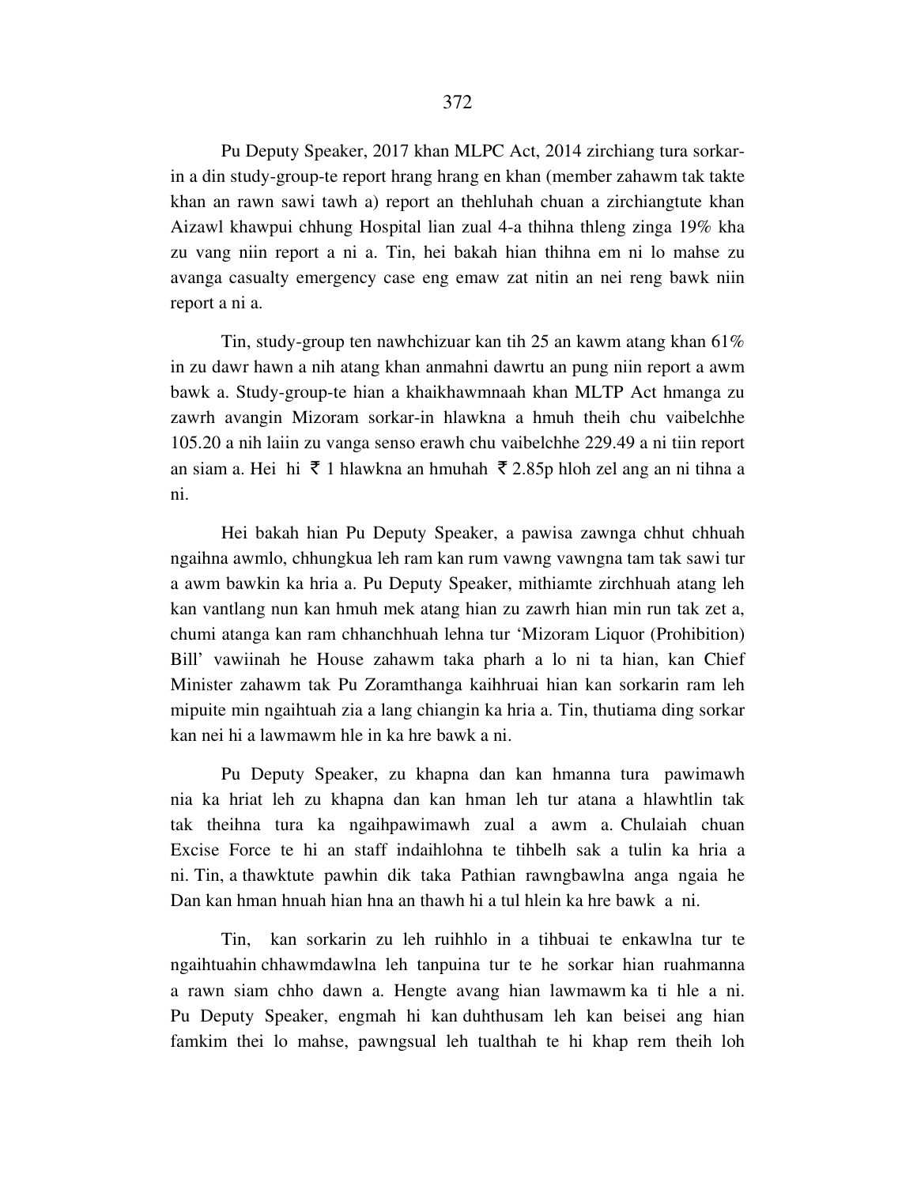Pu Deputy Speaker, 2017 khan MLPC Act, 2014 zirchiang tura sorkar-in a din study-group-te report hrang hrang en khan (member zahawm tak takte khan an rawn sawi tawh a) report an thehluhah chuan a zirchiangtute khan Aizawl khawpui chhung Hospital lian zual 4-a thihna thleng zinga 19% kha zu vang niin report a ni a. Tin, hei bakah hian thihna em ni lo mahse zu avanga casualty emergency case eng emaw zat nitin an nei reng bawk niin report a ni a.

Tin, study-group ten nawhchizuar kan tih 25 an kawm atang khan 61% in zu dawr hawn a nih atang khan anmahni dawrtu an pung niin report a awm bawk a. Study-group-te hian a khaikhawmnaah khan MLTP Act hmanga zu zawrh avangin Mizoram sorkar-in hlawkna a hmuh theih chu vaibelchhe 105.20 a nih laiin zu vanga senso erawh chu vaibelchhe 229.49 a ni tiin report an siam a. Hei hi ₹ 1 hlawkna an hmuhah ₹ 2.85p hloh zel ang an ni tihna a ni.

Hei bakah hian Pu Deputy Speaker, a pawisa zawnga chhut chhuah ngaihna awmlo, chhungkua leh ram kan rum vawng vawngna tam tak sawi tur a awm bawkin ka hria a. Pu Deputy Speaker, mithiamte zirchhuah atang leh kan vantlang nun kan hmuh mek atang hian zu zawrh hian min run tak zet a, chumi atanga kan ram chhanchhuah lehna tur 'Mizoram Liquor (Prohibition) Bill' vawiinah he House zahawm taka pharh a lo ni ta hian, kan Chief Minister zahawm tak Pu Zoramthanga kaihhruai hian kan sorkarin ram leh mipuite min ngaihtuah zia a lang chiangin ka hria a. Tin, thutiama ding sorkar kan nei hi a lawmawm hle in ka hre bawk a ni.

Pu Deputy Speaker, zu khapna dan kan hmanna tura pawimawh nia ka hriat leh zu khapna dan kan hman leh tur atana a hlawhtlin tak tak theihna tura ka ngaihpawimawh zual a awm a. Chulaiah chuan Excise Force te hi an staff indaihlohna te tihbelh sak a tulin ka hria a ni. Tin, a thawktute pawhin dik taka Pathian rawngbawlna anga ngaia he Dan kan hman hnuah hian hna an thawh hi a tul hlein ka hre bawk a ni.

Tin, kan sorkarin zu leh ruihhlo in a tihbuai te enkawlna tur te ngaihtuahin chhawmdawlna leh tanpuina tur te he sorkar hian ruahmanna a rawn siam chho dawn a. Hengte avang hian lawmawm ka ti hle a ni. Pu Deputy Speaker, engmah hi kan duhthusam leh kan beisei ang hian famkim thei lo mahse, pawngsual leh tualthah te hi khap rem theih loh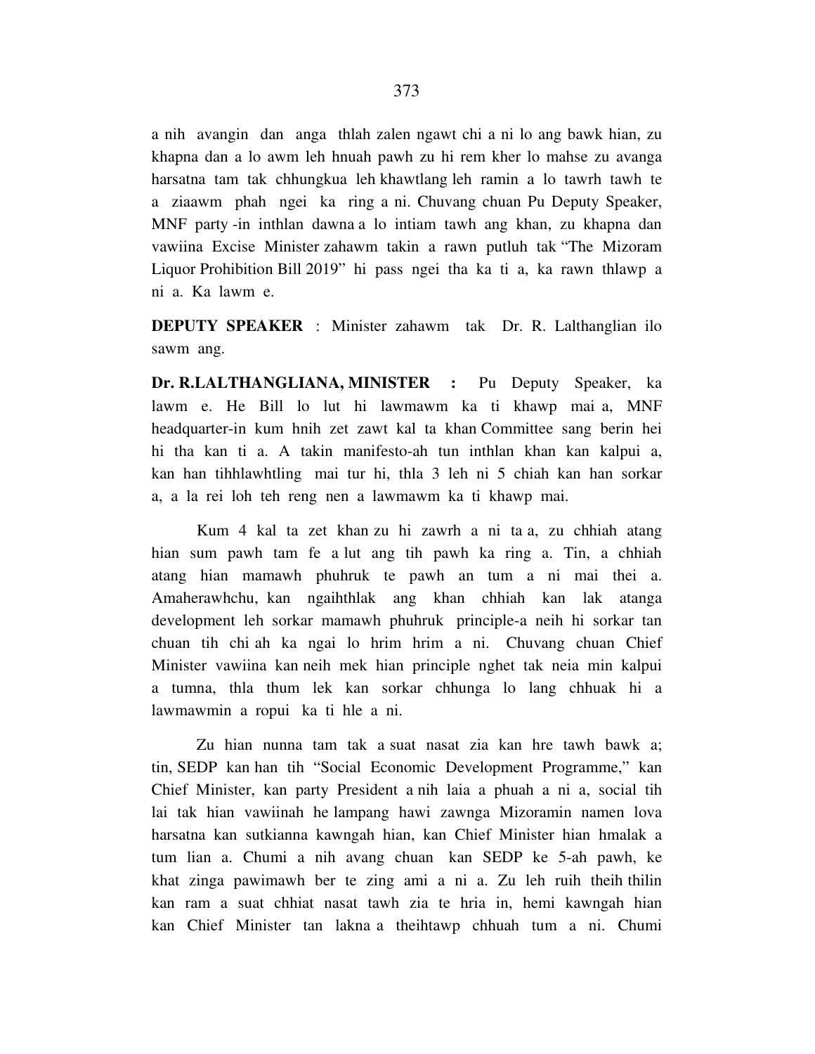a nih avangin dan anga thlah zalen ngawt chi a ni lo ang bawk hian, zu khapna dan a lo awm leh hnuah pawh zu hi rem kher lo mahse zu avanga harsatna tam tak chhungkua leh khawtlang leh ramin a lo tawrh tawh te a ziaawm phah ngei ka ring a ni. Chuvang chuan Pu Deputy Speaker, MNF party -in inthlan dawna a lo intiam tawh ang khan, zu khapna dan vawiina Excise Minister zahawm takin a rawn putluh tak "The Mizoram Liquor Prohibition Bill 2019" hi pass ngei tha ka ti a, ka rawn thlawp a ni a. Ka lawm e.

**DEPUTY SPEAKER** : Minister zahawm tak Dr. R. Lalthanglian ilo sawm ang.

**Dr. R.LALTHANGLIANA, MINISTER** : Pu Deputy Speaker, ka lawm e. He Bill lo lut hi lawmawm ka ti khawp mai a, MNF headquarter-in kum hnih zet zawt kal ta khan Committee sang berin hei hi tha kan ti a. A takin manifesto-ah tun inthlan khan kan kalpui a, kan han tihhlawhtling mai tur hi, thla 3 leh ni 5 chiah kan han sorkar a, a la rei loh teh reng nen a lawmawm ka ti khawp mai.

Kum 4 kal ta zet khan zu hi zawrh a ni ta a, zu chhiah atang hian sum pawh tam fe a lut ang tih pawh ka ring a. Tin, a chhiah atang hian mamawh phuhruk te pawh an tum a ni mai thei a. Amaherawhchu, kan ngaihthlak ang khan chhiah kan lak atanga development leh sorkar mamawh phuhruk principle-a neih hi sorkar tan chuan tih chi ah ka ngai lo hrim hrim a ni. Chuvang chuan Chief Minister vawiina kan neih mek hian principle nghet tak neia min kalpui a tumna, thla thum lek kan sorkar chhunga lo lang chhuak hi a lawmawmin a ropui ka ti hle a ni.

Zu hian nunna tam tak a suat nasat zia kan hre tawh bawk a; tin, SEDP kan han tih "Social Economic Development Programme," kan Chief Minister, kan party President a nih laia a phuah a ni a, social tih lai tak hian vawiinah he lampang hawi zawnga Mizoramin namen lova harsatna kan sutkianna kawngah hian, kan Chief Minister hian hmalak a tum lian a. Chumi a nih avang chuan kan SEDP ke 5-ah pawh, ke khat zinga pawimawh ber te zing ami a ni a. Zu leh ruih theih thilin kan ram a suat chhiat nasat tawh zia te hria in, hemi kawngah hian kan Chief Minister tan lakna a theihtawp chhuah tum a ni. Chumi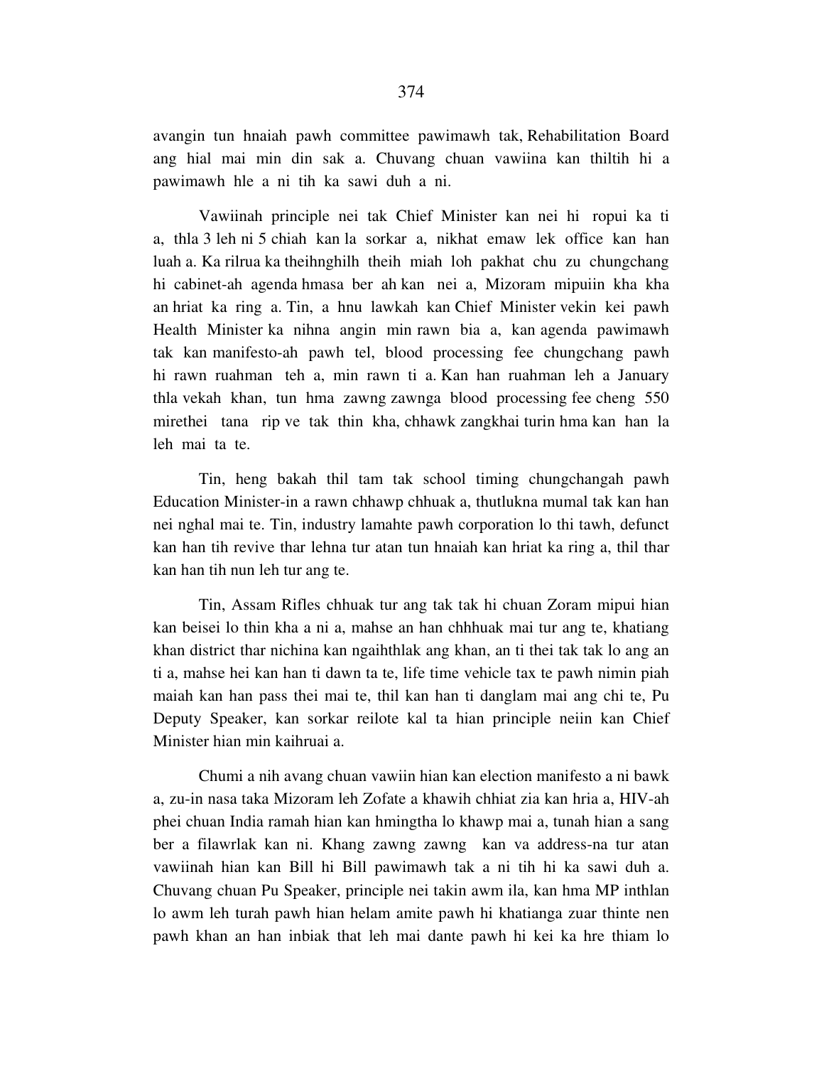avangin tun hnaiah pawh committee pawimawh tak, Rehabilitation Board ang hial mai min din sak a. Chuvang chuan vawiina kan thiltih hi a pawimawh hle a ni tih ka sawi duh a ni.

Vawiinah principle nei tak Chief Minister kan nei hi ropui ka ti a, thla 3 leh ni 5 chiah kan la sorkar a, nikhat emaw lek office kan han luah a. Ka rilrua ka theihnghilh theih miah loh pakhat chu zu chungchang hi cabinet-ah agenda hmasa ber ah kan nei a, Mizoram mipuiin kha kha an hriat ka ring a. Tin, a hnu lawkah kan Chief Minister vekin kei pawh Health Minister ka nihna angin min rawn bia a, kan agenda pawimawh tak kan manifesto-ah pawh tel, blood processing fee chungchang pawh hi rawn ruahman teh a, min rawn ti a. Kan han ruahman leh a January thla vekah khan, tun hma zawng zawnga blood processing fee cheng 550 mirethei tana rip ve tak thin kha, chhawk zangkhai turin hma kan han la leh mai ta te.

Tin, heng bakah thil tam tak school timing chungchangah pawh Education Minister-in a rawn chhawp chhuak a, thutlukna mumal tak kan han nei nghal mai te. Tin, industry lamahte pawh corporation lo thi tawh, defunct kan han tih revive thar lehna tur atan tun hnaiah kan hriat ka ring a, thil thar kan han tih nun leh tur ang te.

Tin, Assam Rifles chhuak tur ang tak tak hi chuan Zoram mipui hian kan beisei lo thin kha a ni a, mahse an han chhhuak mai tur ang te, khatiang khan district thar nichina kan ngaihthlak ang khan, an ti thei tak tak lo ang an ti a, mahse hei kan han ti dawn ta te, life time vehicle tax te pawh nimin piah maiah kan han pass thei mai te, thil kan han ti danglam mai ang chi te, Pu Deputy Speaker, kan sorkar reilote kal ta hian principle neiin kan Chief Minister hian min kaihruai a.

Chumi a nih avang chuan vawiin hian kan election manifesto a ni bawk a, zu-in nasa taka Mizoram leh Zofate a khawih chhiat zia kan hria a, HIV-ah phei chuan India ramah hian kan hmingtha lo khawp mai a, tunah hian a sang ber a filawrlak kan ni. Khang zawng zawng kan va address-na tur atan vawiinah hian kan Bill hi Bill pawimawh tak a ni tih hi ka sawi duh a. Chuvang chuan Pu Speaker, principle nei takin awm ila, kan hma MP inthlan lo awm leh turah pawh hian helam amite pawh hi khatianga zuar thinte nen pawh khan an han inbiak that leh mai dante pawh hi kei ka hre thiam lo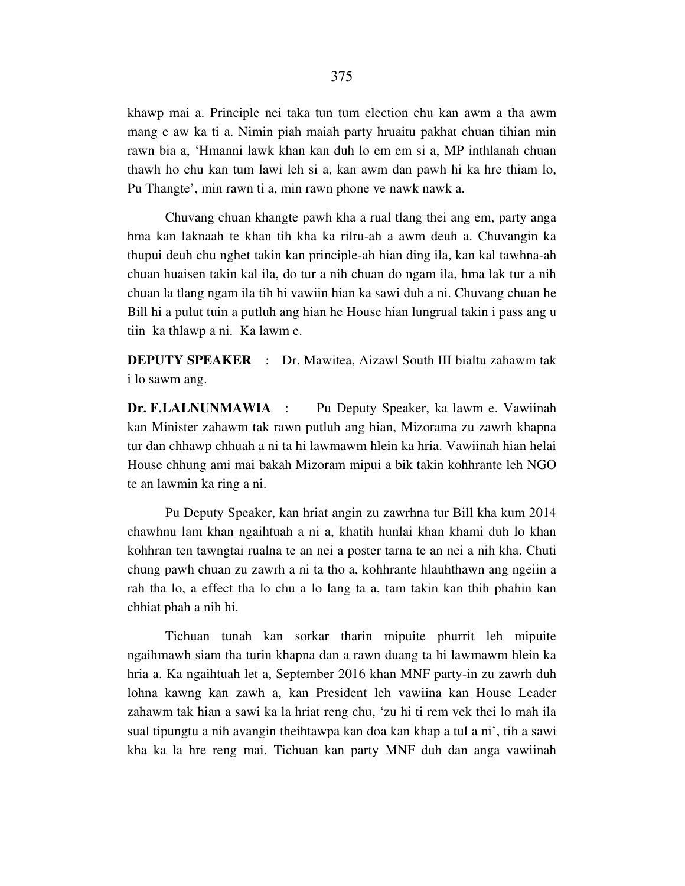khawp mai a. Principle nei taka tun tum election chu kan awm a tha awm mang e aw ka ti a. Nimin piah maiah party hruaitu pakhat chuan tihian min rawn bia a, 'Hmanni lawk khan kan duh lo em em si a, MP inthlanah chuan thawh ho chu kan tum lawi leh si a, kan awm dan pawh hi ka hre thiam lo, Pu Thangte', min rawn ti a, min rawn phone ve nawk nawk a.

Chuvang chuan khangte pawh kha a rual tlang thei ang em, party anga hma kan laknaah te khan tih kha ka rilru-ah a awm deuh a. Chuvangin ka thupui deuh chu nghet takin kan principle-ah hian ding ila, kan kal tawhna-ah chuan huaisen takin kal ila, do tur a nih chuan do ngam ila, hma lak tur a nih chuan la tlang ngam ila tih hi vawiin hian ka sawi duh a ni. Chuvang chuan he Bill hi a pulut tuin a putluh ang hian he House hian lungrual takin i pass ang u tiin ka thlawp a ni. Ka lawm e.

**DEPUTY SPEAKER** : Dr. Mawitea, Aizawl South III bialtu zahawm tak i lo sawm ang.

**Dr. F.LALNUNMAWIA** : Pu Deputy Speaker, ka lawm e. Vawiinah kan Minister zahawm tak rawn putluh ang hian, Mizorama zu zawrh khapna tur dan chhawp chhuah a ni ta hi lawmawm hlein ka hria. Vawiinah hian helai House chhung ami mai bakah Mizoram mipui a bik takin kohhrante leh NGO te an lawmin ka ring a ni.

Pu Deputy Speaker, kan hriat angin zu zawrhna tur Bill kha kum 2014 chawhnu lam khan ngaihtuah a ni a, khatih hunlai khan khami duh lo khan kohhran ten tawngtai rualna te an nei a poster tarna te an nei a nih kha. Chuti chung pawh chuan zu zawrh a ni ta tho a, kohhrante hlauhthawn ang ngeiin a rah tha lo, a effect tha lo chu a lo lang ta a, tam takin kan thih phahin kan chhiat phah a nih hi.

Tichuan tunah kan sorkar tharin mipuite phurrit leh mipuite ngaihmawh siam tha turin khapna dan a rawn duang ta hi lawmawm hlein ka hria a. Ka ngaihtuah let a, September 2016 khan MNF party-in zu zawrh duh lohna kawng kan zawh a, kan President leh vawiina kan House Leader zahawm tak hian a sawi ka la hriat reng chu, 'zu hi ti rem vek thei lo mah ila sual tipungtu a nih avangin theihtawpa kan doa kan khap a tul a ni', tih a sawi kha ka la hre reng mai. Tichuan kan party MNF duh dan anga vawiinah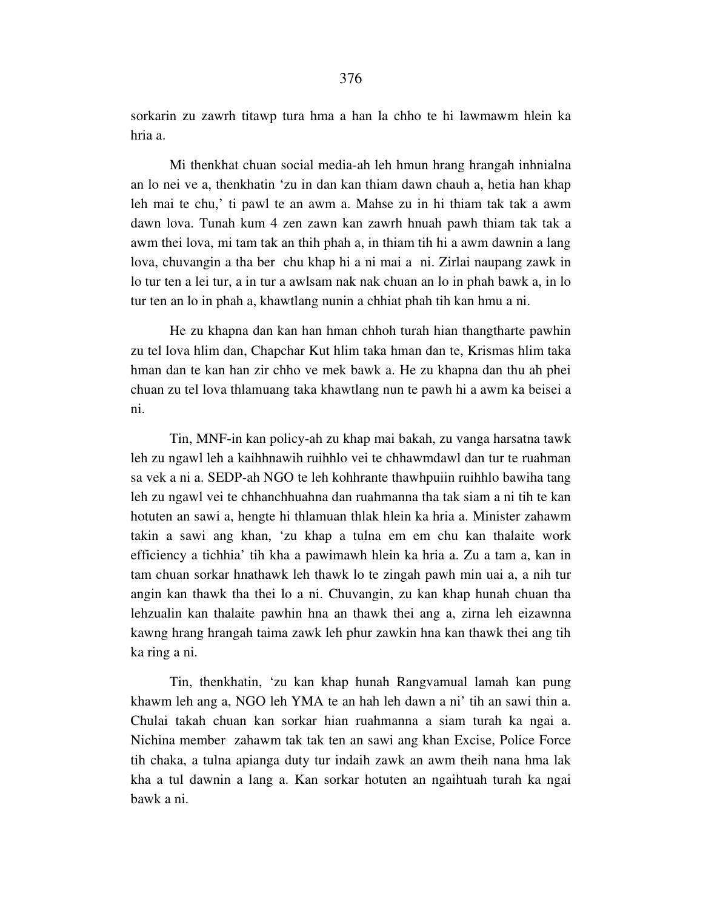sorkarin zu zawrh titawp tura hma a han la chho te hi lawmawm hlein ka hria a.

Mi thenkhat chuan social media-ah leh hmun hrang hrangah inhnialna an lo nei ve a, thenkhatin 'zu in dan kan thiam dawn chauh a, hetia han khap leh mai te chu,' ti pawl te an awm a. Mahse zu in hi thiam tak tak a awm dawn lova. Tunah kum 4 zen zawn kan zawrh hnuah pawh thiam tak tak a awm thei lova, mi tam tak an thih phah a, in thiam tih hi a awm dawnin a lang lova, chuvangin a tha ber chu khap hi a ni mai a ni. Zirlai naupang zawk in lo tur ten a lei tur, a in tur a awlsam nak nak chuan an lo in phah bawk a, in lo tur ten an lo in phah a, khawtlang nunin a chhiat phah tih kan hmu a ni.

He zu khapna dan kan han hman chhoh turah hian thangtharte pawhin zu tel lova hlim dan, Chapchar Kut hlim taka hman dan te, Krismas hlim taka hman dan te kan han zir chho ve mek bawk a. He zu khapna dan thu ah phei chuan zu tel lova thlamuang taka khawtlang nun te pawh hi a awm ka beisei a ni.

Tin, MNF-in kan policy-ah zu khap mai bakah, zu vanga harsatna tawk leh zu ngawl leh a kaihhnawih ruihhlo vei te chhawmdawl dan tur te ruahman sa vek a ni a. SEDP-ah NGO te leh kohhrante thawhpuiin ruihhlo bawiha tang leh zu ngawl vei te chhanchhuahna dan ruahmanna tha tak siam a ni tih te kan hotuten an sawi a, hengte hi thlamuan thlak hlein ka hria a. Minister zahawm takin a sawi ang khan, 'zu khap a tulna em em chu kan thalaite work efficiency a tichhia' tih kha a pawimawh hlein ka hria a. Zu a tam a, kan in tam chuan sorkar hnathawk leh thawk lo te zingah pawh min uai a, a nih tur angin kan thawk tha thei lo a ni. Chuvangin, zu kan khap hunah chuan tha lehzualin kan thalaite pawhin hna an thawk thei ang a, zirna leh eizawnna kawng hrang hrangah taima zawk leh phur zawkin hna kan thawk thei ang tih ka ring a ni.

Tin, thenkhatin, 'zu kan khap hunah Rangvamual lamah kan pung khawm leh ang a, NGO leh YMA te an hah leh dawn a ni' tih an sawi thin a. Chulai takah chuan kan sorkar hian ruahmanna a siam turah ka ngai a. Nichina member zahawm tak tak ten an sawi ang khan Excise, Police Force tih chaka, a tulna apianga duty tur indaih zawk an awm theih nana hma lak kha a tul dawnin a lang a. Kan sorkar hotuten an ngaihtuah turah ka ngai bawk a ni.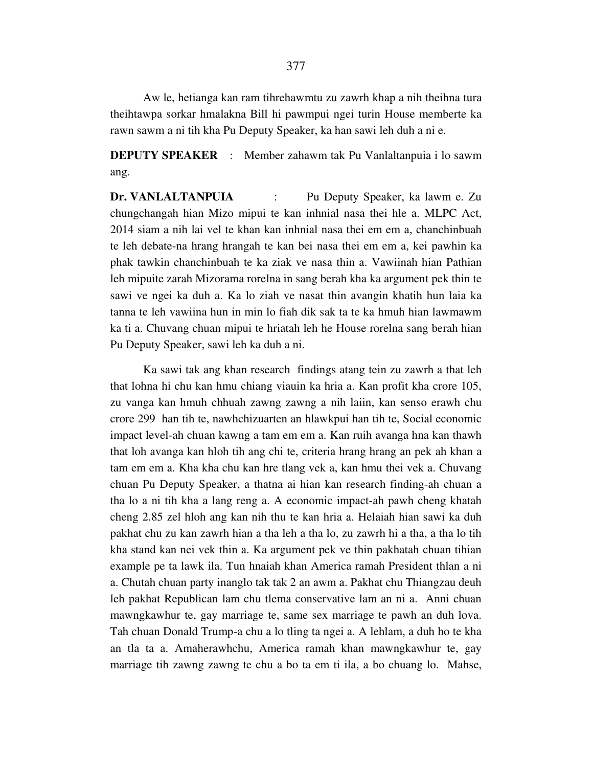Aw le, hetianga kan ram tihrehawmtu zu zawrh khap a nih theihna tura theihtawpa sorkar hmalakna Bill hi pawmpui ngei turin House memberte ka rawn sawm a ni tih kha Pu Deputy Speaker, ka han sawi leh duh a ni e.

**DEPUTY SPEAKER** : Member zahawm tak Pu Vanlaltanpuia i lo sawm ang.

**Dr. VANLALTANPUIA** : Pu Deputy Speaker, ka lawm e. Zu chungchangah hian Mizo mipui te kan inhnial nasa thei hle a. MLPC Act, 2014 siam a nih lai vel te khan kan inhnial nasa thei em em a, chanchinbuah te leh debate-na hrang hrangah te kan bei nasa thei em em a, kei pawhin ka phak tawkin chanchinbuah te ka ziak ve nasa thin a. Vawiinah hian Pathian leh mipuite zarah Mizorama rorelna in sang berah kha ka argument pek thin te sawi ve ngei ka duh a. Ka lo ziah ve nasat thin avangin khatih hun laia ka tanna te leh vawiina hun in min lo fiah dik sak ta te ka hmuh hian lawmawm ka ti a. Chuvang chuan mipui te hriatah leh he House rorelna sang berah hian Pu Deputy Speaker, sawi leh ka duh a ni.

Ka sawi tak ang khan research findings atang tein zu zawrh a that leh that lohna hi chu kan hmu chiang viauin ka hria a. Kan profit kha crore 105, zu vanga kan hmuh chhuah zawng zawng a nih laiin, kan senso erawh chu crore 299 han tih te, nawhchizuarten an hlawkpui han tih te, Social economic impact level-ah chuan kawng a tam em em a. Kan ruih avanga hna kan thawh that loh avanga kan hloh tih ang chi te, criteria hrang hrang an pek ah khan a tam em em a. Kha kha chu kan hre tlang vek a, kan hmu thei vek a. Chuvang chuan Pu Deputy Speaker, a thatna ai hian kan research finding-ah chuan a tha lo a ni tih kha a lang reng a. A economic impact-ah pawh cheng khatah cheng 2.85 zel hloh ang kan nih thu te kan hria a. Helaiah hian sawi ka duh pakhat chu zu kan zawrh hian a tha leh a tha lo, zu zawrh hi a tha, a tha lo tih kha stand kan nei vek thin a. Ka argument pek ve thin pakhatah chuan tihian example pe ta lawk ila. Tun hnaiah khan America ramah President thlan a ni a. Chutah chuan party inanglo tak tak 2 an awm a. Pakhat chu Thiangzau deuh leh pakhat Republican lam chu tlema conservative lam an ni a. Anni chuan mawngkawhur te, gay marriage te, same sex marriage te pawh an duh lova. Tah chuan Donald Trump-a chu a lo tling ta ngei a. A lehlam, a duh ho te kha an tla ta a. Amaherawhchu, America ramah khan mawngkawhur te, gay marriage tih zawng zawng te chu a bo ta em ti ila, a bo chuang lo. Mahse,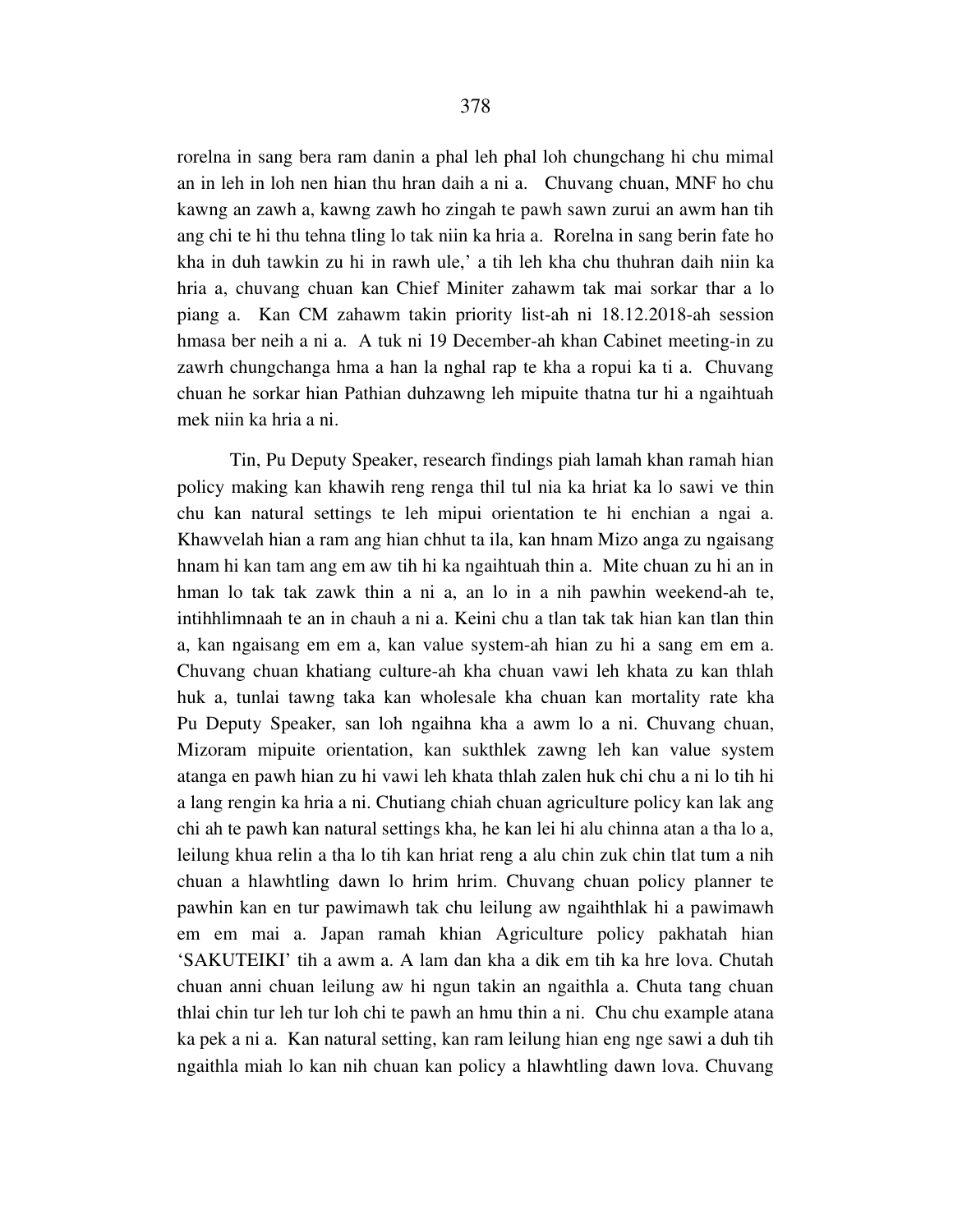rorelna in sang bera ram danin a phal leh phal loh chungchang hi chu mimal an in leh in loh nen hian thu hran daih a ni a. Chuvang chuan, MNF ho chu kawng an zawh a, kawng zawh ho zingah te pawh sawn zurui an awm han tih ang chi te hi thu tehna tling lo tak niin ka hria a. Rorelna in sang berin fate ho kha in duh tawkin zu hi in rawh ule,' a tih leh kha chu thuhran daih niin ka hria a, chuvang chuan kan Chief Miniter zahawm tak mai sorkar thar a lo piang a. Kan CM zahawm takin priority list-ah ni 18.12.2018-ah session hmasa ber neih a ni a. A tuk ni 19 December-ah khan Cabinet meeting-in zu zawrh chungchanga hma a han la nghal rap te kha a ropui ka ti a. Chuvang chuan he sorkar hian Pathian duhzawng leh mipuite thatna tur hi a ngaihtuah mek niin ka hria a ni.

Tin, Pu Deputy Speaker, research findings piah lamah khan ramah hian policy making kan khawih reng renga thil tul nia ka hriat ka lo sawi ve thin chu kan natural settings te leh mipui orientation te hi enchian a ngai a. Khawvelah hian a ram ang hian chhut ta ila, kan hnam Mizo anga zu ngaisang hnam hi kan tam ang em aw tih hi ka ngaihtuah thin a. Mite chuan zu hi an in hman lo tak tak zawk thin a ni a, an lo in a nih pawhin weekend-ah te, intihhlimnaah te an in chauh a ni a. Keini chu a tlan tak tak hian kan tlan thin a, kan ngaisang em em a, kan value system-ah hian zu hi a sang em em a. Chuvang chuan khatiang culture-ah kha chuan vawi leh khata zu kan thlah huk a, tunlai tawng taka kan wholesale kha chuan kan mortality rate kha Pu Deputy Speaker, san loh ngaihna kha a awm lo a ni. Chuvang chuan, Mizoram mipuite orientation, kan sukthlek zawng leh kan value system atanga en pawh hian zu hi vawi leh khata thlah zalen huk chi chu a ni lo tih hi a lang rengin ka hria a ni. Chutiang chiah chuan agriculture policy kan lak ang chi ah te pawh kan natural settings kha, he kan lei hi alu chinna atan a tha lo a, leilung khua relin a tha lo tih kan hriat reng a alu chin zuk chin tlat tum a nih chuan a hlawhtling dawn lo hrim hrim. Chuvang chuan policy planner te pawhin kan en tur pawimawh tak chu leilung aw ngaihthlak hi a pawimawh em em mai a. Japan ramah khian Agriculture policy pakhatah hian 'SAKUTEIKI' tih a awm a. A lam dan kha a dik em tih ka hre lova. Chutah chuan anni chuan leilung aw hi ngun takin an ngaithla a. Chuta tang chuan thlai chin tur leh tur loh chi te pawh an hmu thin a ni. Chu chu example atana ka pek a ni a. Kan natural setting, kan ram leilung hian eng nge sawi a duh tih ngaithla miah lo kan nih chuan kan policy a hlawhtling dawn lova. Chuvang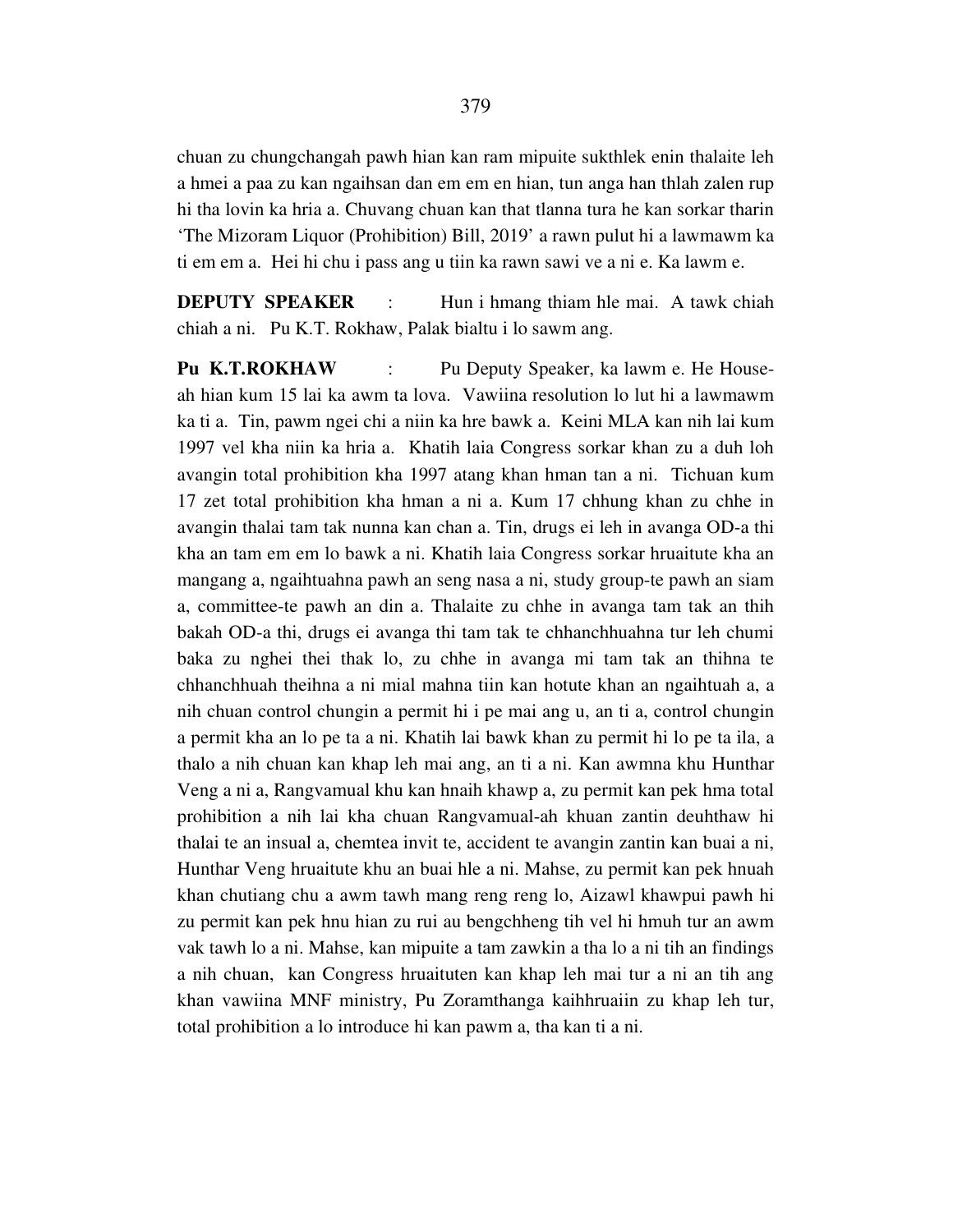chuan zu chungchangah pawh hian kan ram mipuite sukthlek enin thalaite leh a hmei a paa zu kan ngaihsan dan em em en hian, tun anga han thlah zalen rup hi tha lovin ka hria a. Chuvang chuan kan that tlanna tura he kan sorkar tharin 'The Mizoram Liquor (Prohibition) Bill, 2019' a rawn pulut hi a lawmawm ka ti em em a. Hei hi chu i pass ang u tiin ka rawn sawi ve a ni e. Ka lawm e.

**DEPUTY SPEAKER** : Hun i hmang thiam hle mai. A tawk chiah chiah a ni. Pu K.T. Rokhaw, Palak bialtu i lo sawm ang.

**Pu K.T.ROKHAW** : Pu Deputy Speaker, ka lawm e. He House-ah hian kum 15 lai ka awm ta lova. Vawiina resolution lo lut hi a lawmawm ka ti a. Tin, pawm ngei chi a niin ka hre bawk a. Keini MLA kan nih lai kum 1997 vel kha niin ka hria a. Khatih laia Congress sorkar khan zu a duh loh avangin total prohibition kha 1997 atang khan hman tan a ni. Tichuan kum 17 zet total prohibition kha hman a ni a. Kum 17 chhung khan zu chhe in avangin thalai tam tak nunna kan chan a. Tin, drugs ei leh in avanga OD-a thi kha an tam em em lo bawk a ni. Khatih laia Congress sorkar hruaitute kha an mangang a, ngaihtuahna pawh an seng nasa a ni, study group-te pawh an siam a, committee-te pawh an din a. Thalaite zu chhe in avanga tam tak an thih bakah OD-a thi, drugs ei avanga thi tam tak te chhanchhuahna tur leh chumi baka zu nghei thei thak lo, zu chhe in avanga mi tam tak an thihna te chhanchhuah theihna a ni mial mahna tiin kan hotute khan an ngaihtuah a, a nih chuan control chungin a permit hi i pe mai ang u, an ti a, control chungin a permit kha an lo pe ta a ni. Khatih lai bawk khan zu permit hi lo pe ta ila, a thalo a nih chuan kan khap leh mai ang, an ti a ni. Kan awmna khu Hunthar Veng a ni a, Rangvamual khu kan hnaih khawp a, zu permit kan pek hma total prohibition a nih lai kha chuan Rangvamual-ah khuan zantin deuhthaw hi thalai te an insual a, chemtea invit te, accident te avangin zantin kan buai a ni, Hunthar Veng hruaitute khu an buai hle a ni. Mahse, zu permit kan pek hnuah khan chutiang chu a awm tawh mang reng reng lo, Aizawl khawpui pawh hi zu permit kan pek hnu hian zu rui au bengchheng tih vel hi hmuh tur an awm vak tawh lo a ni. Mahse, kan mipuite a tam zawkin a tha lo a ni tih an findings a nih chuan, kan Congress hruaituten kan khap leh mai tur a ni an tih ang khan vawiina MNF ministry, Pu Zoramthanga kaihhruaiin zu khap leh tur, total prohibition a lo introduce hi kan pawm a, tha kan ti a ni.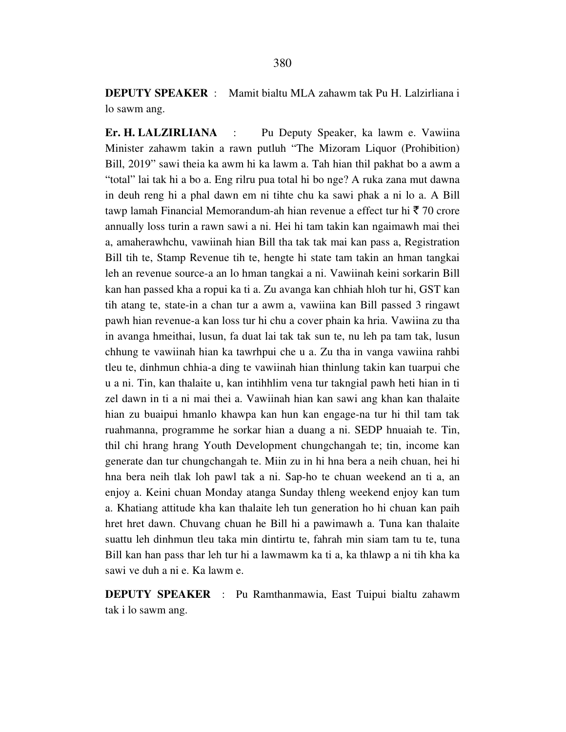**DEPUTY SPEAKER** : Mamit bialtu MLA zahawm tak Pu H. Lalzirliana i lo sawm ang.

**Er. H. LALZIRLIANA** : Pu Deputy Speaker, ka lawm e. Vawiina Minister zahawm takin a rawn putluh "The Mizoram Liquor (Prohibition) Bill, 2019" sawi theia ka awm hi ka lawm a. Tah hian thil pakhat bo a awm a "total" lai tak hi a bo a. Eng rilru pua total hi bo nge? A ruka zana mut dawna in deuh reng hi a phal dawn em ni tihte chu ka sawi phak a ni lo a. A Bill tawp lamah Financial Memorandum-ah hian revenue a effect tur hi ₹ 70 crore annually loss turin a rawn sawi a ni. Hei hi tam takin kan ngaimawh mai thei a, amaherawhchu, vawiinah hian Bill tha tak tak mai kan pass a, Registration Bill tih te, Stamp Revenue tih te, hengte hi state tam takin an hman tangkai leh an revenue source-a an lo hman tangkai a ni. Vawiinah keini sorkarin Bill kan han passed kha a ropui ka ti a. Zu avanga kan chhiah hloh tur hi, GST kan tih atang te, state-in a chan tur a awm a, vawiina kan Bill passed 3 ringawt pawh hian revenue-a kan loss tur hi chu a cover phain ka hria. Vawiina zu tha in avanga hmeithai, lusun, fa duat lai tak tak sun te, nu leh pa tam tak, lusun chhung te vawiinah hian ka tawrhpui che u a. Zu tha in vanga vawiina rahbi tleu te, dinhmun chhia-a ding te vawiinah hian thinlung takin kan tuarpui che u a ni. Tin, kan thalaite u, kan intihhlim vena tur takngial pawh heti hian in ti zel dawn in ti a ni mai thei a. Vawiinah hian kan sawi ang khan kan thalaite hian zu buaipui hmanlo khawpa kan hun kan engage-na tur hi thil tam tak ruahmanna, programme he sorkar hian a duang a ni. SEDP hnuaiah te. Tin, thil chi hrang hrang Youth Development chungchangah te; tin, income kan generate dan tur chungchangah te. Miin zu in hi hna bera a neih chuan, hei hi hna bera neih tlak loh pawl tak a ni. Sap-ho te chuan weekend an ti a, an enjoy a. Keini chuan Monday atanga Sunday thleng weekend enjoy kan tum a. Khatiang attitude kha kan thalaite leh tun generation ho hi chuan kan paih hret hret dawn. Chuvang chuan he Bill hi a pawimawh a. Tuna kan thalaite suattu leh dinhmun tleu taka min dintirtu te, fahrah min siam tam tu te, tuna Bill kan han pass thar leh tur hi a lawmawm ka ti a, ka thlawp a ni tih kha ka sawi ve duh a ni e. Ka lawm e.

**DEPUTY SPEAKER** : Pu Ramthanmawia, East Tuipui bialtu zahawm tak i lo sawm ang.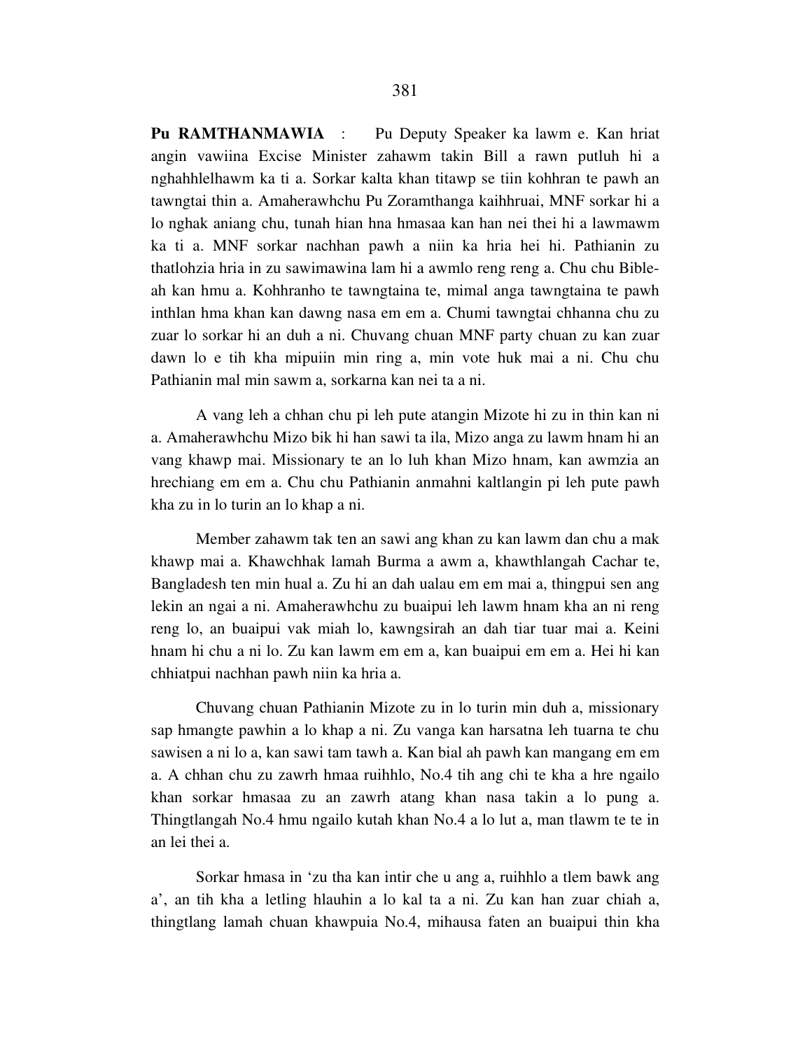**Pu RAMTHANMAWIA** : Pu Deputy Speaker ka lawm e. Kan hriat angin vawiina Excise Minister zahawm takin Bill a rawn putluh hi a nghahhlelhawm ka ti a. Sorkar kalta khan titawp se tiin kohhran te pawh an tawngtai thin a. Amaherawhchu Pu Zoramthanga kaihhruai, MNF sorkar hi a lo nghak aniang chu, tunah hian hna hmasaa kan han nei thei hi a lawmawm ka ti a. MNF sorkar nachhan pawh a niin ka hria hei hi. Pathianin zu thatlohzia hria in zu sawimawina lam hi a awmlo reng reng a. Chu chu Bible-ah kan hmu a. Kohhranho te tawngtaina te, mimal anga tawngtaina te pawh inthlan hma khan kan dawng nasa em em a. Chumi tawngtai chhanna chu zu zuar lo sorkar hi an duh a ni. Chuvang chuan MNF party chuan zu kan zuar dawn lo e tih kha mipuiin min ring a, min vote huk mai a ni. Chu chu Pathianin mal min sawm a, sorkarna kan nei ta a ni.

A vang leh a chhan chu pi leh pute atangin Mizote hi zu in thin kan ni a. Amaherawhchu Mizo bik hi han sawi ta ila, Mizo anga zu lawm hnam hi an vang khawp mai. Missionary te an lo luh khan Mizo hnam, kan awmzia an hrechiang em em a. Chu chu Pathianin anmahni kaltlangin pi leh pute pawh kha zu in lo turin an lo khap a ni.

Member zahawm tak ten an sawi ang khan zu kan lawm dan chu a mak khawp mai a. Khawchhak lamah Burma a awm a, khawthlangah Cachar te, Bangladesh ten min hual a. Zu hi an dah ualau em em mai a, thingpui sen ang lekin an ngai a ni. Amaherawhchu zu buaipui leh lawm hnam kha an ni reng reng lo, an buaipui vak miah lo, kawngsirah an dah tiar tuar mai a. Keini hnam hi chu a ni lo. Zu kan lawm em em a, kan buaipui em em a. Hei hi kan chhiatpui nachhan pawh niin ka hria a.

Chuvang chuan Pathianin Mizote zu in lo turin min duh a, missionary sap hmangte pawhin a lo khap a ni. Zu vanga kan harsatna leh tuarna te chu sawisen a ni lo a, kan sawi tam tawh a. Kan bial ah pawh kan mangang em em a. A chhan chu zu zawrh hmaa ruihhlo, No.4 tih ang chi te kha a hre ngailo khan sorkar hmasaa zu an zawrh atang khan nasa takin a lo pung a. Thingtlangah No.4 hmu ngailo kutah khan No.4 a lo lut a, man tlawm te te in an lei thei a.

Sorkar hmasa in 'zu tha kan intir che u ang a, ruihhlo a tlem bawk ang a', an tih kha a letling hlauhin a lo kal ta a ni. Zu kan han zuar chiah a, thingtlang lamah chuan khawpuia No.4, mihausa faten an buaipui thin kha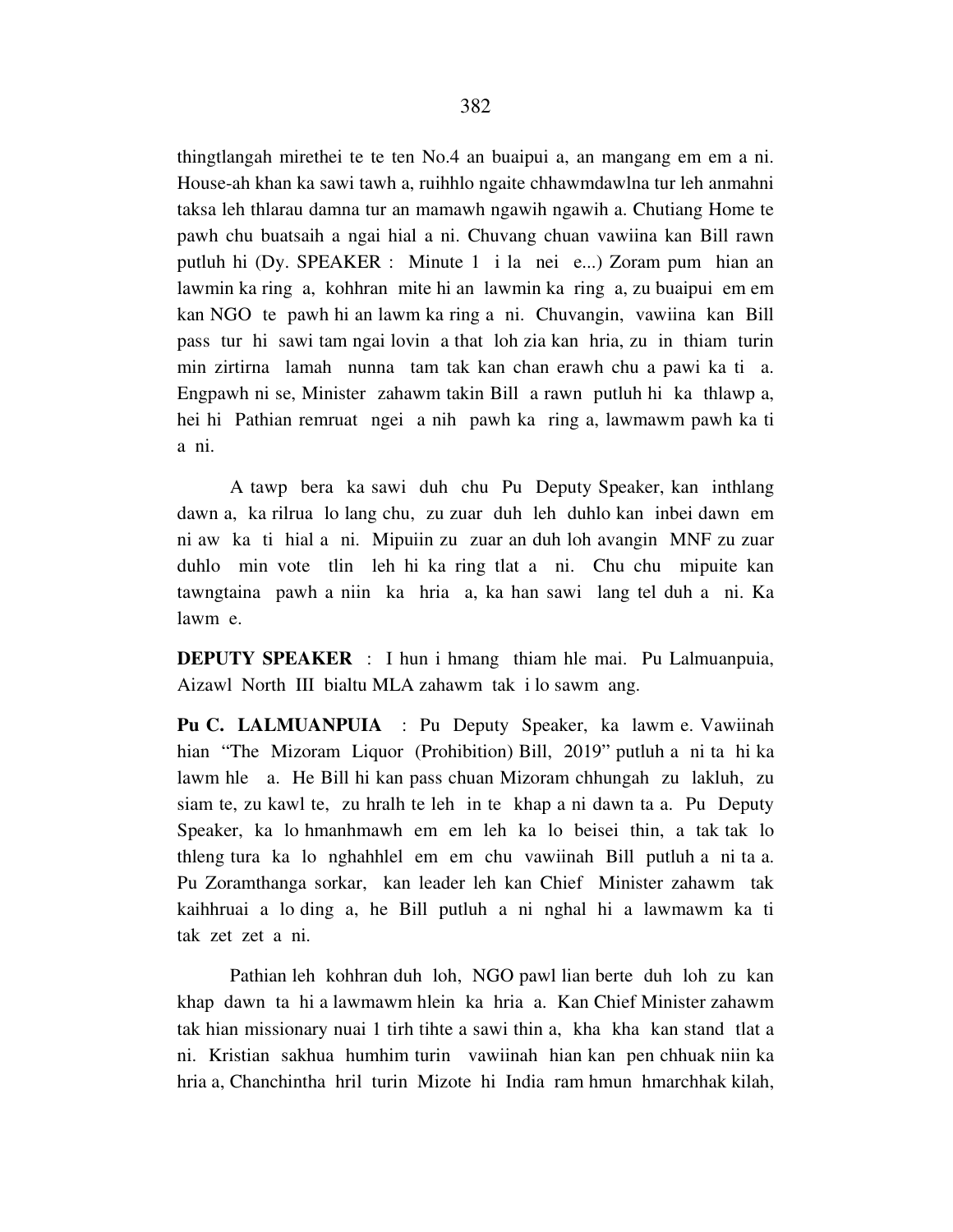thingtlangah mirethei te te ten No.4 an buaipui a, an mangang em em a ni. House-ah khan ka sawi tawh a, ruihhlo ngaite chhawmdawlna tur leh anmahni taksa leh thlarau damna tur an mamawh ngawih ngawih a. Chutiang Home te pawh chu buatsaih a ngai hial a ni. Chuvang chuan vawiina kan Bill rawn putluh hi (Dy. SPEAKER : Minute 1 i la nei e...) Zoram pum hian an lawmin ka ring a, kohhran mite hi an lawmin ka ring a, zu buaipui em em kan NGO te pawh hi an lawm ka ring a ni. Chuvangin, vawiina kan Bill pass tur hi sawi tam ngai lovin a that loh zia kan hria, zu in thiam turin min zirtirna lamah nunna tam tak kan chan erawh chu a pawi ka ti a. Engpawh ni se, Minister zahawm takin Bill a rawn putluh hi ka thlawp a, hei hi Pathian remruat ngei a nih pawh ka ring a, lawmawm pawh ka ti a ni.

A tawp bera ka sawi duh chu Pu Deputy Speaker, kan inthlang dawn a, ka rilrua lo lang chu, zu zuar duh leh duhlo kan inbei dawn em ni aw ka ti hial a ni. Mipuiin zu zuar an duh loh avangin MNF zu zuar duhlo min vote tlin leh hi ka ring tlat a ni. Chu chu mipuite kan tawngtaina pawh a niin ka hria a, ka han sawi lang tel duh a ni. Ka lawm e.

**DEPUTY SPEAKER** : I hun i hmang thiam hle mai. Pu Lalmuanpuia, Aizawl North III bialtu MLA zahawm tak i lo sawm ang.

**Pu C. LALMUANPUIA** : Pu Deputy Speaker, ka lawm e. Vawiinah hian "The Mizoram Liquor (Prohibition) Bill, 2019" putluh a ni ta hi ka lawm hle a. He Bill hi kan pass chuan Mizoram chhungah zu lakluh, zu siam te, zu kawl te, zu hralh te leh in te khap a ni dawn ta a. Pu Deputy Speaker, ka lo hmanhmawh em em leh ka lo beisei thin, a tak tak lo thleng tura ka lo nghahhlel em em chu vawiinah Bill putluh a ni ta a. Pu Zoramthanga sorkar, kan leader leh kan Chief Minister zahawm tak kaihhruai a lo ding a, he Bill putluh a ni nghal hi a lawmawm ka ti tak zet zet a ni.

Pathian leh kohhran duh loh, NGO pawl lian berte duh loh zu kan khap dawn ta hi a lawmawm hlein ka hria a. Kan Chief Minister zahawm tak hian missionary nuai 1 tirh tihte a sawi thin a, kha kha kan stand tlat a ni. Kristian sakhua humhim turin vawiinah hian kan pen chhuak niin ka hria a, Chanchintha hril turin Mizote hi India ram hmun hmarchhak kilah,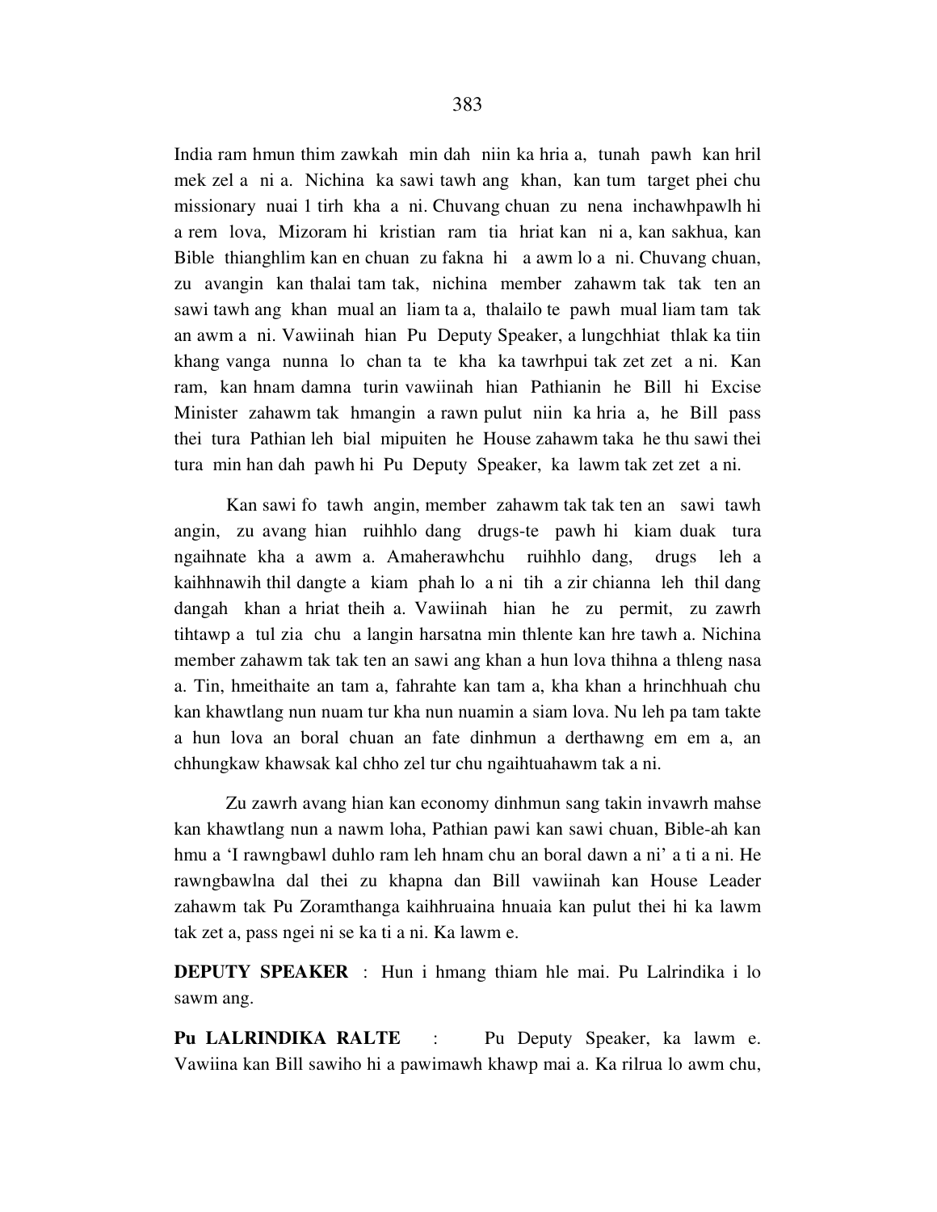India ram hmun thim zawkah min dah niin ka hria a, tunah pawh kan hril mek zel a ni a. Nichina ka sawi tawh ang khan, kan tum target phei chu missionary nuai 1 tirh kha a ni. Chuvang chuan zu nena inchawhpawlh hi a rem lova, Mizoram hi kristian ram tia hriat kan ni a, kan sakhua, kan Bible thianghlim kan en chuan zu fakna hi a awm lo a ni. Chuvang chuan, zu avangin kan thalai tam tak, nichina member zahawm tak tak ten an sawi tawh ang khan mual an liam ta a, thalailo te pawh mual liam tam tak an awm a ni. Vawiinah hian Pu Deputy Speaker, a lungchhiat thlak ka tiin khang vanga nunna lo chan ta te kha ka tawrhpui tak zet zet a ni. Kan ram, kan hnam damna turin vawiinah hian Pathianin he Bill hi Excise Minister zahawm tak hmangin a rawn pulut niin ka hria a, he Bill pass thei tura Pathian leh bial mipuiten he House zahawm taka he thu sawi thei tura min han dah pawh hi Pu Deputy Speaker, ka lawm tak zet zet a ni.

Kan sawi fo tawh angin, member zahawm tak tak ten an sawi tawh angin, zu avang hian ruihhlo dang drugs-te pawh hi kiam duak tura ngaihnate kha a awm a. Amaherawhchu ruihhlo dang, drugs leh a kaihhnawih thil dangte a kiam phah lo a ni tih a zir chianna leh thil dang dangah khan a hriat theih a. Vawiinah hian he zu permit, zu zawrh tihtawp a tul zia chu a langin harsatna min thlente kan hre tawh a. Nichina member zahawm tak tak ten an sawi ang khan a hun lova thihna a thleng nasa a. Tin, hmeithaite an tam a, fahrahte kan tam a, kha khan a hrinchhuah chu kan khawtlang nun nuam tur kha nun nuamin a siam lova. Nu leh pa tam takte a hun lova an boral chuan an fate dinhmun a derthawng em em a, an chhungkaw khawsak kal chho zel tur chu ngaihtuahawm tak a ni.

Zu zawrh avang hian kan economy dinhmun sang takin invawrh mahse kan khawtlang nun a nawm loha, Pathian pawi kan sawi chuan, Bible-ah kan hmu a 'I rawngbawl duhlo ram leh hnam chu an boral dawn a ni' a ti a ni. He rawngbawlna dal thei zu khapna dan Bill vawiinah kan House Leader zahawm tak Pu Zoramthanga kaihhruaina hnuaia kan pulut thei hi ka lawm tak zet a, pass ngei ni se ka ti a ni. Ka lawm e.

**DEPUTY SPEAKER** : Hun i hmang thiam hle mai. Pu Lalrindika i lo sawm ang.

**Pu LALRINDIKA RALTE** : Pu Deputy Speaker, ka lawm e. Vawiina kan Bill sawiho hi a pawimawh khawp mai a. Ka rilrua lo awm chu,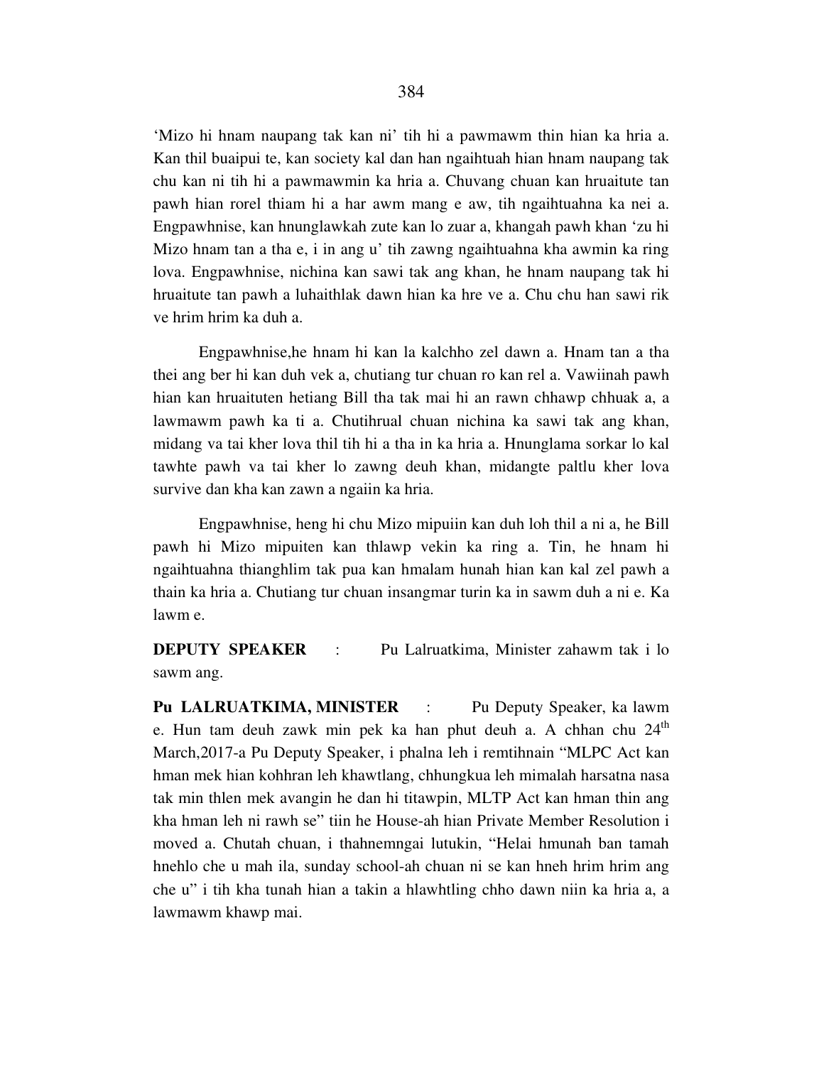'Mizo hi hnam naupang tak kan ni' tih hi a pawmawm thin hian ka hria a. Kan thil buaipui te, kan society kal dan han ngaihtuah hian hnam naupang tak chu kan ni tih hi a pawmawmin ka hria a. Chuvang chuan kan hruaitute tan pawh hian rorel thiam hi a har awm mang e aw, tih ngaihtuahna ka nei a. Engpawhnise, kan hnunglawkah zute kan lo zuar a, khangah pawh khan 'zu hi Mizo hnam tan a tha e, i in ang u' tih zawng ngaihtuahna kha awmin ka ring lova. Engpawhnise, nichina kan sawi tak ang khan, he hnam naupang tak hi hruaitute tan pawh a luhaithlak dawn hian ka hre ve a. Chu chu han sawi rik ve hrim hrim ka duh a.

Engpawhnise,he hnam hi kan la kalchho zel dawn a. Hnam tan a tha thei ang ber hi kan duh vek a, chutiang tur chuan ro kan rel a. Vawiinah pawh hian kan hruaituten hetiang Bill tha tak mai hi an rawn chhawp chhuak a, a lawmawm pawh ka ti a. Chutihrual chuan nichina ka sawi tak ang khan, midang va tai kher lova thil tih hi a tha in ka hria a. Hnunglama sorkar lo kal tawhte pawh va tai kher lo zawng deuh khan, midangte paltlu kher lova survive dan kha kan zawn a ngaiin ka hria.

Engpawhnise, heng hi chu Mizo mipuiin kan duh loh thil a ni a, he Bill pawh hi Mizo mipuiten kan thlawp vekin ka ring a. Tin, he hnam hi ngaihtuahna thianghlim tak pua kan hmalam hunah hian kan kal zel pawh a thain ka hria a. Chutiang tur chuan insangmar turin ka in sawm duh a ni e. Ka lawm e.

**DEPUTY SPEAKER** : Pu Lalruatkima, Minister zahawm tak i lo sawm ang.

**Pu LALRUATKIMA, MINISTER** : Pu Deputy Speaker, ka lawm e. Hun tam deuh zawk min pek ka han phut deuh a. A chhan chu 24th March,2017-a Pu Deputy Speaker, i phalna leh i remtihnain "MLPC Act kan hman mek hian kohhran leh khawtlang, chhungkua leh mimalah harsatna nasa tak min thlen mek avangin he dan hi titawpin, MLTP Act kan hman thin ang kha hman leh ni rawh se" tiin he House-ah hian Private Member Resolution i moved a. Chutah chuan, i thahnemngai lutukin, "Helai hmunah ban tamah hnehlo che u mah ila, sunday school-ah chuan ni se kan hneh hrim hrim ang che u" i tih kha tunah hian a takin a hlawhtling chho dawn niin ka hria a, a lawmawm khawp mai.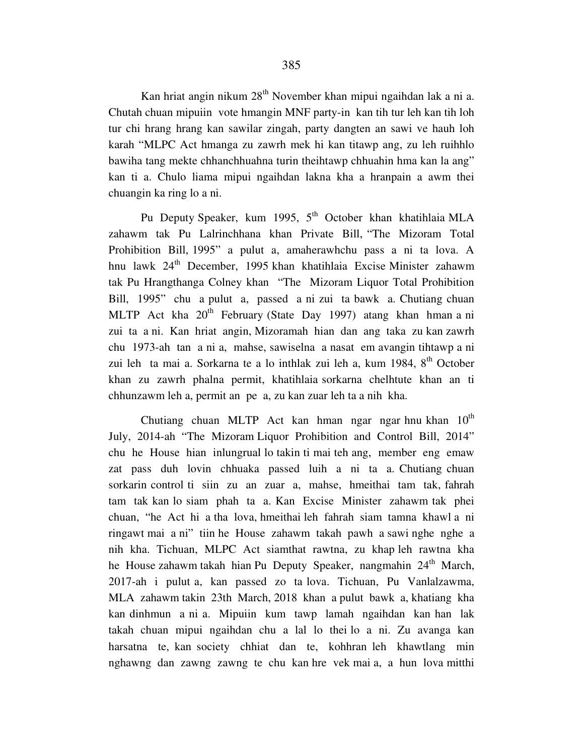Kan hriat angin nikum 28th November khan mipui ngaihdan lak a ni a. Chutah chuan mipuiin vote hmangin MNF party-in kan tih tur leh kan tih loh tur chi hrang hrang kan sawilar zingah, party dangten an sawi ve hauh loh karah "MLPC Act hmanga zu zawrh mek hi kan titawp ang, zu leh ruihhlo bawiha tang mekte chhanchhuahna turin theihtawp chhuahin hma kan la ang" kan ti a. Chulo liama mipui ngaihdan lakna kha a hranpain a awm thei chuangin ka ring lo a ni.

Pu Deputy Speaker, kum 1995, 5th October khan khatihlaia MLA zahawm tak Pu Lalrinchhana khan Private Bill, "The Mizoram Total Prohibition Bill, 1995" a pulut a, amaherawhchu pass a ni ta lova. A hnu lawk 24th December, 1995 khan khatihlaia Excise Minister zahawm tak Pu Hrangthanga Colney khan "The Mizoram Liquor Total Prohibition Bill, 1995" chu a pulut a, passed a ni zui ta bawk a. Chutiang chuan MLTP Act kha 20th February (State Day 1997) atang khan hman a ni zui ta a ni. Kan hriat angin, Mizoramah hian dan ang taka zu kan zawrh chu 1973-ah tan a ni a, mahse, sawiselna a nasat em avangin tihtawp a ni zui leh ta mai a. Sorkarna te a lo inthlak zui leh a, kum 1984, 8th October khan zu zawrh phalna permit, khatihlaia sorkarna chelhtute khan an ti chhunzawm leh a, permit an pe a, zu kan zuar leh ta a nih kha.

Chutiang chuan MLTP Act kan hman ngar ngar hnu khan 10th July, 2014-ah "The Mizoram Liquor Prohibition and Control Bill, 2014" chu he House hian inlungrual lo takin ti mai teh ang, member eng emaw zat pass duh lovin chhuaka passed luih a ni ta a. Chutiang chuan sorkarin control ti siin zu an zuar a, mahse, hmeithai tam tak, fahrah tam tak kan lo siam phah ta a. Kan Excise Minister zahawm tak phei chuan, "he Act hi a tha lova, hmeithai leh fahrah siam tamna khawl a ni ringawt mai a ni" tiin he House zahawm takah pawh a sawi nghe nghe a nih kha. Tichuan, MLPC Act siamthat rawtna, zu khap leh rawtna kha he House zahawm takah hian Pu Deputy Speaker, nangmahin 24th March, 2017-ah i pulut a, kan passed zo ta lova. Tichuan, Pu Vanlalzawma, MLA zahawm takin 23th March, 2018 khan a pulut bawk a, khatiang kha kan dinhmun a ni a. Mipuiin kum tawp lamah ngaihdan kan han lak takah chuan mipui ngaihdan chu a lal lo thei lo a ni. Zu avanga kan harsatna te, kan society chhiat dan te, kohhran leh khawtlang min nghawng dan zawng zawng te chu kan hre vek mai a, a hun lova mitthi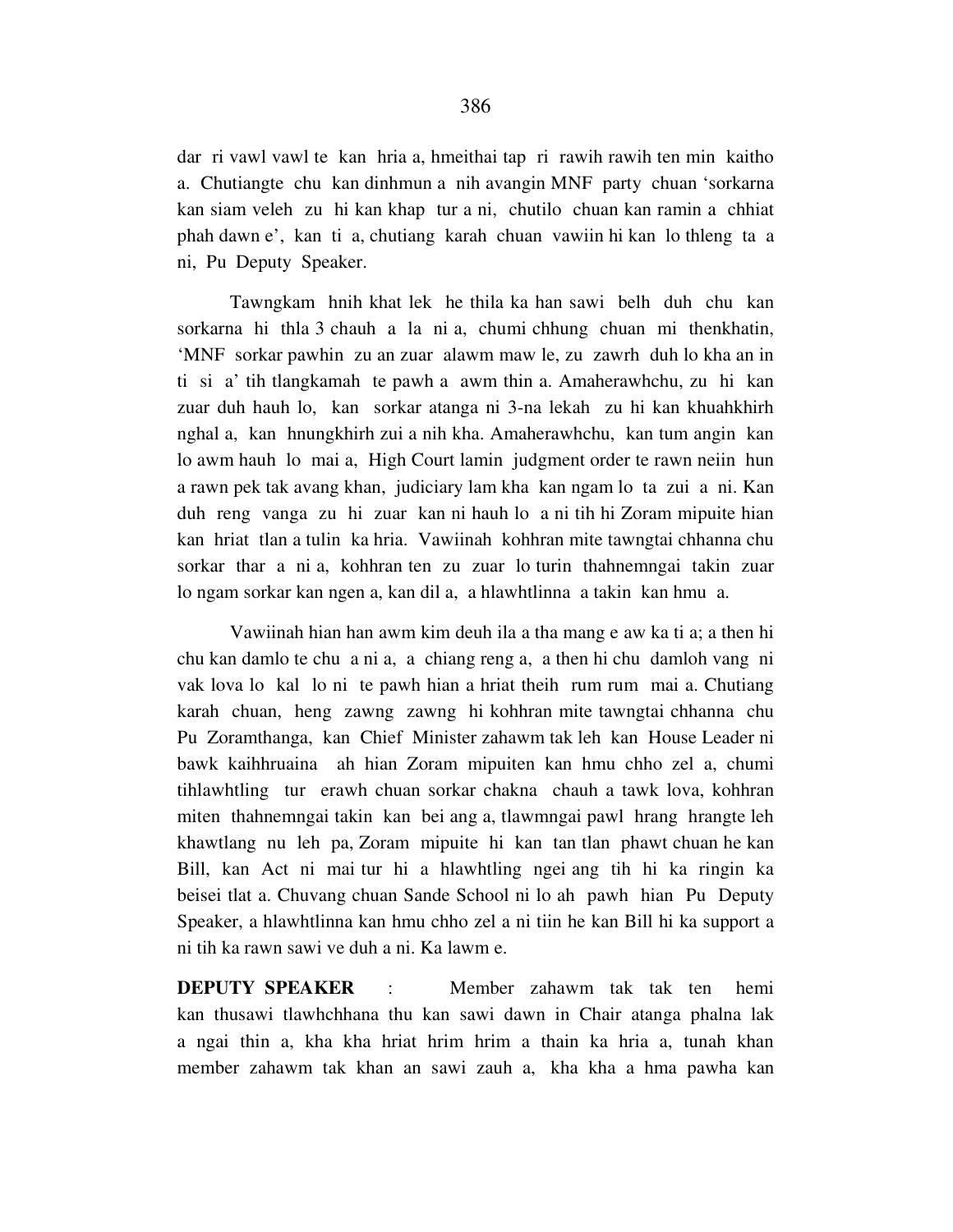dar ri vawl vawl te kan hria a, hmeithai tap ri rawih rawih ten min kaitho a. Chutiangte chu kan dinhmun a nih avangin MNF party chuan 'sorkarna kan siam veleh zu hi kan khap tur a ni, chutilo chuan kan ramin a chhiat phah dawn e', kan ti a, chutiang karah chuan vawiin hi kan lo thleng ta a ni, Pu Deputy Speaker.

Tawngkam hnih khat lek he thila ka han sawi belh duh chu kan sorkarna hi thla 3 chauh a la ni a, chumi chhung chuan mi thenkhatin, 'MNF sorkar pawhin zu an zuar alawm maw le, zu zawrh duh lo kha an in ti si a' tih tlangkamah te pawh a awm thin a. Amaherawhchu, zu hi kan zuar duh hauh lo, kan sorkar atanga ni 3-na lekah zu hi kan khuahkhirh nghal a, kan hnungkhirh zui a nih kha. Amaherawhchu, kan tum angin kan lo awm hauh lo mai a, High Court lamin judgment order te rawn neiin hun a rawn pek tak avang khan, judiciary lam kha kan ngam lo ta zui a ni. Kan duh reng vanga zu hi zuar kan ni hauh lo a ni tih hi Zoram mipuite hian kan hriat tlan a tulin ka hria. Vawiinah kohhran mite tawngtai chhanna chu sorkar thar a ni a, kohhran ten zu zuar lo turin thahnemngai takin zuar lo ngam sorkar kan ngen a, kan dil a, a hlawhtlinna a takin kan hmu a.

Vawiinah hian han awm kim deuh ila a tha mang e aw ka ti a; a then hi chu kan damlo te chu a ni a, a chiang reng a, a then hi chu damloh vang ni vak lova lo kal lo ni te pawh hian a hriat theih rum rum mai a. Chutiang karah chuan, heng zawng zawng hi kohhran mite tawngtai chhanna chu Pu Zoramthanga, kan Chief Minister zahawm tak leh kan House Leader ni bawk kaihhruaina ah hian Zoram mipuiten kan hmu chho zel a, chumi tihlawhtling tur erawh chuan sorkar chakna chauh a tawk lova, kohhran miten thahnemngai takin kan bei ang a, tlawmngai pawl hrang hrangte leh khawtlang nu leh pa, Zoram mipuite hi kan tan tlan phawt chuan he kan Bill, kan Act ni mai tur hi a hlawhtling ngei ang tih hi ka ringin ka beisei tlat a. Chuvang chuan Sande School ni lo ah pawh hian Pu Deputy Speaker, a hlawhtlinna kan hmu chho zel a ni tiin he kan Bill hi ka support a ni tih ka rawn sawi ve duh a ni. Ka lawm e.

**DEPUTY SPEAKER** : Member zahawm tak tak ten hemi kan thusawi tlawhchhana thu kan sawi dawn in Chair atanga phalna lak a ngai thin a, kha kha hriat hrim hrim a thain ka hria a, tunah khan member zahawm tak khan an sawi zauh a, kha kha a hma pawha kan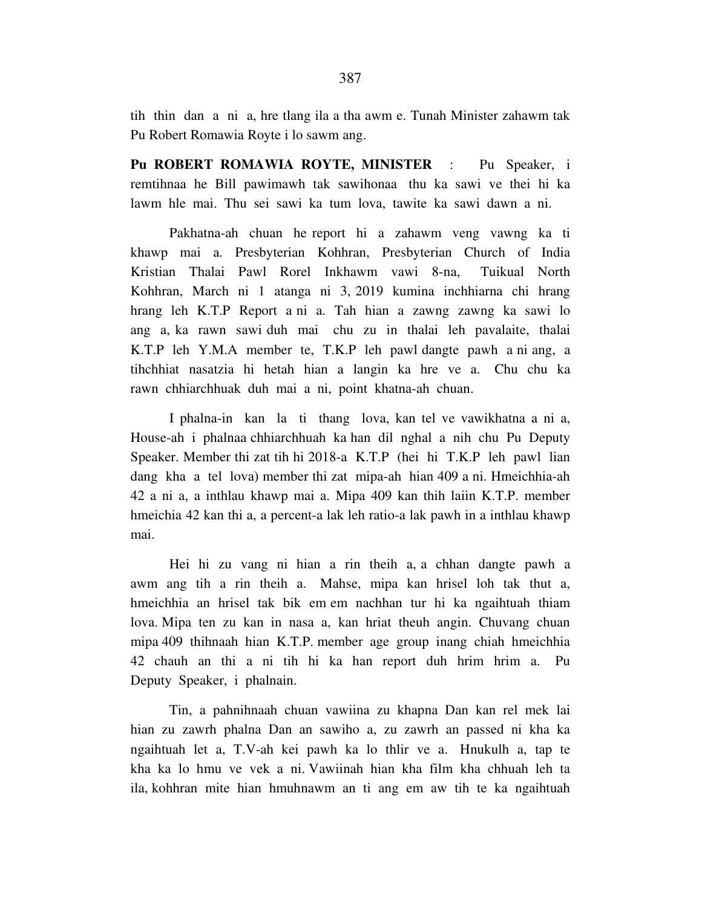tih thin dan a ni a, hre tlang ila a tha awm e. Tunah Minister zahawm tak Pu Robert Romawia Royte i lo sawm ang.

**Pu ROBERT ROMAWIA ROYTE, MINISTER** : Pu Speaker, i remtihnaa he Bill pawimawh tak sawihonaa thu ka sawi ve thei hi ka lawm hle mai. Thu sei sawi ka tum lova, tawite ka sawi dawn a ni.

Pakhatna-ah chuan he report hi a zahawm veng vawng ka ti khawp mai a. Presbyterian Kohhran, Presbyterian Church of India Kristian Thalai Pawl Rorel Inkhawm vawi 8-na, Tuikual North Kohhran, March ni 1 atanga ni 3, 2019 kumina inchhiarna chi hrang hrang leh K.T.P Report a ni a. Tah hian a zawng zawng ka sawi lo ang a, ka rawn sawi duh mai chu zu in thalai leh pavalaite, thalai K.T.P leh Y.M.A member te, T.K.P leh pawl dangte pawh a ni ang, a tihchhiat nasatzia hi hetah hian a langin ka hre ve a. Chu chu ka rawn chhiarchhuak duh mai a ni, point khatna-ah chuan.

I phalna-in kan la ti thang lova, kan tel ve vawikhatna a ni a, House-ah i phalnaa chhiarchhuah ka han dil nghal a nih chu Pu Deputy Speaker. Member thi zat tih hi 2018-a K.T.P (hei hi T.K.P leh pawl lian dang kha a tel lova) member thi zat mipa-ah hian 409 a ni. Hmeichhia-ah 42 a ni a, a inthlau khawp mai a. Mipa 409 kan thih laiin K.T.P. member hmeichia 42 kan thi a, a percent-a lak leh ratio-a lak pawh in a inthlau khawp mai.

Hei hi zu vang ni hian a rin theih a, a chhan dangte pawh a awm ang tih a rin theih a. Mahse, mipa kan hrisel loh tak thut a, hmeichhia an hrisel tak bik em em nachhan tur hi ka ngaihtuah thiam lova. Mipa ten zu kan in nasa a, kan hriat theuh angin. Chuvang chuan mipa 409 thihnaah hian K.T.P. member age group inang chiah hmeichhia 42 chauh an thi a ni tih hi ka han report duh hrim hrim a. Pu Deputy Speaker, i phalnain.

Tin, a pahnihnaah chuan vawiina zu khapna Dan kan rel mek lai hian zu zawrh phalna Dan an sawiho a, zu zawrh an passed ni kha ka ngaihtuah let a, T.V-ah kei pawh ka lo thlir ve a. Hnukulh a, tap te kha ka lo hmu ve vek a ni. Vawiinah hian kha film kha chhuah leh ta ila, kohhran mite hian hmuhnawm an ti ang em aw tih te ka ngaihtuah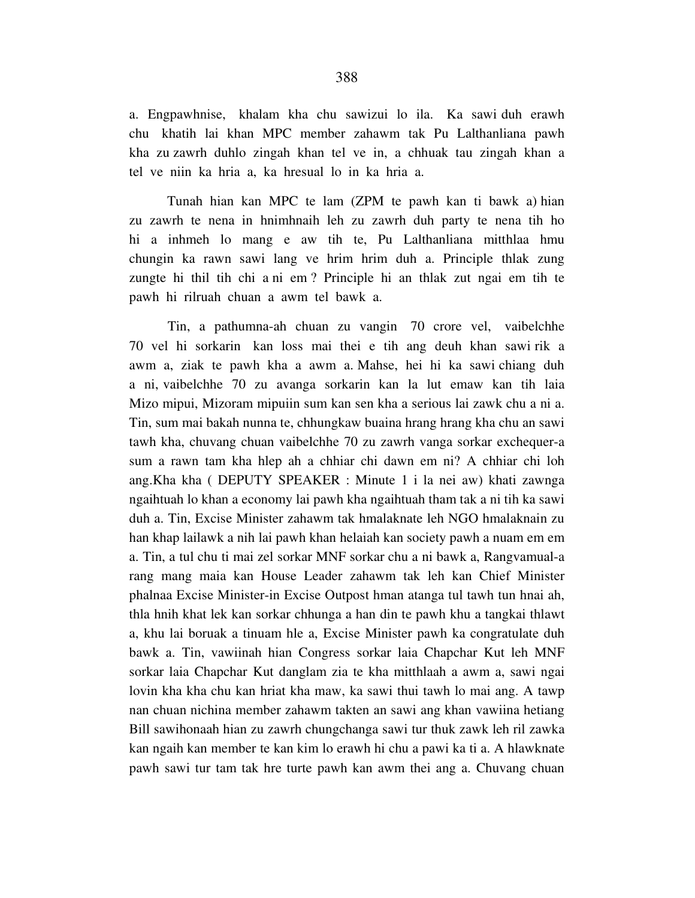a. Engpawhnise, khalam kha chu sawizui lo ila. Ka sawi duh erawh chu khatih lai khan MPC member zahawm tak Pu Lalthanliana pawh kha zu zawrh duhlo zingah khan tel ve in, a chhuak tau zingah khan a tel ve niin ka hria a, ka hresual lo in ka hria a.

Tunah hian kan MPC te lam (ZPM te pawh kan ti bawk a) hian zu zawrh te nena in hnimhnaih leh zu zawrh duh party te nena tih ho hi a inhmeh lo mang e aw tih te, Pu Lalthanliana mitthlaa hmu chungin ka rawn sawi lang ve hrim hrim duh a. Principle thlak zung zungte hi thil tih chi a ni em ? Principle hi an thlak zut ngai em tih te pawh hi rilruah chuan a awm tel bawk a.

Tin, a pathumna-ah chuan zu vangin 70 crore vel, vaibelchhe 70 vel hi sorkarin kan loss mai thei e tih ang deuh khan sawi rik a awm a, ziak te pawh kha a awm a. Mahse, hei hi ka sawi chiang duh a ni, vaibelchhe 70 zu avanga sorkarin kan la lut emaw kan tih laia Mizo mipui, Mizoram mipuiin sum kan sen kha a serious lai zawk chu a ni a. Tin, sum mai bakah nunna te, chhungkaw buaina hrang hrang kha chu an sawi tawh kha, chuvang chuan vaibelchhe 70 zu zawrh vanga sorkar exchequer-a sum a rawn tam kha hlep ah a chhiar chi dawn em ni? A chhiar chi loh ang.Kha kha ( DEPUTY SPEAKER : Minute 1 i la nei aw) khati zawnga ngaihtuah lo khan a economy lai pawh kha ngaihtuah tham tak a ni tih ka sawi duh a. Tin, Excise Minister zahawm tak hmalaknate leh NGO hmalaknain zu han khap lailawk a nih lai pawh khan helaiah kan society pawh a nuam em em a. Tin, a tul chu ti mai zel sorkar MNF sorkar chu a ni bawk a, Rangvamual-a rang mang maia kan House Leader zahawm tak leh kan Chief Minister phalnaa Excise Minister-in Excise Outpost hman atanga tul tawh tun hnai ah, thla hnih khat lek kan sorkar chhunga a han din te pawh khu a tangkai thlawt a, khu lai boruak a tinuam hle a, Excise Minister pawh ka congratulate duh bawk a. Tin, vawiinah hian Congress sorkar laia Chapchar Kut leh MNF sorkar laia Chapchar Kut danglam zia te kha mitthlaah a awm a, sawi ngai lovin kha kha chu kan hriat kha maw, ka sawi thui tawh lo mai ang. A tawp nan chuan nichina member zahawm takten an sawi ang khan vawiina hetiang Bill sawihonaah hian zu zawrh chungchanga sawi tur thuk zawk leh ril zawka kan ngaih kan member te kan kim lo erawh hi chu a pawi ka ti a. A hlawknate pawh sawi tur tam tak hre turte pawh kan awm thei ang a. Chuvang chuan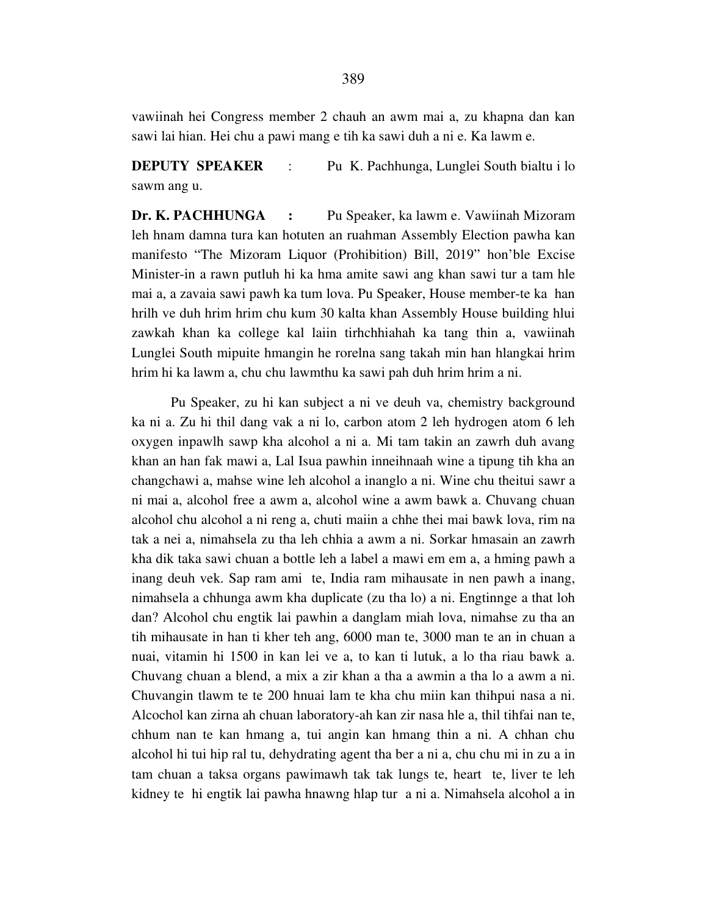vawiinah hei Congress member 2 chauh an awm mai a, zu khapna dan kan sawi lai hian. Hei chu a pawi mang e tih ka sawi duh a ni e. Ka lawm e.

**DEPUTY SPEAKER** : Pu K. Pachhunga, Lunglei South bialtu i lo sawm ang u.

**Dr. K. PACHHUNGA :** Pu Speaker, ka lawm e. Vawiinah Mizoram leh hnam damna tura kan hotuten an ruahman Assembly Election pawha kan manifesto "The Mizoram Liquor (Prohibition) Bill, 2019" hon'ble Excise Minister-in a rawn putluh hi ka hma amite sawi ang khan sawi tur a tam hle mai a, a zavaia sawi pawh ka tum lova. Pu Speaker, House member-te ka han hrilh ve duh hrim hrim chu kum 30 kalta khan Assembly House building hlui zawkah khan ka college kal laiin tirhchhiahah ka tang thin a, vawiinah Lunglei South mipuite hmangin he rorelna sang takah min han hlangkai hrim hrim hi ka lawm a, chu chu lawmthu ka sawi pah duh hrim hrim a ni.

Pu Speaker, zu hi kan subject a ni ve deuh va, chemistry background ka ni a. Zu hi thil dang vak a ni lo, carbon atom 2 leh hydrogen atom 6 leh oxygen inpawlh sawp kha alcohol a ni a. Mi tam takin an zawrh duh avang khan an han fak mawi a, Lal Isua pawhin inneihnaah wine a tipung tih kha an changchawi a, mahse wine leh alcohol a inanglo a ni. Wine chu theitui sawr a ni mai a, alcohol free a awm a, alcohol wine a awm bawk a. Chuvang chuan alcohol chu alcohol a ni reng a, chuti maiin a chhe thei mai bawk lova, rim na tak a nei a, nimahsela zu tha leh chhia a awm a ni. Sorkar hmasain an zawrh kha dik taka sawi chuan a bottle leh a label a mawi em em a, a hming pawh a inang deuh vek. Sap ram ami te, India ram mihausate in nen pawh a inang, nimahsela a chhunga awm kha duplicate (zu tha lo) a ni. Engtinnge a that loh dan? Alcohol chu engtik lai pawhin a danglam miah lova, nimahse zu tha an tih mihausate in han ti kher teh ang, 6000 man te, 3000 man te an in chuan a nuai, vitamin hi 1500 in kan lei ve a, to kan ti lutuk, a lo tha riau bawk a. Chuvang chuan a blend, a mix a zir khan a tha a awmin a tha lo a awm a ni. Chuvangin tlawm te te 200 hnuai lam te kha chu miin kan thihpui nasa a ni. Alcochol kan zirna ah chuan laboratory-ah kan zir nasa hle a, thil tihfai nan te, chhum nan te kan hmang a, tui angin kan hmang thin a ni. A chhan chu alcohol hi tui hip ral tu, dehydrating agent tha ber a ni a, chu chu mi in zu a in tam chuan a taksa organs pawimawh tak tak lungs te, heart te, liver te leh kidney te hi engtik lai pawha hnawng hlap tur a ni a. Nimahsela alcohol a in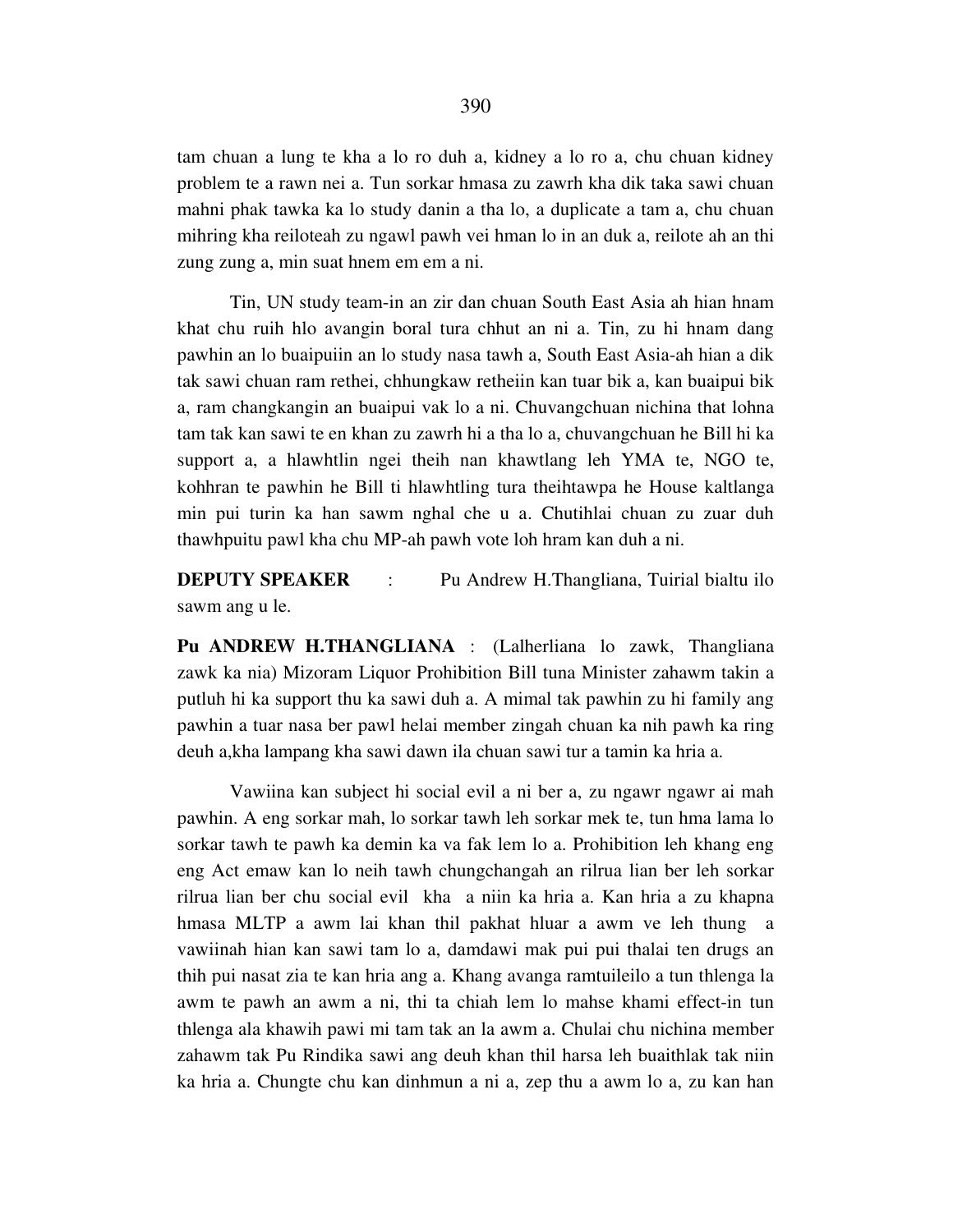tam chuan a lung te kha a lo ro duh a, kidney a lo ro a, chu chuan kidney problem te a rawn nei a. Tun sorkar hmasa zu zawrh kha dik taka sawi chuan mahni phak tawka ka lo study danin a tha lo, a duplicate a tam a, chu chuan mihring kha reiloteah zu ngawl pawh vei hman lo in an duk a, reilote ah an thi zung zung a, min suat hnem em em a ni.

Tin, UN study team-in an zir dan chuan South East Asia ah hian hnam khat chu ruih hlo avangin boral tura chhut an ni a. Tin, zu hi hnam dang pawhin an lo buaipuiin an lo study nasa tawh a, South East Asia-ah hian a dik tak sawi chuan ram rethei, chhungkaw retheiin kan tuar bik a, kan buaipui bik a, ram changkangin an buaipui vak lo a ni. Chuvangchuan nichina that lohna tam tak kan sawi te en khan zu zawrh hi a tha lo a, chuvangchuan he Bill hi ka support a, a hlawhtlin ngei theih nan khawtlang leh YMA te, NGO te, kohhran te pawhin he Bill ti hlawhtling tura theihtawpa he House kaltlanga min pui turin ka han sawm nghal che u a. Chutihlai chuan zu zuar duh thawhpuitu pawl kha chu MP-ah pawh vote loh hram kan duh a ni.

**DEPUTY SPEAKER** : Pu Andrew H.Thangliana, Tuirial bialtu ilo sawm ang u le.

**Pu ANDREW H.THANGLIANA** : (Lalherliana lo zawk, Thangliana zawk ka nia) Mizoram Liquor Prohibition Bill tuna Minister zahawm takin a putluh hi ka support thu ka sawi duh a. A mimal tak pawhin zu hi family ang pawhin a tuar nasa ber pawl helai member zingah chuan ka nih pawh ka ring deuh a,kha lampang kha sawi dawn ila chuan sawi tur a tamin ka hria a.

Vawiina kan subject hi social evil a ni ber a, zu ngawr ngawr ai mah pawhin. A eng sorkar mah, lo sorkar tawh leh sorkar mek te, tun hma lama lo sorkar tawh te pawh ka demin ka va fak lem lo a. Prohibition leh khang eng eng Act emaw kan lo neih tawh chungchangah an rilrua lian ber leh sorkar rilrua lian ber chu social evil kha a niin ka hria a. Kan hria a zu khapna hmasa MLTP a awm lai khan thil pakhat hluar a awm ve leh thung a vawiinah hian kan sawi tam lo a, damdawi mak pui pui thalai ten drugs an thih pui nasat zia te kan hria ang a. Khang avanga ramtuileilo a tun thlenga la awm te pawh an awm a ni, thi ta chiah lem lo mahse khami effect-in tun thlenga ala khawih pawi mi tam tak an la awm a. Chulai chu nichina member zahawm tak Pu Rindika sawi ang deuh khan thil harsa leh buaithlak tak niin ka hria a. Chungte chu kan dinhmun a ni a, zep thu a awm lo a, zu kan han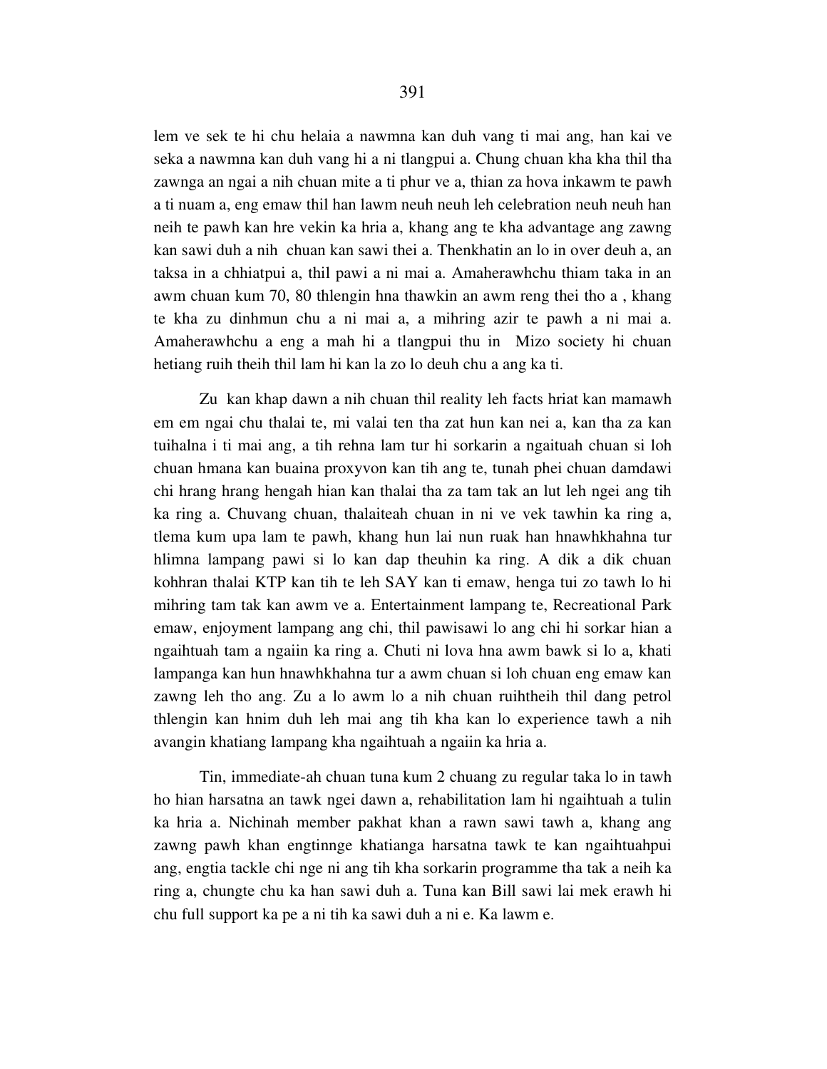lem ve sek te hi chu helaia a nawmna kan duh vang ti mai ang, han kai ve seka a nawmna kan duh vang hi a ni tlangpui a. Chung chuan kha kha thil tha zawnga an ngai a nih chuan mite a ti phur ve a, thian za hova inkawm te pawh a ti nuam a, eng emaw thil han lawm neuh neuh leh celebration neuh neuh han neih te pawh kan hre vekin ka hria a, khang ang te kha advantage ang zawng kan sawi duh a nih chuan kan sawi thei a. Thenkhatin an lo in over deuh a, an taksa in a chhiatpui a, thil pawi a ni mai a. Amaherawhchu thiam taka in an awm chuan kum 70, 80 thlengin hna thawkin an awm reng thei tho a , khang te kha zu dinhmun chu a ni mai a, a mihring azir te pawh a ni mai a. Amaherawhchu a eng a mah hi a tlangpui thu in Mizo society hi chuan hetiang ruih theih thil lam hi kan la zo lo deuh chu a ang ka ti.

Zu kan khap dawn a nih chuan thil reality leh facts hriat kan mamawh em em ngai chu thalai te, mi valai ten tha zat hun kan nei a, kan tha za kan tuihalna i ti mai ang, a tih rehna lam tur hi sorkarin a ngaituah chuan si loh chuan hmana kan buaina proxyvon kan tih ang te, tunah phei chuan damdawi chi hrang hrang hengah hian kan thalai tha za tam tak an lut leh ngei ang tih ka ring a. Chuvang chuan, thalaiteah chuan in ni ve vek tawhin ka ring a, tlema kum upa lam te pawh, khang hun lai nun ruak han hnawhkhahna tur hlimna lampang pawi si lo kan dap theuhin ka ring. A dik a dik chuan kohhran thalai KTP kan tih te leh SAY kan ti emaw, henga tui zo tawh lo hi mihring tam tak kan awm ve a. Entertainment lampang te, Recreational Park emaw, enjoyment lampang ang chi, thil pawisawi lo ang chi hi sorkar hian a ngaihtuah tam a ngaiin ka ring a. Chuti ni lova hna awm bawk si lo a, khati lampanga kan hun hnawhkhahna tur a awm chuan si loh chuan eng emaw kan zawng leh tho ang. Zu a lo awm lo a nih chuan ruihtheih thil dang petrol thlengin kan hnim duh leh mai ang tih kha kan lo experience tawh a nih avangin khatiang lampang kha ngaihtuah a ngaiin ka hria a.

Tin, immediate-ah chuan tuna kum 2 chuang zu regular taka lo in tawh ho hian harsatna an tawk ngei dawn a, rehabilitation lam hi ngaihtuah a tulin ka hria a. Nichinah member pakhat khan a rawn sawi tawh a, khang ang zawng pawh khan engtinnge khatianga harsatna tawk te kan ngaihtuahpui ang, engtia tackle chi nge ni ang tih kha sorkarin programme tha tak a neih ka ring a, chungte chu ka han sawi duh a. Tuna kan Bill sawi lai mek erawh hi chu full support ka pe a ni tih ka sawi duh a ni e. Ka lawm e.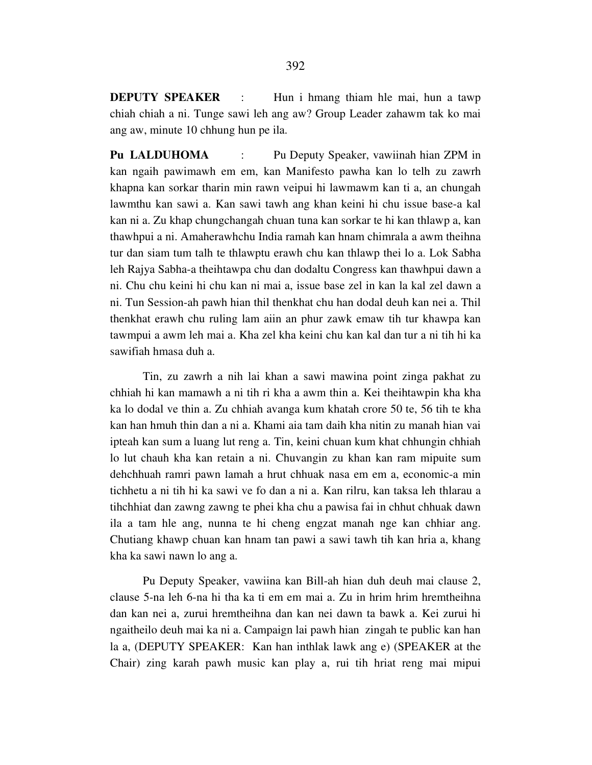**DEPUTY SPEAKER** : Hun i hmang thiam hle mai, hun a tawp chiah chiah a ni. Tunge sawi leh ang aw? Group Leader zahawm tak ko mai ang aw, minute 10 chhung hun pe ila.

**Pu LALDUHOMA** : Pu Deputy Speaker, vawiinah hian ZPM in kan ngaih pawimawh em em, kan Manifesto pawha kan lo telh zu zawrh khapna kan sorkar tharin min rawn veipui hi lawmawm kan ti a, an chungah lawmthu kan sawi a. Kan sawi tawh ang khan keini hi chu issue base-a kal kan ni a. Zu khap chungchangah chuan tuna kan sorkar te hi kan thlawp a, kan thawhpui a ni. Amaherawhchu India ramah kan hnam chimrala a awm theihna tur dan siam tum talh te thlawptu erawh chu kan thlawp thei lo a. Lok Sabha leh Rajya Sabha-a theihtawpa chu dan dodaltu Congress kan thawhpui dawn a ni. Chu chu keini hi chu kan ni mai a, issue base zel in kan la kal zel dawn a ni. Tun Session-ah pawh hian thil thenkhat chu han dodal deuh kan nei a. Thil thenkhat erawh chu ruling lam aiin an phur zawk emaw tih tur khawpa kan tawmpui a awm leh mai a. Kha zel kha keini chu kan kal dan tur a ni tih hi ka sawifiah hmasa duh a.

Tin, zu zawrh a nih lai khan a sawi mawina point zinga pakhat zu chhiah hi kan mamawh a ni tih ri kha a awm thin a. Kei theihtawpin kha kha ka lo dodal ve thin a. Zu chhiah avanga kum khatah crore 50 te, 56 tih te kha kan han hmuh thin dan a ni a. Khami aia tam daih kha nitin zu manah hian vai ipteah kan sum a luang lut reng a. Tin, keini chuan kum khat chhungin chhiah lo lut chauh kha kan retain a ni. Chuvangin zu khan kan ram mipuite sum dehchhuah ramri pawn lamah a hrut chhuak nasa em em a, economic-a min tichhetu a ni tih hi ka sawi ve fo dan a ni a. Kan rilru, kan taksa leh thlarau a tihchhiat dan zawng zawng te phei kha chu a pawisa fai in chhut chhuak dawn ila a tam hle ang, nunna te hi cheng engzat manah nge kan chhiar ang. Chutiang khawp chuan kan hnam tan pawi a sawi tawh tih kan hria a, khang kha ka sawi nawn lo ang a.

Pu Deputy Speaker, vawiina kan Bill-ah hian duh deuh mai clause 2, clause 5-na leh 6-na hi tha ka ti em em mai a. Zu in hrim hrim hremtheihna dan kan nei a, zurui hremtheihna dan kan nei dawn ta bawk a. Kei zurui hi ngaitheilo deuh mai ka ni a. Campaign lai pawh hian zingah te public kan han la a, (DEPUTY SPEAKER: Kan han inthlak lawk ang e) (SPEAKER at the Chair) zing karah pawh music kan play a, rui tih hriat reng mai mipui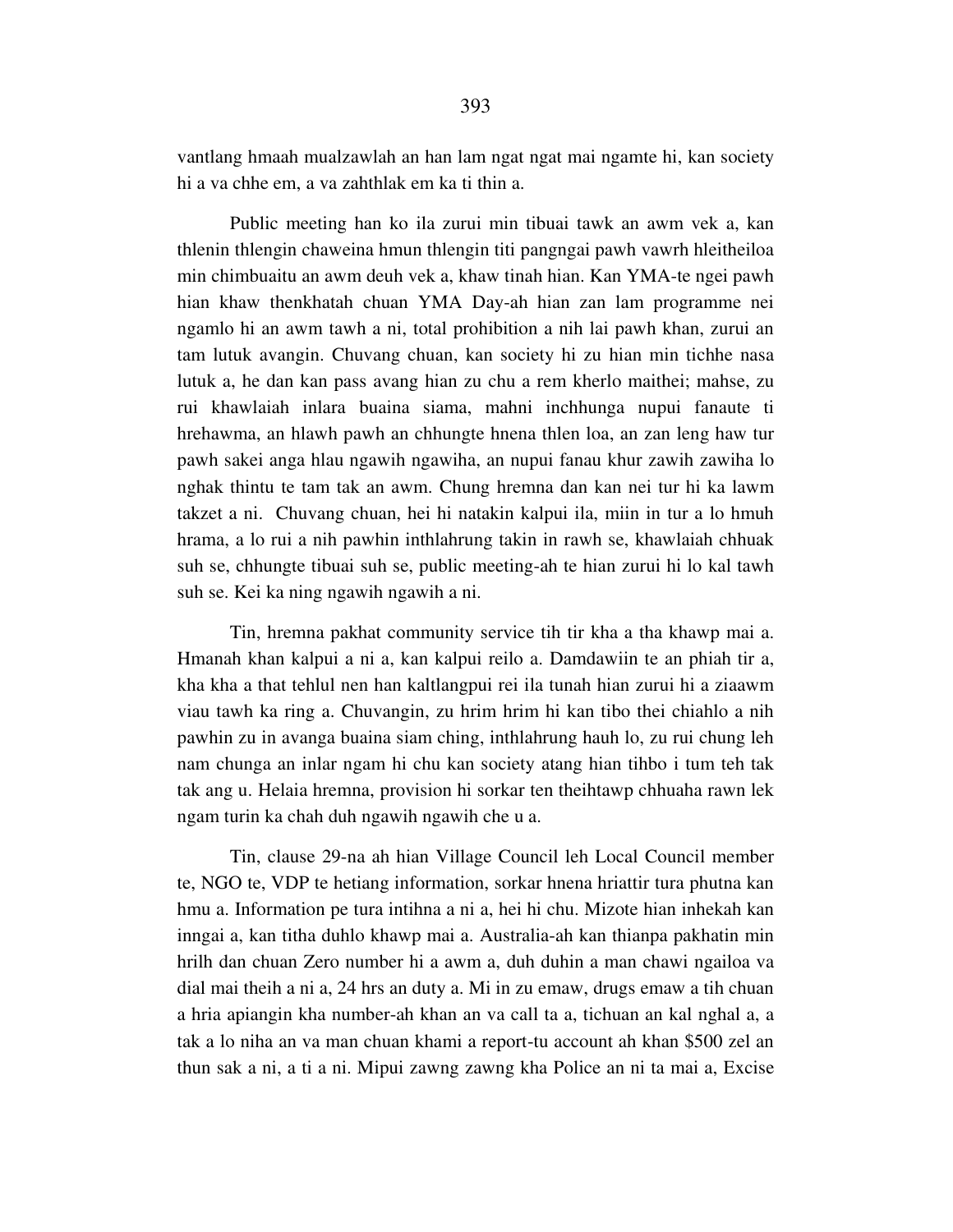vantlang hmaah mualzawlah an han lam ngat ngat mai ngamte hi, kan society hi a va chhe em, a va zahthlak em ka ti thin a.

Public meeting han ko ila zurui min tibuai tawk an awm vek a, kan thlenin thlengin chaweina hmun thlengin titi pangngai pawh vawrh hleitheiloa min chimbuaitu an awm deuh vek a, khaw tinah hian. Kan YMA-te ngei pawh hian khaw thenkhatah chuan YMA Day-ah hian zan lam programme nei ngamlo hi an awm tawh a ni, total prohibition a nih lai pawh khan, zurui an tam lutuk avangin. Chuvang chuan, kan society hi zu hian min tichhe nasa lutuk a, he dan kan pass avang hian zu chu a rem kherlo maithei; mahse, zu rui khawlaiah inlara buaina siama, mahni inchhunga nupui fanaute ti hrehawmma, an hlawh pawh an chhungte hnena thlen loa, an zan leng haw tur pawh sakei anga hlau ngawih ngawiha, an nupui fanau khur zawih zawiha lo nghak thintu te tam tak an awm. Chung hremna dan kan nei tur hi ka lawm takzet a ni. Chuvang chuan, hei hi natakin kalpui ila, miin in tur a lo hmuh hrama, a lo rui a nih pawhin inthlahrung takin in rawh se, khawlaiah chhuak suh se, chhungte tibuai suh se, public meeting-ah te hian zurui hi lo kal tawh suh se. Kei ka ning ngawih ngawih a ni.

Tin, hremna pakhat community service tih tir kha a tha khawp mai a. Hmanah khan kalpui a ni a, kan kalpui reilo a. Damdawiin te an phiah tir a, kha kha a that tehlul nen han kaltlangpui rei ila tunah hian zurui hi a ziaawm viau tawh ka ring a. Chuvangin, zu hrim hrim hi kan tibo thei chiahlo a nih pawhin zu in avanga buaina siam ching, inthlahrung hauh lo, zu rui chung leh nam chunga an inlar ngam hi chu kan society atang hian tihbo i tum teh tak tak ang u. Helaia hremna, provision hi sorkar ten theihtawp chhuaha rawn lek ngam turin ka chah duh ngawih ngawih che u a.

Tin, clause 29-na ah hian Village Council leh Local Council member te, NGO te, VDP te hetiang information, sorkar hnena hriattir tura phutna kan hmu a. Information pe tura intihna a ni a, hei hi chu. Mizote hian inhekah kan inngai a, kan titha duhlo khawp mai a. Australia-ah kan thianpa pakhatin min hrilh dan chuan Zero number hi a awm a, duh duhin a man chawi ngailoa va dial mai theih a ni a, 24 hrs an duty a. Mi in zu emaw, drugs emaw a tih chuan a hria apiangin kha number-ah khan an va call ta a, tichuan an kal nghal a, a tak a lo niha an va man chuan khami a report-tu account ah khan $500 zel an thun sak a ni, a ti a ni. Mipui zawng zawng kha Police an ni ta mai a, Excise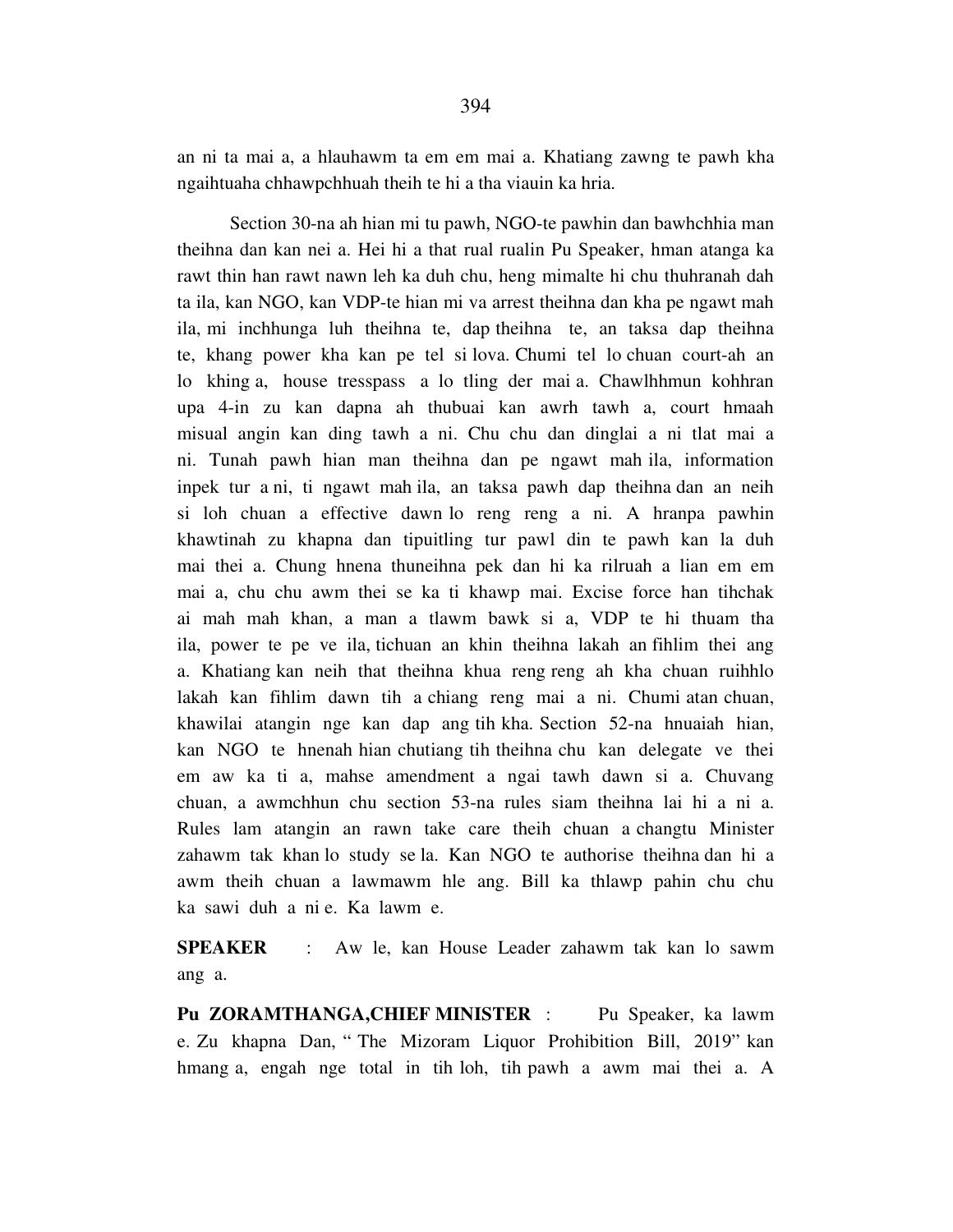an ni ta mai a, a hlauhawm ta em em mai a. Khatiang zawng te pawh kha ngaihtuaha chhawpchhuah theih te hi a tha viauin ka hria.

Section 30-na ah hian mi tu pawh, NGO-te pawhin dan bawhchhia man theihna dan kan nei a. Hei hi a that rual rualin Pu Speaker, hman atanga ka rawt thin han rawt nawn leh ka duh chu, heng mimalte hi chu thuhranah dah ta ila, kan NGO, kan VDP-te hian mi va arrest theihna dan kha pe ngawt mah ila, mi inchhunga luh theihna te, dap theihna te, an taksa dap theihna te, khang power kha kan pe tel si lova. Chumi tel lo chuan court-ah an lo khing a, house tresspass a lo tling der mai a. Chawlhhmun kohhran upa 4-in zu kan dapna ah thubuai kan awrh tawh a, court hmaah misual angin kan ding tawh a ni. Chu chu dan dinglai a ni tlat mai a ni. Tunah pawh hian man theihna dan pe ngawt mah ila, information inpek tur a ni, ti ngawt mah ila, an taksa pawh dap theihna dan an neih si loh chuan a effective dawn lo reng reng a ni. A hranpa pawhin khawtinah zu khapna dan tipuitling tur pawl din te pawh kan la duh mai thei a. Chung hnena thuneihna pek dan hi ka rilruah a lian em em mai a, chu chu awm thei se ka ti khawp mai. Excise force han tihchak ai mah mah khan, a man a tlawm bawk si a, VDP te hi thuam tha ila, power te pe ve ila, tichuan an khin theihna lakah an fihlim thei ang a. Khatiang kan neih that theihna khua reng reng ah kha chuan ruihhlo lakah kan fihlim dawn tih a chiang reng mai a ni. Chumi atan chuan, khawilai atangin nge kan dap ang tih kha. Section 52-na hnuaiah hian, kan NGO te hnenah hian chutiang tih theihna chu kan delegate ve thei em aw ka ti a, mahse amendment a ngai tawh dawn si a. Chuvang chuan, a awmchhun chu section 53-na rules siam theihna lai hi a ni a. Rules lam atangin an rawn take care theih chuan a changtu Minister zahawm tak khan lo study se la. Kan NGO te authorise theihna dan hi a awm theih chuan a lawmawm hle ang. Bill ka thlawp pahin chu chu ka sawi duh a ni e. Ka lawm e.

**SPEAKER** : Aw le, kan House Leader zahawm tak kan lo sawm ang a.

**Pu ZORAMTHANGA,CHIEF MINISTER** : Pu Speaker, ka lawm e. Zu khapna Dan, " The Mizoram Liquor Prohibition Bill, 2019" kan hmang a, engah nge total in tih loh, tih pawh a awm mai thei a. A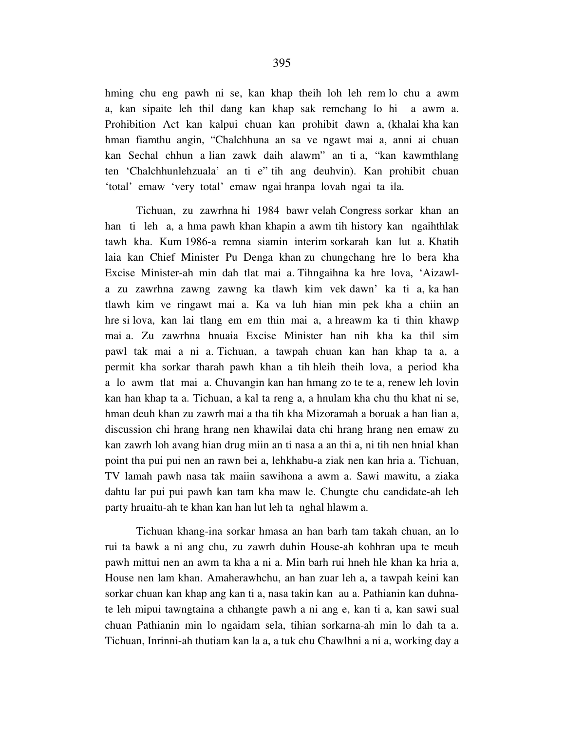hming chu eng pawh ni se, kan khap theih loh leh rem lo chu a awm a, kan sipaite leh thil dang kan khap sak remchang lo hi a awm a. Prohibition Act kan kalpui chuan kan prohibit dawn a, (khalai kha kan hman fiamthu angin, "Chalchhuna an sa ve ngawt mai a, anni ai chuan kan Sechal chhun a lian zawk daih alawm" an ti a, "kan kawmthlang ten 'Chalchhunlehzuala' an ti e" tih ang deuhvin). Kan prohibit chuan 'total' emaw 'very total' emaw ngai hranpa lovah ngai ta ila.

Tichuan, zu zawrhna hi 1984 bawr velah Congress sorkar khan an han ti leh a, a hma pawh khan khapin a awm tih history kan ngaihthlak tawh kha. Kum 1986-a remna siamin interim sorkarah kan lut a. Khatih laia kan Chief Minister Pu Denga khan zu chungchang hre lo bera kha Excise Minister-ah min dah tlat mai a. Tihngaihna ka hre lova, 'Aizawl-a zu zawrhna zawng zawng ka tlawh kim vek dawn' ka ti a, ka han tlawh kim ve ringawt mai a. Ka va luh hian min pek kha a chiin an hre si lova, kan lai tlang em em thin mai a, a hreawm ka ti thin khawp mai a. Zu zawrhna hnuaia Excise Minister han nih kha ka thil sim pawl tak mai a ni a. Tichuan, a tawpah chuan kan han khap ta a, a permit kha sorkar tharah pawh khan a tih hleih theih lova, a period kha a lo awm tlat mai a. Chuvangin kan han hmang zo te te a, renew leh lovin kan han khap ta a. Tichuan, a kal ta reng a, a hnulam kha chu thu khat ni se, hman deuh khan zu zawrh mai a tha tih kha Mizoramah a boruak a han lian a, discussion chi hrang hrang nen khawilai data chi hrang hrang nen emaw zu kan zawrh loh avang hian drug miin an ti nasa a an thi a, ni tih nen hnial khan point tha pui pui nen an rawn bei a, lehkhabu-a ziak nen kan hria a. Tichuan, TV lamah pawh nasa tak maiin sawihona a awm a. Sawi mawitu, a ziaka dahtu lar pui pui pawh kan tam kha maw le. Chungte chu candidate-ah leh party hruaitu-ah te khan kan han lut leh ta nghal hlawm a.

Tichuan khang-ina sorkar hmasa an han barh tam takah chuan, an lo rui ta bawk a ni ang chu, zu zawrh duhin House-ah kohhran upa te meuh pawh mittui nen an awm ta kha a ni a. Min barh rui hneh hle khan ka hria a, House nen lam khan. Amaherawhchu, an han zuar leh a, a tawpah keini kan sorkar chuan kan khap ang kan ti a, nasa takin kan au a. Pathianin kan duhna-te leh mipui tawngtaina a chhangte pawh a ni ang e, kan ti a, kan sawi sual chuan Pathianin min lo ngaidam sela, tihian sorkarna-ah min lo dah ta a. Tichuan, Inrinni-ah thutiam kan la a, a tuk chu Chawlhni a ni a, working day a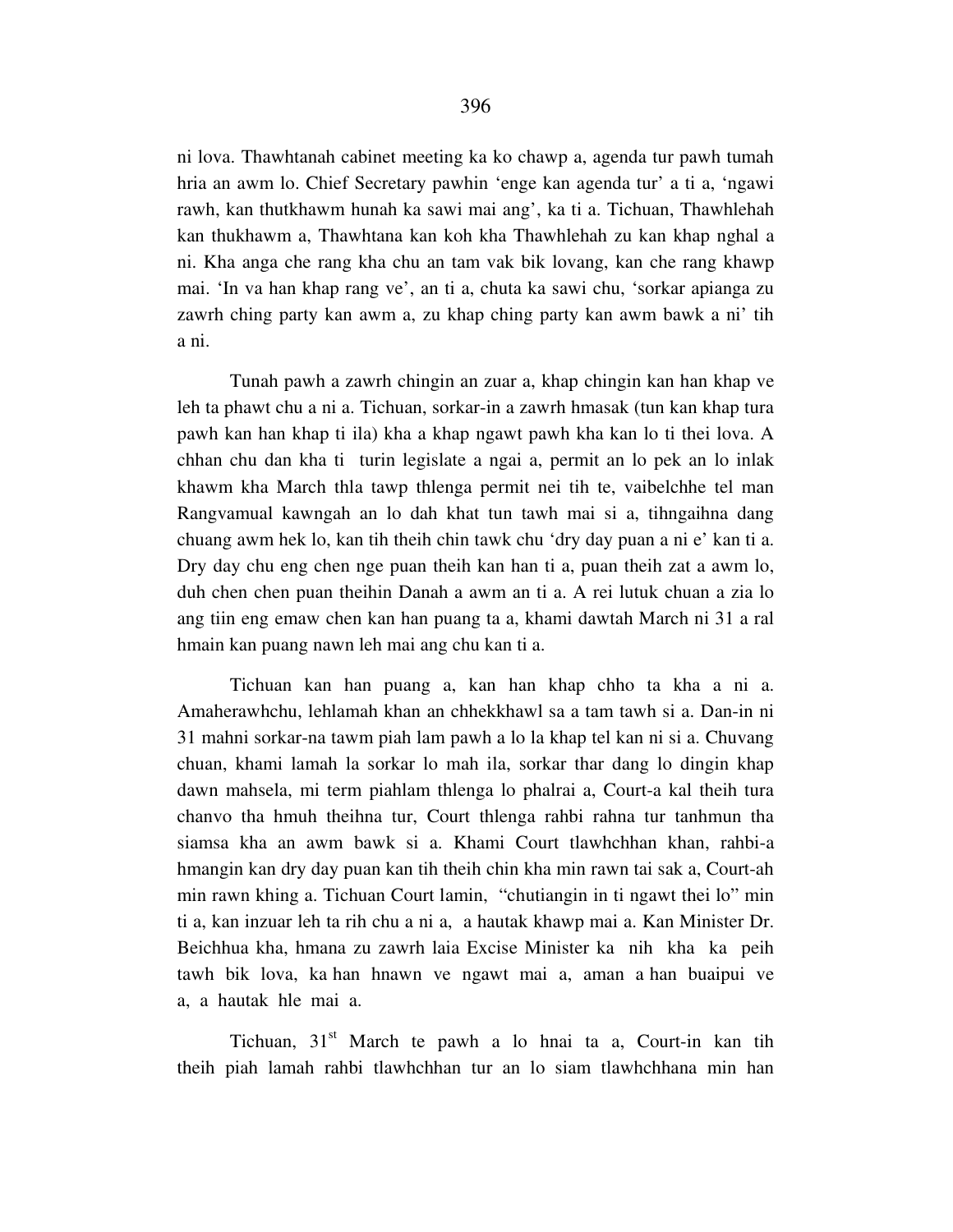ni lova. Thawhtanah cabinet meeting ka ko chawp a, agenda tur pawh tumah hria an awm lo. Chief Secretary pawhin 'enge kan agenda tur' a ti a, 'ngawi rawh, kan thutkhawm hunah ka sawi mai ang', ka ti a. Tichuan, Thawhlehah kan thukhawm a, Thawhtana kan koh kha Thawhlehah zu kan khap nghal a ni. Kha anga che rang kha chu an tam vak bik lovang, kan che rang khawp mai. 'In va han khap rang ve', an ti a, chuta ka sawi chu, 'sorkar apianga zu zawrh ching party kan awm a, zu khap ching party kan awm bawk a ni' tih a ni.

Tunah pawh a zawrh chingin an zuar a, khap chingin kan han khap ve leh ta phawt chu a ni a. Tichuan, sorkar-in a zawrh hmasak (tun kan khap tura pawh kan han khap ti ila) kha a khap ngawt pawh kha kan lo ti thei lova. A chhan chu dan kha ti turin legislate a ngai a, permit an lo pek an lo inlak khawm kha March thla tawp thlenga permit nei tih te, vaibelchhe tel man Rangvamual kawngah an lo dah khat tun tawh mai si a, tihngaihna dang chuang awm hek lo, kan tih theih chin tawk chu 'dry day puan a ni e' kan ti a. Dry day chu eng chen nge puan theih kan han ti a, puan theih zat a awm lo, duh chen chen puan theihin Danah a awm an ti a. A rei lutuk chuan a zia lo ang tiin eng emaw chen kan han puang ta a, khami dawtah March ni 31 a ral hmain kan puang nawn leh mai ang chu kan ti a.

Tichuan kan han puang a, kan han khap chho ta kha a ni a. Amaherawhchu, lehlamah khan an chhekkhawl sa a tam tawh si a. Dan-in ni 31 mahni sorkar-na tawm piah lam pawh a lo la khap tel kan ni si a. Chuvang chuan, khami lamah la sorkar lo mah ila, sorkar thar dang lo dingin khap dawn mahsela, mi term piahlam thlenga lo phalrai a, Court-a kal theih tura chanvo tha hmuh theihna tur, Court thlenga rahbi rahna tur tanhmun tha siamsa kha an awm bawk si a. Khami Court tlawhchhan khan, rahbi-a hmangin kan dry day puan kan tih theih chin kha min rawn tai sak a, Court-ah min rawn khing a. Tichuan Court lamin, "chutiangin in ti ngawt thei lo" min ti a, kan inzuar leh ta rih chu a ni a, a hautak khawp mai a. Kan Minister Dr. Beichhua kha, hmana zu zawrh laia Excise Minister ka nih kha ka peih tawh bik lova, ka han hnawn ve ngawt mai a, aman a han buaipui ve a, a hautak hle mai a.

Tichuan, 31st March te pawh a lo hnai ta a, Court-in kan tih theih piah lamah rahbi tlawhchhan tur an lo siam tlawhchhana min han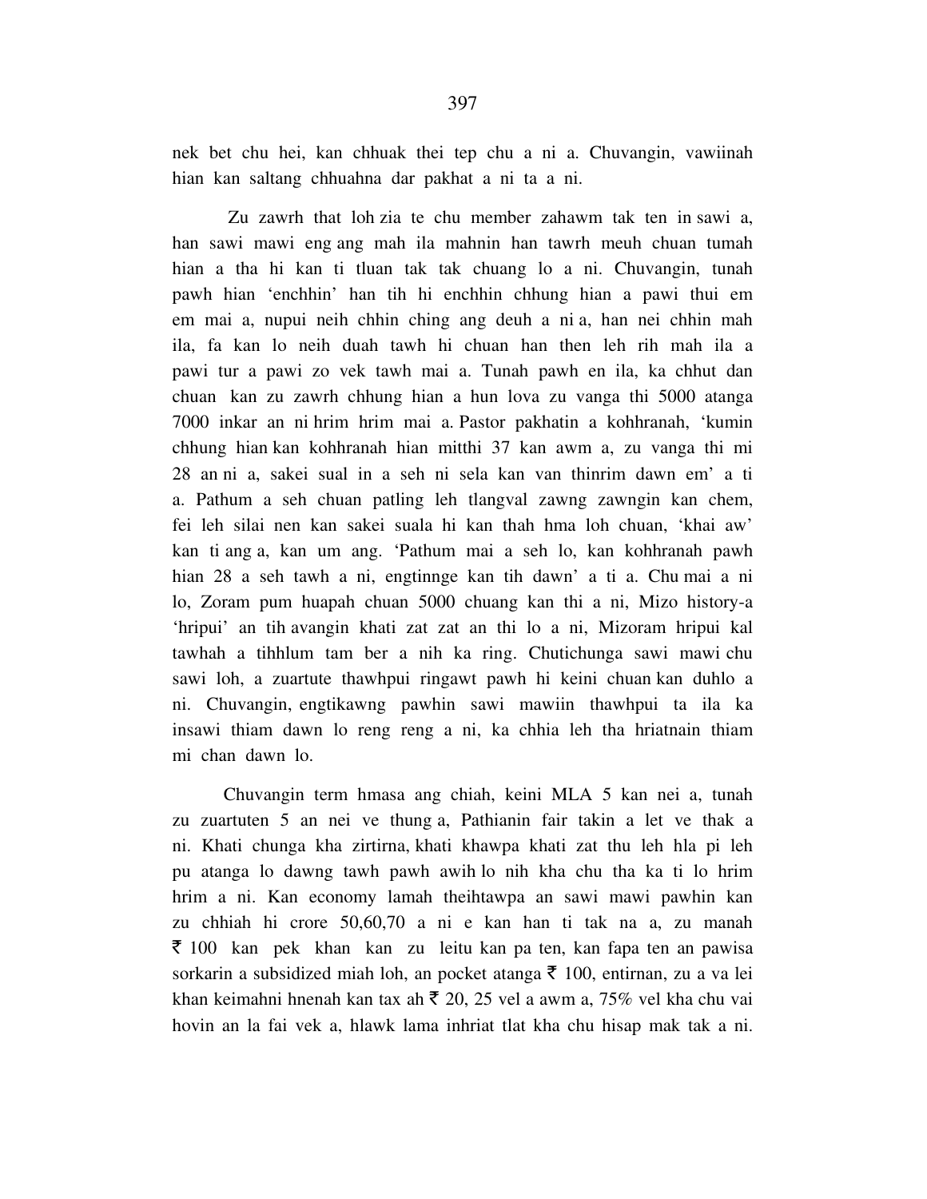nek bet chu hei, kan chhuak thei tep chu a ni a. Chuvangin, vawiinah hian kan saltang chhuahna dar pakhat a ni ta a ni.

Zu zawrh that loh zia te chu member zahawm tak ten in sawi a, han sawi mawi eng ang mah ila mahnin han tawrh meuh chuan tumah hian a tha hi kan ti tluan tak tak chuang lo a ni. Chuvangin, tunah pawh hian 'enchhin' han tih hi enchhin chhung hian a pawi thui em em mai a, nupui neih chhin ching ang deuh a ni a, han nei chhin mah ila, fa kan lo neih duah tawh hi chuan han then leh rih mah ila a pawi tur a pawi zo vek tawh mai a. Tunah pawh en ila, ka chhut dan chuan kan zu zawrh chhung hian a hun lova zu vanga thi 5000 atanga 7000 inkar an ni hrim hrim mai a. Pastor pakhatin a kohhranah, 'kumin chhung hian kan kohhranah hian mitthi 37 kan awm a, zu vanga thi mi 28 an ni a, sakei sual in a seh ni sela kan van thinrim dawn em' a ti a. Pathum a seh chuan patling leh tlangval zawng zawngin kan chem, fei leh silai nen kan sakei suala hi kan thah hma loh chuan, 'khai aw' kan ti ang a, kan um ang. 'Pathum mai a seh lo, kan kohhranah pawh hian 28 a seh tawh a ni, engtinnge kan tih dawn' a ti a. Chu mai a ni lo, Zoram pum huapah chuan 5000 chuang kan thi a ni, Mizo history-a 'hripui' an tih avangin khati zat zat an thi lo a ni, Mizoram hripui kal tawhah a tihhlum tam ber a nih ka ring. Chutichunga sawi mawi chu sawi loh, a zuartute thawhpui ringawt pawh hi keini chuan kan duhlo a ni. Chuvangin, engtikawng pawhin sawi mawiin thawhpui ta ila ka insawi thiam dawn lo reng reng a ni, ka chhia leh tha hriatnain thiam mi chan dawn lo.

Chuvangin term hmasa ang chiah, keini MLA 5 kan nei a, tunah zu zuartuten 5 an nei ve thung a, Pathianin fair takin a let ve thak a ni. Khati chunga kha zirtirna, khati khawpa khati zat thu leh hla pi leh pu atanga lo dawng tawh pawh awih lo nih kha chu tha ka ti lo hrim hrim a ni. Kan economy lamah theihtawpa an sawi mawi pawhin kan zu chhiah hi crore 50,60,70 a ni e kan han ti tak na a, zu manah ₹ 100 kan pek khan kan zu leitu kan pa ten, kan fapa ten an pawisa sorkarin a subsidized miah loh, an pocket atanga ₹ 100, entirnan, zu a va lei khan keimahni hnenah kan tax ah ₹ 20, 25 vel a awm a, 75% vel kha chu vai hovin an la fai vek a, hlawk lama inhriat tlat kha chu hisap mak tak a ni.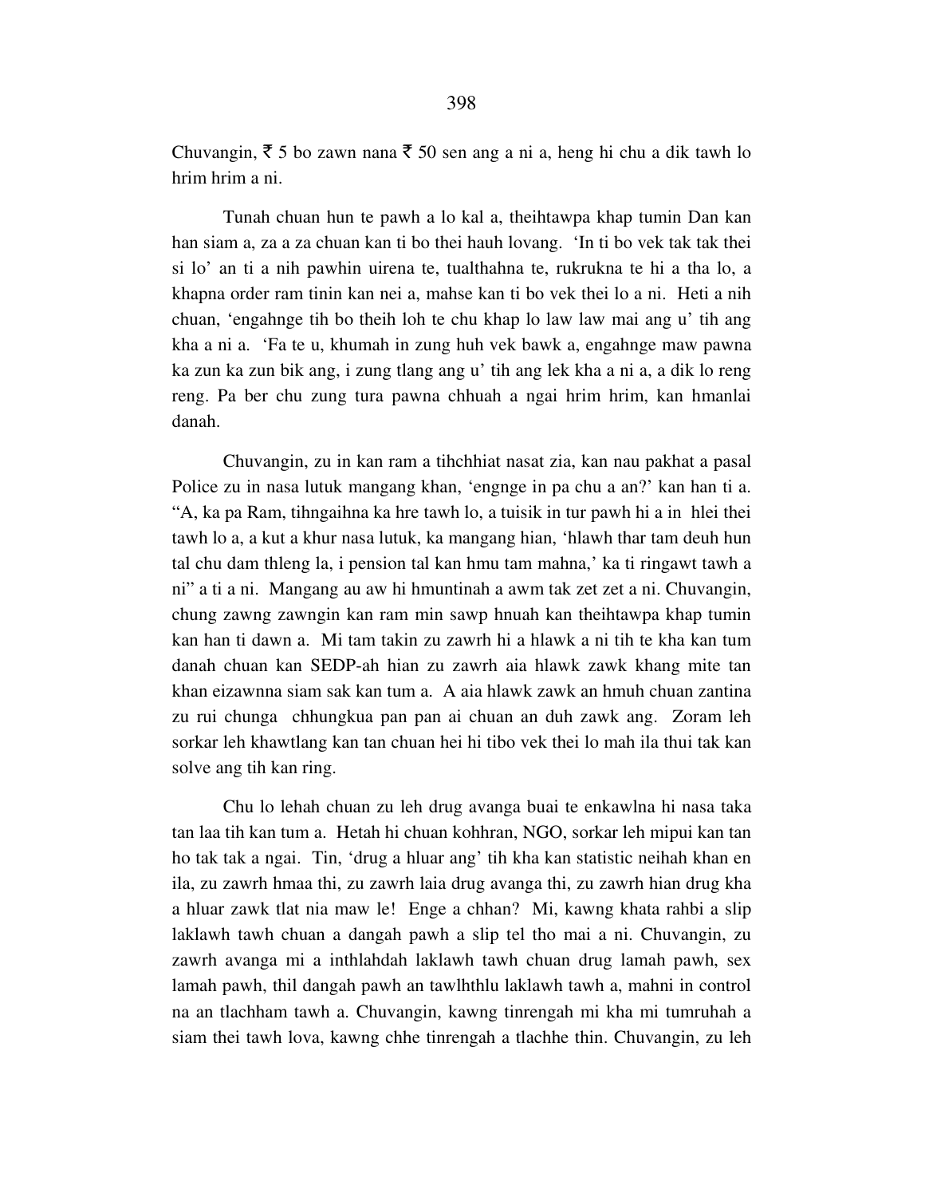Chuvangin, ₹ 5 bo zawn nana ₹ 50 sen ang a ni a, heng hi chu a dik tawh lo hrim hrim a ni.

Tunah chuan hun te pawh a lo kal a, theihtawpa khap tumin Dan kan han siam a, za a za chuan kan ti bo thei hauh lovang. 'In ti bo vek tak tak thei si lo' an ti a nih pawhin uirena te, tualthahna te, rukrukna te hi a tha lo, a khapna order ram tinin kan nei a, mahse kan ti bo vek thei lo a ni. Heti a nih chuan, 'engahnge tih bo theih loh te chu khap lo law law mai ang u' tih ang kha a ni a. 'Fa te u, khumah in zung huh vek bawk a, engahnge maw pawna ka zun ka zun bik ang, i zung tlang ang u' tih ang lek kha a ni a, a dik lo reng reng. Pa ber chu zung tura pawna chhuah a ngai hrim hrim, kan hmanlai danah.

Chuvangin, zu in kan ram a tihchhiat nasat zia, kan nau pakhat a pasal Police zu in nasa lutuk mangang khan, 'engnge in pa chu a an?' kan han ti a. "A, ka pa Ram, tihngaihna ka hre tawh lo, a tuisik in tur pawh hi a in hlei thei tawh lo a, a kut a khur nasa lutuk, ka mangang hian, 'hlawh thar tam deuh hun tal chu dam thleng la, i pension tal kan hmu tam mahna,' ka ti ringawt tawh a ni" a ti a ni. Mangang au aw hi hmuntinah a awm tak zet zet a ni. Chuvangin, chung zawng zawngin kan ram min sawp hnuah kan theihtawpa khap tumin kan han ti dawn a. Mi tam takin zu zawrh hi a hlawk a ni tih te kha kan tum danah chuan kan SEDP-ah hian zu zawrh aia hlawk zawk khang mite tan khan eizawnna siam sak kan tum a. A aia hlawk zawk an hmuh chuan zantina zu rui chunga chhungkua pan pan ai chuan an duh zawk ang. Zoram leh sorkar leh khawtlang kan tan chuan hei hi tibo vek thei lo mah ila thui tak kan solve ang tih kan ring.

Chu lo lehah chuan zu leh drug avanga buai te enkawlna hi nasa taka tan laa tih kan tum a. Hetah hi chuan kohhran, NGO, sorkar leh mipui kan tan ho tak tak a ngai. Tin, 'drug a hluar ang' tih kha kan statistic neihah khan en ila, zu zawrh hmaa thi, zu zawrh laia drug avanga thi, zu zawrh hian drug kha a hluar zawk tlat nia maw le! Enge a chhan? Mi, kawng khata rahbi a slip laklawh tawh chuan a dangah pawh a slip tel tho mai a ni. Chuvangin, zu zawrh avanga mi a inthlahdah laklawh tawh chuan drug lamah pawh, sex lamah pawh, thil dangah pawh an tawlhthlu laklawh tawh a, mahni in control na an tlachham tawh a. Chuvangin, kawng tinrengah mi kha mi tumruhah a siam thei tawh lova, kawng chhe tinrengah a tlachhe thin. Chuvangin, zu leh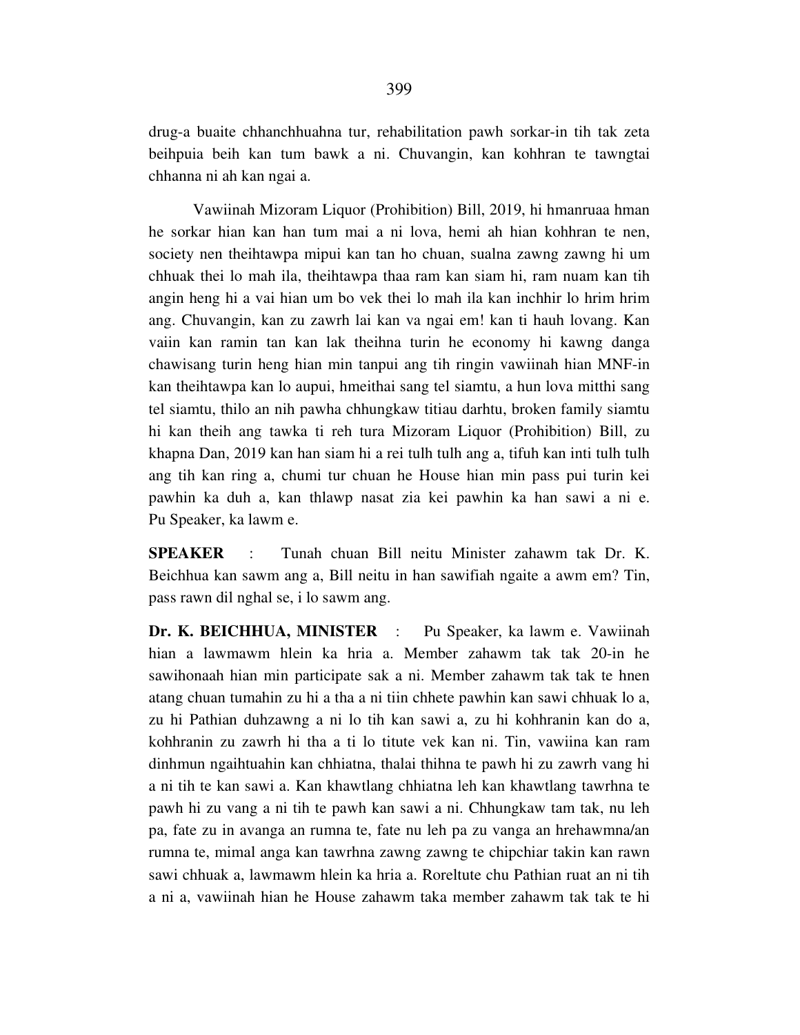drug-a buaite chhanchhuahna tur, rehabilitation pawh sorkar-in tih tak zeta beihpuia beih kan tum bawk a ni. Chuvangin, kan kohhran te tawngtai chhanna ni ah kan ngai a.

Vawiinah Mizoram Liquor (Prohibition) Bill, 2019, hi hmanruaa hman he sorkar hian kan han tum mai a ni lova, hemi ah hian kohhran te nen, society nen theihtawpa mipui kan tan ho chuan, sualna zawng zawng hi um chhuak thei lo mah ila, theihtawpa thaa ram kan siam hi, ram nuam kan tih angin heng hi a vai hian um bo vek thei lo mah ila kan inchhir lo hrim hrim ang. Chuvangin, kan zu zawrh lai kan va ngai em! kan ti hauh lovang. Kan vaiin kan ramin tan kan lak theihna turin he economy hi kawng danga chawisang turin heng hian min tanpui ang tih ringin vawiinah hian MNF-in kan theihtawpa kan lo aupui, hmeithai sang tel siamtu, a hun lova mitthi sang tel siamtu, thilo an nih pawha chhungkaw titiau darhtu, broken family siamtu hi kan theih ang tawka ti reh tura Mizoram Liquor (Prohibition) Bill, zu khapna Dan, 2019 kan han siam hi a rei tulh tulh ang a, tifuh kan inti tulh tulh ang tih kan ring a, chumi tur chuan he House hian min pass pui turin kei pawhin ka duh a, kan thlawp nasat zia kei pawhin ka han sawi a ni e. Pu Speaker, ka lawm e.

**SPEAKER** : Tunah chuan Bill neitu Minister zahawm tak Dr. K. Beichhua kan sawm ang a, Bill neitu in han sawifiah ngaite a awm em? Tin, pass rawn dil nghal se, i lo sawm ang.

**Dr. K. BEICHHUA, MINISTER** : Pu Speaker, ka lawm e. Vawiinah hian a lawmawm hlein ka hria a. Member zahawm tak tak 20-in he sawihonaah hian min participate sak a ni. Member zahawm tak tak te hnen atang chuan tumahin zu hi a tha a ni tiin chhete pawhin kan sawi chhuak lo a, zu hi Pathian duhzawng a ni lo tih kan sawi a, zu hi kohhranin kan do a, kohhranin zu zawrh hi tha a ti lo titute vek kan ni. Tin, vawiina kan ram dinhmun ngaihtuahin kan chhiatna, thalai thihna te pawh hi zu zawrh vang hi a ni tih te kan sawi a. Kan khawtlang chhiatna leh kan khawtlang tawrhna te pawh hi zu vang a ni tih te pawh kan sawi a ni. Chhungkaw tam tak, nu leh pa, fate zu in avanga an rumna te, fate nu leh pa zu vanga an hrehawmna/an rumna te, mimal anga kan tawrhna zawng zawng te chipchiar takin kan rawn sawi chhuak a, lawmawm hlein ka hria a. Roreltute chu Pathian ruat an ni tih a ni a, vawiinah hian he House zahawm taka member zahawm tak tak te hi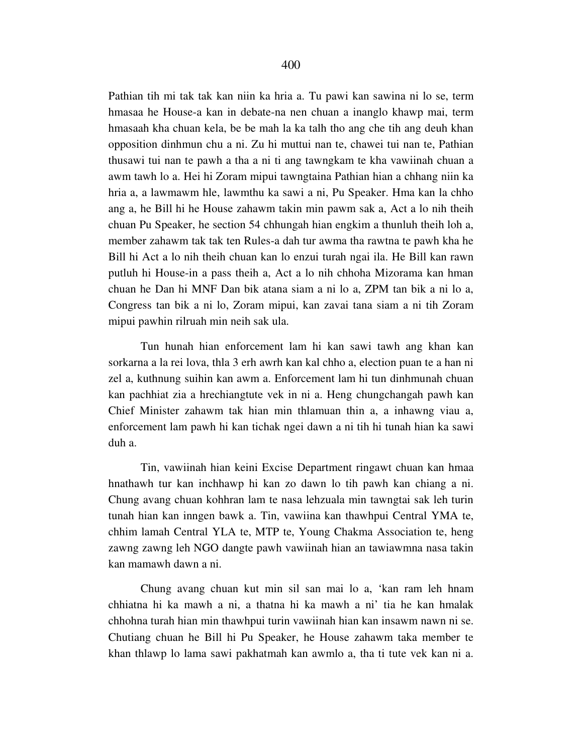Pathian tih mi tak tak kan niin ka hria a. Tu pawi kan sawina ni lo se, term hmasaa he House-a kan in debate-na nen chuan a inanglo khawp mai, term hmasaah kha chuan kela, be be mah la ka talh tho ang che tih ang deuh khan opposition dinhmun chu a ni. Zu hi muttui nan te, chawei tui nan te, Pathian thusawi tui nan te pawh a tha a ni ti ang tawngkam te kha vawiinah chuan a awm tawh lo a. Hei hi Zoram mipui tawngtaina Pathian hian a chhang niin ka hria a, a lawmawm hle, lawmthu ka sawi a ni, Pu Speaker. Hma kan la chho ang a, he Bill hi he House zahawm takin min pawm sak a, Act a lo nih theih chuan Pu Speaker, he section 54 chhungah hian engkim a thunluh theih loh a, member zahawm tak tak ten Rules-a dah tur awma tha rawtna te pawh kha he Bill hi Act a lo nih theih chuan kan lo enzui turah ngai ila. He Bill kan rawn putluh hi House-in a pass theih a, Act a lo nih chhoha Mizorama kan hman chuan he Dan hi MNF Dan bik atana siam a ni lo a, ZPM tan bik a ni lo a, Congress tan bik a ni lo, Zoram mipui, kan zavai tana siam a ni tih Zoram mipui pawhin rilruah min neih sak ula.

Tun hunah hian enforcement lam hi kan sawi tawh ang khan kan sorkarna a la rei lova, thla 3 erh awrh kan kal chho a, election puan te a han ni zel a, kuthnung suihin kan awm a. Enforcement lam hi tun dinhmunah chuan kan pachhiat zia a hrechiangtute vek in ni a. Heng chungchangah pawh kan Chief Minister zahawm tak hian min thlamuan thin a, a inhawng viau a, enforcement lam pawh hi kan tichak ngei dawn a ni tih hi tunah hian ka sawi duh a.

Tin, vawiinah hian keini Excise Department ringawt chuan kan hmaa hnathawh tur kan inchhawp hi kan zo dawn lo tih pawh kan chiang a ni. Chung avang chuan kohhran lam te nasa lehzuala min tawngtai sak leh turin tunah hian kan inngen bawk a. Tin, vawiina kan thawhpui Central YMA te, chhim lamah Central YLA te, MTP te, Young Chakma Association te, heng zawng zawng leh NGO dangte pawh vawiinah hian an tawiawmna nasa takin kan mamawh dawn a ni.

Chung avang chuan kut min sil san mai lo a, 'kan ram leh hnam chhiatna hi ka mawh a ni, a thatna hi ka mawh a ni' tia he kan hmalak chhohna turah hian min thawhpui turin vawiinah hian kan insawm nawn ni se. Chutiang chuan he Bill hi Pu Speaker, he House zahawm taka member te khan thlawp lo lama sawi pakhatmah kan awmlo a, tha ti tute vek kan ni a.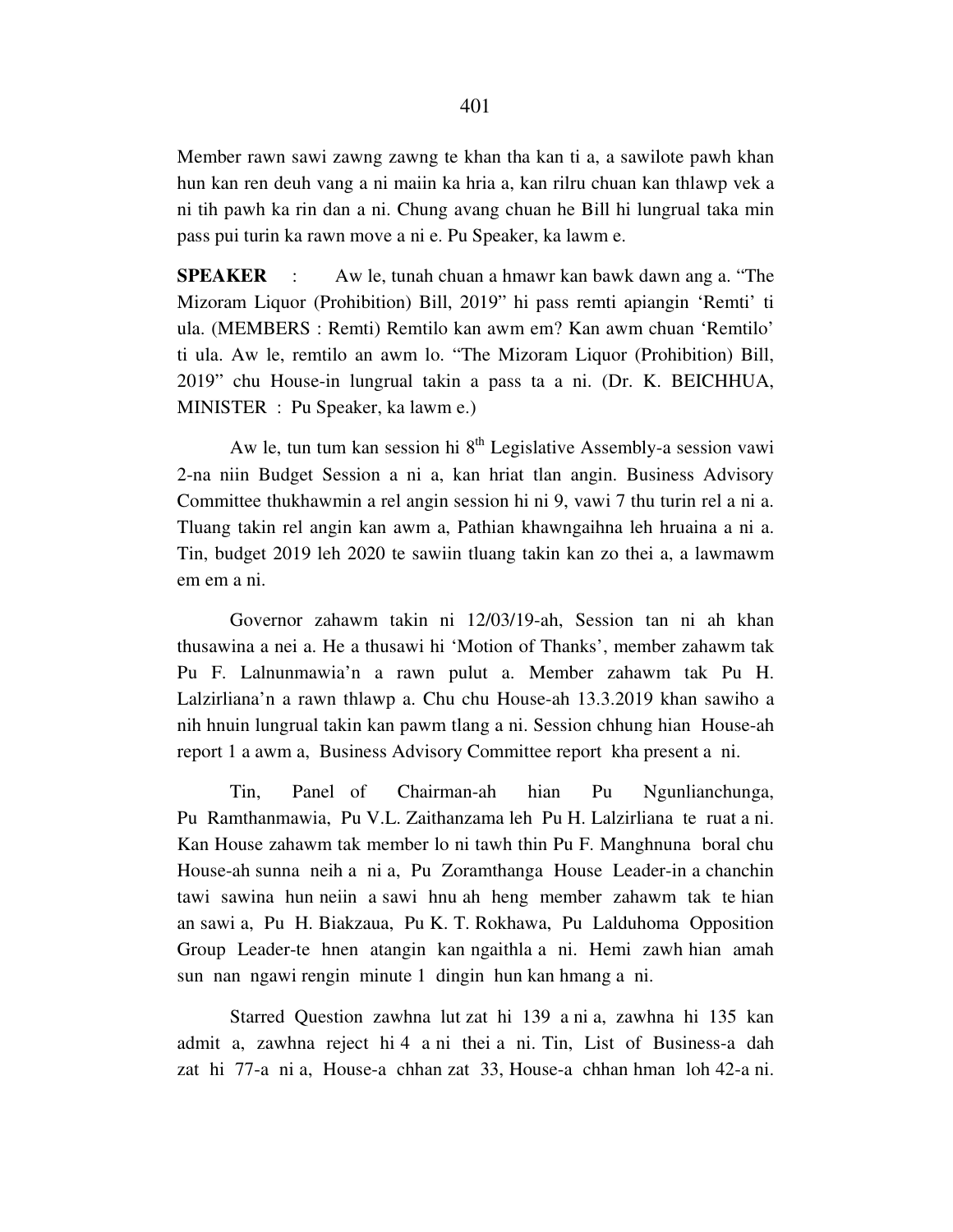Member rawn sawi zawng zawng te khan tha kan ti a, a sawilote pawh khan hun kan ren deuh vang a ni maiin ka hria a, kan rilru chuan kan thlawp vek a ni tih pawh ka rin dan a ni. Chung avang chuan he Bill hi lungrual taka min pass pui turin ka rawn move a ni e. Pu Speaker, ka lawm e.

**SPEAKER** : Aw le, tunah chuan a hmawr kan bawk dawn ang a. "The Mizoram Liquor (Prohibition) Bill, 2019" hi pass remti apiangin 'Remti' ti ula. (MEMBERS : Remti) Remtilo kan awm em? Kan awm chuan 'Remtilo' ti ula. Aw le, remtilo an awm lo. "The Mizoram Liquor (Prohibition) Bill, 2019" chu House-in lungrual takin a pass ta a ni. (Dr. K. BEICHHUA, MINISTER : Pu Speaker, ka lawm e.)

Aw le, tun tum kan session hi 8th Legislative Assembly-a session vawi 2-na niin Budget Session a ni a, kan hriat tlan angin. Business Advisory Committee thukhawmin a rel angin session hi ni 9, vawi 7 thu turin rel a ni a. Tluang takin rel angin kan awm a, Pathian khawngaihna leh hruaina a ni a. Tin, budget 2019 leh 2020 te sawiin tluang takin kan zo thei a, a lawmawm em em a ni.

Governor zahawm takin ni 12/03/19-ah, Session tan ni ah khan thusawina a nei a. He a thusawi hi 'Motion of Thanks', member zahawm tak Pu F. Lalnunmawia'n a rawn pulut a. Member zahawm tak Pu H. Lalzirliana'n a rawn thlawp a. Chu chu House-ah 13.3.2019 khan sawiho a nih hnuin lungrual takin kan pawm tlang a ni. Session chhung hian House-ah report 1 a awm a, Business Advisory Committee report kha present a ni.

Tin, Panel of Chairman-ah hian Pu Ngunlianchunga, Pu Ramthanmawia, Pu V.L. Zaithanzama leh Pu H. Lalzirliana te ruat a ni. Kan House zahawm tak member lo ni tawh thin Pu F. Manghnuna boral chu House-ah sunna neih a ni a, Pu Zoramthanga House Leader-in a chanchin tawi sawina hun neiin a sawi hnu ah heng member zahawm tak te hian an sawi a, Pu H. Biakzaua, Pu K. T. Rokhawa, Pu Lalduhoma Opposition Group Leader-te hnen atangin kan ngaithla a ni. Hemi zawh hian amah sun nan ngawi rengin minute 1 dingin hun kan hmang a ni.

Starred Question zawhna lut zat hi 139 a ni a, zawhna hi 135 kan admit a, zawhna reject hi 4 a ni thei a ni. Tin, List of Business-a dah zat hi 77-a ni a, House-a chhan zat 33, House-a chhan hman loh 42-a ni.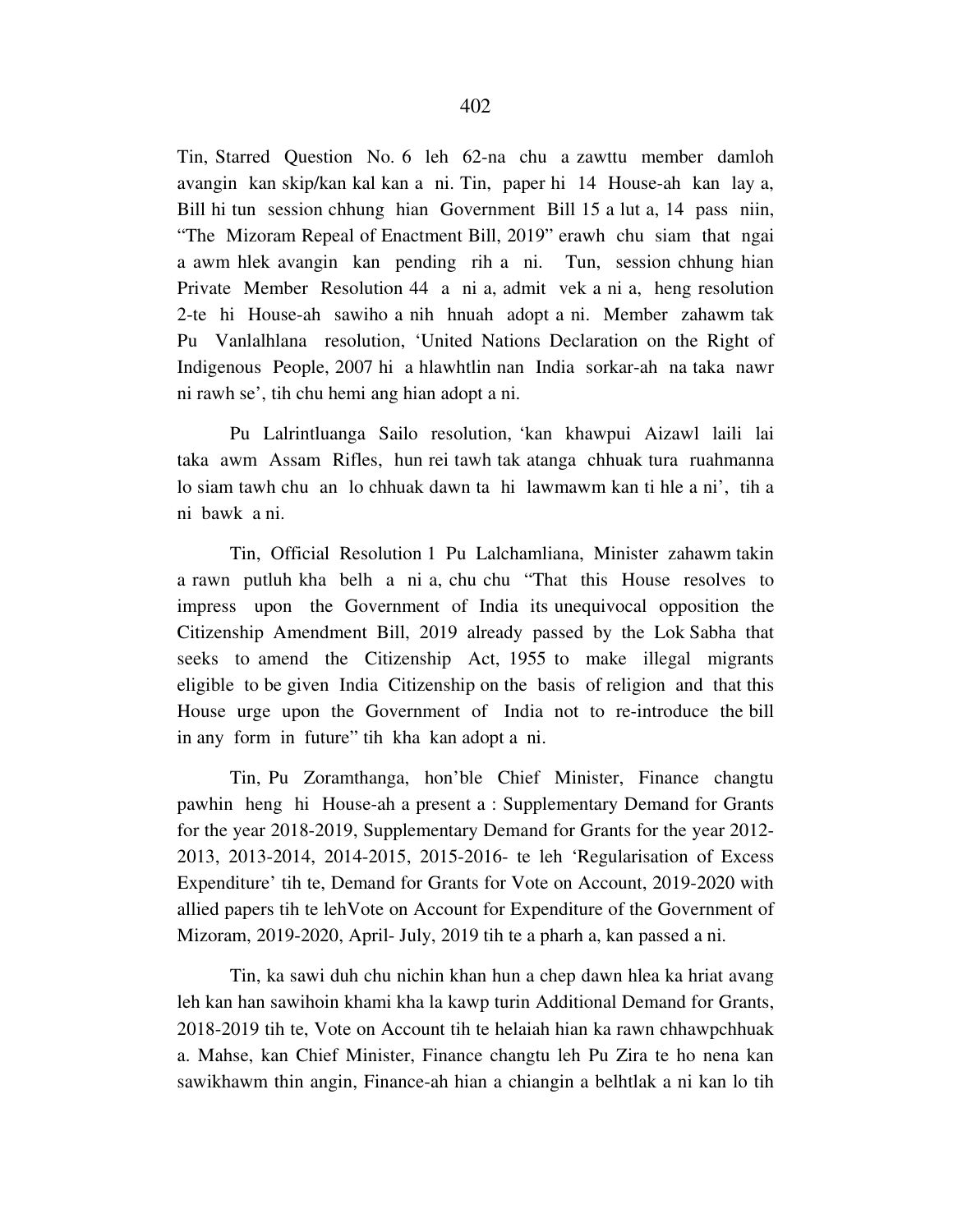Tin, Starred Question No. 6 leh 62-na chu a zawttu member damloh avangin kan skip/kan kal kan a ni. Tin, paper hi 14 House-ah kan lay a, Bill hi tun session chhung hian Government Bill 15 a lut a, 14 pass niin, "The Mizoram Repeal of Enactment Bill, 2019" erawh chu siam that ngai a awm hlek avangin kan pending rih a ni. Tun, session chhung hian Private Member Resolution 44 a ni a, admit vek a ni a, heng resolution 2-te hi House-ah sawiho a nih hnuah adopt a ni. Member zahawm tak Pu Vanlalhlana resolution, 'United Nations Declaration on the Right of Indigenous People, 2007 hi a hlawhtlin nan India sorkar-ah na taka nawr ni rawh se', tih chu hemi ang hian adopt a ni.

Pu Lalrintluanga Sailo resolution, 'kan khawpui Aizawl laili lai taka awm Assam Rifles, hun rei tawh tak atanga chhuak tura ruahmanna lo siam tawh chu an lo chhuak dawn ta hi lawmawm kan ti hle a ni', tih a ni bawk a ni.

Tin, Official Resolution 1 Pu Lalchamliana, Minister zahawm takin a rawn putluh kha belh a ni a, chu chu "That this House resolves to impress upon the Government of India its unequivocal opposition the Citizenship Amendment Bill, 2019 already passed by the Lok Sabha that seeks to amend the Citizenship Act, 1955 to make illegal migrants eligible to be given India Citizenship on the basis of religion and that this House urge upon the Government of India not to re-introduce the bill in any form in future" tih kha kan adopt a ni.

Tin, Pu Zoramthanga, hon'ble Chief Minister, Finance changtu pawhin heng hi House-ah a present a : Supplementary Demand for Grants for the year 2018-2019, Supplementary Demand for Grants for the year 2012-2013, 2013-2014, 2014-2015, 2015-2016- te leh 'Regularisation of Excess Expenditure' tih te, Demand for Grants for Vote on Account, 2019-2020 with allied papers tih te lehVote on Account for Expenditure of the Government of Mizoram, 2019-2020, April- July, 2019 tih te a pharh a, kan passed a ni.

Tin, ka sawi duh chu nichin khan hun a chep dawn hlea ka hriat avang leh kan han sawihoin khami kha la kawp turin Additional Demand for Grants, 2018-2019 tih te, Vote on Account tih te helaiah hian ka rawn chhawpchhuak a. Mahse, kan Chief Minister, Finance changtu leh Pu Zira te ho nena kan sawikhawm thin angin, Finance-ah hian a chiangin a belhtlak a ni kan lo tih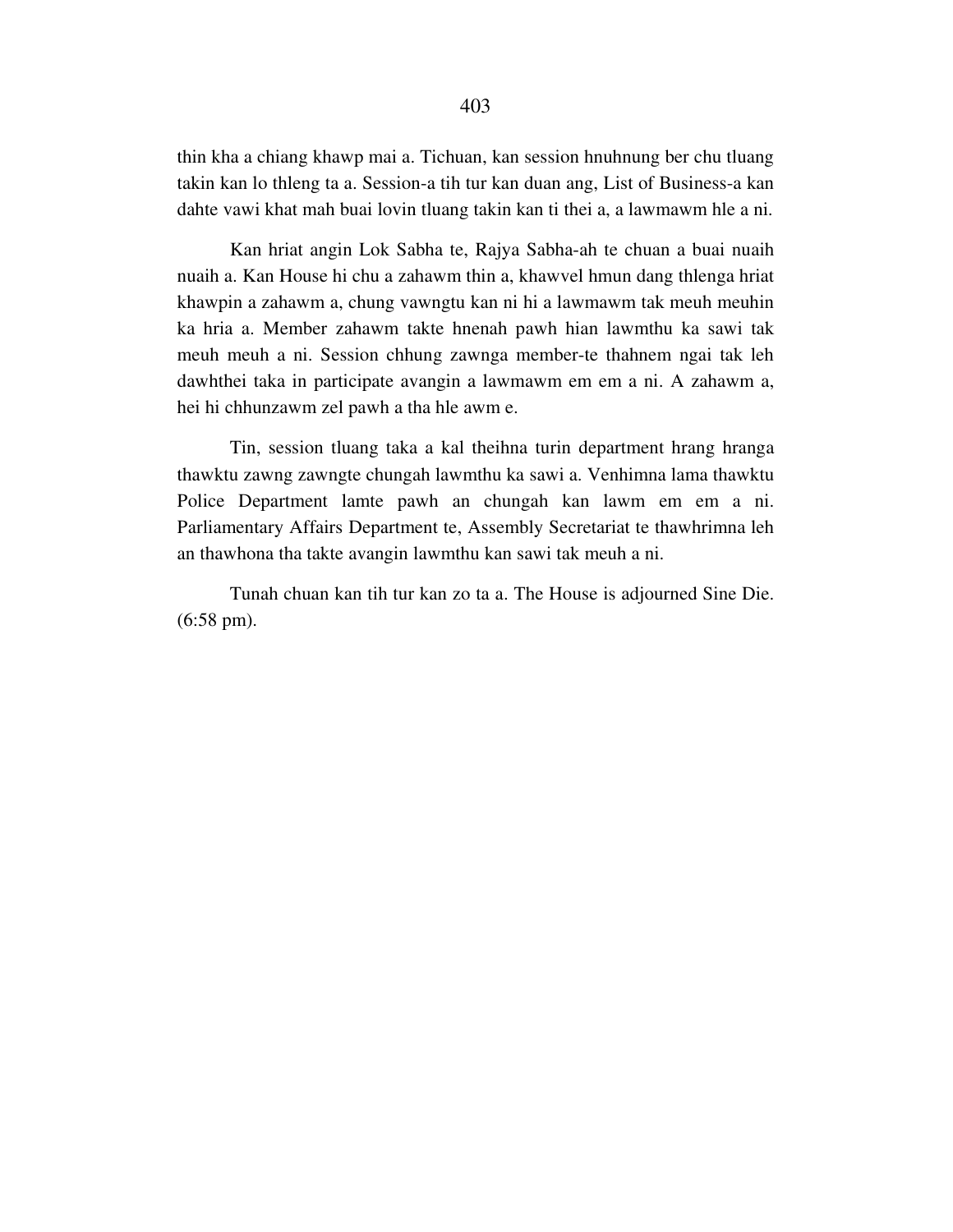thin kha a chiang khawp mai a. Tichuan, kan session hnuhnung ber chu tluang takin kan lo thleng ta a. Session-a tih tur kan duan ang, List of Business-a kan dahte vawi khat mah buai lovin tluang takin kan ti thei a, a lawmawm hle a ni.

Kan hriat angin Lok Sabha te, Rajya Sabha-ah te chuan a buai nuaih nuaih a. Kan House hi chu a zahawm thin a, khawvel hmun dang thlenga hriat khawpin a zahawm a, chung vawngtu kan ni hi a lawmawm tak meuh meuhin ka hria a. Member zahawm takte hnenah pawh hian lawmthu ka sawi tak meuh meuh a ni. Session chhung zawnga member-te thahnem ngai tak leh dawhthei taka in participate avangin a lawmawm em em a ni. A zahawm a, hei hi chhunzawm zel pawh a tha hle awm e.

Tin, session tluang taka a kal theihna turin department hrang hranga thawktu zawng zawngte chungah lawmthu ka sawi a. Venhimna lama thawktu Police Department lamte pawh an chungah kan lawm em em a ni. Parliamentary Affairs Department te, Assembly Secretariat te thawhrimna leh an thawhona tha takte avangin lawmthu kan sawi tak meuh a ni.

Tunah chuan kan tih tur kan zo ta a. The House is adjourned Sine Die. (6:58 pm).